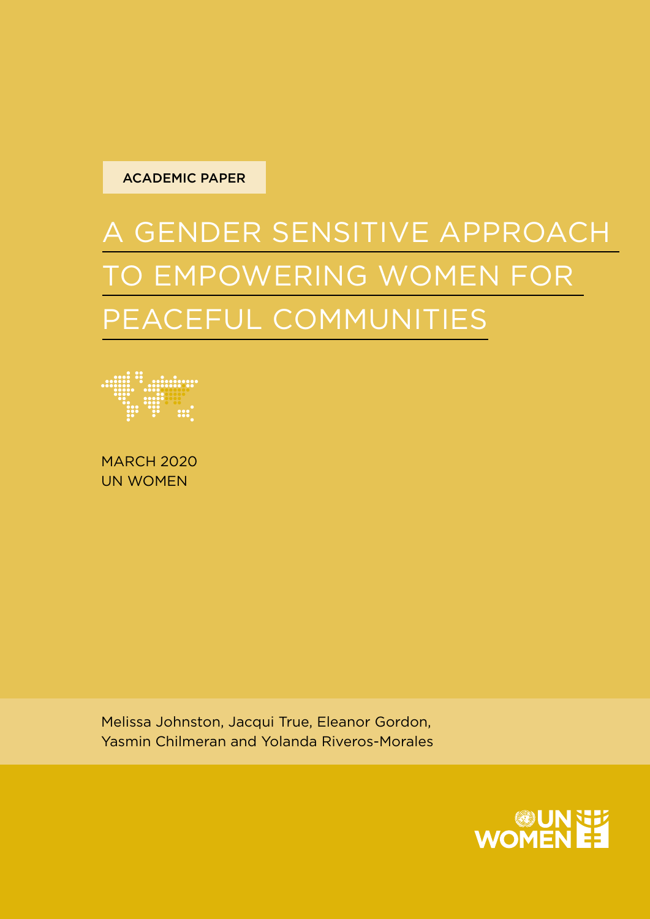ACADEMIC PAPER

# A GENDER SENSITIVE APPROACH TO EMPOWERING WOMEN FOR PEACEFUL COMMUNITIES

MARCH 2020
UN WOMEN

Melissa Johnston, Jacqui True, Eleanor Gordon, Yasmin Chilmeran and Yolanda Riveros-Morales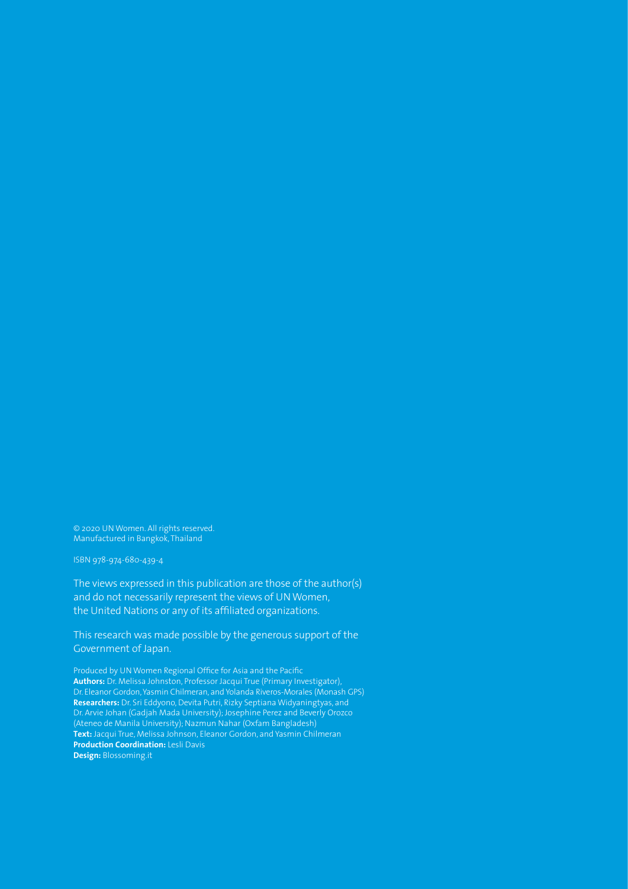© 2020 UN Women. All rights reserved.
Manufactured in Bangkok, Thailand

ISBN 978-974-680-439-4

The views expressed in this publication are those of the author(s) and do not necessarily represent the views of UN Women, the United Nations or any of its affiliated organizations.

This research was made possible by the generous support of the Government of Japan.

Produced by UN Women Regional Office for Asia and the Pacific
**Authors:** Dr. Melissa Johnston, Professor Jacqui True (Primary Investigator), Dr. Eleanor Gordon, Yasmin Chilmeran, and Yolanda Riveros-Morales (Monash GPS)
**Researchers:** Dr. Sri Eddyono, Devita Putri, Rizky Septiana Widyaningtyas, and Dr. Arvie Johan (Gadjah Mada University); Josephine Perez and Beverly Orozco (Ateneo de Manila University); Nazmun Nahar (Oxfam Bangladesh)
**Text:** Jacqui True, Melissa Johnson, Eleanor Gordon, and Yasmin Chilmeran
**Production Coordination:** Lesli Davis
**Design:** Blossoming.it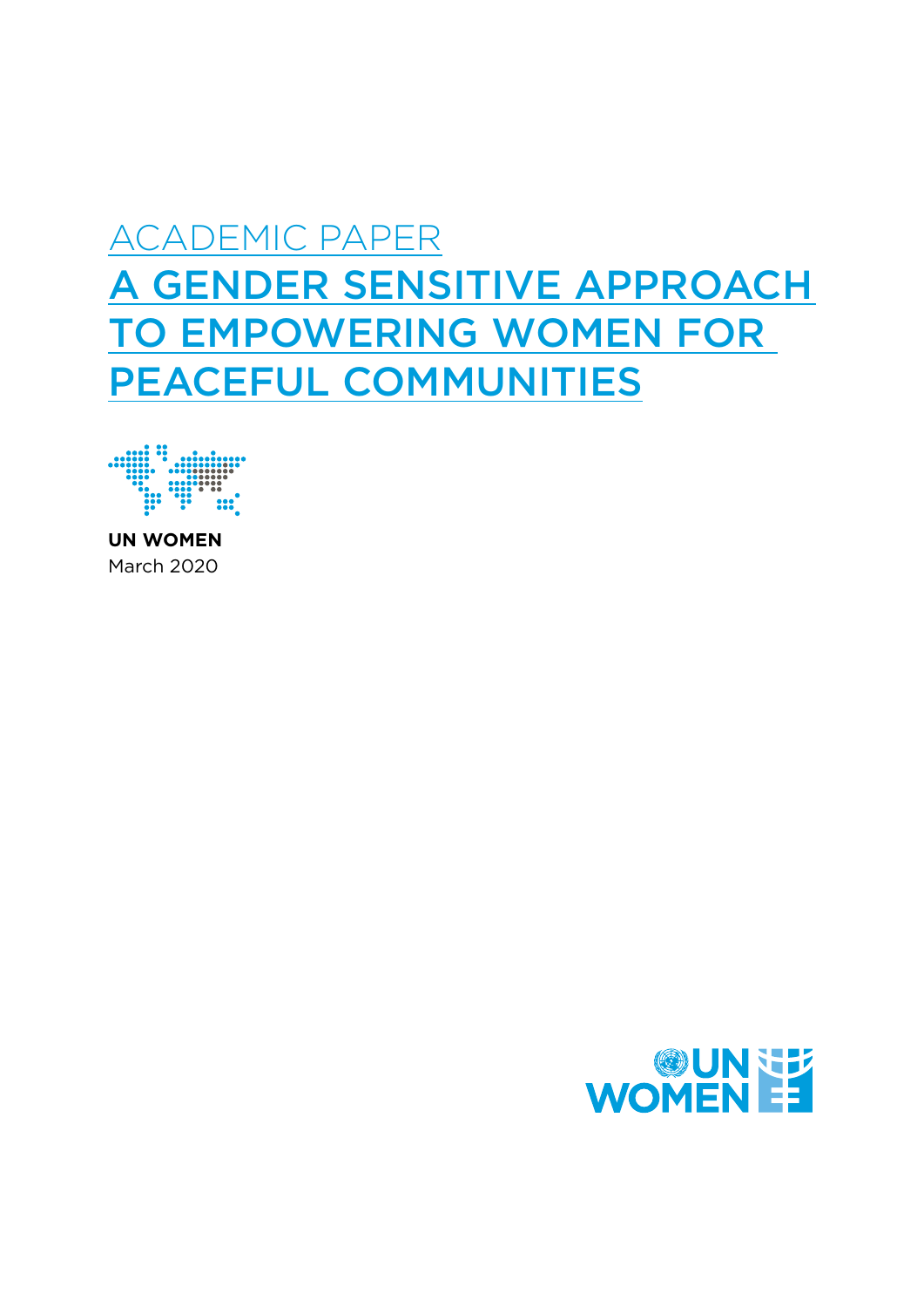# ACADEMIC PAPER

# A GENDER SENSITIVE APPROACH TO EMPOWERING WOMEN FOR PEACEFUL COMMUNITIES

**UN WOMEN**
March 2020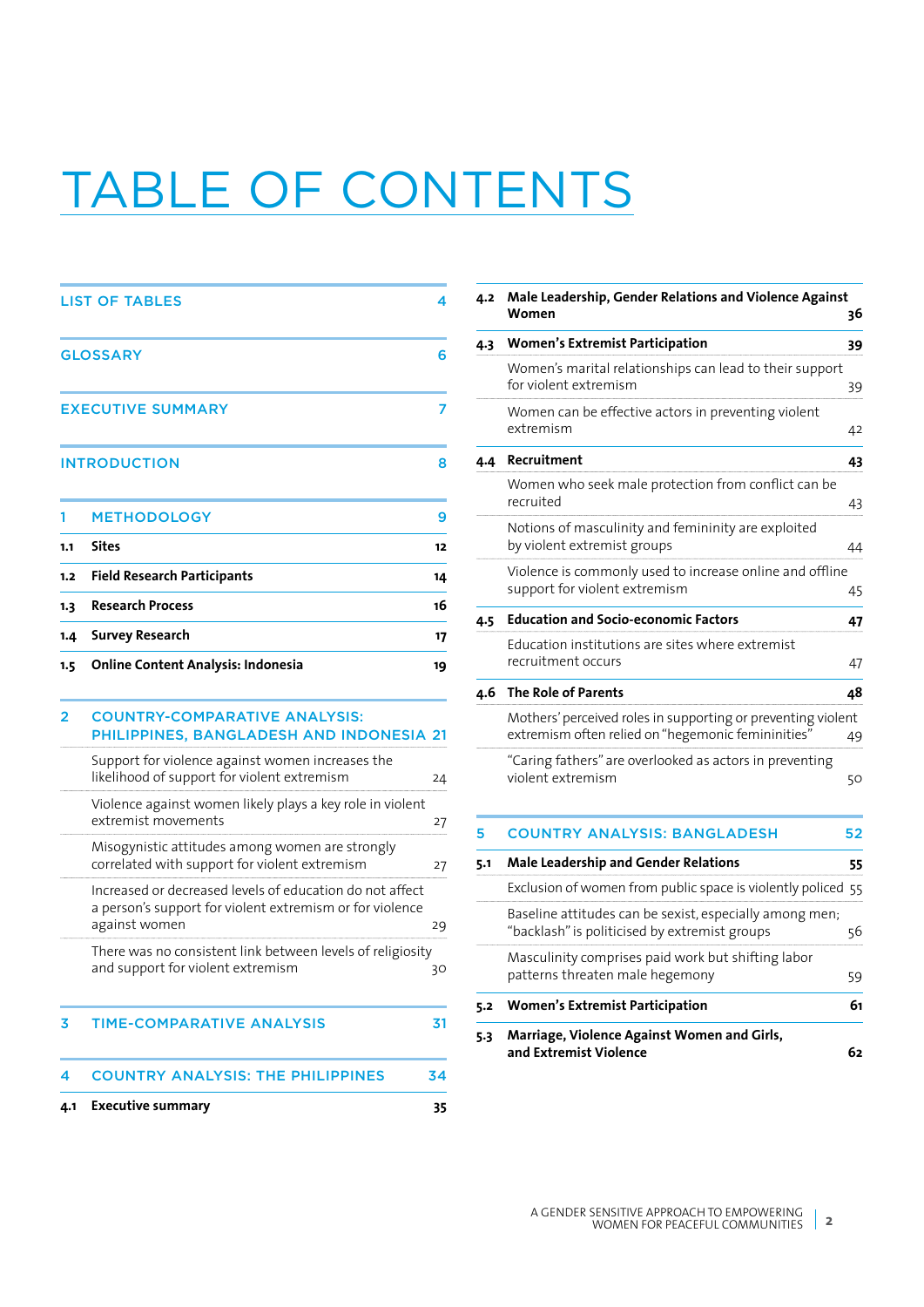# TABLE OF CONTENTS

| | | |
|---|---|---|
| **LIST OF TABLES** | | 4 |
| **GLOSSARY** | | 6 |
| **EXECUTIVE SUMMARY** | | 7 |
| **INTRODUCTION** | | 8 |
| **1** | **METHODOLOGY** | 9 |
| 1.1 | Sites | 12 |
| 1.2 | Field Research Participants | 14 |
| 1.3 | Research Process | 16 |
| 1.4 | Survey Research | 17 |
| 1.5 | Online Content Analysis: Indonesia | 19 |
| **2** | **COUNTRY-COMPARATIVE ANALYSIS: PHILIPPINES, BANGLADESH AND INDONESIA** | 21 |
| | Support for violence against women increases the likelihood of support for violent extremism | 24 |
| | Violence against women likely plays a key role in violent extremist movements | 27 |
| | Misogynistic attitudes among women are strongly correlated with support for violent extremism | 27 |
| | Increased or decreased levels of education do not affect a person's support for violent extremism or for violence against women | 29 |
| | There was no consistent link between levels of religiosity and support for violent extremism | 30 |
| **3** | **TIME-COMPARATIVE ANALYSIS** | 31 |
| **4** | **COUNTRY ANALYSIS: THE PHILIPPINES** | 34 |
| 4.1 | Executive summary | 35 |
| 4.2 | Male Leadership, Gender Relations and Violence Against Women | 36 |
| 4.3 | Women's Extremist Participation | 39 |
| | Women's marital relationships can lead to their support for violent extremism | 39 |
| | Women can be effective actors in preventing violent extremism | 42 |
| 4.4 | Recruitment | 43 |
| | Women who seek male protection from conflict can be recruited | 43 |
| | Notions of masculinity and femininity are exploited by violent extremist groups | 44 |
| | Violence is commonly used to increase online and offline support for violent extremism | 45 |
| 4.5 | Education and Socio-economic Factors | 47 |
| | Education institutions are sites where extremist recruitment occurs | 47 |
| 4.6 | The Role of Parents | 48 |
| | Mothers' perceived roles in supporting or preventing violent extremism often relied on "hegemonic femininities" | 49 |
| | "Caring fathers" are overlooked as actors in preventing violent extremism | 50 |
| **5** | **COUNTRY ANALYSIS: BANGLADESH** | 52 |
| 5.1 | Male Leadership and Gender Relations | 55 |
| | Exclusion of women from public space is violently policed | 55 |
| | Baseline attitudes can be sexist, especially among men; "backlash" is politicised by extremist groups | 56 |
| | Masculinity comprises paid work but shifting labor patterns threaten male hegemony | 59 |
| 5.2 | Women's Extremist Participation | 61 |
| 5.3 | Marriage, Violence Against Women and Girls, and Extremist Violence | 62 |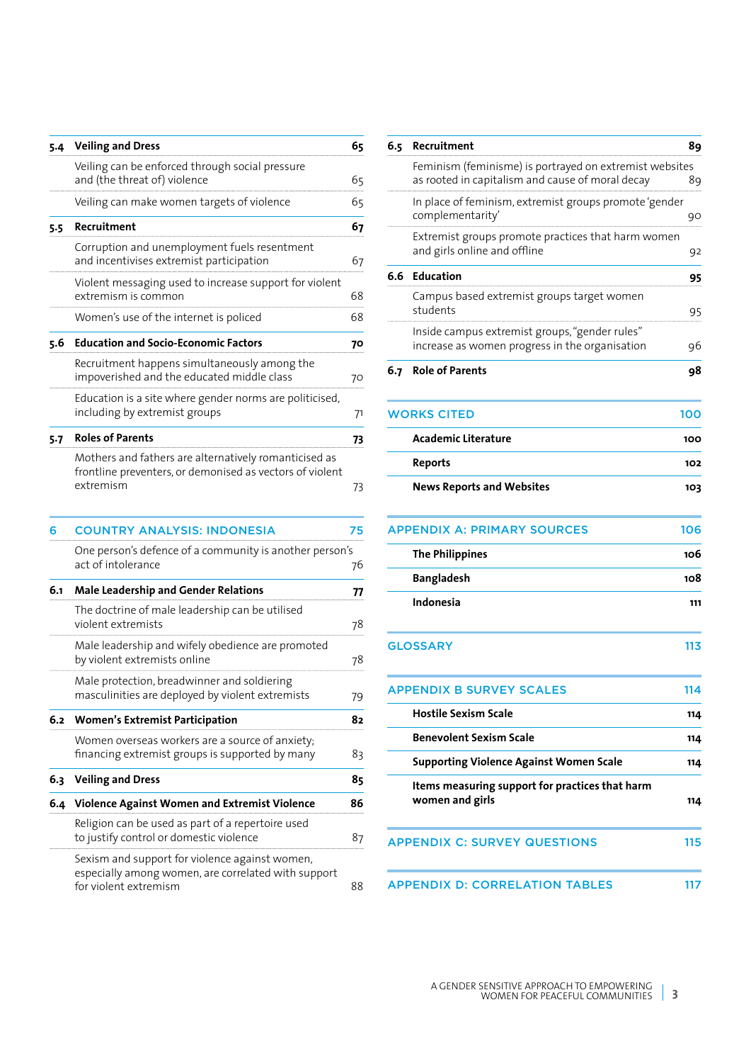| | | |
|---|---|---|
| **5.4** | **Veiling and Dress** | **65** |
| | Veiling can be enforced through social pressure and (the threat of) violence | 65 |
| | Veiling can make women targets of violence | 65 |
| **5.5** | **Recruitment** | **67** |
| | Corruption and unemployment fuels resentment and incentivises extremist participation | 67 |
| | Violent messaging used to increase support for violent extremism is common | 68 |
| | Women's use of the internet is policed | 68 |
| **5.6** | **Education and Socio-Economic Factors** | **70** |
| | Recruitment happens simultaneously among the impoverished and the educated middle class | 70 |
| | Education is a site where gender norms are politicised, including by extremist groups | 71 |
| **5.7** | **Roles of Parents** | **73** |
| | Mothers and fathers are alternatively romanticised as frontline preventers, or demonised as vectors of violent extremism | 73 |

| | | |
|---|---|---|
| **6** | **COUNTRY ANALYSIS: INDONESIA** | **75** |
| | One person's defence of a community is another person's act of intolerance | 76 |
| **6.1** | **Male Leadership and Gender Relations** | **77** |
| | The doctrine of male leadership can be utilised violent extremists | 78 |
| | Male leadership and wifely obedience are promoted by violent extremists online | 78 |
| | Male protection, breadwinner and soldiering masculinities are deployed by violent extremists | 79 |
| **6.2** | **Women's Extremist Participation** | **82** |
| | Women overseas workers are a source of anxiety; financing extremist groups is supported by many | 83 |
| **6.3** | **Veiling and Dress** | **85** |
| **6.4** | **Violence Against Women and Extremist Violence** | **86** |
| | Religion can be used as part of a repertoire used to justify control or domestic violence | 87 |
| | Sexism and support for violence against women, especially among women, are correlated with support for violent extremism | 88 |
| **6.5** | **Recruitment** | **89** |
| | Feminism (feminisme) is portrayed on extremist websites as rooted in capitalism and cause of moral decay | 89 |
| | In place of feminism, extremist groups promote 'gender complementarity' | 90 |
| | Extremist groups promote practices that harm women and girls online and offline | 92 |
| **6.6** | **Education** | **95** |
| | Campus based extremist groups target women students | 95 |
| | Inside campus extremist groups, "gender rules" increase as women progress in the organisation | 96 |
| **6.7** | **Role of Parents** | **98** |

| | |
|---|---|
| **WORKS CITED** | **100** |
| **Academic Literature** | **100** |
| **Reports** | **102** |
| **News Reports and Websites** | **103** |

| | |
|---|---|
| **APPENDIX A: PRIMARY SOURCES** | **106** |
| **The Philippines** | **106** |
| **Bangladesh** | **108** |
| **Indonesia** | **111** |

| | |
|---|---|
| **GLOSSARY** | **113** |

| | |
|---|---|
| **APPENDIX B SURVEY SCALES** | **114** |
| **Hostile Sexism Scale** | **114** |
| **Benevolent Sexism Scale** | **114** |
| **Supporting Violence Against Women Scale** | **114** |
| **Items measuring support for practices that harm women and girls** | **114** |

| | |
|---|---|
| **APPENDIX C: SURVEY QUESTIONS** | **115** |

| | |
|---|---|
| **APPENDIX D: CORRELATION TABLES** | **117** |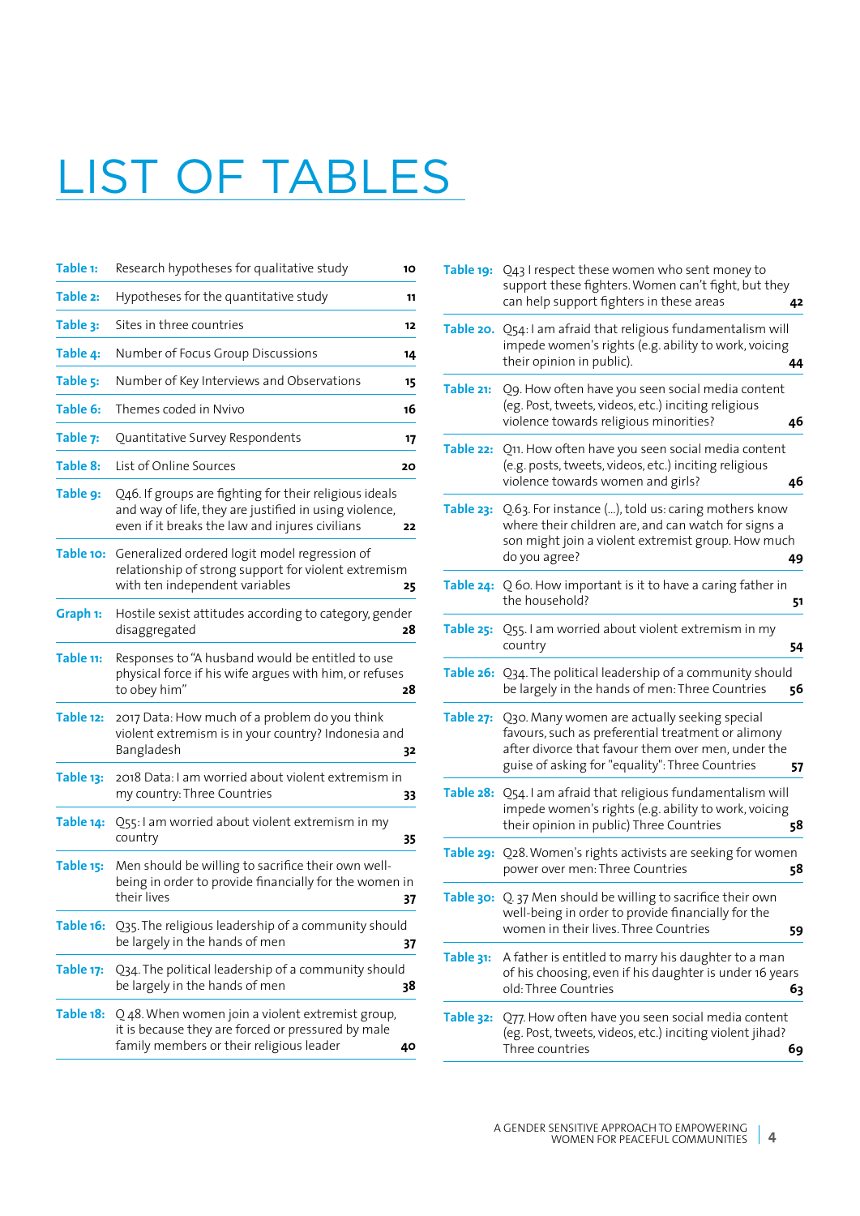# LIST OF TABLES

| | | |
|---|---|---|
| **Table 1:** | Research hypotheses for qualitative study | 10 |
| **Table 2:** | Hypotheses for the quantitative study | 11 |
| **Table 3:** | Sites in three countries | 12 |
| **Table 4:** | Number of Focus Group Discussions | 14 |
| **Table 5:** | Number of Key Interviews and Observations | 15 |
| **Table 6:** | Themes coded in Nvivo | 16 |
| **Table 7:** | Quantitative Survey Respondents | 17 |
| **Table 8:** | List of Online Sources | 20 |
| **Table 9:** | Q46. If groups are fighting for their religious ideals and way of life, they are justified in using violence, even if it breaks the law and injures civilians | 22 |
| **Table 10:** | Generalized ordered logit model regression of relationship of strong support for violent extremism with ten independent variables | 25 |
| **Graph 1:** | Hostile sexist attitudes according to category, gender disaggregated | 28 |
| **Table 11:** | Responses to "A husband would be entitled to use physical force if his wife argues with him, or refuses to obey him" | 28 |
| **Table 12:** | 2017 Data: How much of a problem do you think violent extremism is in your country? Indonesia and Bangladesh | 32 |
| **Table 13:** | 2018 Data: I am worried about violent extremism in my country: Three Countries | 33 |
| **Table 14:** | Q55: I am worried about violent extremism in my country | 35 |
| **Table 15:** | Men should be willing to sacrifice their own well-being in order to provide financially for the women in their lives | 37 |
| **Table 16:** | Q35. The religious leadership of a community should be largely in the hands of men | 37 |
| **Table 17:** | Q34. The political leadership of a community should be largely in the hands of men | 38 |
| **Table 18:** | Q 48. When women join a violent extremist group, it is because they are forced or pressured by male family members or their religious leader | 40 |
| **Table 19:** | Q43 I respect these women who sent money to support these fighters. Women can't fight, but they can help support fighters in these areas | 42 |
| **Table 20.** | Q54: I am afraid that religious fundamentalism will impede women's rights (e.g. ability to work, voicing their opinion in public). | 44 |
| **Table 21:** | Q9. How often have you seen social media content (eg. Post, tweets, videos, etc.) inciting religious violence towards religious minorities? | 46 |
| **Table 22:** | Q11. How often have you seen social media content (e.g. posts, tweets, videos, etc.) inciting religious violence towards women and girls? | 46 |
| **Table 23:** | Q.63. For instance (...), told us: caring mothers know where their children are, and can watch for signs a son might join a violent extremist group. How much do you agree? | 49 |
| **Table 24:** | Q 60. How important is it to have a caring father in the household? | 51 |
| **Table 25:** | Q55. I am worried about violent extremism in my country | 54 |
| **Table 26:** | Q34. The political leadership of a community should be largely in the hands of men: Three Countries | 56 |
| **Table 27:** | Q30. Many women are actually seeking special favours, such as preferential treatment or alimony after divorce that favour them over men, under the guise of asking for "equality": Three Countries | 57 |
| **Table 28:** | Q54. I am afraid that religious fundamentalism will impede women's rights (e.g. ability to work, voicing their opinion in public) Three Countries | 58 |
| **Table 29:** | Q28. Women's rights activists are seeking for women power over men: Three Countries | 58 |
| **Table 30:** | Q. 37 Men should be willing to sacrifice their own well-being in order to provide financially for the women in their lives. Three Countries | 59 |
| **Table 31:** | A father is entitled to marry his daughter to a man of his choosing, even if his daughter is under 16 years old: Three Countries | 63 |
| **Table 32:** | Q77. How often have you seen social media content (eg. Post, tweets, videos, etc.) inciting violent jihad? Three countries | 69 |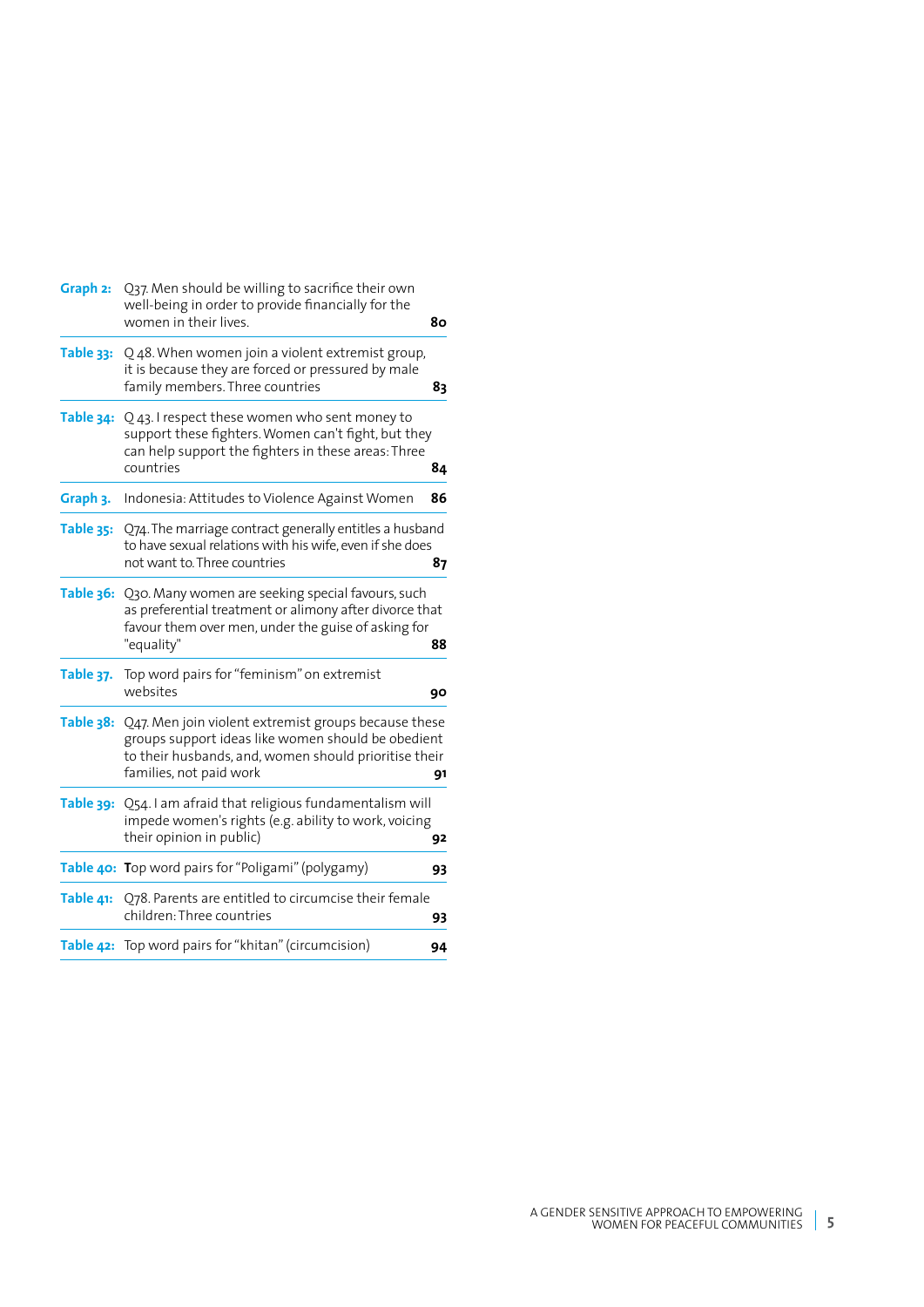| | | |
|---|---|---|
| **Graph 2:** | Q37. Men should be willing to sacrifice their own well-being in order to provide financially for the women in their lives. | **80** |
| **Table 33:** | Q 48. When women join a violent extremist group, it is because they are forced or pressured by male family members. Three countries | **83** |
| **Table 34:** | Q 43. I respect these women who sent money to support these fighters. Women can't fight, but they can help support the fighters in these areas: Three countries | **84** |
| **Graph 3.** | Indonesia: Attitudes to Violence Against Women | **86** |
| **Table 35:** | Q74. The marriage contract generally entitles a husband to have sexual relations with his wife, even if she does not want to. Three countries | **87** |
| **Table 36:** | Q30. Many women are seeking special favours, such as preferential treatment or alimony after divorce that favour them over men, under the guise of asking for "equality" | **88** |
| **Table 37.** | Top word pairs for "feminism" on extremist websites | **90** |
| **Table 38:** | Q47. Men join violent extremist groups because these groups support ideas like women should be obedient to their husbands, and, women should prioritise their families, not paid work | **91** |
| **Table 39:** | Q54. I am afraid that religious fundamentalism will impede women's rights (e.g. ability to work, voicing their opinion in public) | **92** |
| **Table 40:** | Top word pairs for "Poligami" (polygamy) | **93** |
| **Table 41:** | Q78. Parents are entitled to circumcise their female children: Three countries | **93** |
| **Table 42:** | Top word pairs for "khitan" (circumcision) | **94** |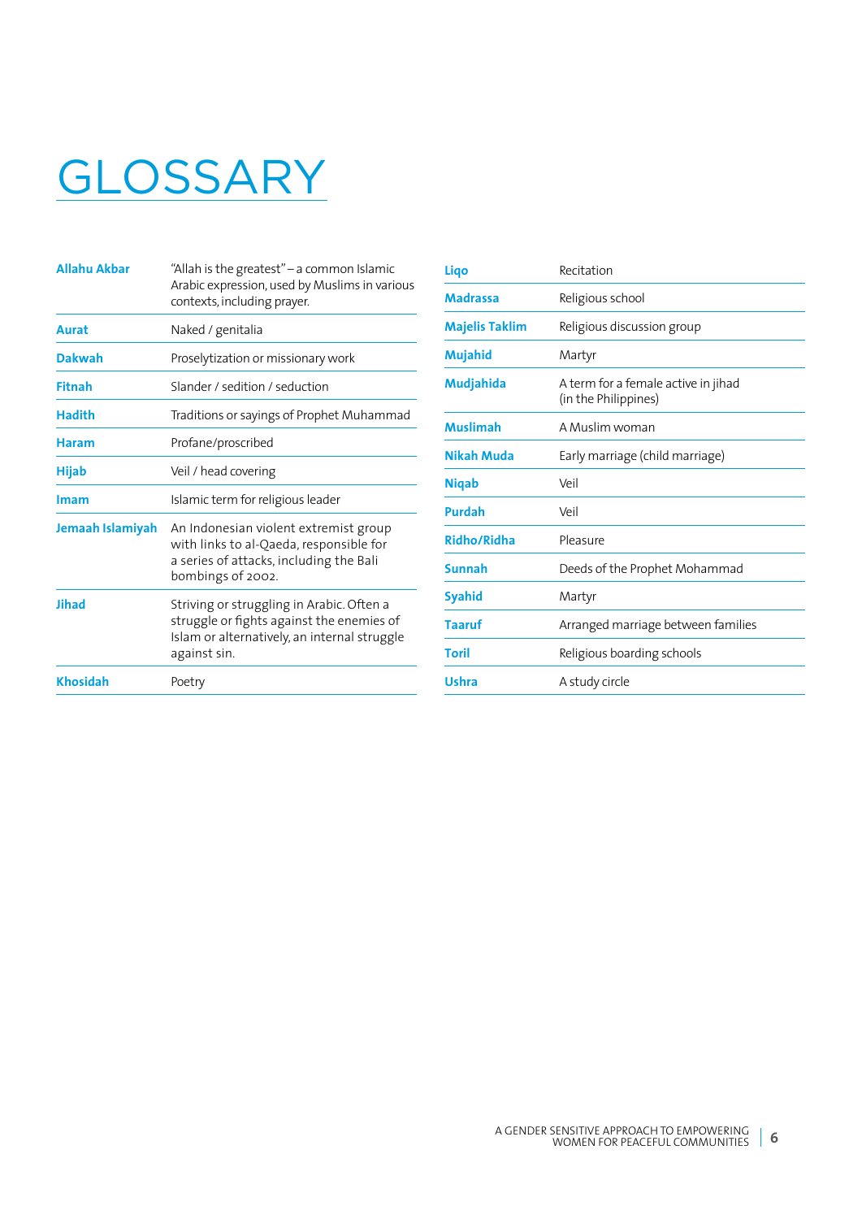# GLOSSARY

| | |
|---|---|
| **Allahu Akbar** | "Allah is the greatest" – a common Islamic Arabic expression, used by Muslims in various contexts, including prayer. |
| **Aurat** | Naked / genitalia |
| **Dakwah** | Proselytization or missionary work |
| **Fitnah** | Slander / sedition / seduction |
| **Hadith** | Traditions or sayings of Prophet Muhammad |
| **Haram** | Profane/proscribed |
| **Hijab** | Veil / head covering |
| **Imam** | Islamic term for religious leader |
| **Jemaah Islamiyah** | An Indonesian violent extremist group with links to al-Qaeda, responsible for a series of attacks, including the Bali bombings of 2002. |
| **Jihad** | Striving or struggling in Arabic. Often a struggle or fights against the enemies of Islam or alternatively, an internal struggle against sin. |
| **Khosidah** | Poetry |
| **Liqo** | Recitation |
| **Madrassa** | Religious school |
| **Majelis Taklim** | Religious discussion group |
| **Mujahid** | Martyr |
| **Mudjahida** | A term for a female active in jihad (in the Philippines) |
| **Muslimah** | A Muslim woman |
| **Nikah Muda** | Early marriage (child marriage) |
| **Niqab** | Veil |
| **Purdah** | Veil |
| **Ridho/Ridha** | Pleasure |
| **Sunnah** | Deeds of the Prophet Mohammad |
| **Syahid** | Martyr |
| **Taaruf** | Arranged marriage between families |
| **Toril** | Religious boarding schools |
| **Ushra** | A study circle |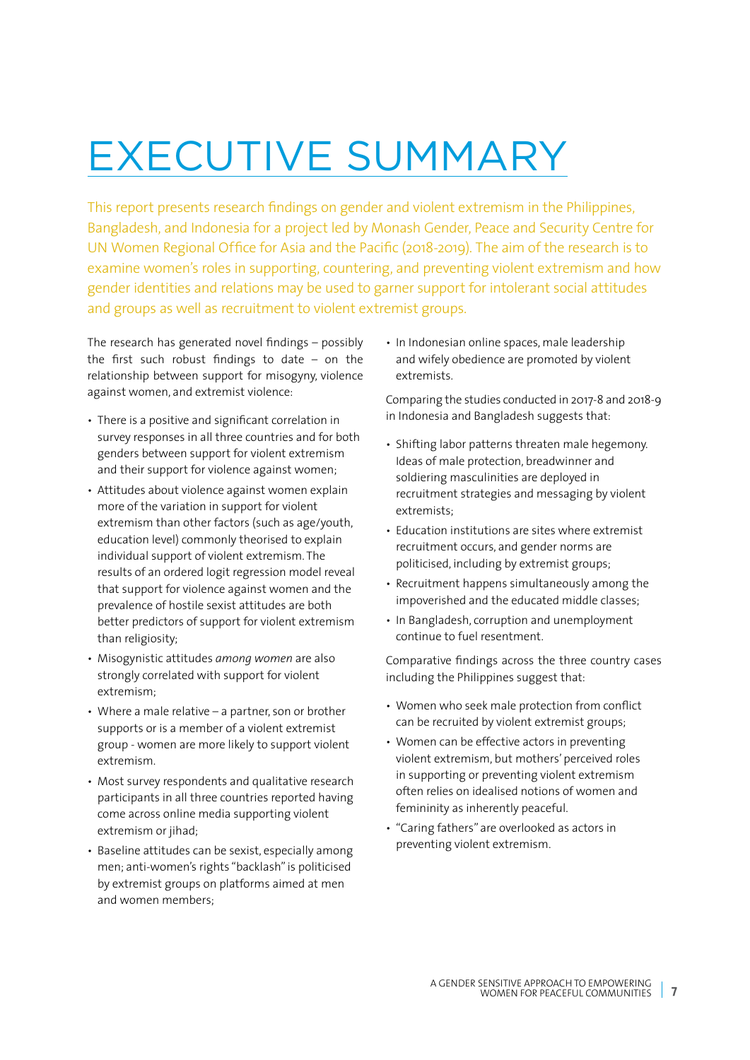# EXECUTIVE SUMMARY

This report presents research findings on gender and violent extremism in the Philippines, Bangladesh, and Indonesia for a project led by Monash Gender, Peace and Security Centre for UN Women Regional Office for Asia and the Pacific (2018-2019). The aim of the research is to examine women's roles in supporting, countering, and preventing violent extremism and how gender identities and relations may be used to garner support for intolerant social attitudes and groups as well as recruitment to violent extremist groups.

The research has generated novel findings – possibly the first such robust findings to date – on the relationship between support for misogyny, violence against women, and extremist violence:

- There is a positive and significant correlation in survey responses in all three countries and for both genders between support for violent extremism and their support for violence against women;
- Attitudes about violence against women explain more of the variation in support for violent extremism than other factors (such as age/youth, education level) commonly theorised to explain individual support of violent extremism. The results of an ordered logit regression model reveal that support for violence against women and the prevalence of hostile sexist attitudes are both better predictors of support for violent extremism than religiosity;
- Misogynistic attitudes *among women* are also strongly correlated with support for violent extremism;
- Where a male relative – a partner, son or brother supports or is a member of a violent extremist group - women are more likely to support violent extremism.
- Most survey respondents and qualitative research participants in all three countries reported having come across online media supporting violent extremism or jihad;
- Baseline attitudes can be sexist, especially among men; anti-women's rights "backlash" is politicised by extremist groups on platforms aimed at men and women members;
- In Indonesian online spaces, male leadership and wifely obedience are promoted by violent extremists.

Comparing the studies conducted in 2017-8 and 2018-9 in Indonesia and Bangladesh suggests that:

- Shifting labor patterns threaten male hegemony. Ideas of male protection, breadwinner and soldiering masculinities are deployed in recruitment strategies and messaging by violent extremists;
- Education institutions are sites where extremist recruitment occurs, and gender norms are politicised, including by extremist groups;
- Recruitment happens simultaneously among the impoverished and the educated middle classes;
- In Bangladesh, corruption and unemployment continue to fuel resentment.

Comparative findings across the three country cases including the Philippines suggest that:

- Women who seek male protection from conflict can be recruited by violent extremist groups;
- Women can be effective actors in preventing violent extremism, but mothers' perceived roles in supporting or preventing violent extremism often relies on idealised notions of women and femininity as inherently peaceful.
- "Caring fathers" are overlooked as actors in preventing violent extremism.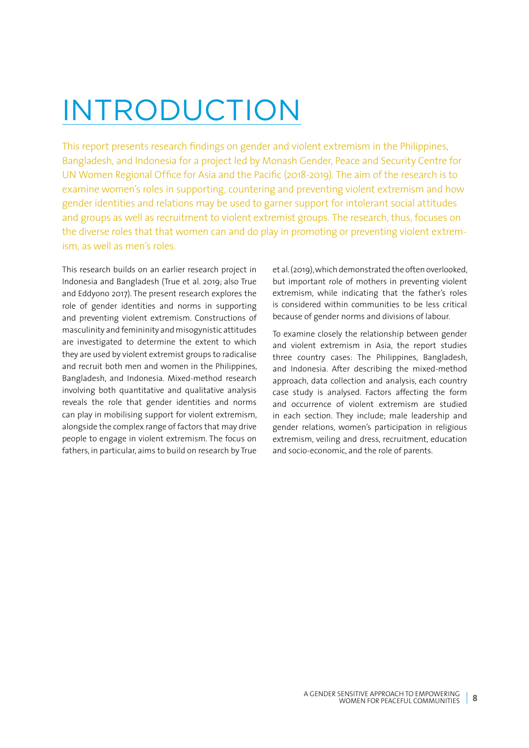# INTRODUCTION

This report presents research findings on gender and violent extremism in the Philippines, Bangladesh, and Indonesia for a project led by Monash Gender, Peace and Security Centre for UN Women Regional Office for Asia and the Pacific (2018-2019). The aim of the research is to examine women's roles in supporting, countering and preventing violent extremism and how gender identities and relations may be used to garner support for intolerant social attitudes and groups as well as recruitment to violent extremist groups. The research, thus, focuses on the diverse roles that that women can and do play in promoting or preventing violent extremism, as well as men's roles.

This research builds on an earlier research project in Indonesia and Bangladesh (True et al. 2019; also True and Eddyono 2017). The present research explores the role of gender identities and norms in supporting and preventing violent extremism. Constructions of masculinity and femininity and misogynistic attitudes are investigated to determine the extent to which they are used by violent extremist groups to radicalise and recruit both men and women in the Philippines, Bangladesh, and Indonesia. Mixed-method research involving both quantitative and qualitative analysis reveals the role that gender identities and norms can play in mobilising support for violent extremism, alongside the complex range of factors that may drive people to engage in violent extremism. The focus on fathers, in particular, aims to build on research by True et al. (2019), which demonstrated the often overlooked, but important role of mothers in preventing violent extremism, while indicating that the father's roles is considered within communities to be less critical because of gender norms and divisions of labour.

To examine closely the relationship between gender and violent extremism in Asia, the report studies three country cases: The Philippines, Bangladesh, and Indonesia. After describing the mixed-method approach, data collection and analysis, each country case study is analysed. Factors affecting the form and occurrence of violent extremism are studied in each section. They include; male leadership and gender relations, women's participation in religious extremism, veiling and dress, recruitment, education and socio-economic, and the role of parents.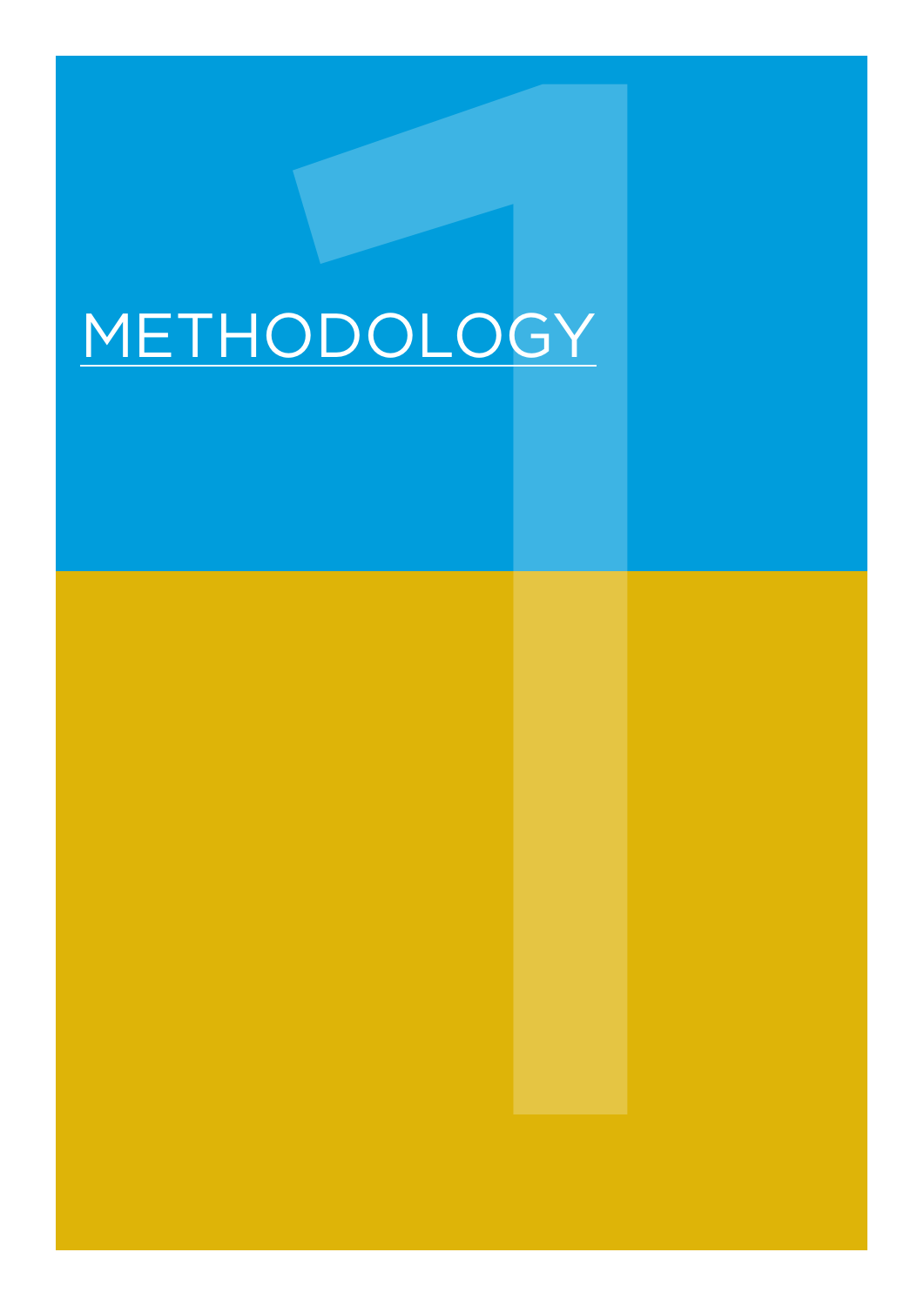# 1 METHODOLOGY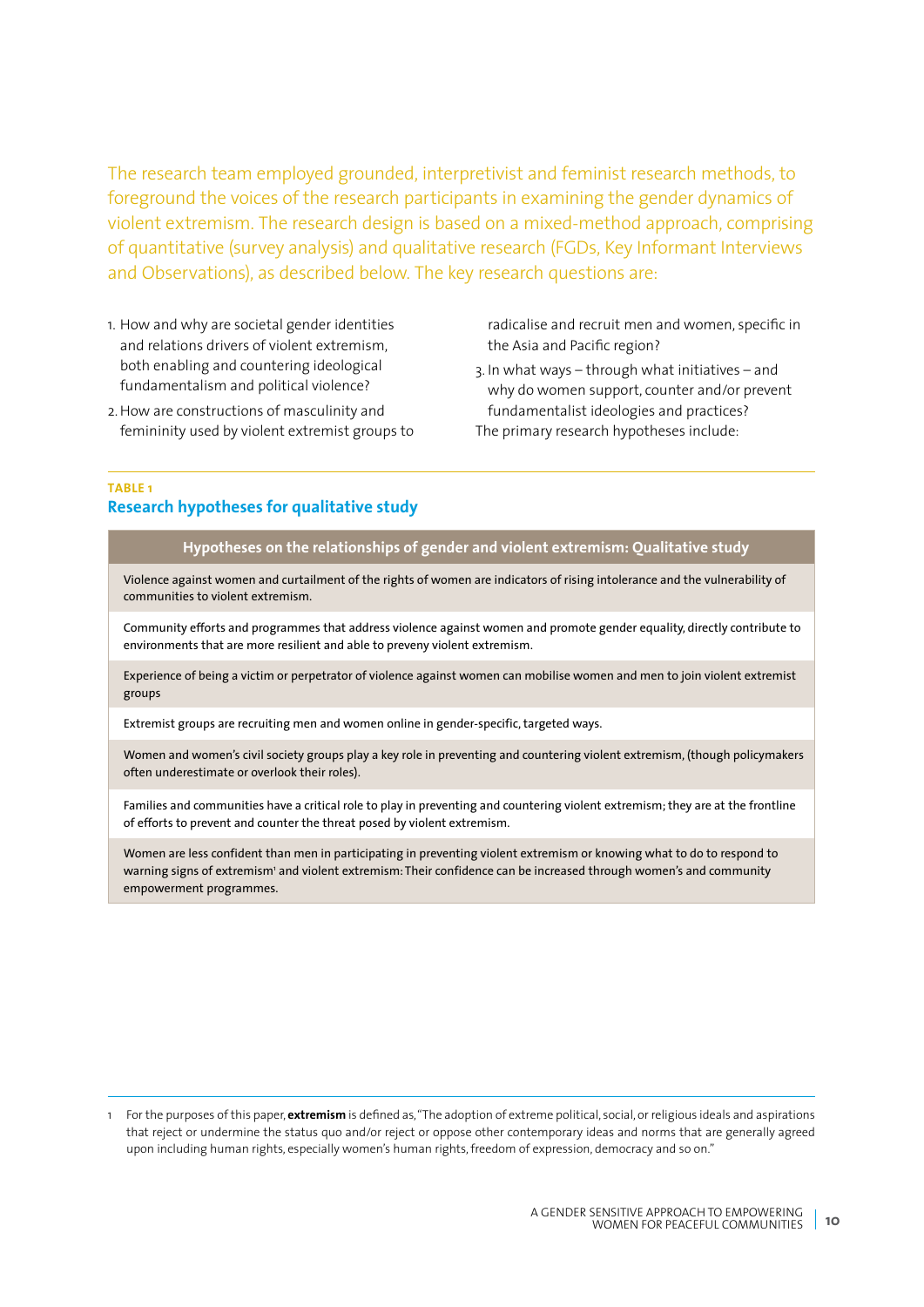The research team employed grounded, interpretivist and feminist research methods, to foreground the voices of the research participants in examining the gender dynamics of violent extremism. The research design is based on a mixed-method approach, comprising of quantitative (survey analysis) and qualitative research (FGDs, Key Informant Interviews and Observations), as described below. The key research questions are:

1. How and why are societal gender identities and relations drivers of violent extremism, both enabling and countering ideological fundamentalism and political violence?
2. How are constructions of masculinity and femininity used by violent extremist groups to radicalise and recruit men and women, specific in the Asia and Pacific region?
3. In what ways – through what initiatives – and why do women support, counter and/or prevent fundamentalist ideologies and practices?

The primary research hypotheses include:

**TABLE 1**

### Research hypotheses for qualitative study

| Hypotheses on the relationships of gender and violent extremism: Qualitative study |
|---|
| Violence against women and curtailment of the rights of women are indicators of rising intolerance and the vulnerability of communities to violent extremism. |
| Community efforts and programmes that address violence against women and promote gender equality, directly contribute to environments that are more resilient and able to preveny violent extremism. |
| Experience of being a victim or perpetrator of violence against women can mobilise women and men to join violent extremist groups |
| Extremist groups are recruiting men and women online in gender-specific, targeted ways. |
| Women and women's civil society groups play a key role in preventing and countering violent extremism, (though policymakers often underestimate or overlook their roles). |
| Families and communities have a critical role to play in preventing and countering violent extremism; they are at the frontline of efforts to prevent and counter the threat posed by violent extremism. |
| Women are less confident than men in participating in preventing violent extremism or knowing what to do to respond to warning signs of extremism[1] and violent extremism: Their confidence can be increased through women's and community empowerment programmes. |

1 For the purposes of this paper, **extremism** is defined as, "The adoption of extreme political, social, or religious ideals and aspirations that reject or undermine the status quo and/or reject or oppose other contemporary ideas and norms that are generally agreed upon including human rights, especially women's human rights, freedom of expression, democracy and so on."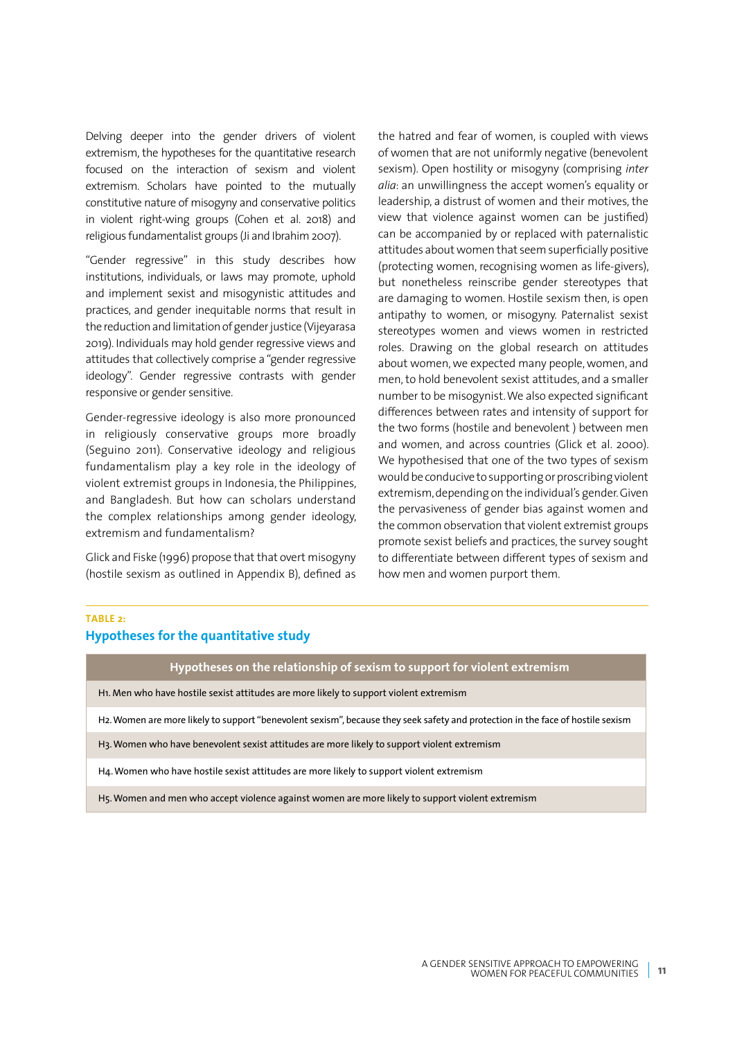Delving deeper into the gender drivers of violent extremism, the hypotheses for the quantitative research focused on the interaction of sexism and violent extremism. Scholars have pointed to the mutually constitutive nature of misogyny and conservative politics in violent right-wing groups (Cohen et al. 2018) and religious fundamentalist groups (Ji and Ibrahim 2007).

"Gender regressive" in this study describes how institutions, individuals, or laws may promote, uphold and implement sexist and misogynistic attitudes and practices, and gender inequitable norms that result in the reduction and limitation of gender justice (Vijeyarasa 2019). Individuals may hold gender regressive views and attitudes that collectively comprise a "gender regressive ideology". Gender regressive contrasts with gender responsive or gender sensitive.

Gender-regressive ideology is also more pronounced in religiously conservative groups more broadly (Seguino 2011). Conservative ideology and religious fundamentalism play a key role in the ideology of violent extremist groups in Indonesia, the Philippines, and Bangladesh. But how can scholars understand the complex relationships among gender ideology, extremism and fundamentalism?

Glick and Fiske (1996) propose that that overt misogyny (hostile sexism as outlined in Appendix B), defined as the hatred and fear of women, is coupled with views of women that are not uniformly negative (benevolent sexism). Open hostility or misogyny (comprising *inter alia*: an unwillingness the accept women's equality or leadership, a distrust of women and their motives, the view that violence against women can be justified) can be accompanied by or replaced with paternalistic attitudes about women that seem superficially positive (protecting women, recognising women as life-givers), but nonetheless reinscribe gender stereotypes that are damaging to women. Hostile sexism then, is open antipathy to women, or misogyny. Paternalist sexist stereotypes women and views women in restricted roles. Drawing on the global research on attitudes about women, we expected many people, women, and men, to hold benevolent sexist attitudes, and a smaller number to be misogynist. We also expected significant differences between rates and intensity of support for the two forms (hostile and benevolent ) between men and women, and across countries (Glick et al. 2000). We hypothesised that one of the two types of sexism would be conducive to supporting or proscribing violent extremism, depending on the individual's gender. Given the pervasiveness of gender bias against women and the common observation that violent extremist groups promote sexist beliefs and practices, the survey sought to differentiate between different types of sexism and how men and women purport them.

**TABLE 2:**

### Hypotheses for the quantitative study

| Hypotheses on the relationship of sexism to support for violent extremism |
|---|
| H1. Men who have hostile sexist attitudes are more likely to support violent extremism |
| H2. Women are more likely to support "benevolent sexism", because they seek safety and protection in the face of hostile sexism |
| H3. Women who have benevolent sexist attitudes are more likely to support violent extremism |
| H4. Women who have hostile sexist attitudes are more likely to support violent extremism |
| H5. Women and men who accept violence against women are more likely to support violent extremism |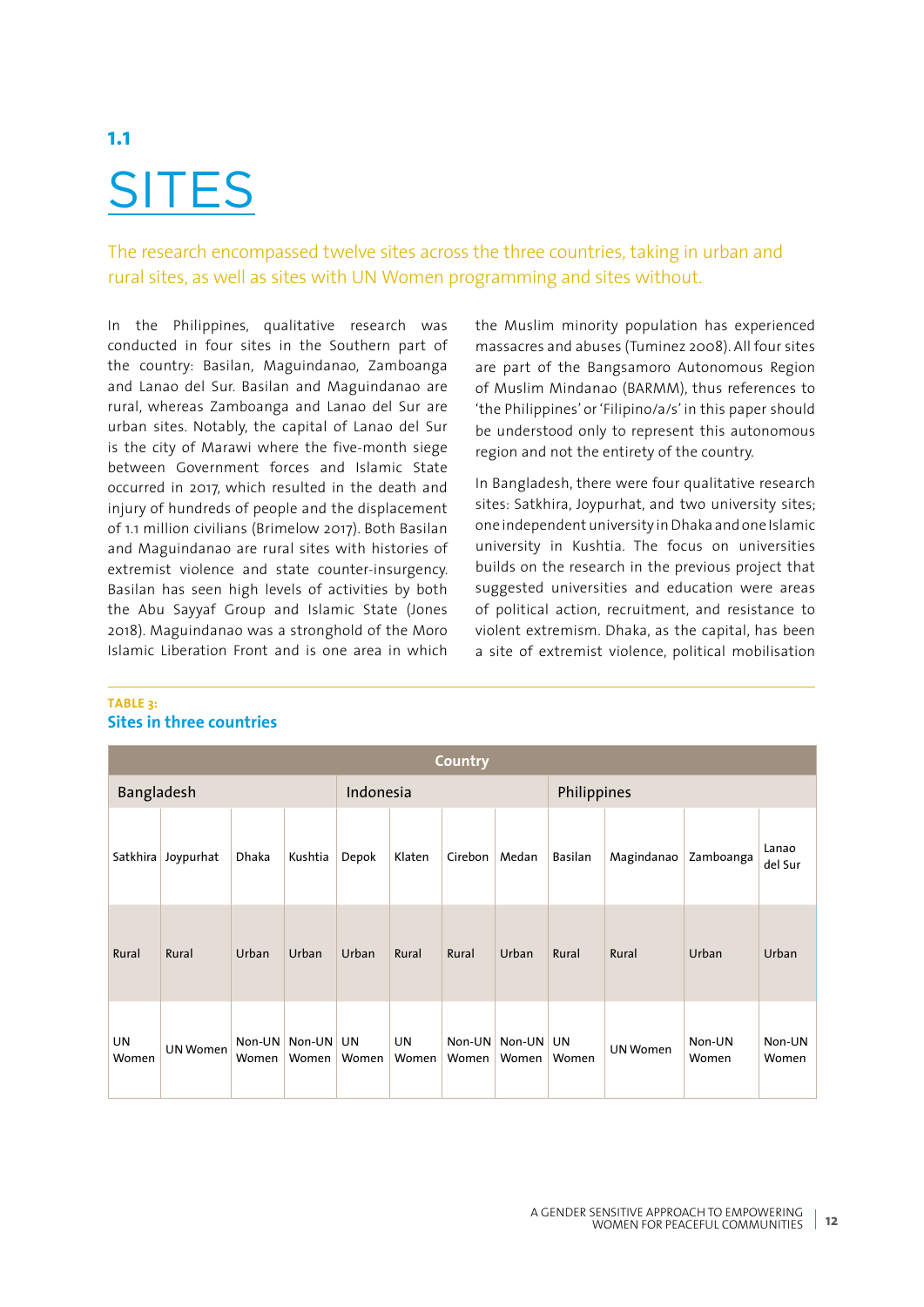## 1.1

# SITES

The research encompassed twelve sites across the three countries, taking in urban and rural sites, as well as sites with UN Women programming and sites without.

In the Philippines, qualitative research was conducted in four sites in the Southern part of the country: Basilan, Maguindanao, Zamboanga and Lanao del Sur. Basilan and Maguindanao are rural, whereas Zamboanga and Lanao del Sur are urban sites. Notably, the capital of Lanao del Sur is the city of Marawi where the five-month siege between Government forces and Islamic State occurred in 2017, which resulted in the death and injury of hundreds of people and the displacement of 1.1 million civilians (Brimelow 2017). Both Basilan and Maguindanao are rural sites with histories of extremist violence and state counter-insurgency. Basilan has seen high levels of activities by both the Abu Sayyaf Group and Islamic State (Jones 2018). Maguindanao was a stronghold of the Moro Islamic Liberation Front and is one area in which the Muslim minority population has experienced massacres and abuses (Tuminez 2008). All four sites are part of the Bangsamoro Autonomous Region of Muslim Mindanao (BARMM), thus references to 'the Philippines' or 'Filipino/a/s' in this paper should be understood only to represent this autonomous region and not the entirety of the country.

In Bangladesh, there were four qualitative research sites: Satkhira, Joypurhat, and two university sites; one independent university in Dhaka and one Islamic university in Kushtia. The focus on universities builds on the research in the previous project that suggested universities and education were areas of political action, recruitment, and resistance to violent extremism. Dhaka, as the capital, has been a site of extremist violence, political mobilisation

**TABLE 3:**
**Sites in three countries**

| Country | | | | | | | | | | | |
|---|---|---|---|---|---|---|---|---|---|---|---|
| Bangladesh | | | | Indonesia | | | | Philippines | | | |
| Satkhira | Joypurhat | Dhaka | Kushtia | Depok | Klaten | Cirebon | Medan | Basilan | Magindanao | Zamboanga | Lanao del Sur |
| Rural | Rural | Urban | Urban | Urban | Rural | Rural | Urban | Rural | Rural | Urban | Urban |
| UN Women | UN Women | Non-UN Women | Non-UN Women | UN Women | UN Women | Non-UN Women | Non-UN Women | UN Women | UN Women | Non-UN Women | Non-UN Women |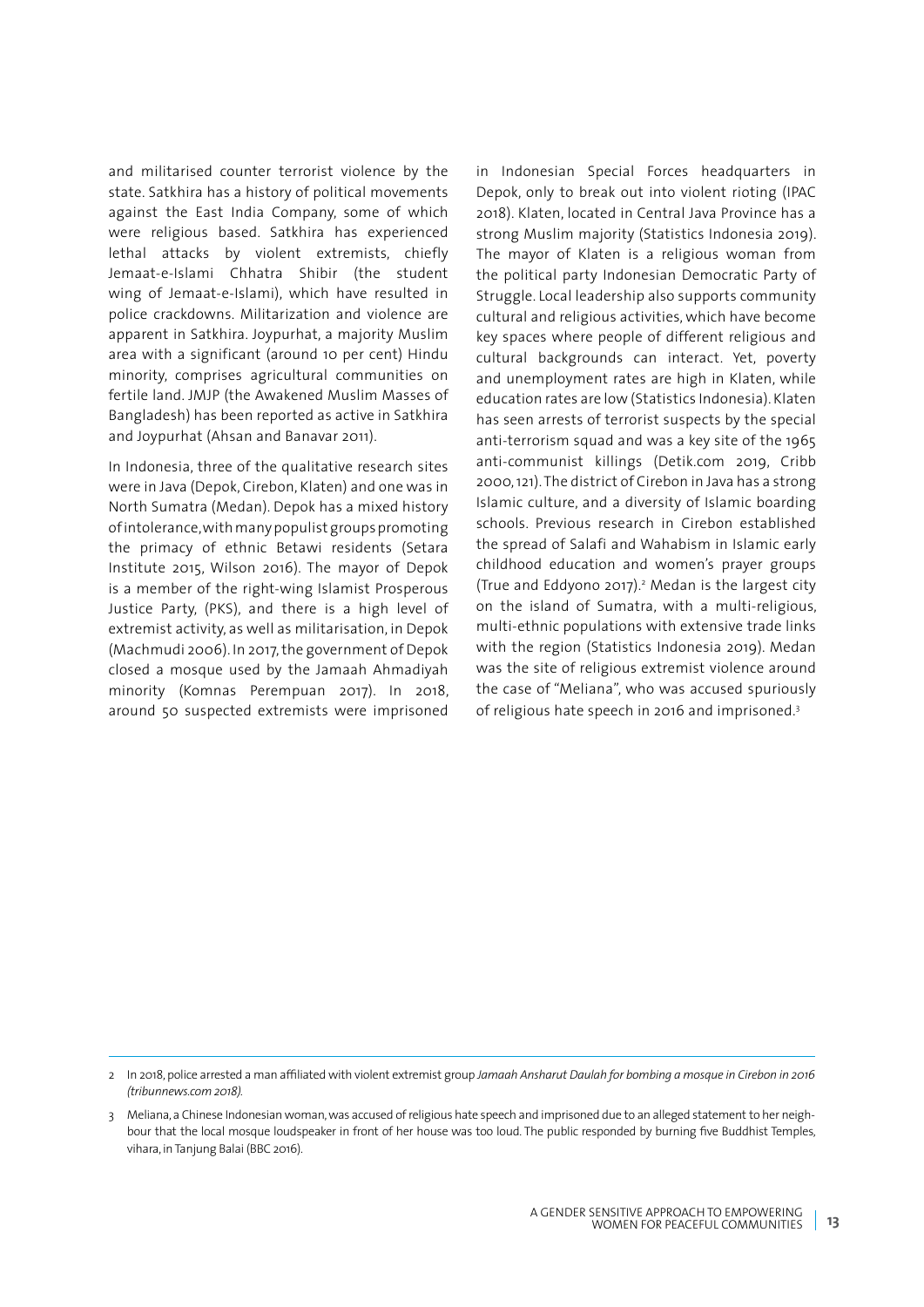and militarised counter terrorist violence by the state. Satkhira has a history of political movements against the East India Company, some of which were religious based. Satkhira has experienced lethal attacks by violent extremists, chiefly Jemaat-e-Islami Chhatra Shibir (the student wing of Jemaat-e-Islami), which have resulted in police crackdowns. Militarization and violence are apparent in Satkhira. Joypurhat, a majority Muslim area with a significant (around 10 per cent) Hindu minority, comprises agricultural communities on fertile land. JMJP (the Awakened Muslim Masses of Bangladesh) has been reported as active in Satkhira and Joypurhat (Ahsan and Banavar 2011).

In Indonesia, three of the qualitative research sites were in Java (Depok, Cirebon, Klaten) and one was in North Sumatra (Medan). Depok has a mixed history of intolerance, with many populist groups promoting the primacy of ethnic Betawi residents (Setara Institute 2015, Wilson 2016). The mayor of Depok is a member of the right-wing Islamist Prosperous Justice Party, (PKS), and there is a high level of extremist activity, as well as militarisation, in Depok (Machmudi 2006). In 2017, the government of Depok closed a mosque used by the Jamaah Ahmadiyah minority (Komnas Perempuan 2017). In 2018, around 50 suspected extremists were imprisoned in Indonesian Special Forces headquarters in Depok, only to break out into violent rioting (IPAC 2018). Klaten, located in Central Java Province has a strong Muslim majority (Statistics Indonesia 2019). The mayor of Klaten is a religious woman from the political party Indonesian Democratic Party of Struggle. Local leadership also supports community cultural and religious activities, which have become key spaces where people of different religious and cultural backgrounds can interact. Yet, poverty and unemployment rates are high in Klaten, while education rates are low (Statistics Indonesia). Klaten has seen arrests of terrorist suspects by the special anti-terrorism squad and was a key site of the 1965 anti-communist killings (Detik.com 2019, Cribb 2000, 121). The district of Cirebon in Java has a strong Islamic culture, and a diversity of Islamic boarding schools. Previous research in Cirebon established the spread of Salafi and Wahabism in Islamic early childhood education and women's prayer groups (True and Eddyono 2017).[2] Medan is the largest city on the island of Sumatra, with a multi-religious, multi-ethnic populations with extensive trade links with the region (Statistics Indonesia 2019). Medan was the site of religious extremist violence around the case of "Meliana", who was accused spuriously of religious hate speech in 2016 and imprisoned.[3]

---

2 In 2018, police arrested a man affiliated with violent extremist group *Jamaah Ansharut Daulah for bombing a mosque in Cirebon in 2016 (tribunnews.com 2018).*

3 Meliana, a Chinese Indonesian woman, was accused of religious hate speech and imprisoned due to an alleged statement to her neighbour that the local mosque loudspeaker in front of her house was too loud. The public responded by burning five Buddhist Temples, vihara, in Tanjung Balai (BBC 2016).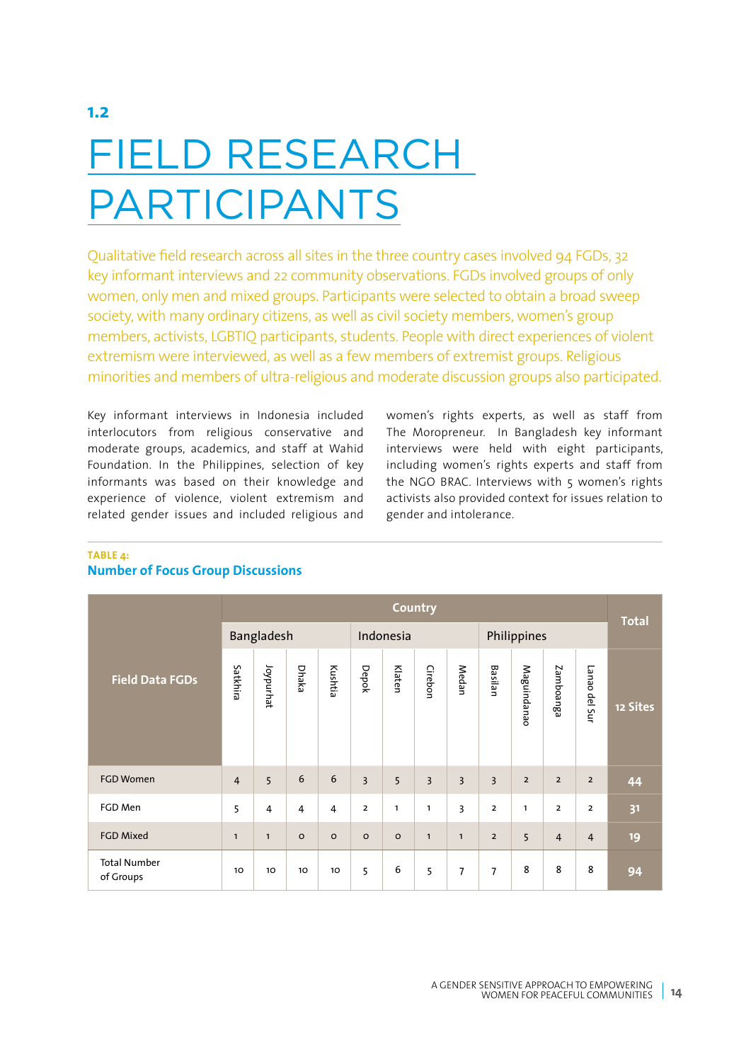## 1.2

# FIELD RESEARCH PARTICIPANTS

Qualitative field research across all sites in the three country cases involved 94 FGDs, 32 key informant interviews and 22 community observations. FGDs involved groups of only women, only men and mixed groups. Participants were selected to obtain a broad sweep society, with many ordinary citizens, as well as civil society members, women's group members, activists, LGBTIQ participants, students. People with direct experiences of violent extremism were interviewed, as well as a few members of extremist groups. Religious minorities and members of ultra-religious and moderate discussion groups also participated.

Key informant interviews in Indonesia included interlocutors from religious conservative and moderate groups, academics, and staff at Wahid Foundation. In the Philippines, selection of key informants was based on their knowledge and experience of violence, violent extremism and related gender issues and included religious and women's rights experts, as well as staff from The Moropreneur. In Bangladesh key informant interviews were held with eight participants, including women's rights experts and staff from the NGO BRAC. Interviews with 5 women's rights activists also provided context for issues relation to gender and intolerance.

**TABLE 4:**
**Number of Focus Group Discussions**

| Field Data FGDs | Country | | | | | | | | | | | | Total |
|---|---|---|---|---|---|---|---|---|---|---|---|---|---|
| | Bangladesh | | | | Indonesia | | | | Philippines | | | | |
| | Satkhira | Joypurhat | Dhaka | Kushtia | Depok | Klaten | Cirebon | Medan | Basilan | Maguindanao | Zamboanga | Lanao del Sur | 12 Sites |
| FGD Women | 4 | 5 | 6 | 6 | 3 | 5 | 3 | 3 | 3 | 2 | 2 | 2 | 44 |
| FGD Men | 5 | 4 | 4 | 4 | 2 | 1 | 1 | 3 | 2 | 1 | 2 | 2 | 31 |
| FGD Mixed | 1 | 1 | 0 | 0 | 0 | 0 | 1 | 1 | 2 | 5 | 4 | 4 | 19 |
| Total Number of Groups | 10 | 10 | 10 | 10 | 5 | 6 | 5 | 7 | 7 | 8 | 8 | 8 | 94 |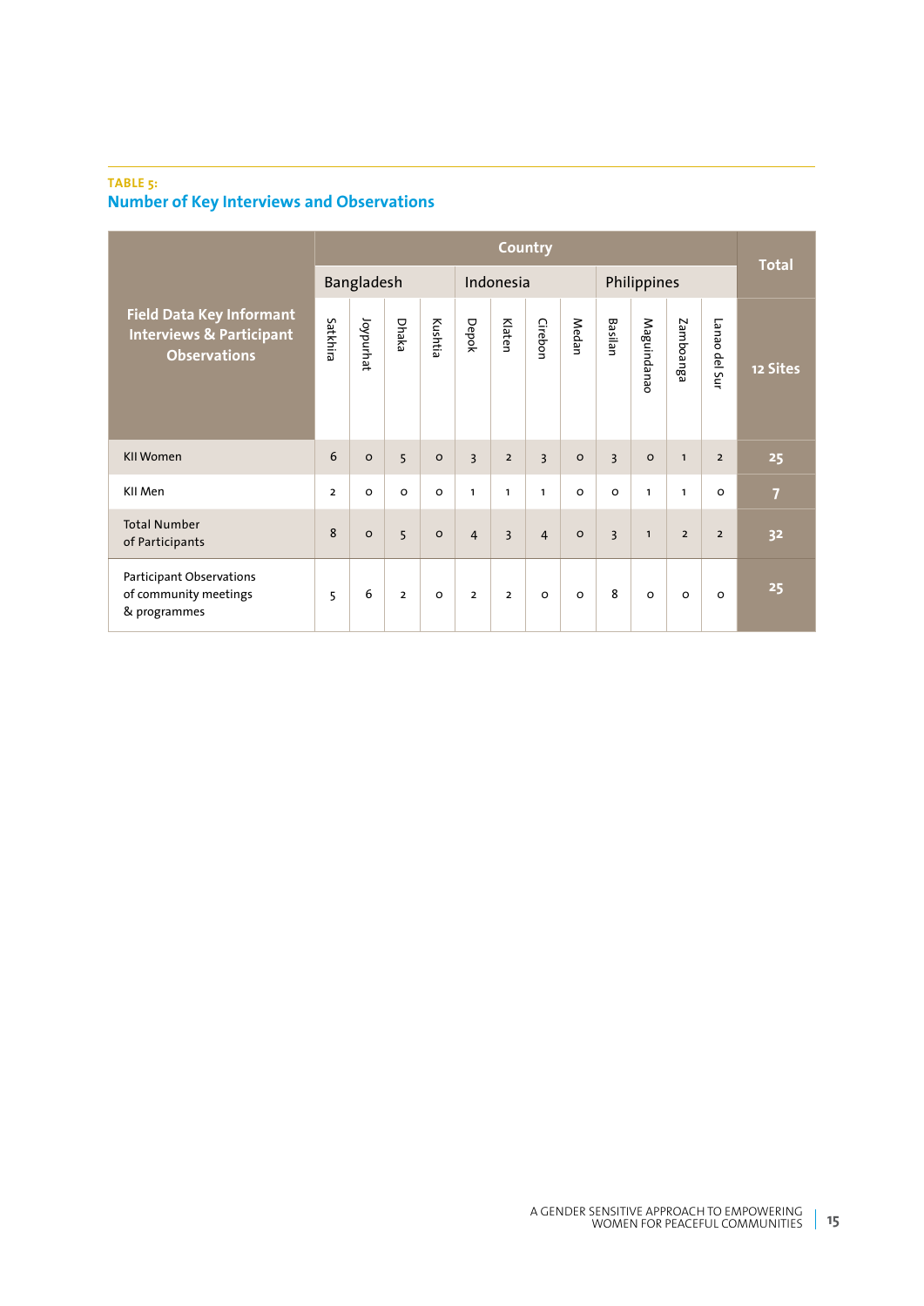**TABLE 5:**

## Number of Key Interviews and Observations

| Field Data Key Informant Interviews & Participant Observations | Country | | | | | | | | | | | | Total |
|---|---|---|---|---|---|---|---|---|---|---|---|---|---|
| | Bangladesh | | | | Indonesia | | | | Philippines | | | | |
| | Satkhira | Joypurhat | Dhaka | Kushtia | Depok | Klaten | Cirebon | Medan | Basilan | Maguindanao | Zamboanga | Lanao del Sur | 12 Sites |
| KII Women | 6 | 0 | 5 | 0 | 3 | 2 | 3 | 0 | 3 | 0 | 1 | 2 | 25 |
| KII Men | 2 | 0 | 0 | 0 | 1 | 1 | 1 | 0 | 0 | 1 | 1 | 0 | 7 |
| Total Number of Participants | 8 | 0 | 5 | 0 | 4 | 3 | 4 | 0 | 3 | 1 | 2 | 2 | 32 |
| Participant Observations of community meetings & programmes | 5 | 6 | 2 | 0 | 2 | 2 | 0 | 0 | 8 | 0 | 0 | 0 | 25 |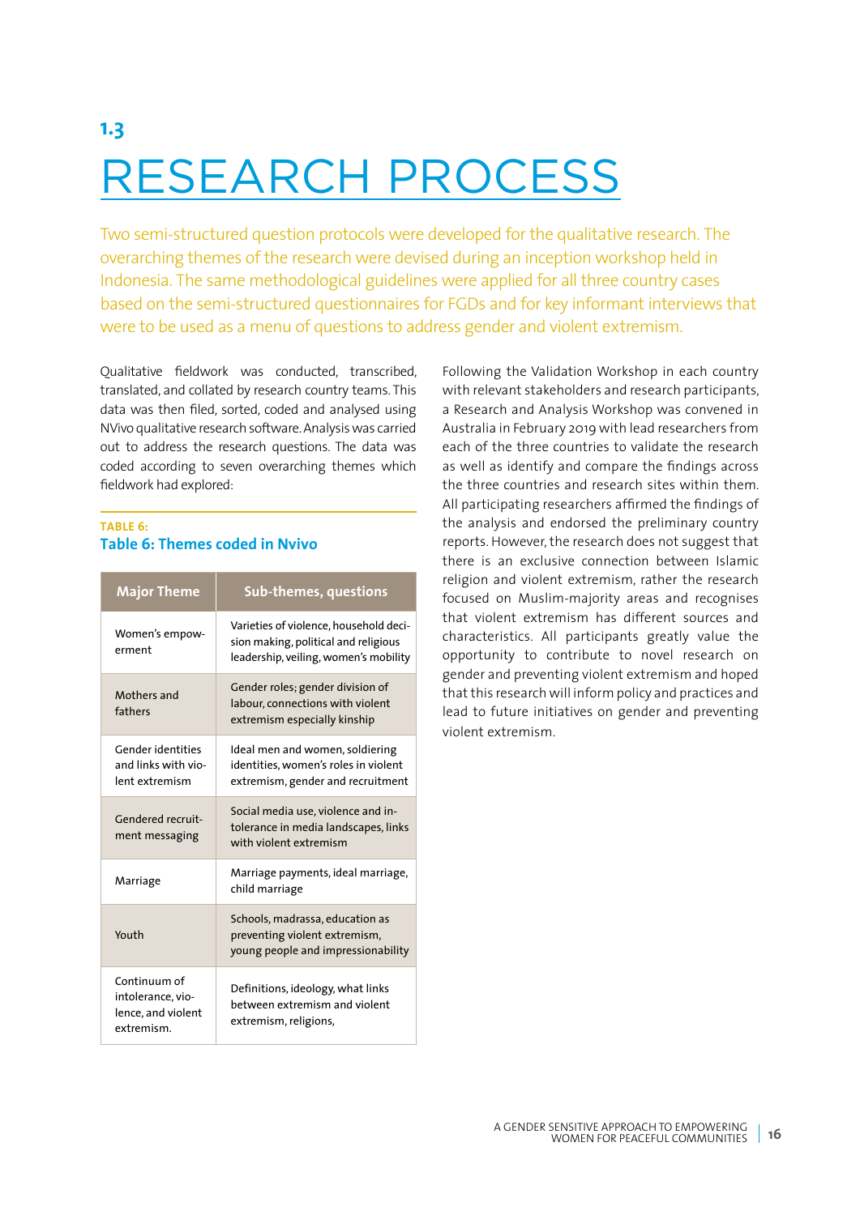## 1.3

# RESEARCH PROCESS

Two semi-structured question protocols were developed for the qualitative research. The overarching themes of the research were devised during an inception workshop held in Indonesia. The same methodological guidelines were applied for all three country cases based on the semi-structured questionnaires for FGDs and for key informant interviews that were to be used as a menu of questions to address gender and violent extremism.

Qualitative fieldwork was conducted, transcribed, translated, and collated by research country teams. This data was then filed, sorted, coded and analysed using NVivo qualitative research software. Analysis was carried out to address the research questions. The data was coded according to seven overarching themes which fieldwork had explored:

**TABLE 6:**
**Table 6: Themes coded in Nvivo**

| Major Theme | Sub-themes, questions |
|---|---|
| Women's empowerment | Varieties of violence, household decision making, political and religious leadership, veiling, women's mobility |
| Mothers and fathers | Gender roles; gender division of labour, connections with violent extremism especially kinship |
| Gender identities and links with violent extremism | Ideal men and women, soldiering identities, women's roles in violent extremism, gender and recruitment |
| Gendered recruitment messaging | Social media use, violence and intolerance in media landscapes, links with violent extremism |
| Marriage | Marriage payments, ideal marriage, child marriage |
| Youth | Schools, madrassa, education as preventing violent extremism, young people and impressionability |
| Continuum of intolerance, violence, and violent extremism. | Definitions, ideology, what links between extremism and violent extremism, religions, |

Following the Validation Workshop in each country with relevant stakeholders and research participants, a Research and Analysis Workshop was convened in Australia in February 2019 with lead researchers from each of the three countries to validate the research as well as identify and compare the findings across the three countries and research sites within them. All participating researchers affirmed the findings of the analysis and endorsed the preliminary country reports. However, the research does not suggest that there is an exclusive connection between Islamic religion and violent extremism, rather the research focused on Muslim-majority areas and recognises that violent extremism has different sources and characteristics. All participants greatly value the opportunity to contribute to novel research on gender and preventing violent extremism and hoped that this research will inform policy and practices and lead to future initiatives on gender and preventing violent extremism.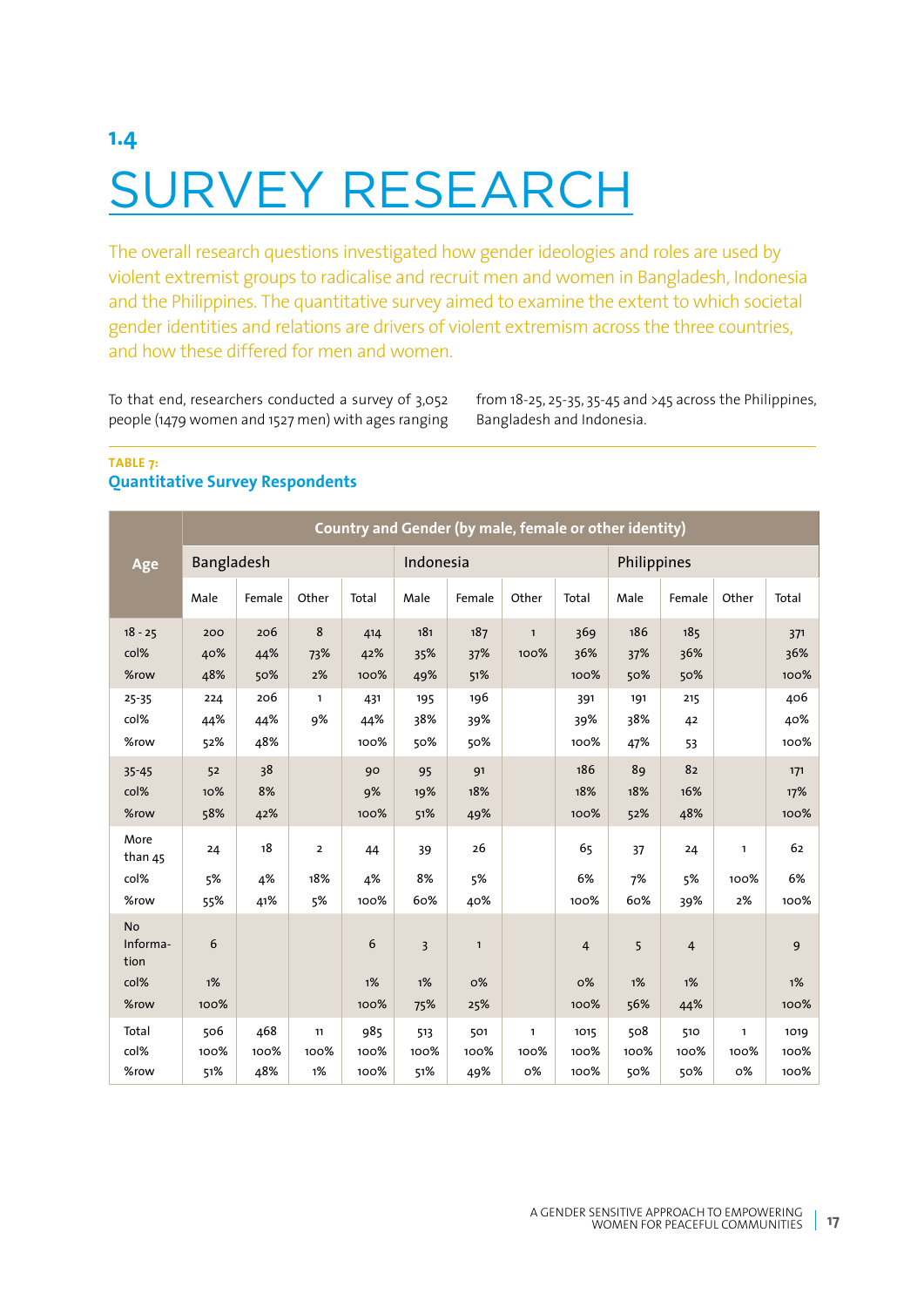## 1.4

# SURVEY RESEARCH

The overall research questions investigated how gender ideologies and roles are used by violent extremist groups to radicalise and recruit men and women in Bangladesh, Indonesia and the Philippines. The quantitative survey aimed to examine the extent to which societal gender identities and relations are drivers of violent extremism across the three countries, and how these differed for men and women.

To that end, researchers conducted a survey of 3,052 people (1479 women and 1527 men) with ages ranging from 18-25, 25-35, 35-45 and >45 across the Philippines, Bangladesh and Indonesia.

**TABLE 7:**
**Quantitative Survey Respondents**

| Age | Country and Gender (by male, female or other identity) | | | | | | | | | | | |
|---|---|---|---|---|---|---|---|---|---|---|---|---|
| | Bangladesh | | | | Indonesia | | | | Philippines | | | |
| | Male | Female | Other | Total | Male | Female | Other | Total | Male | Female | Other | Total |
| 18 - 25 | 200 | 206 | 8 | 414 | 181 | 187 | 1 | 369 | 186 | 185 | | 371 |
| col% | 40% | 44% | 73% | 42% | 35% | 37% | 100% | 36% | 37% | 36% | | 36% |
| %row | 48% | 50% | 2% | 100% | 49% | 51% | | 100% | 50% | 50% | | 100% |
| 25-35 | 224 | 206 | 1 | 431 | 195 | 196 | | 391 | 191 | 215 | | 406 |
| col% | 44% | 44% | 9% | 44% | 38% | 39% | | 39% | 38% | 42 | | 40% |
| %row | 52% | 48% | | 100% | 50% | 50% | | 100% | 47% | 53 | | 100% |
| 35-45 | 52 | 38 | | 90 | 95 | 91 | | 186 | 89 | 82 | | 171 |
| col% | 10% | 8% | | 9% | 19% | 18% | | 18% | 18% | 16% | | 17% |
| %row | 58% | 42% | | 100% | 51% | 49% | | 100% | 52% | 48% | | 100% |
| More than 45 | 24 | 18 | 2 | 44 | 39 | 26 | | 65 | 37 | 24 | 1 | 62 |
| col% | 5% | 4% | 18% | 4% | 8% | 5% | | 6% | 7% | 5% | 100% | 6% |
| %row | 55% | 41% | 5% | 100% | 60% | 40% | | 100% | 60% | 39% | 2% | 100% |
| No Information | 6 | | | 6 | 3 | 1 | | 4 | 5 | 4 | | 9 |
| col% | 1% | | | 1% | 1% | 0% | | 0% | 1% | 1% | | 1% |
| %row | 100% | | | 100% | 75% | 25% | | 100% | 56% | 44% | | 100% |
| Total | 506 | 468 | 11 | 985 | 513 | 501 | 1 | 1015 | 508 | 510 | 1 | 1019 |
| col% | 100% | 100% | 100% | 100% | 100% | 100% | 100% | 100% | 100% | 100% | 100% | 100% |
| %row | 51% | 48% | 1% | 100% | 51% | 49% | 0% | 100% | 50% | 50% | 0% | 100% |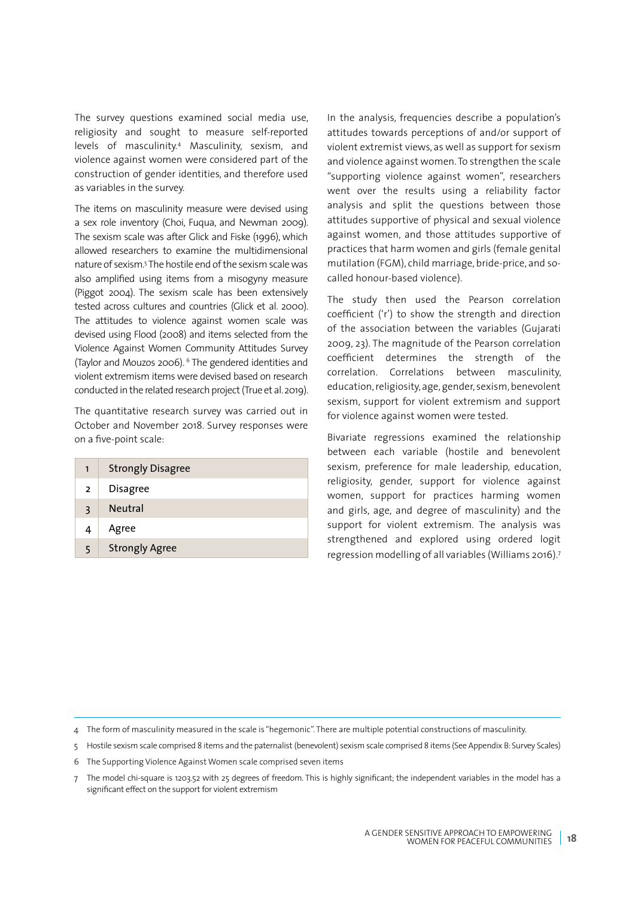The survey questions examined social media use, religiosity and sought to measure self-reported levels of masculinity.[4] Masculinity, sexism, and violence against women were considered part of the construction of gender identities, and therefore used as variables in the survey.

The items on masculinity measure were devised using a sex role inventory (Choi, Fuqua, and Newman 2009). The sexism scale was after Glick and Fiske (1996), which allowed researchers to examine the multidimensional nature of sexism.[5] The hostile end of the sexism scale was also amplified using items from a misogyny measure (Piggot 2004). The sexism scale has been extensively tested across cultures and countries (Glick et al. 2000). The attitudes to violence against women scale was devised using Flood (2008) and items selected from the Violence Against Women Community Attitudes Survey (Taylor and Mouzos 2006). [6] The gendered identities and violent extremism items were devised based on research conducted in the related research project (True et al. 2019).

The quantitative research survey was carried out in October and November 2018. Survey responses were on a five-point scale:

| | |
|---|---|
| 1 | Strongly Disagree |
| 2 | Disagree |
| 3 | Neutral |
| 4 | Agree |
| 5 | Strongly Agree |

In the analysis, frequencies describe a population's attitudes towards perceptions of and/or support of violent extremist views, as well as support for sexism and violence against women. To strengthen the scale "supporting violence against women", researchers went over the results using a reliability factor analysis and split the questions between those attitudes supportive of physical and sexual violence against women, and those attitudes supportive of practices that harm women and girls (female genital mutilation (FGM), child marriage, bride-price, and so-called honour-based violence).

The study then used the Pearson correlation coefficient ('r') to show the strength and direction of the association between the variables (Gujarati 2009, 23). The magnitude of the Pearson correlation coefficient determines the strength of the correlation. Correlations between masculinity, education, religiosity, age, gender, sexism, benevolent sexism, support for violent extremism and support for violence against women were tested.

Bivariate regressions examined the relationship between each variable (hostile and benevolent sexism, preference for male leadership, education, religiosity, gender, support for violence against women, support for practices harming women and girls, age, and degree of masculinity) and the support for violent extremism. The analysis was strengthened and explored using ordered logit regression modelling of all variables (Williams 2016).[7]

---

4 The form of masculinity measured in the scale is "hegemonic". There are multiple potential constructions of masculinity.

5 Hostile sexism scale comprised 8 items and the paternalist (benevolent) sexism scale comprised 8 items (See Appendix B: Survey Scales)

6 The Supporting Violence Against Women scale comprised seven items

7 The model chi-square is 1203.52 with 25 degrees of freedom. This is highly significant; the independent variables in the model has a significant effect on the support for violent extremism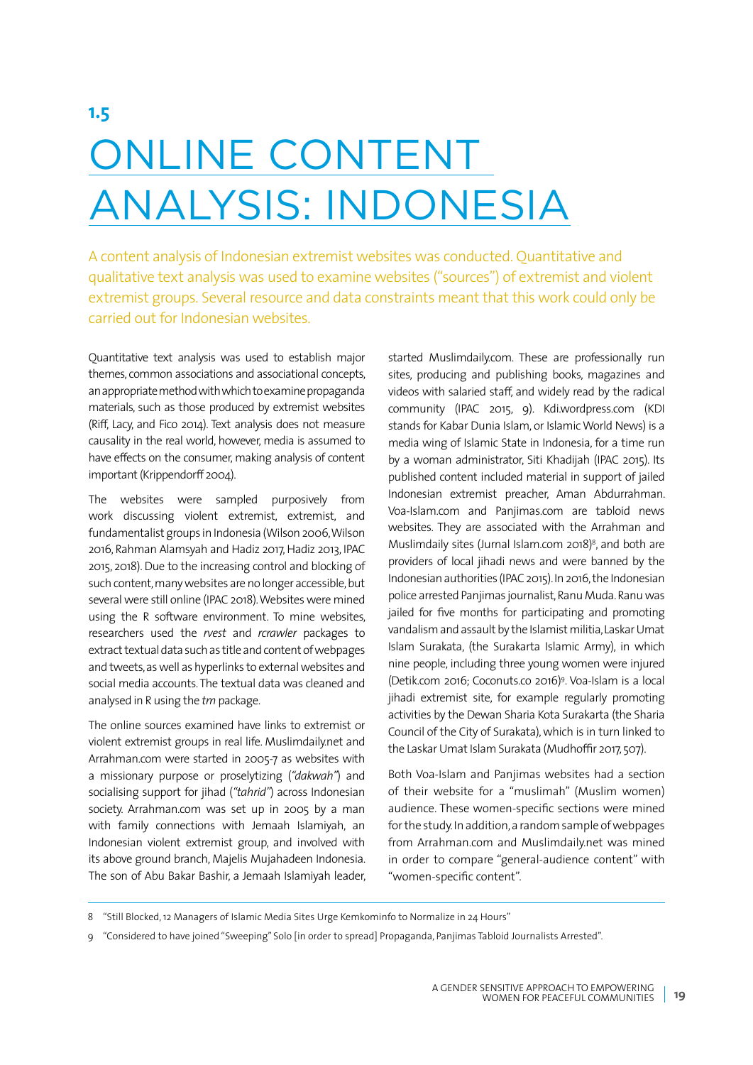**1.5**

# ONLINE CONTENT ANALYSIS: INDONESIA

A content analysis of Indonesian extremist websites was conducted. Quantitative and qualitative text analysis was used to examine websites ("sources") of extremist and violent extremist groups. Several resource and data constraints meant that this work could only be carried out for Indonesian websites.

Quantitative text analysis was used to establish major themes, common associations and associational concepts, an appropriate method with which to examine propaganda materials, such as those produced by extremist websites (Riff, Lacy, and Fico 2014). Text analysis does not measure causality in the real world, however, media is assumed to have effects on the consumer, making analysis of content important (Krippendorff 2004).

The websites were sampled purposively from work discussing violent extremist, extremist, and fundamentalist groups in Indonesia (Wilson 2006, Wilson 2016, Rahman Alamsyah and Hadiz 2017, Hadiz 2013, IPAC 2015, 2018). Due to the increasing control and blocking of such content, many websites are no longer accessible, but several were still online (IPAC 2018). Websites were mined using the R software environment. To mine websites, researchers used the *rvest* and *rcrawler* packages to extract textual data such as title and content of webpages and tweets, as well as hyperlinks to external websites and social media accounts. The textual data was cleaned and analysed in R using the *tm* package.

The online sources examined have links to extremist or violent extremist groups in real life. Muslimdaily.net and Arrahman.com were started in 2005-7 as websites with a missionary purpose or proselytizing (*"dakwah"*) and socialising support for jihad (*"tahrid"*) across Indonesian society. Arrahman.com was set up in 2005 by a man with family connections with Jemaah Islamiyah, an Indonesian violent extremist group, and involved with its above ground branch, Majelis Mujahadeen Indonesia. The son of Abu Bakar Bashir, a Jemaah Islamiyah leader, started Muslimdaily.com. These are professionally run sites, producing and publishing books, magazines and videos with salaried staff, and widely read by the radical community (IPAC 2015, 9). Kdi.wordpress.com (KDI stands for Kabar Dunia Islam, or Islamic World News) is a media wing of Islamic State in Indonesia, for a time run by a woman administrator, Siti Khadijah (IPAC 2015). Its published content included material in support of jailed Indonesian extremist preacher, Aman Abdurrahman. Voa-Islam.com and Panjimas.com are tabloid news websites. They are associated with the Arrahman and Muslimdaily sites (Jurnal Islam.com 2018)[8], and both are providers of local jihadi news and were banned by the Indonesian authorities (IPAC 2015). In 2016, the Indonesian police arrested Panjimas journalist, Ranu Muda. Ranu was jailed for five months for participating and promoting vandalism and assault by the Islamist militia, Laskar Umat Islam Surakata, (the Surakarta Islamic Army), in which nine people, including three young women were injured (Detik.com 2016; Coconuts.co 2016)[9]. Voa-Islam is a local jihadi extremist site, for example regularly promoting activities by the Dewan Sharia Kota Surakarta (the Sharia Council of the City of Surakarta), which is in turn linked to the Laskar Umat Islam Surakata (Mudhoffir 2017, 507).

Both Voa-Islam and Panjimas websites had a section of their website for a "muslimah" (Muslim women) audience. These women-specific sections were mined for the study. In addition, a random sample of webpages from Arrahman.com and Muslimdaily.net was mined in order to compare "general-audience content" with "women-specific content".

---

8 "Still Blocked, 12 Managers of Islamic Media Sites Urge Kemkominfo to Normalize in 24 Hours"

9 "Considered to have joined "Sweeping" Solo [in order to spread] Propaganda, Panjimas Tabloid Journalists Arrested".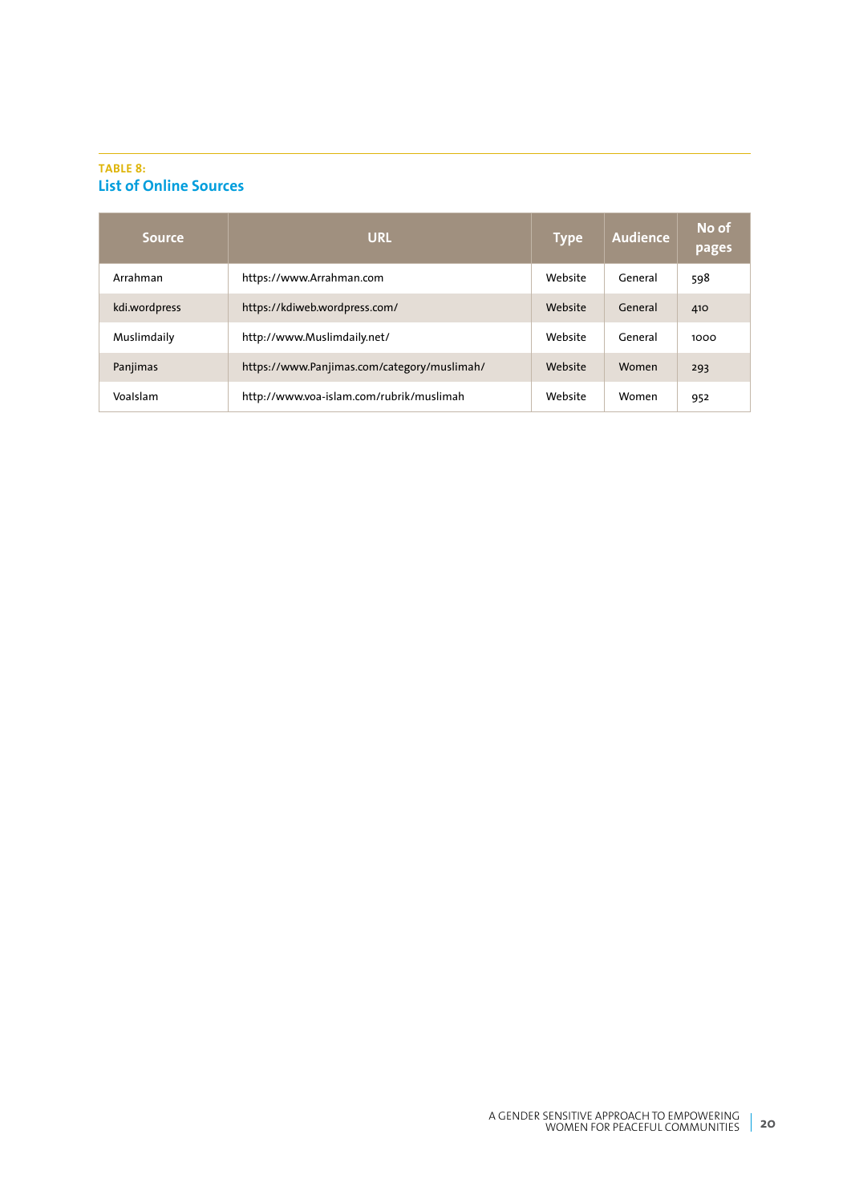**TABLE 8:**
**List of Online Sources**

| Source | URL | Type | Audience | No of pages |
|---|---|---|---|---|
| Arrahman | https://www.Arrahman.com | Website | General | 598 |
| kdi.wordpress | https://kdiweb.wordpress.com/ | Website | General | 410 |
| Muslimdaily | http://www.Muslimdaily.net/ | Website | General | 1000 |
| Panjimas | https://www.Panjimas.com/category/muslimah/ | Website | Women | 293 |
| VoaIslam | http://www.voa-islam.com/rubrik/muslimah | Website | Women | 952 |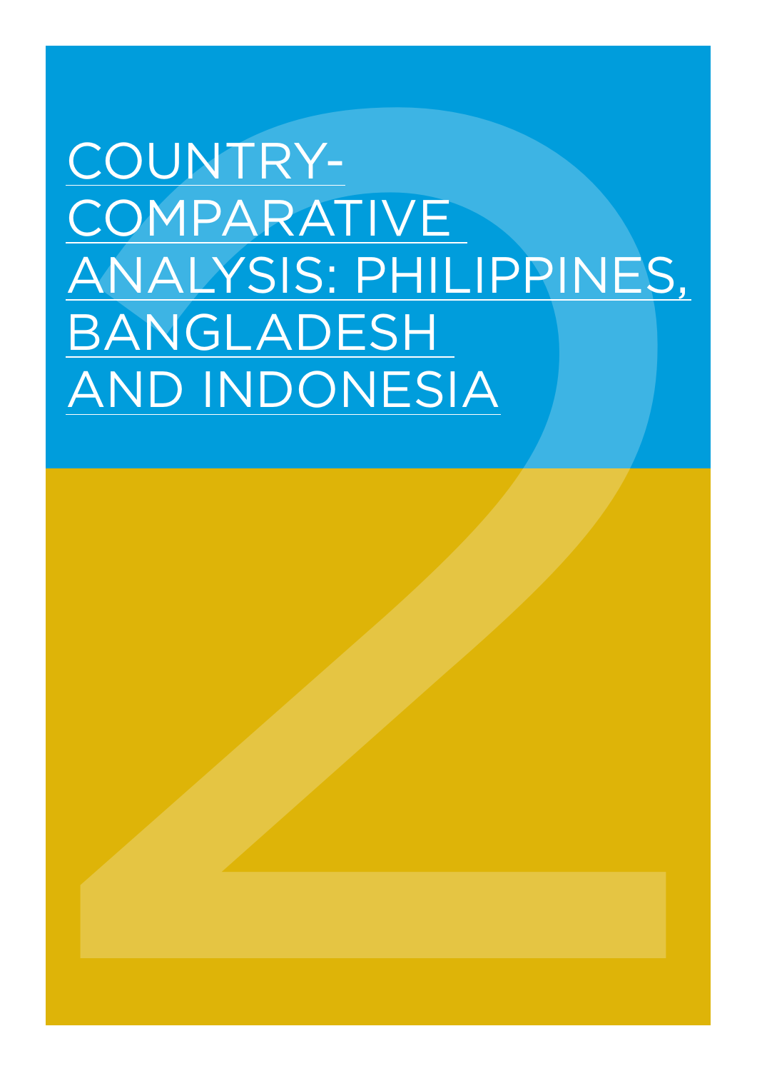# COUNTRY-COMPARATIVE ANALYSIS: PHILIPPINES, BANGLADESH AND INDONESIA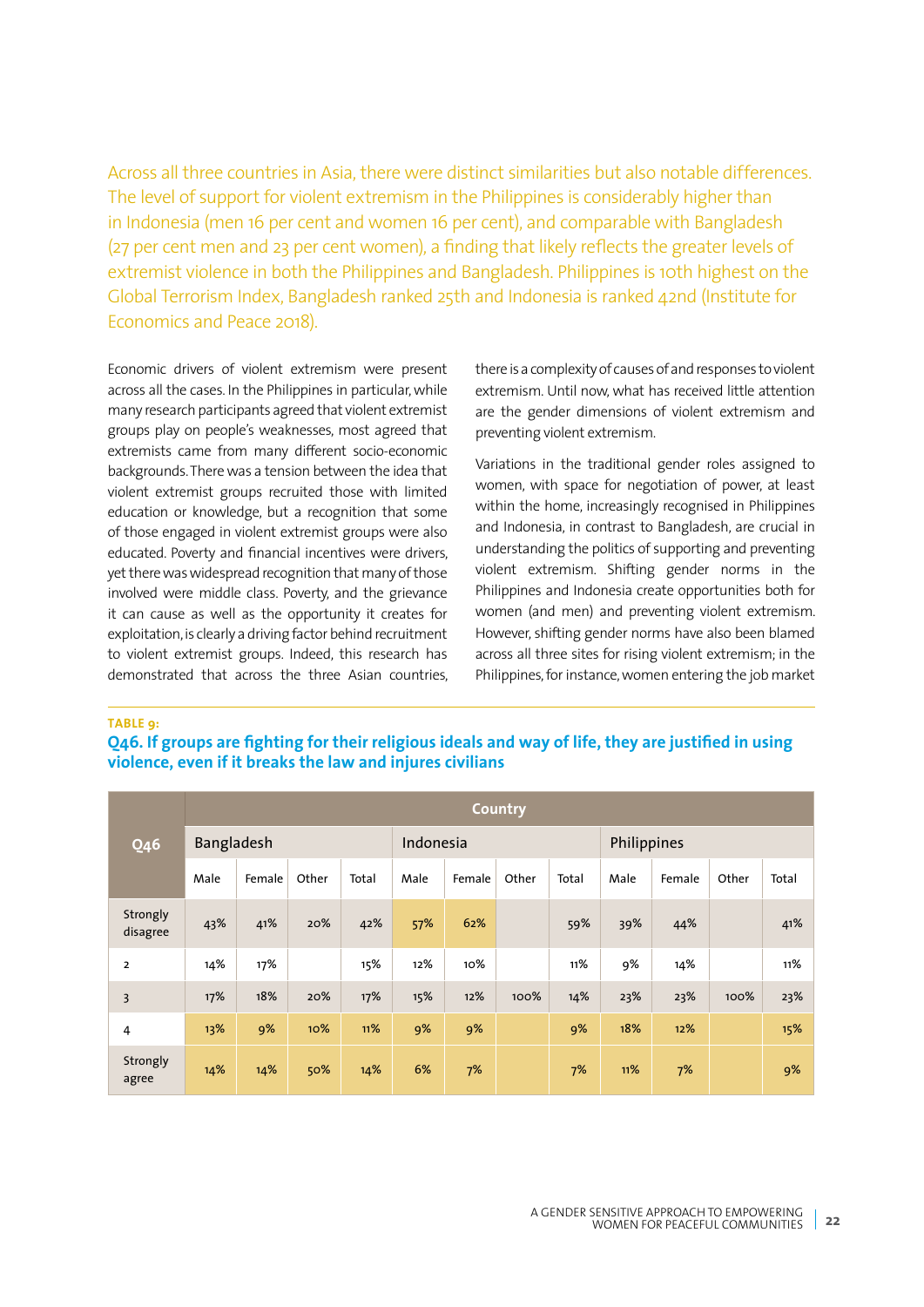Across all three countries in Asia, there were distinct similarities but also notable differences. The level of support for violent extremism in the Philippines is considerably higher than in Indonesia (men 16 per cent and women 16 per cent), and comparable with Bangladesh (27 per cent men and 23 per cent women), a finding that likely reflects the greater levels of extremist violence in both the Philippines and Bangladesh. Philippines is 10th highest on the Global Terrorism Index, Bangladesh ranked 25th and Indonesia is ranked 42nd (Institute for Economics and Peace 2018).

Economic drivers of violent extremism were present across all the cases. In the Philippines in particular, while many research participants agreed that violent extremist groups play on people's weaknesses, most agreed that extremists came from many different socio-economic backgrounds. There was a tension between the idea that violent extremist groups recruited those with limited education or knowledge, but a recognition that some of those engaged in violent extremist groups were also educated. Poverty and financial incentives were drivers, yet there was widespread recognition that many of those involved were middle class. Poverty, and the grievance it can cause as well as the opportunity it creates for exploitation, is clearly a driving factor behind recruitment to violent extremist groups. Indeed, this research has demonstrated that across the three Asian countries, there is a complexity of causes of and responses to violent extremism. Until now, what has received little attention are the gender dimensions of violent extremism and preventing violent extremism.

Variations in the traditional gender roles assigned to women, with space for negotiation of power, at least within the home, increasingly recognised in Philippines and Indonesia, in contrast to Bangladesh, are crucial in understanding the politics of supporting and preventing violent extremism. Shifting gender norms in the Philippines and Indonesia create opportunities both for women (and men) and preventing violent extremism. However, shifting gender norms have also been blamed across all three sites for rising violent extremism; in the Philippines, for instance, women entering the job market

**TABLE 9:**

**Q46. If groups are fighting for their religious ideals and way of life, they are justified in using violence, even if it breaks the law and injures civilians**

| Q46 | Country | | | | | | | | | | | |
|---|---|---|---|---|---|---|---|---|---|---|---|---|
| | Bangladesh | | | | Indonesia | | | | Philippines | | | |
| | Male | Female | Other | Total | Male | Female | Other | Total | Male | Female | Other | Total |
| Strongly disagree | 43% | 41% | 20% | 42% | 57% | 62% | | 59% | 39% | 44% | | 41% |
| 2 | 14% | 17% | | 15% | 12% | 10% | | 11% | 9% | 14% | | 11% |
| 3 | 17% | 18% | 20% | 17% | 15% | 12% | 100% | 14% | 23% | 23% | 100% | 23% |
| 4 | 13% | 9% | 10% | 11% | 9% | 9% | | 9% | 18% | 12% | | 15% |
| Strongly agree | 14% | 14% | 50% | 14% | 6% | 7% | | 7% | 11% | 7% | | 9% |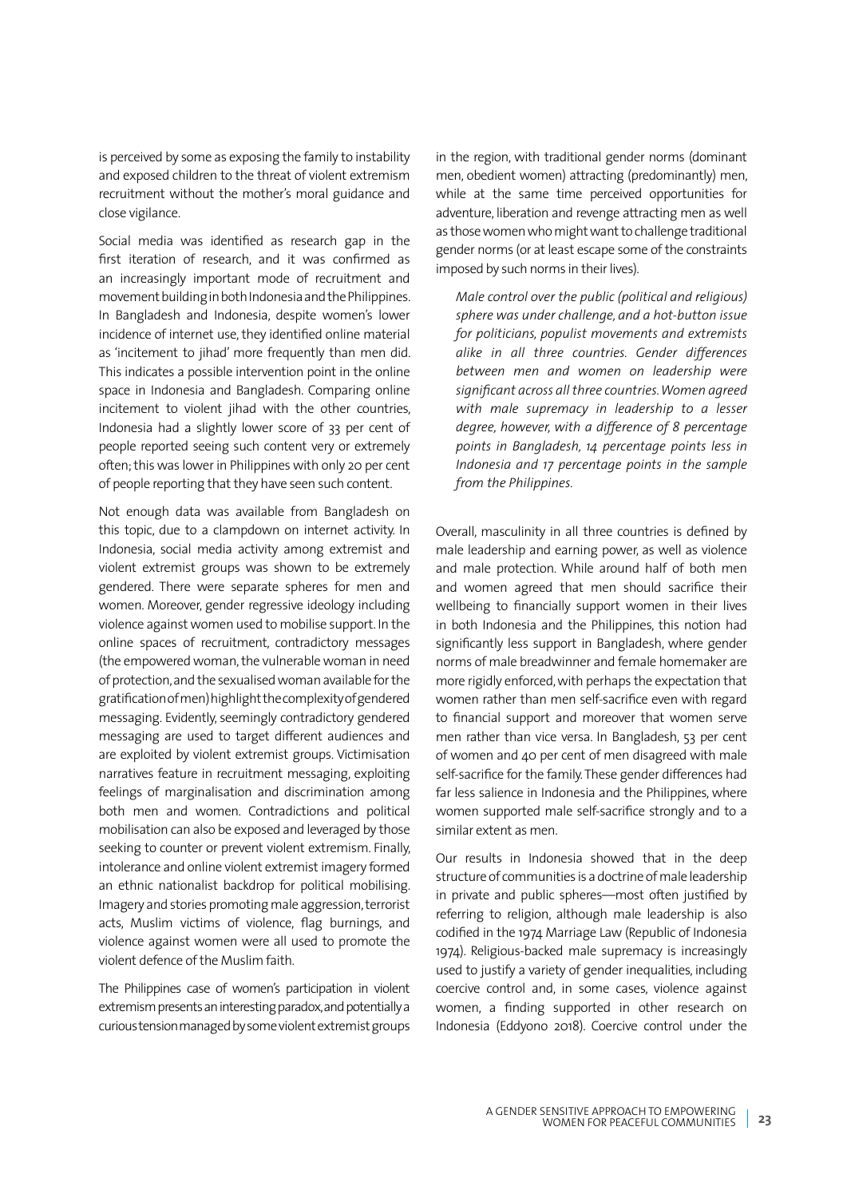is perceived by some as exposing the family to instability and exposed children to the threat of violent extremism recruitment without the mother's moral guidance and close vigilance.

Social media was identified as research gap in the first iteration of research, and it was confirmed as an increasingly important mode of recruitment and movement building in both Indonesia and the Philippines. In Bangladesh and Indonesia, despite women's lower incidence of internet use, they identified online material as 'incitement to jihad' more frequently than men did. This indicates a possible intervention point in the online space in Indonesia and Bangladesh. Comparing online incitement to violent jihad with the other countries, Indonesia had a slightly lower score of 33 per cent of people reported seeing such content very or extremely often; this was lower in Philippines with only 20 per cent of people reporting that they have seen such content.

Not enough data was available from Bangladesh on this topic, due to a clampdown on internet activity. In Indonesia, social media activity among extremist and violent extremist groups was shown to be extremely gendered. There were separate spheres for men and women. Moreover, gender regressive ideology including violence against women used to mobilise support. In the online spaces of recruitment, contradictory messages (the empowered woman, the vulnerable woman in need of protection, and the sexualised woman available for the gratification of men) highlight the complexity of gendered messaging. Evidently, seemingly contradictory gendered messaging are used to target different audiences and are exploited by violent extremist groups. Victimisation narratives feature in recruitment messaging, exploiting feelings of marginalisation and discrimination among both men and women. Contradictions and political mobilisation can also be exposed and leveraged by those seeking to counter or prevent violent extremism. Finally, intolerance and online violent extremist imagery formed an ethnic nationalist backdrop for political mobilising. Imagery and stories promoting male aggression, terrorist acts, Muslim victims of violence, flag burnings, and violence against women were all used to promote the violent defence of the Muslim faith.

The Philippines case of women's participation in violent extremism presents an interesting paradox, and potentially a curious tension managed by some violent extremist groups in the region, with traditional gender norms (dominant men, obedient women) attracting (predominantly) men, while at the same time perceived opportunities for adventure, liberation and revenge attracting men as well as those women who might want to challenge traditional gender norms (or at least escape some of the constraints imposed by such norms in their lives).

> *Male control over the public (political and religious) sphere was under challenge, and a hot-button issue for politicians, populist movements and extremists alike in all three countries. Gender differences between men and women on leadership were significant across all three countries. Women agreed with male supremacy in leadership to a lesser degree, however, with a difference of 8 percentage points in Bangladesh, 14 percentage points less in Indonesia and 17 percentage points in the sample from the Philippines.*

Overall, masculinity in all three countries is defined by male leadership and earning power, as well as violence and male protection. While around half of both men and women agreed that men should sacrifice their wellbeing to financially support women in their lives in both Indonesia and the Philippines, this notion had significantly less support in Bangladesh, where gender norms of male breadwinner and female homemaker are more rigidly enforced, with perhaps the expectation that women rather than men self-sacrifice even with regard to financial support and moreover that women serve men rather than vice versa. In Bangladesh, 53 per cent of women and 40 per cent of men disagreed with male self-sacrifice for the family. These gender differences had far less salience in Indonesia and the Philippines, where women supported male self-sacrifice strongly and to a similar extent as men.

Our results in Indonesia showed that in the deep structure of communities is a doctrine of male leadership in private and public spheres—most often justified by referring to religion, although male leadership is also codified in the 1974 Marriage Law (Republic of Indonesia 1974). Religious-backed male supremacy is increasingly used to justify a variety of gender inequalities, including coercive control and, in some cases, violence against women, a finding supported in other research on Indonesia (Eddyono 2018). Coercive control under the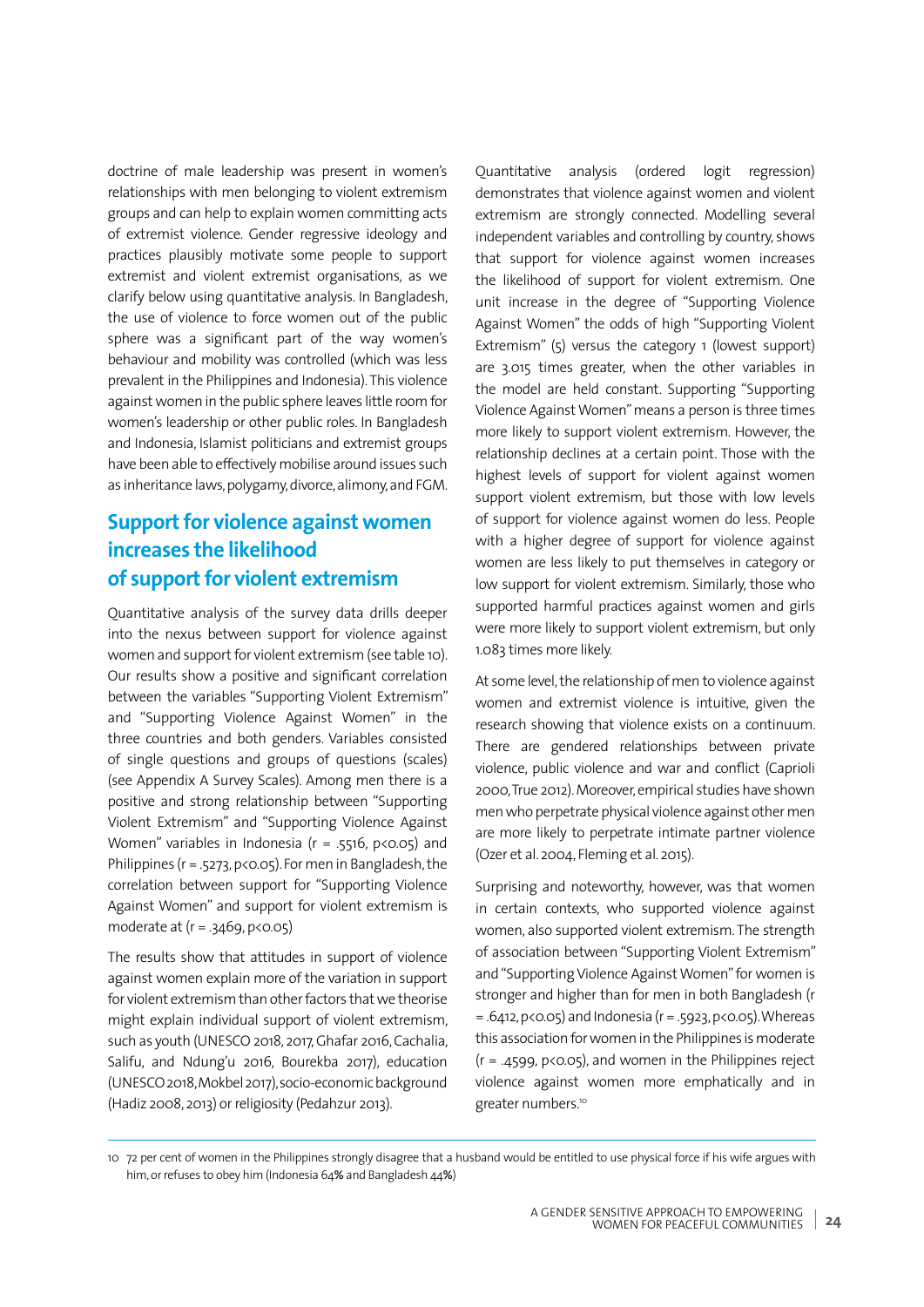doctrine of male leadership was present in women's relationships with men belonging to violent extremism groups and can help to explain women committing acts of extremist violence. Gender regressive ideology and practices plausibly motivate some people to support extremist and violent extremist organisations, as we clarify below using quantitative analysis. In Bangladesh, the use of violence to force women out of the public sphere was a significant part of the way women's behaviour and mobility was controlled (which was less prevalent in the Philippines and Indonesia). This violence against women in the public sphere leaves little room for women's leadership or other public roles. In Bangladesh and Indonesia, Islamist politicians and extremist groups have been able to effectively mobilise around issues such as inheritance laws, polygamy, divorce, alimony, and FGM.

## Support for violence against women increases the likelihood of support for violent extremism

Quantitative analysis of the survey data drills deeper into the nexus between support for violence against women and support for violent extremism (see table 10). Our results show a positive and significant correlation between the variables "Supporting Violent Extremism" and "Supporting Violence Against Women" in the three countries and both genders. Variables consisted of single questions and groups of questions (scales) (see Appendix A Survey Scales). Among men there is a positive and strong relationship between "Supporting Violent Extremism" and "Supporting Violence Against Women" variables in Indonesia ($r = .5516$, $p<0.05$) and Philippines ($r = .5273$, $p<0.05$). For men in Bangladesh, the correlation between support for "Supporting Violence Against Women" and support for violent extremism is moderate at ($r = .3469$, $p<0.05$)

The results show that attitudes in support of violence against women explain more of the variation in support for violent extremism than other factors that we theorise might explain individual support of violent extremism, such as youth (UNESCO 2018, 2017, Ghafar 2016, Cachalia, Salifu, and Ndung'u 2016, Bourekba 2017), education (UNESCO 2018, Mokbel 2017), socio-economic background (Hadiz 2008, 2013) or religiosity (Pedahzur 2013).

Quantitative analysis (ordered logit regression) demonstrates that violence against women and violent extremism are strongly connected. Modelling several independent variables and controlling by country, shows that support for violence against women increases the likelihood of support for violent extremism. One unit increase in the degree of "Supporting Violence Against Women" the odds of high "Supporting Violent Extremism" (5) versus the category 1 (lowest support) are 3.015 times greater, when the other variables in the model are held constant. Supporting "Supporting Violence Against Women" means a person is three times more likely to support violent extremism. However, the relationship declines at a certain point. Those with the highest levels of support for violent against women support violent extremism, but those with low levels of support for violence against women do less. People with a higher degree of support for violence against women are less likely to put themselves in category or low support for violent extremism. Similarly, those who supported harmful practices against women and girls were more likely to support violent extremism, but only 1.083 times more likely.

At some level, the relationship of men to violence against women and extremist violence is intuitive, given the research showing that violence exists on a continuum. There are gendered relationships between private violence, public violence and war and conflict (Caprioli 2000, True 2012). Moreover, empirical studies have shown men who perpetrate physical violence against other men are more likely to perpetrate intimate partner violence (Ozer et al. 2004, Fleming et al. 2015).

Surprising and noteworthy, however, was that women in certain contexts, who supported violence against women, also supported violent extremism. The strength of association between "Supporting Violent Extremism" and "Supporting Violence Against Women" for women is stronger and higher than for men in both Bangladesh ($r = .6412$, $p<0.05$) and Indonesia ($r = .5923$, $p<0.05$). Whereas this association for women in the Philippines is moderate ($r = .4599$, $p<0.05$), and women in the Philippines reject violence against women more emphatically and in greater numbers.[10]

---

10 72 per cent of women in the Philippines strongly disagree that a husband would be entitled to use physical force if his wife argues with him, or refuses to obey him (Indonesia 64% and Bangladesh 44%)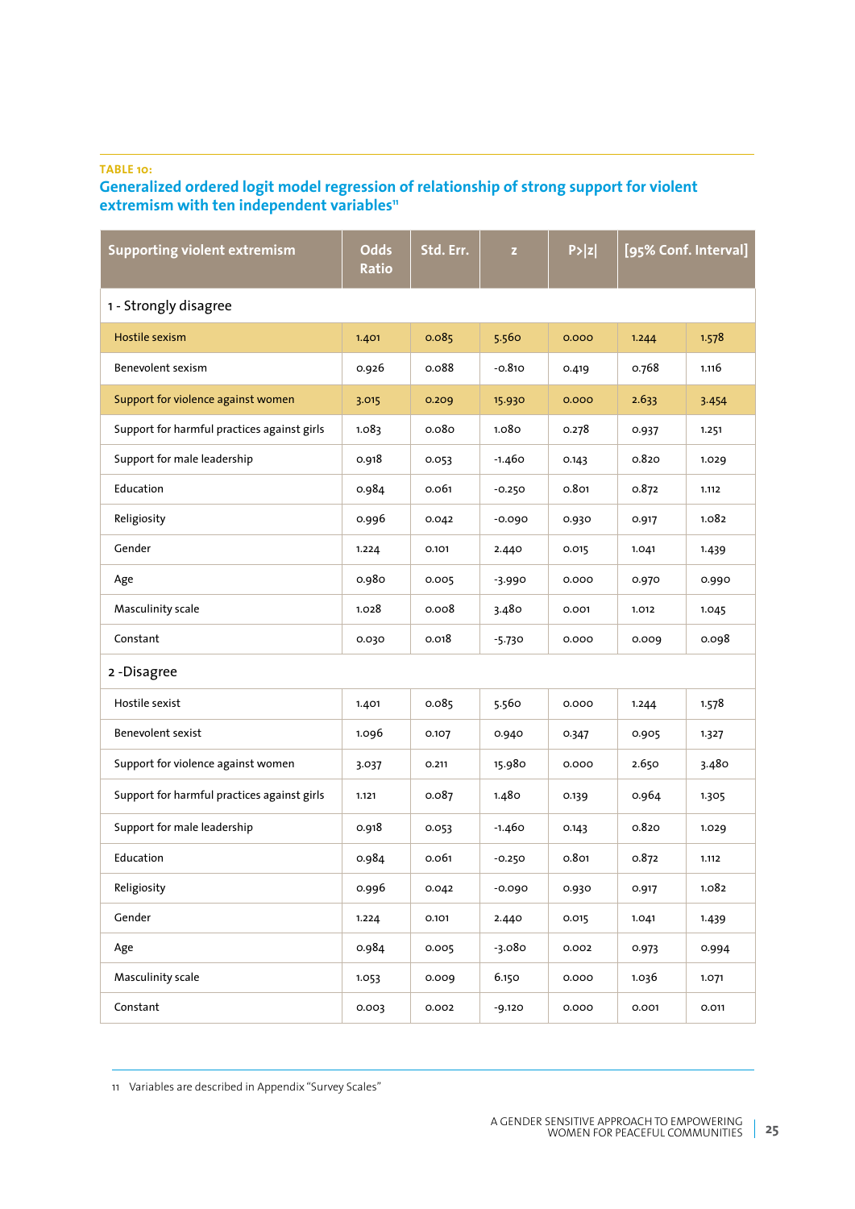**TABLE 10:**

## Generalized ordered logit model regression of relationship of strong support for violent extremism with ten independent variables[11]

| Supporting violent extremism | Odds Ratio | Std. Err. | z | P>\|z\| | [95% Conf. Interval] | |
|---|---|---|---|---|---|---|
| 1 - Strongly disagree | | | | | | |
| Hostile sexism | 1.401 | 0.085 | 5.560 | 0.000 | 1.244 | 1.578 |
| Benevolent sexism | 0.926 | 0.088 | -0.810 | 0.419 | 0.768 | 1.116 |
| Support for violence against women | 3.015 | 0.209 | 15.930 | 0.000 | 2.633 | 3.454 |
| Support for harmful practices against girls | 1.083 | 0.080 | 1.080 | 0.278 | 0.937 | 1.251 |
| Support for male leadership | 0.918 | 0.053 | -1.460 | 0.143 | 0.820 | 1.029 |
| Education | 0.984 | 0.061 | -0.250 | 0.801 | 0.872 | 1.112 |
| Religiosity | 0.996 | 0.042 | -0.090 | 0.930 | 0.917 | 1.082 |
| Gender | 1.224 | 0.101 | 2.440 | 0.015 | 1.041 | 1.439 |
| Age | 0.980 | 0.005 | -3.990 | 0.000 | 0.970 | 0.990 |
| Masculinity scale | 1.028 | 0.008 | 3.480 | 0.001 | 1.012 | 1.045 |
| Constant | 0.030 | 0.018 | -5.730 | 0.000 | 0.009 | 0.098 |
| 2 -Disagree | | | | | | |
| Hostile sexist | 1.401 | 0.085 | 5.560 | 0.000 | 1.244 | 1.578 |
| Benevolent sexist | 1.096 | 0.107 | 0.940 | 0.347 | 0.905 | 1.327 |
| Support for violence against women | 3.037 | 0.211 | 15.980 | 0.000 | 2.650 | 3.480 |
| Support for harmful practices against girls | 1.121 | 0.087 | 1.480 | 0.139 | 0.964 | 1.305 |
| Support for male leadership | 0.918 | 0.053 | -1.460 | 0.143 | 0.820 | 1.029 |
| Education | 0.984 | 0.061 | -0.250 | 0.801 | 0.872 | 1.112 |
| Religiosity | 0.996 | 0.042 | -0.090 | 0.930 | 0.917 | 1.082 |
| Gender | 1.224 | 0.101 | 2.440 | 0.015 | 1.041 | 1.439 |
| Age | 0.984 | 0.005 | -3.080 | 0.002 | 0.973 | 0.994 |
| Masculinity scale | 1.053 | 0.009 | 6.150 | 0.000 | 1.036 | 1.071 |
| Constant | 0.003 | 0.002 | -9.120 | 0.000 | 0.001 | 0.011 |

11 Variables are described in Appendix "Survey Scales"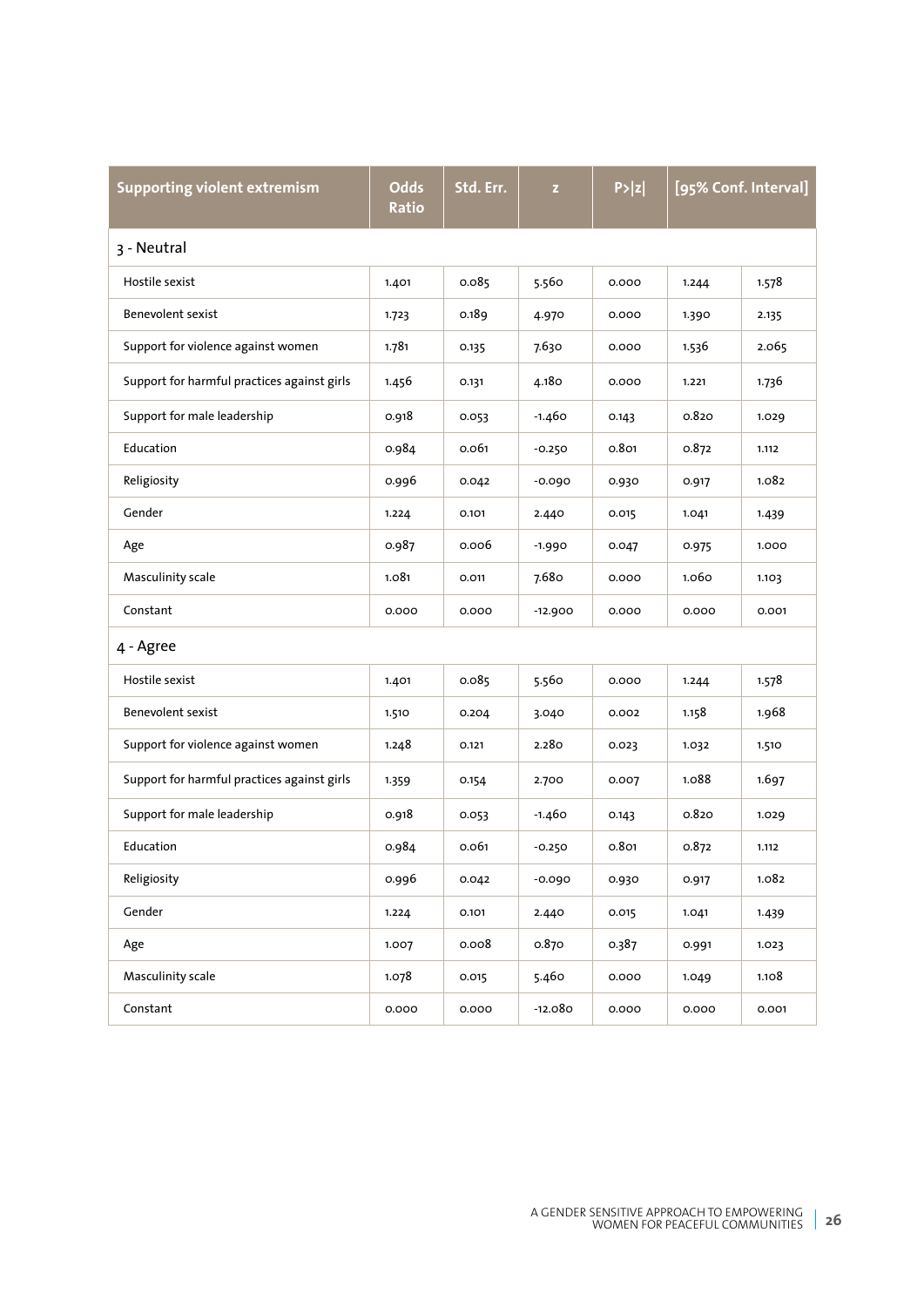| Supporting violent extremism | Odds Ratio | Std. Err. | z | P>\|z\| | [95% Conf. Interval] | |
|---|---|---|---|---|---|---|
| 3 - Neutral | | | | | | |
| Hostile sexist | 1.401 | 0.085 | 5.560 | 0.000 | 1.244 | 1.578 |
| Benevolent sexist | 1.723 | 0.189 | 4.970 | 0.000 | 1.390 | 2.135 |
| Support for violence against women | 1.781 | 0.135 | 7.630 | 0.000 | 1.536 | 2.065 |
| Support for harmful practices against girls | 1.456 | 0.131 | 4.180 | 0.000 | 1.221 | 1.736 |
| Support for male leadership | 0.918 | 0.053 | -1.460 | 0.143 | 0.820 | 1.029 |
| Education | 0.984 | 0.061 | -0.250 | 0.801 | 0.872 | 1.112 |
| Religiosity | 0.996 | 0.042 | -0.090 | 0.930 | 0.917 | 1.082 |
| Gender | 1.224 | 0.101 | 2.440 | 0.015 | 1.041 | 1.439 |
| Age | 0.987 | 0.006 | -1.990 | 0.047 | 0.975 | 1.000 |
| Masculinity scale | 1.081 | 0.011 | 7.680 | 0.000 | 1.060 | 1.103 |
| Constant | 0.000 | 0.000 | -12.900 | 0.000 | 0.000 | 0.001 |
| 4 - Agree | | | | | | |
| Hostile sexist | 1.401 | 0.085 | 5.560 | 0.000 | 1.244 | 1.578 |
| Benevolent sexist | 1.510 | 0.204 | 3.040 | 0.002 | 1.158 | 1.968 |
| Support for violence against women | 1.248 | 0.121 | 2.280 | 0.023 | 1.032 | 1.510 |
| Support for harmful practices against girls | 1.359 | 0.154 | 2.700 | 0.007 | 1.088 | 1.697 |
| Support for male leadership | 0.918 | 0.053 | -1.460 | 0.143 | 0.820 | 1.029 |
| Education | 0.984 | 0.061 | -0.250 | 0.801 | 0.872 | 1.112 |
| Religiosity | 0.996 | 0.042 | -0.090 | 0.930 | 0.917 | 1.082 |
| Gender | 1.224 | 0.101 | 2.440 | 0.015 | 1.041 | 1.439 |
| Age | 1.007 | 0.008 | 0.870 | 0.387 | 0.991 | 1.023 |
| Masculinity scale | 1.078 | 0.015 | 5.460 | 0.000 | 1.049 | 1.108 |
| Constant | 0.000 | 0.000 | -12.080 | 0.000 | 0.000 | 0.001 |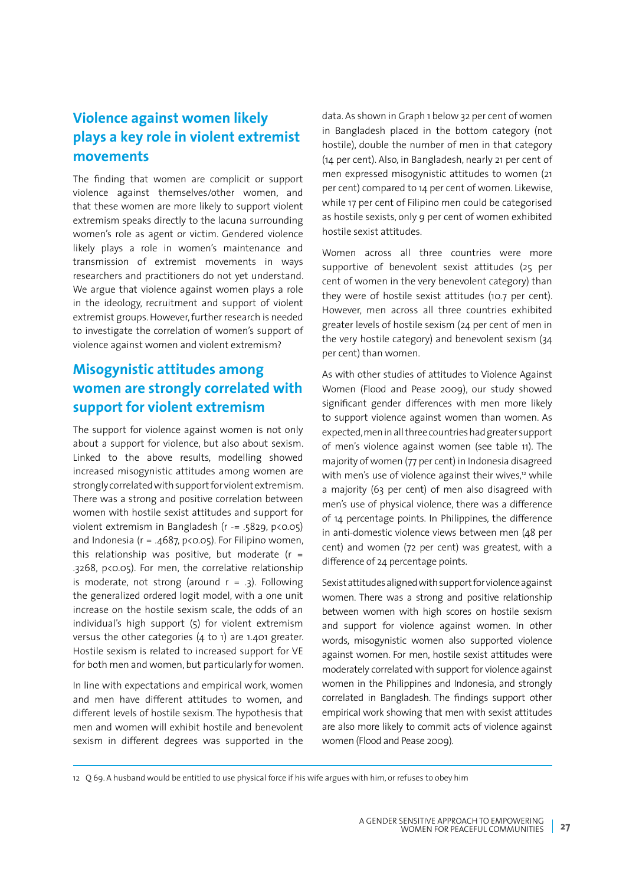## Violence against women likely plays a key role in violent extremist movements

The finding that women are complicit or support violence against themselves/other women, and that these women are more likely to support violent extremism speaks directly to the lacuna surrounding women's role as agent or victim. Gendered violence likely plays a role in women's maintenance and transmission of extremist movements in ways researchers and practitioners do not yet understand. We argue that violence against women plays a role in the ideology, recruitment and support of violent extremist groups. However, further research is needed to investigate the correlation of women's support of violence against women and violent extremism?

## Misogynistic attitudes among women are strongly correlated with support for violent extremism

The support for violence against women is not only about a support for violence, but also about sexism. Linked to the above results, modelling showed increased misogynistic attitudes among women are strongly correlated with support for violent extremism. There was a strong and positive correlation between women with hostile sexist attitudes and support for violent extremism in Bangladesh ($r$ -= .5829, $p<0.05$) and Indonesia ($r = .4687$, $p<0.05$). For Filipino women, this relationship was positive, but moderate ($r = .3268$, $p<0.05$). For men, the correlative relationship is moderate, not strong (around $r = .3$). Following the generalized ordered logit model, with a one unit increase on the hostile sexism scale, the odds of an individual's high support (5) for violent extremism versus the other categories (4 to 1) are 1.401 greater. Hostile sexism is related to increased support for VE for both men and women, but particularly for women.

In line with expectations and empirical work, women and men have different attitudes to women, and different levels of hostile sexism. The hypothesis that men and women will exhibit hostile and benevolent sexism in different degrees was supported in the data. As shown in Graph 1 below 32 per cent of women in Bangladesh placed in the bottom category (not hostile), double the number of men in that category (14 per cent). Also, in Bangladesh, nearly 21 per cent of men expressed misogynistic attitudes to women (21 per cent) compared to 14 per cent of women. Likewise, while 17 per cent of Filipino men could be categorised as hostile sexists, only 9 per cent of women exhibited hostile sexist attitudes.

Women across all three countries were more supportive of benevolent sexist attitudes (25 per cent of women in the very benevolent category) than they were of hostile sexist attitudes (10.7 per cent). However, men across all three countries exhibited greater levels of hostile sexism (24 per cent of men in the very hostile category) and benevolent sexism (34 per cent) than women.

As with other studies of attitudes to Violence Against Women (Flood and Pease 2009), our study showed significant gender differences with men more likely to support violence against women than women. As expected, men in all three countries had greater support of men's violence against women (see table 11). The majority of women (77 per cent) in Indonesia disagreed with men's use of violence against their wives,[12] while a majority (63 per cent) of men also disagreed with men's use of physical violence, there was a difference of 14 percentage points. In Philippines, the difference in anti-domestic violence views between men (48 per cent) and women (72 per cent) was greatest, with a difference of 24 percentage points.

Sexist attitudes aligned with support for violence against women. There was a strong and positive relationship between women with high scores on hostile sexism and support for violence against women. In other words, misogynistic women also supported violence against women. For men, hostile sexist attitudes were moderately correlated with support for violence against women in the Philippines and Indonesia, and strongly correlated in Bangladesh. The findings support other empirical work showing that men with sexist attitudes are also more likely to commit acts of violence against women (Flood and Pease 2009).

---

12 Q 69. A husband would be entitled to use physical force if his wife argues with him, or refuses to obey him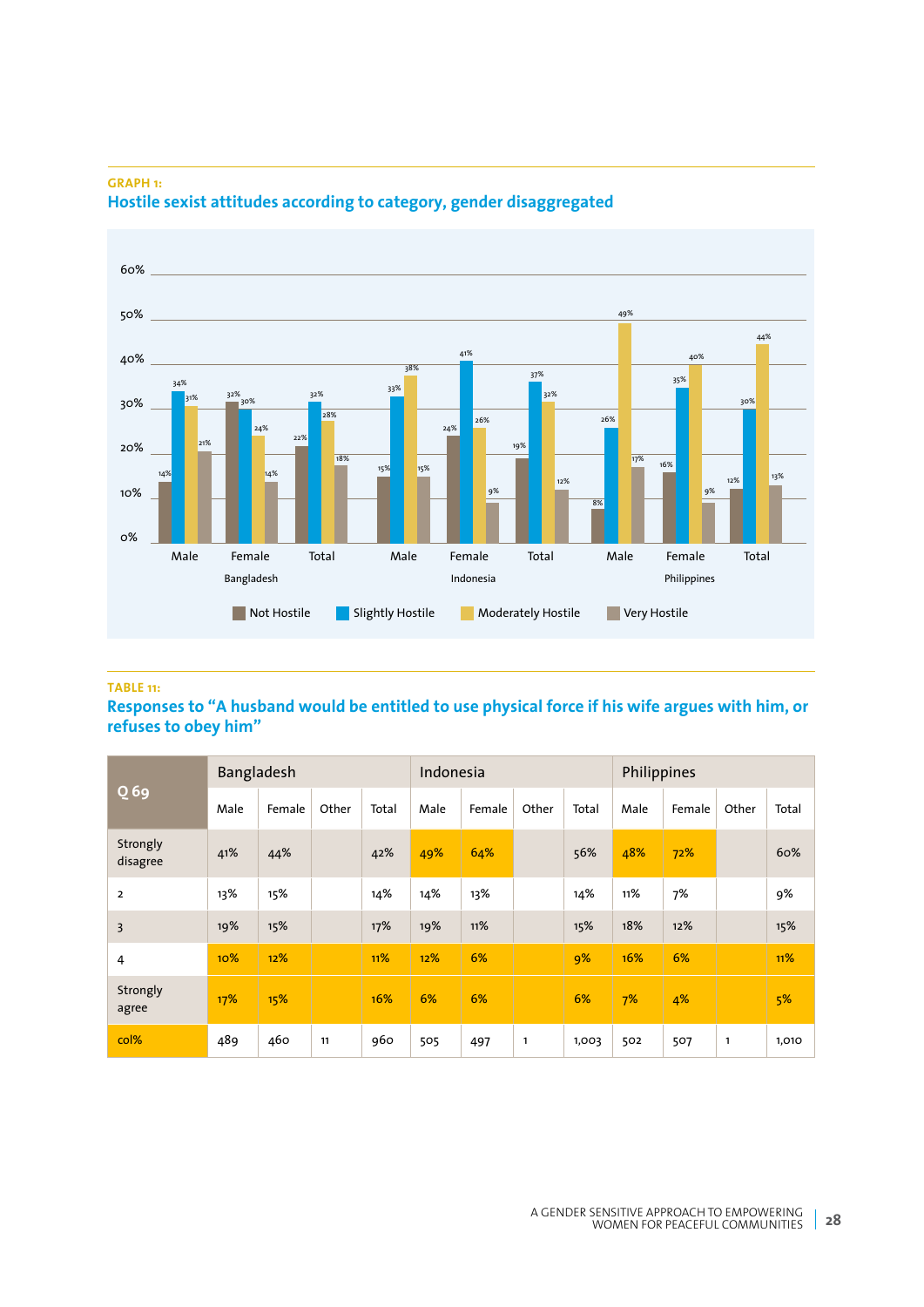**GRAPH 1:**

## Hostile sexist attitudes according to category, gender disaggregated

| Country | Category | Not Hostile | Slightly Hostile | Moderately Hostile | Very Hostile |
|---|---|---|---|---|---|
| Bangladesh | Male | 14% | 34% | 31% | 21% |
| | Female | 32% | 30% | 24% | 14% |
| | Total | 22% | 32% | 28% | 18% |
| Indonesia | Male | 15% | 33% | 38% | 15% |
| | Female | 24% | 41% | 26% | 9% |
| | Total | 19% | 37% | 32% | 12% |
| Philippines | Male | 8% | 26% | 49% | 17% |
| | Female | 16% | 35% | 40% | 9% |
| | Total | 12% | 30% | 44% | 13% |

**TABLE 11:**

## Responses to "A husband would be entitled to use physical force if his wife argues with him, or refuses to obey him"

| Q 69 | Bangladesh | | | | Indonesia | | | | Philippines | | | |
|---|---|---|---|---|---|---|---|---|---|---|---|---|
| | Male | Female | Other | Total | Male | Female | Other | Total | Male | Female | Other | Total |
| Strongly disagree | 41% | 44% | | 42% | 49% | 64% | | 56% | 48% | 72% | | 60% |
| 2 | 13% | 15% | | 14% | 14% | 13% | | 14% | 11% | 7% | | 9% |
| 3 | 19% | 15% | | 17% | 19% | 11% | | 15% | 18% | 12% | | 15% |
| 4 | 10% | 12% | | 11% | 12% | 6% | | 9% | 16% | 6% | | 11% |
| Strongly agree | 17% | 15% | | 16% | 6% | 6% | | 6% | 7% | 4% | | 5% |
| col% | 489 | 460 | 11 | 960 | 505 | 497 | 1 | 1,003 | 502 | 507 | 1 | 1,010 |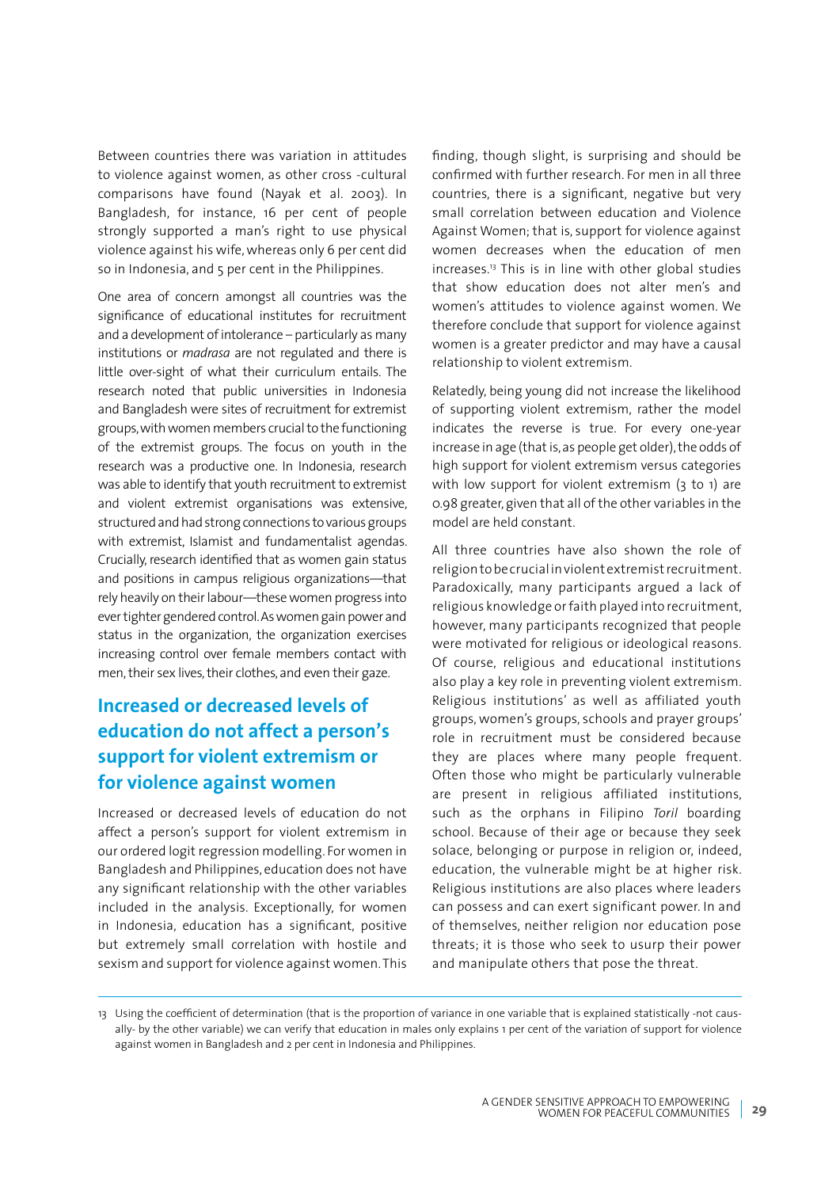Between countries there was variation in attitudes to violence against women, as other cross -cultural comparisons have found (Nayak et al. 2003). In Bangladesh, for instance, 16 per cent of people strongly supported a man's right to use physical violence against his wife, whereas only 6 per cent did so in Indonesia, and 5 per cent in the Philippines.

One area of concern amongst all countries was the significance of educational institutes for recruitment and a development of intolerance – particularly as many institutions or *madrasa* are not regulated and there is little over-sight of what their curriculum entails. The research noted that public universities in Indonesia and Bangladesh were sites of recruitment for extremist groups, with women members crucial to the functioning of the extremist groups. The focus on youth in the research was a productive one. In Indonesia, research was able to identify that youth recruitment to extremist and violent extremist organisations was extensive, structured and had strong connections to various groups with extremist, Islamist and fundamentalist agendas. Crucially, research identified that as women gain status and positions in campus religious organizations—that rely heavily on their labour—these women progress into ever tighter gendered control. As women gain power and status in the organization, the organization exercises increasing control over female members contact with men, their sex lives, their clothes, and even their gaze.

## Increased or decreased levels of education do not affect a person's support for violent extremism or for violence against women

Increased or decreased levels of education do not affect a person's support for violent extremism in our ordered logit regression modelling. For women in Bangladesh and Philippines, education does not have any significant relationship with the other variables included in the analysis. Exceptionally, for women in Indonesia, education has a significant, positive but extremely small correlation with hostile and sexism and support for violence against women. This finding, though slight, is surprising and should be confirmed with further research. For men in all three countries, there is a significant, negative but very small correlation between education and Violence Against Women; that is, support for violence against women decreases when the education of men increases.[13] This is in line with other global studies that show education does not alter men's and women's attitudes to violence against women. We therefore conclude that support for violence against women is a greater predictor and may have a causal relationship to violent extremism.

Relatedly, being young did not increase the likelihood of supporting violent extremism, rather the model indicates the reverse is true. For every one-year increase in age (that is, as people get older), the odds of high support for violent extremism versus categories with low support for violent extremism (3 to 1) are 0.98 greater, given that all of the other variables in the model are held constant.

All three countries have also shown the role of religion to be crucial in violent extremist recruitment. Paradoxically, many participants argued a lack of religious knowledge or faith played into recruitment, however, many participants recognized that people were motivated for religious or ideological reasons. Of course, religious and educational institutions also play a key role in preventing violent extremism. Religious institutions' as well as affiliated youth groups, women's groups, schools and prayer groups' role in recruitment must be considered because they are places where many people frequent. Often those who might be particularly vulnerable are present in religious affiliated institutions, such as the orphans in Filipino *Toril* boarding school. Because of their age or because they seek solace, belonging or purpose in religion or, indeed, education, the vulnerable might be at higher risk. Religious institutions are also places where leaders can possess and can exert significant power. In and of themselves, neither religion nor education pose threats; it is those who seek to usurp their power and manipulate others that pose the threat.

---

13 Using the coefficient of determination (that is the proportion of variance in one variable that is explained statistically -not causally- by the other variable) we can verify that education in males only explains 1 per cent of the variation of support for violence against women in Bangladesh and 2 per cent in Indonesia and Philippines.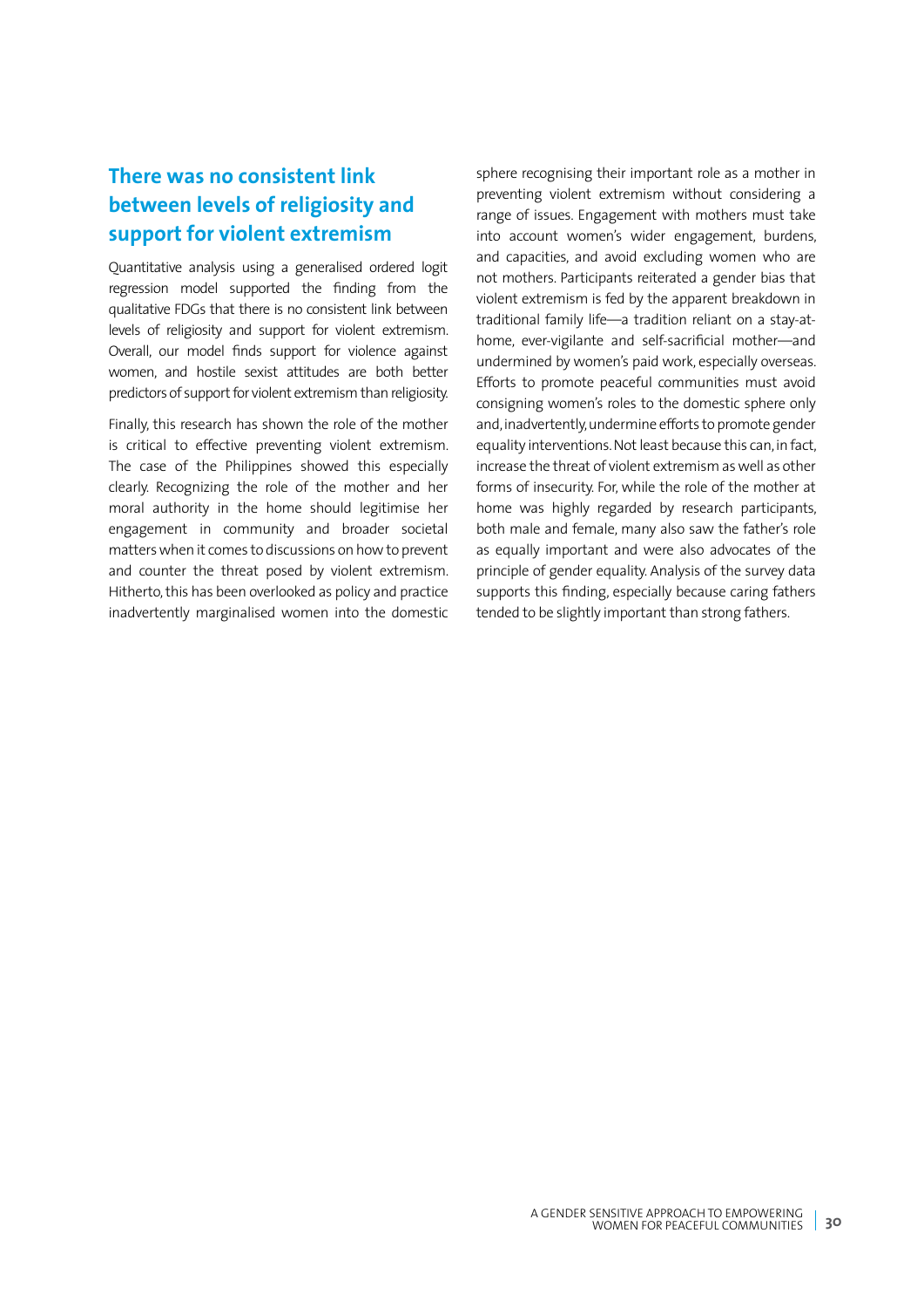## There was no consistent link between levels of religiosity and support for violent extremism

Quantitative analysis using a generalised ordered logit regression model supported the finding from the qualitative FDGs that there is no consistent link between levels of religiosity and support for violent extremism. Overall, our model finds support for violence against women, and hostile sexist attitudes are both better predictors of support for violent extremism than religiosity.

Finally, this research has shown the role of the mother is critical to effective preventing violent extremism. The case of the Philippines showed this especially clearly. Recognizing the role of the mother and her moral authority in the home should legitimise her engagement in community and broader societal matters when it comes to discussions on how to prevent and counter the threat posed by violent extremism. Hitherto, this has been overlooked as policy and practice inadvertently marginalised women into the domestic sphere recognising their important role as a mother in preventing violent extremism without considering a range of issues. Engagement with mothers must take into account women's wider engagement, burdens, and capacities, and avoid excluding women who are not mothers. Participants reiterated a gender bias that violent extremism is fed by the apparent breakdown in traditional family life—a tradition reliant on a stay-at-home, ever-vigilante and self-sacrificial mother—and undermined by women's paid work, especially overseas. Efforts to promote peaceful communities must avoid consigning women's roles to the domestic sphere only and, inadvertently, undermine efforts to promote gender equality interventions. Not least because this can, in fact, increase the threat of violent extremism as well as other forms of insecurity. For, while the role of the mother at home was highly regarded by research participants, both male and female, many also saw the father's role as equally important and were also advocates of the principle of gender equality. Analysis of the survey data supports this finding, especially because caring fathers tended to be slightly important than strong fathers.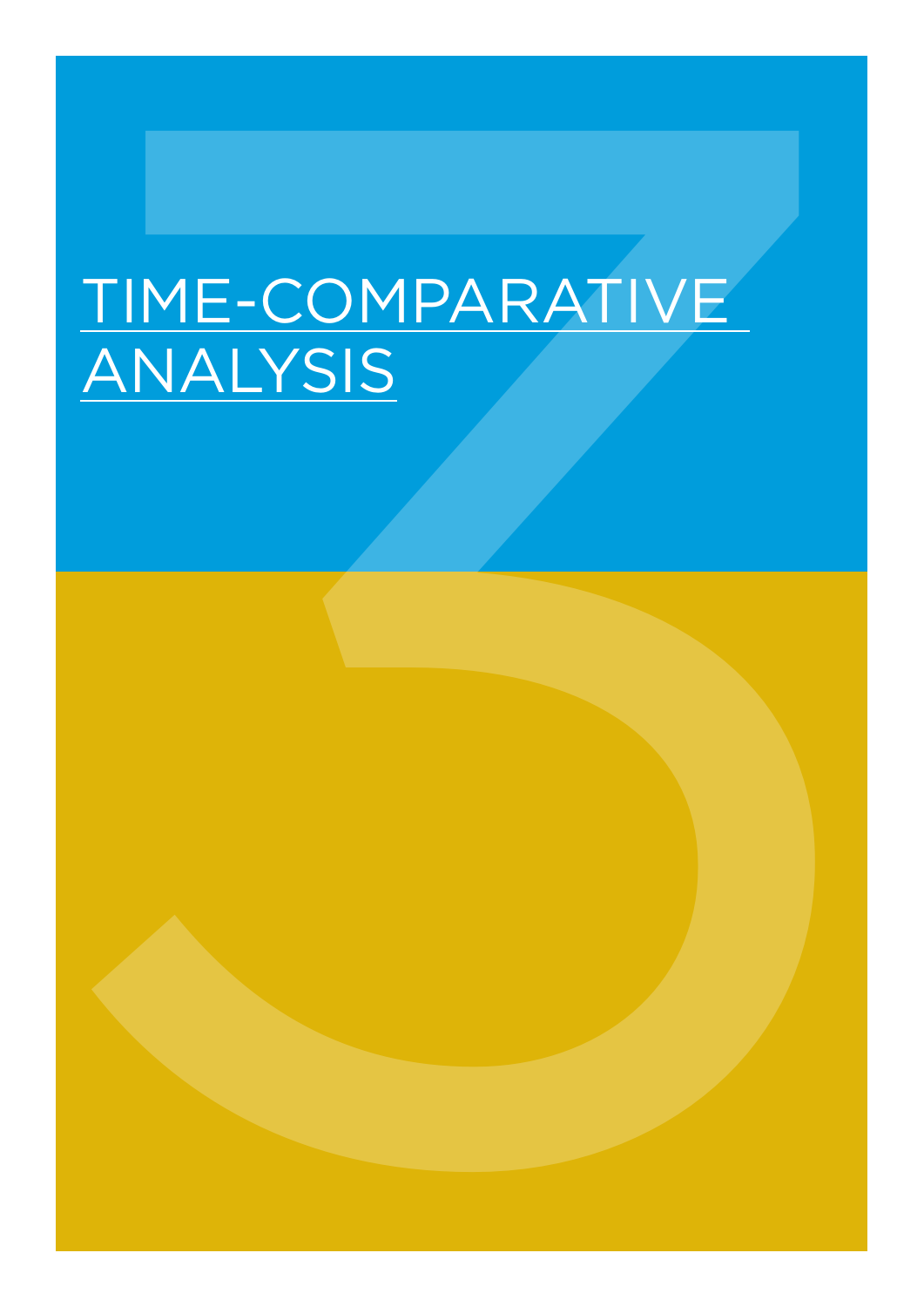# TIME-COMPARATIVE ANALYSIS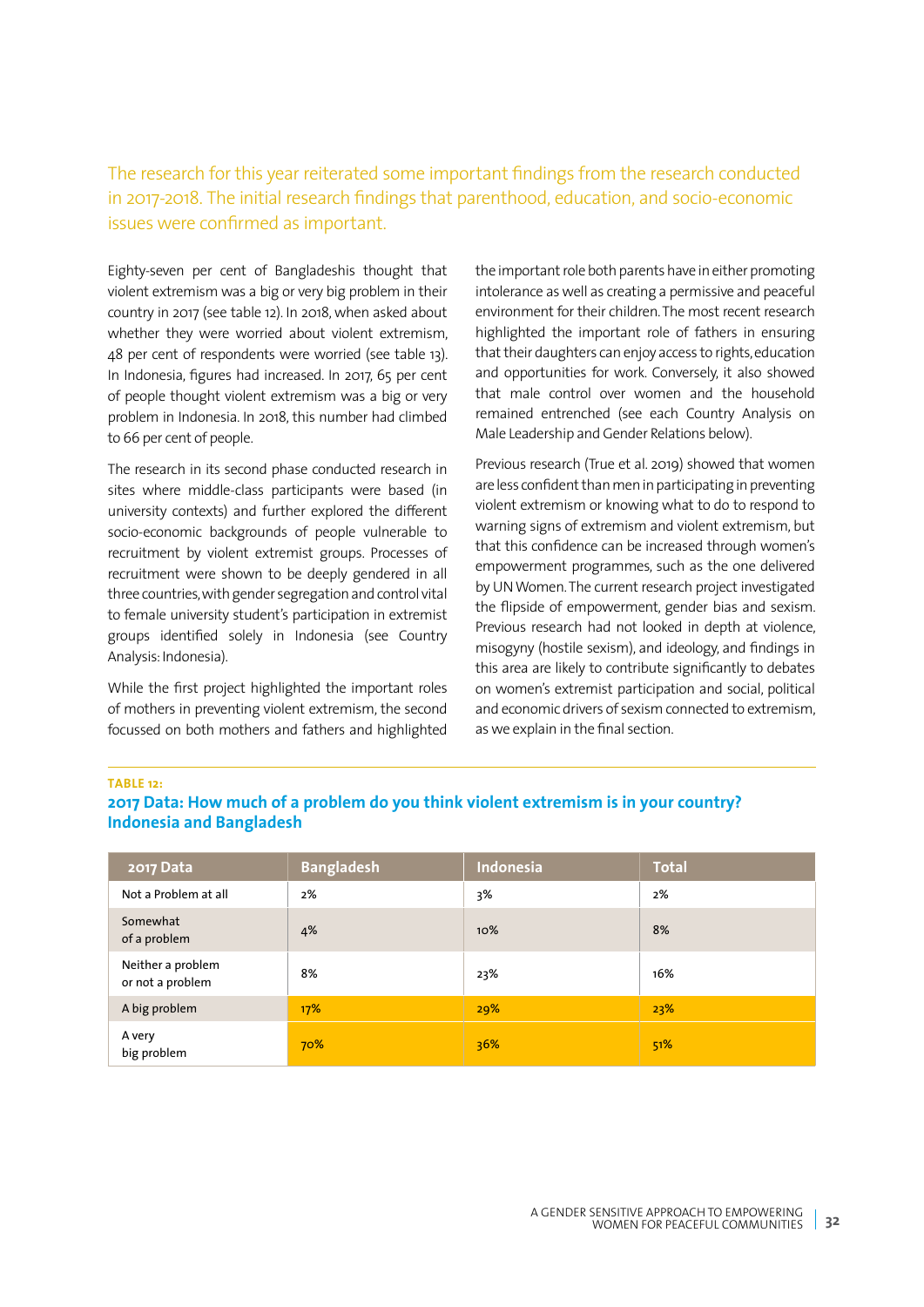The research for this year reiterated some important findings from the research conducted in 2017-2018. The initial research findings that parenthood, education, and socio-economic issues were confirmed as important.

Eighty-seven per cent of Bangladeshis thought that violent extremism was a big or very big problem in their country in 2017 (see table 12). In 2018, when asked about whether they were worried about violent extremism, 48 per cent of respondents were worried (see table 13). In Indonesia, figures had increased. In 2017, 65 per cent of people thought violent extremism was a big or very problem in Indonesia. In 2018, this number had climbed to 66 per cent of people.

The research in its second phase conducted research in sites where middle-class participants were based (in university contexts) and further explored the different socio-economic backgrounds of people vulnerable to recruitment by violent extremist groups. Processes of recruitment were shown to be deeply gendered in all three countries, with gender segregation and control vital to female university student's participation in extremist groups identified solely in Indonesia (see Country Analysis: Indonesia).

While the first project highlighted the important roles of mothers in preventing violent extremism, the second focussed on both mothers and fathers and highlighted the important role both parents have in either promoting intolerance as well as creating a permissive and peaceful environment for their children. The most recent research highlighted the important role of fathers in ensuring that their daughters can enjoy access to rights, education and opportunities for work. Conversely, it also showed that male control over women and the household remained entrenched (see each Country Analysis on Male Leadership and Gender Relations below).

Previous research (True et al. 2019) showed that women are less confident than men in participating in preventing violent extremism or knowing what to do to respond to warning signs of extremism and violent extremism, but that this confidence can be increased through women's empowerment programmes, such as the one delivered by UN Women. The current research project investigated the flipside of empowerment, gender bias and sexism. Previous research had not looked in depth at violence, misogyny (hostile sexism), and ideology, and findings in this area are likely to contribute significantly to debates on women's extremist participation and social, political and economic drivers of sexism connected to extremism, as we explain in the final section.

**TABLE 12:**

**2017 Data: How much of a problem do you think violent extremism is in your country? Indonesia and Bangladesh**

| 2017 Data | Bangladesh | Indonesia | Total |
|---|---|---|---|
| Not a Problem at all | 2% | 3% | 2% |
| Somewhat of a problem | 4% | 10% | 8% |
| Neither a problem or not a problem | 8% | 23% | 16% |
| A big problem | 17% | 29% | 23% |
| A very big problem | 70% | 36% | 51% |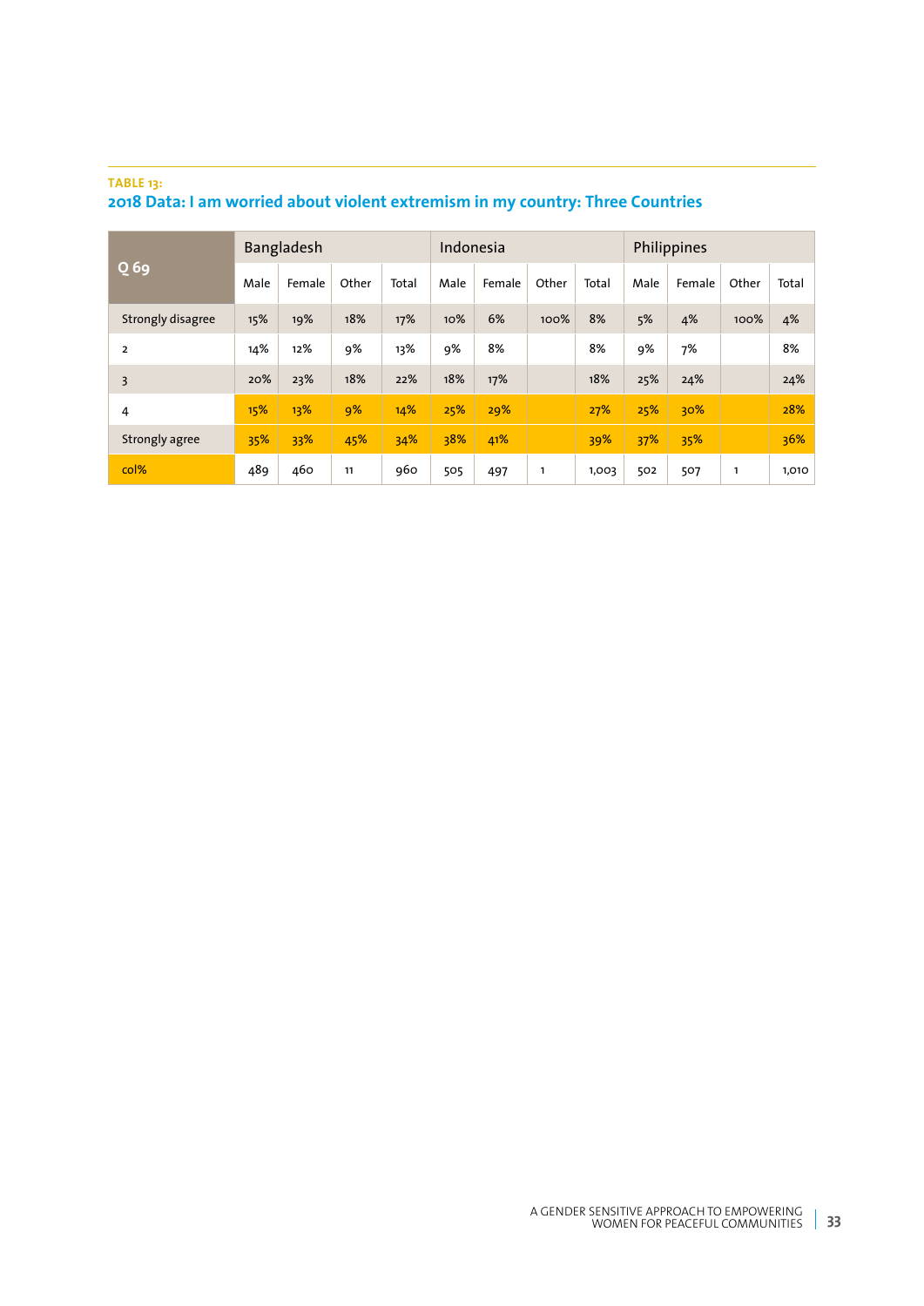**TABLE 13:**

## 2018 Data: I am worried about violent extremism in my country: Three Countries

| Q 69 | Bangladesh | | | | Indonesia | | | | Philippines | | | |
|---|---|---|---|---|---|---|---|---|---|---|---|---|
| | Male | Female | Other | Total | Male | Female | Other | Total | Male | Female | Other | Total |
| Strongly disagree | 15% | 19% | 18% | 17% | 10% | 6% | 100% | 8% | 5% | 4% | 100% | 4% |
| 2 | 14% | 12% | 9% | 13% | 9% | 8% | | 8% | 9% | 7% | | 8% |
| 3 | 20% | 23% | 18% | 22% | 18% | 17% | | 18% | 25% | 24% | | 24% |
| 4 | 15% | 13% | 9% | 14% | 25% | 29% | | 27% | 25% | 30% | | 28% |
| Strongly agree | 35% | 33% | 45% | 34% | 38% | 41% | | 39% | 37% | 35% | | 36% |
| col% | 489 | 460 | 11 | 960 | 505 | 497 | 1 | 1,003 | 502 | 507 | 1 | 1,010 |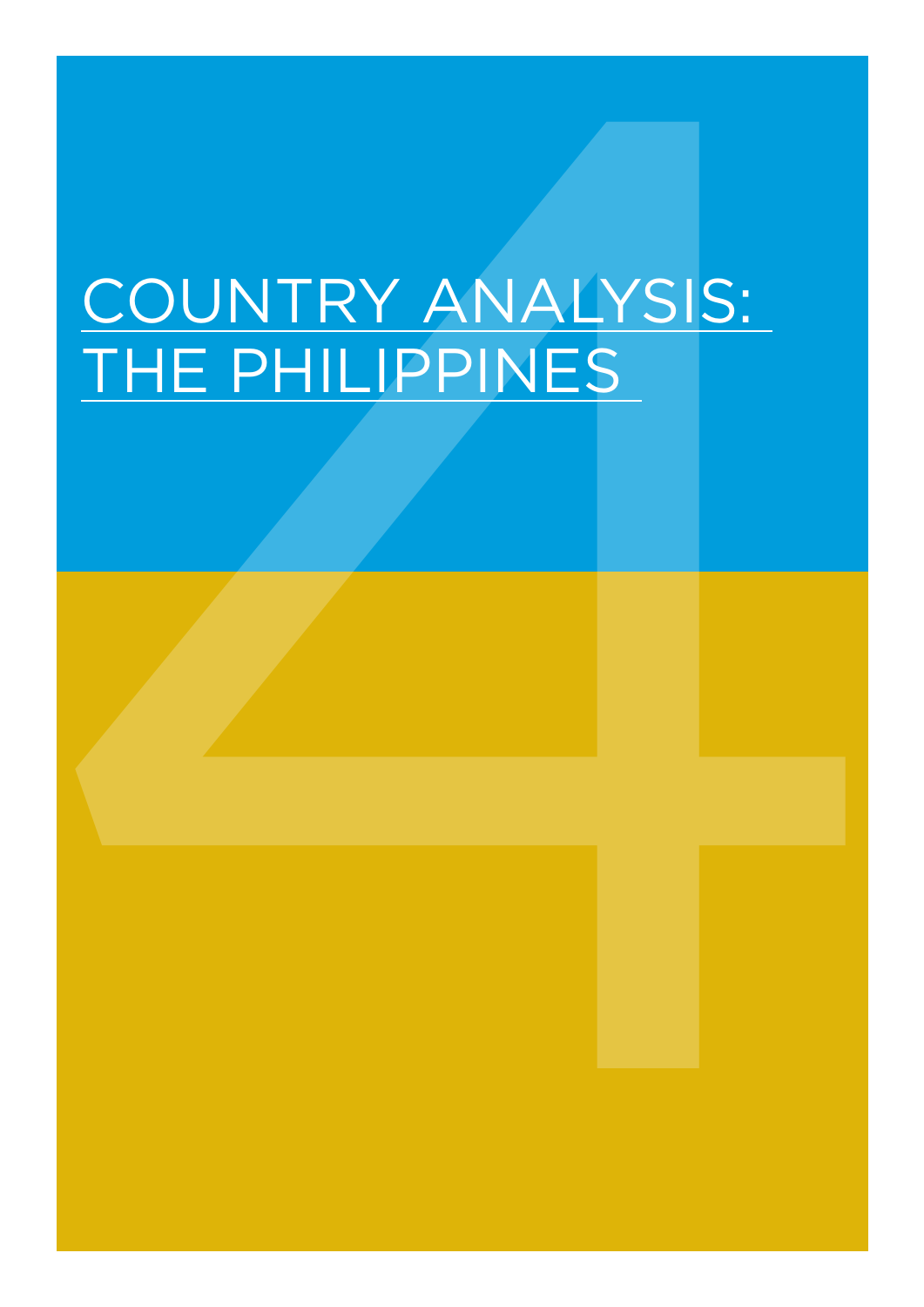# COUNTRY ANALYSIS: THE PHILIPPINES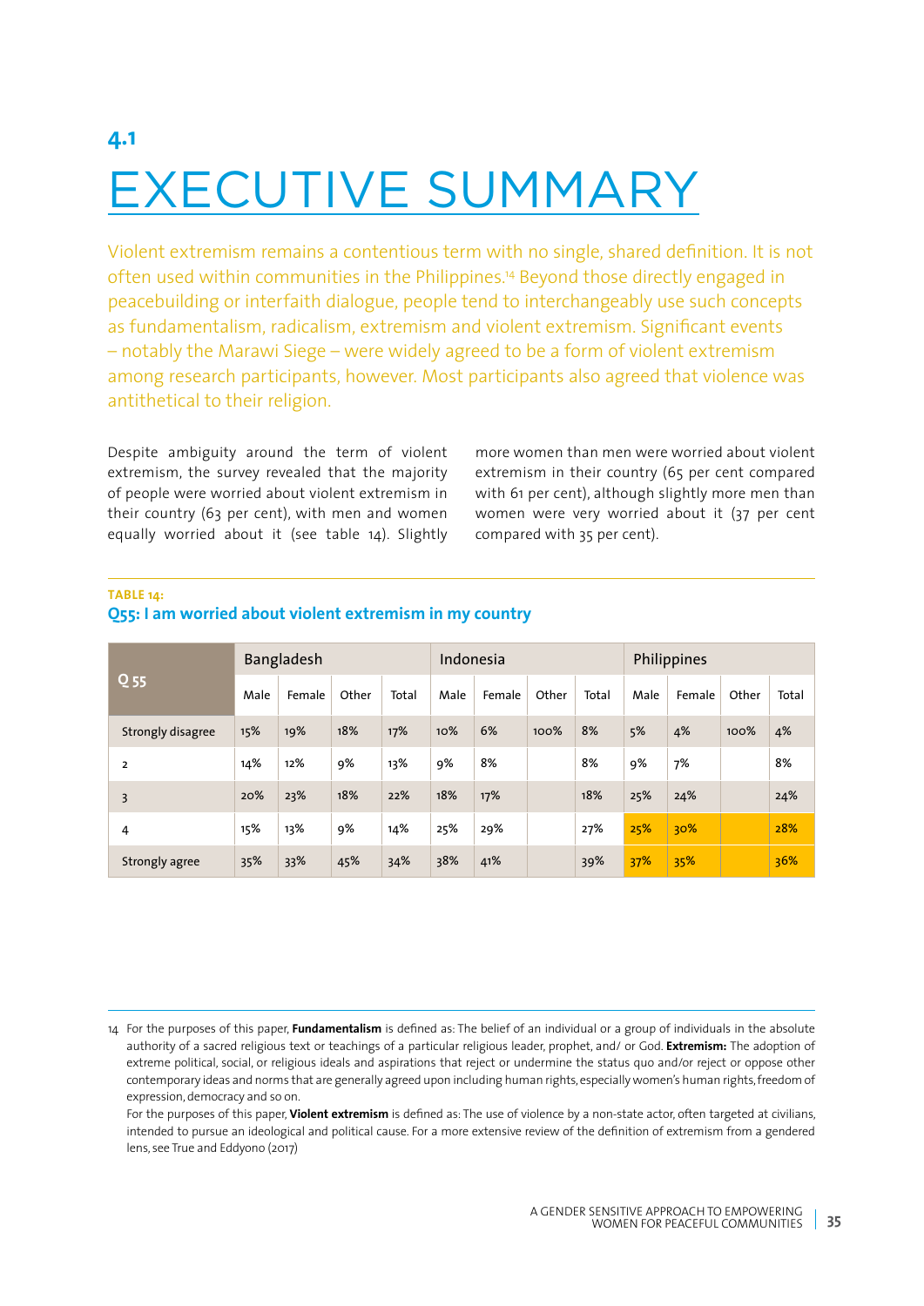## 4.1

# EXECUTIVE SUMMARY

Violent extremism remains a contentious term with no single, shared definition. It is not often used within communities in the Philippines.[14] Beyond those directly engaged in peacebuilding or interfaith dialogue, people tend to interchangeably use such concepts as fundamentalism, radicalism, extremism and violent extremism. Significant events – notably the Marawi Siege – were widely agreed to be a form of violent extremism among research participants, however. Most participants also agreed that violence was antithetical to their religion.

Despite ambiguity around the term of violent extremism, the survey revealed that the majority of people were worried about violent extremism in their country (63 per cent), with men and women equally worried about it (see table 14). Slightly more women than men were worried about violent extremism in their country (65 per cent compared with 61 per cent), although slightly more men than women were very worried about it (37 per cent compared with 35 per cent).

**TABLE 14:**
**Q55: I am worried about violent extremism in my country**

| Q 55 | Bangladesh | | | | Indonesia | | | | Philippines | | | |
|---|---|---|---|---|---|---|---|---|---|---|---|---|
| | Male | Female | Other | Total | Male | Female | Other | Total | Male | Female | Other | Total |
| Strongly disagree | 15% | 19% | 18% | 17% | 10% | 6% | 100% | 8% | 5% | 4% | 100% | 4% |
| 2 | 14% | 12% | 9% | 13% | 9% | 8% | | 8% | 9% | 7% | | 8% |
| 3 | 20% | 23% | 18% | 22% | 18% | 17% | | 18% | 25% | 24% | | 24% |
| 4 | 15% | 13% | 9% | 14% | 25% | 29% | | 27% | 25% | 30% | | 28% |
| Strongly agree | 35% | 33% | 45% | 34% | 38% | 41% | | 39% | 37% | 35% | | 36% |

---

14 For the purposes of this paper, **Fundamentalism** is defined as: The belief of an individual or a group of individuals in the absolute authority of a sacred religious text or teachings of a particular religious leader, prophet, and/ or God. **Extremism:** The adoption of extreme political, social, or religious ideals and aspirations that reject or undermine the status quo and/or reject or oppose other contemporary ideas and norms that are generally agreed upon including human rights, especially women's human rights, freedom of expression, democracy and so on.
For the purposes of this paper, **Violent extremism** is defined as: The use of violence by a non-state actor, often targeted at civilians, intended to pursue an ideological and political cause. For a more extensive review of the definition of extremism from a gendered lens, see True and Eddyono (2017)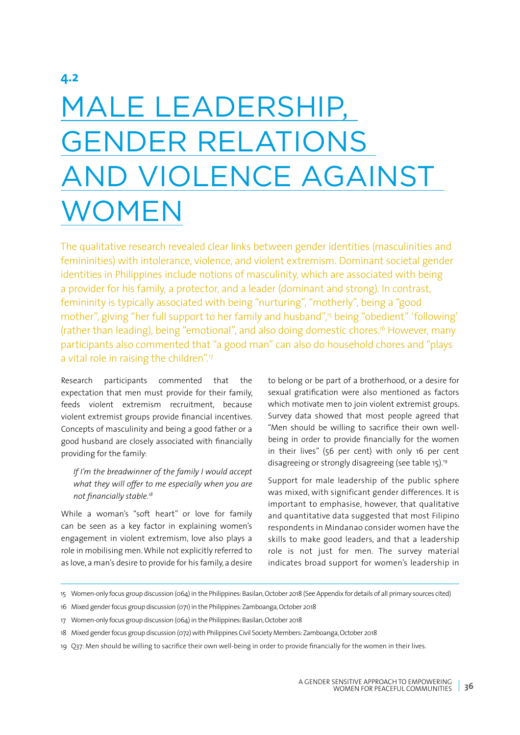## 4.2

# MALE LEADERSHIP, GENDER RELATIONS AND VIOLENCE AGAINST WOMEN

The qualitative research revealed clear links between gender identities (masculinities and femininities) with intolerance, violence, and violent extremism. Dominant societal gender identities in Philippines include notions of masculinity, which are associated with being a provider for his family, a protector, and a leader (dominant and strong). In contrast, femininity is typically associated with being "nurturing", "motherly", being a "good mother", giving "her full support to her family and husband",[15] being "obedient" 'following' (rather than leading), being "emotional", and also doing domestic chores.[16] However, many participants also commented that "a good man" can also do household chores and "plays a vital role in raising the children".[17]

Research participants commented that the expectation that men must provide for their family, feeds violent extremism recruitment, because violent extremist groups provide financial incentives. Concepts of masculinity and being a good father or a good husband are closely associated with financially providing for the family:

> *If I'm the breadwinner of the family I would accept what they will offer to me especially when you are not financially stable.*[18]

While a woman's "soft heart" or love for family can be seen as a key factor in explaining women's engagement in violent extremism, love also plays a role in mobilising men. While not explicitly referred to as love, a man's desire to provide for his family, a desire to belong or be part of a brotherhood, or a desire for sexual gratification were also mentioned as factors which motivate men to join violent extremist groups. Survey data showed that most people agreed that "Men should be willing to sacrifice their own well-being in order to provide financially for the women in their lives" (56 per cent) with only 16 per cent disagreeing or strongly disagreeing (see table 15).[19]

Support for male leadership of the public sphere was mixed, with significant gender differences. It is important to emphasise, however, that qualitative and quantitative data suggested that most Filipino respondents in Mindanao consider women have the skills to make good leaders, and that a leadership role is not just for men. The survey material indicates broad support for women's leadership in

---

15 Women-only focus group discussion (064) in the Philippines: Basilan, October 2018 (See Appendix for details of all primary sources cited)

16 Mixed gender focus group discussion (071) in the Philippines: Zamboanga, October 2018

17 Women-only focus group discussion (064) in the Philippines: Basilan, October 2018

18 Mixed gender focus group discussion (072) with Philippines Civil Society Members: Zamboanga, October 2018

19 Q37: Men should be willing to sacrifice their own well-being in order to provide financially for the women in their lives.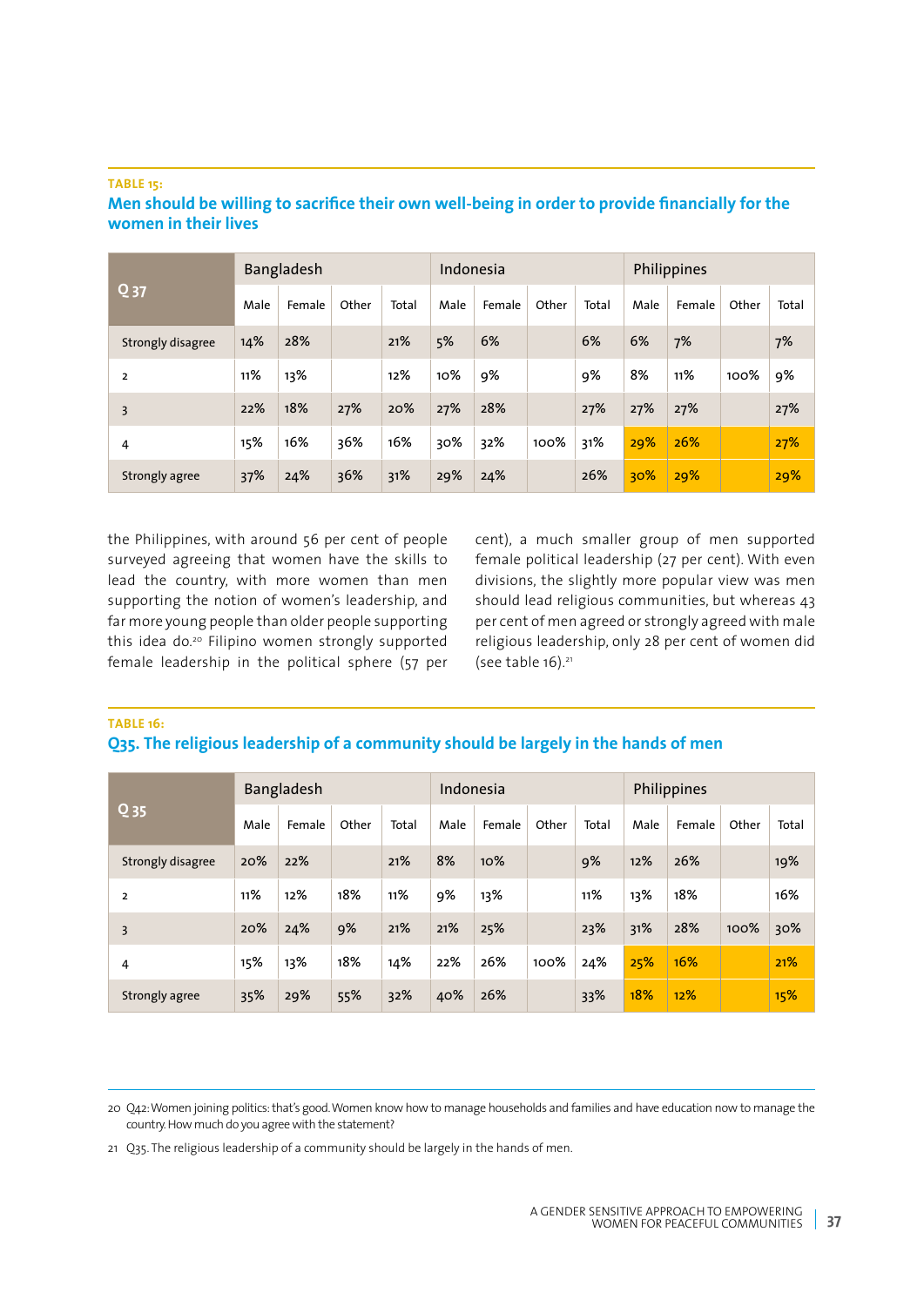**TABLE 15:**

**Men should be willing to sacrifice their own well-being in order to provide financially for the women in their lives**

| Q 37 | Bangladesh | | | | Indonesia | | | | Philippines | | | |
|---|---|---|---|---|---|---|---|---|---|---|---|---|
| | Male | Female | Other | Total | Male | Female | Other | Total | Male | Female | Other | Total |
| Strongly disagree | 14% | 28% | | 21% | 5% | 6% | | 6% | 6% | 7% | | 7% |
| 2 | 11% | 13% | | 12% | 10% | 9% | | 9% | 8% | 11% | 100% | 9% |
| 3 | 22% | 18% | 27% | 20% | 27% | 28% | | 27% | 27% | 27% | | 27% |
| 4 | 15% | 16% | 36% | 16% | 30% | 32% | 100% | 31% | 29% | 26% | | 27% |
| Strongly agree | 37% | 24% | 36% | 31% | 29% | 24% | | 26% | 30% | 29% | | 29% |

the Philippines, with around 56 per cent of people surveyed agreeing that women have the skills to lead the country, with more women than men supporting the notion of women's leadership, and far more young people than older people supporting this idea do.[20] Filipino women strongly supported female leadership in the political sphere (57 per cent), a much smaller group of men supported female political leadership (27 per cent). With even divisions, the slightly more popular view was men should lead religious communities, but whereas 43 per cent of men agreed or strongly agreed with male religious leadership, only 28 per cent of women did (see table 16).[21]

**TABLE 16:**

**Q35. The religious leadership of a community should be largely in the hands of men**

| Q 35 | Bangladesh | | | | Indonesia | | | | Philippines | | | |
|---|---|---|---|---|---|---|---|---|---|---|---|---|
| | Male | Female | Other | Total | Male | Female | Other | Total | Male | Female | Other | Total |
| Strongly disagree | 20% | 22% | | 21% | 8% | 10% | | 9% | 12% | 26% | | 19% |
| 2 | 11% | 12% | 18% | 11% | 9% | 13% | | 11% | 13% | 18% | | 16% |
| 3 | 20% | 24% | 9% | 21% | 21% | 25% | | 23% | 31% | 28% | 100% | 30% |
| 4 | 15% | 13% | 18% | 14% | 22% | 26% | 100% | 24% | 25% | 16% | | 21% |
| Strongly agree | 35% | 29% | 55% | 32% | 40% | 26% | | 33% | 18% | 12% | | 15% |

20 Q42: Women joining politics: that's good. Women know how to manage households and families and have education now to manage the country. How much do you agree with the statement?

21 Q35. The religious leadership of a community should be largely in the hands of men.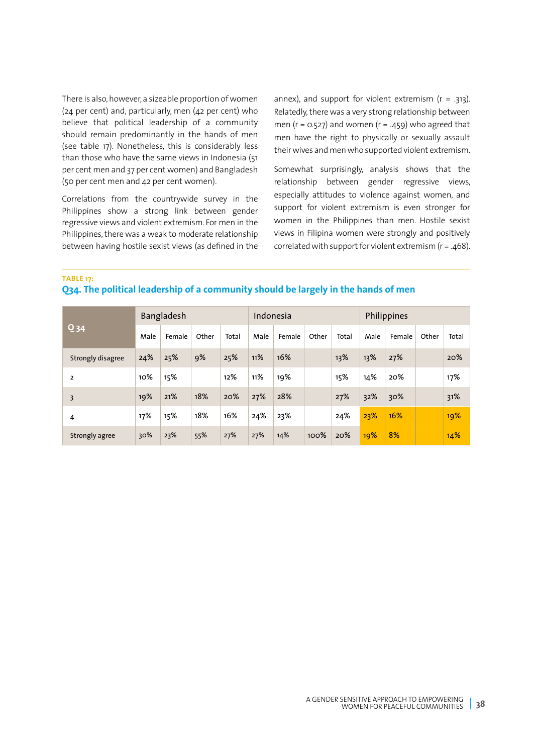There is also, however, a sizeable proportion of women (24 per cent) and, particularly, men (42 per cent) who believe that political leadership of a community should remain predominantly in the hands of men (see table 17). Nonetheless, this is considerably less than those who have the same views in Indonesia (51 per cent men and 37 per cent women) and Bangladesh (50 per cent men and 42 per cent women).

Correlations from the countrywide survey in the Philippines show a strong link between gender regressive views and violent extremism. For men in the Philippines, there was a weak to moderate relationship between having hostile sexist views (as defined in the annex), and support for violent extremism ($r = .313$). Relatedly, there was a very strong relationship between men ($r = 0.527$) and women ($r = .459$) who agreed that men have the right to physically or sexually assault their wives and men who supported violent extremism.

Somewhat surprisingly, analysis shows that the relationship between gender regressive views, especially attitudes to violence against women, and support for violent extremism is even stronger for women in the Philippines than men. Hostile sexist views in Filipina women were strongly and positively correlated with support for violent extremism ($r = .468$).

**TABLE 17:**

**Q34. The political leadership of a community should be largely in the hands of men**

| Q 34 | Bangladesh | | | | Indonesia | | | | Philippines | | | |
|---|---|---|---|---|---|---|---|---|---|---|---|---|
| | Male | Female | Other | Total | Male | Female | Other | Total | Male | Female | Other | Total |
| Strongly disagree | 24% | 25% | 9% | 25% | 11% | 16% | | 13% | 13% | 27% | | 20% |
| 2 | 10% | 15% | | 12% | 11% | 19% | | 15% | 14% | 20% | | 17% |
| 3 | 19% | 21% | 18% | 20% | 27% | 28% | | 27% | 32% | 30% | | 31% |
| 4 | 17% | 15% | 18% | 16% | 24% | 23% | | 24% | 23% | 16% | | 19% |
| Strongly agree | 30% | 23% | 55% | 27% | 27% | 14% | 100% | 20% | 19% | 8% | | 14% |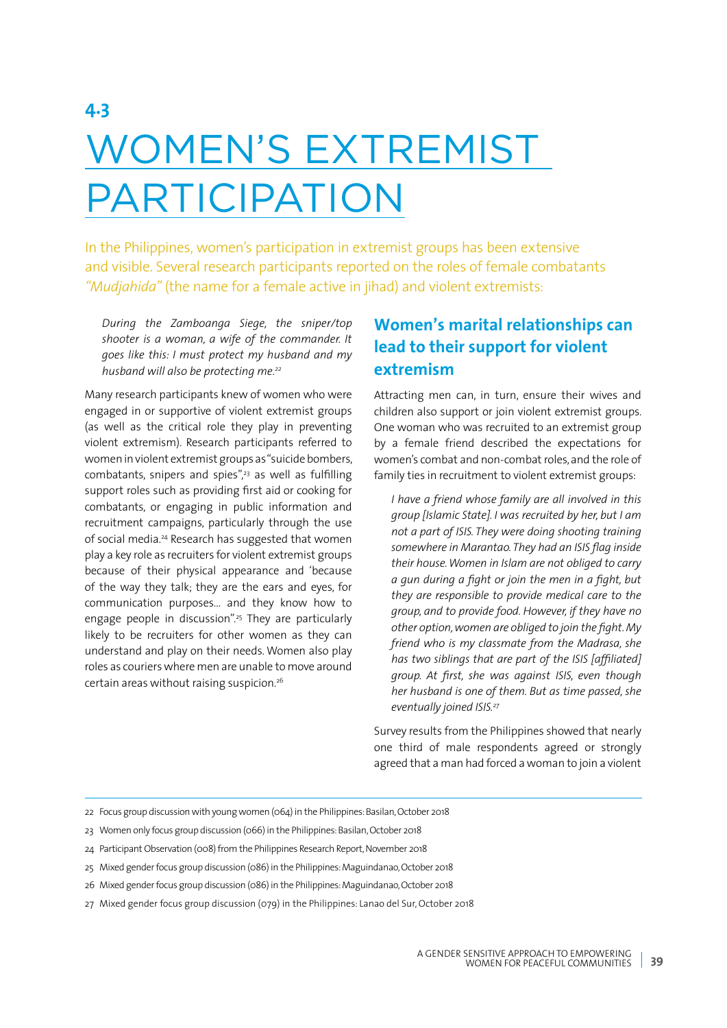# 4.3 WOMEN'S EXTREMIST PARTICIPATION

In the Philippines, women's participation in extremist groups has been extensive and visible. Several research participants reported on the roles of female combatants *"Mudjahida"* (the name for a female active in jihad) and violent extremists:

> *During the Zamboanga Siege, the sniper/top shooter is a woman, a wife of the commander. It goes like this: I must protect my husband and my husband will also be protecting me.*[22]

Many research participants knew of women who were engaged in or supportive of violent extremist groups (as well as the critical role they play in preventing violent extremism). Research participants referred to women in violent extremist groups as "suicide bombers, combatants, snipers and spies",[23] as well as fulfilling support roles such as providing first aid or cooking for combatants, or engaging in public information and recruitment campaigns, particularly through the use of social media.[24] Research has suggested that women play a key role as recruiters for violent extremist groups because of their physical appearance and 'because of the way they talk; they are the ears and eyes, for communication purposes... and they know how to engage people in discussion".[25] They are particularly likely to be recruiters for other women as they can understand and play on their needs. Women also play roles as couriers where men are unable to move around certain areas without raising suspicion.[26]

## Women's marital relationships can lead to their support for violent extremism

Attracting men can, in turn, ensure their wives and children also support or join violent extremist groups. One woman who was recruited to an extremist group by a female friend described the expectations for women's combat and non-combat roles, and the role of family ties in recruitment to violent extremist groups:

> *I have a friend whose family are all involved in this group [Islamic State]. I was recruited by her, but I am not a part of ISIS. They were doing shooting training somewhere in Marantao. They had an ISIS flag inside their house. Women in Islam are not obliged to carry a gun during a fight or join the men in a fight, but they are responsible to provide medical care to the group, and to provide food. However, if they have no other option, women are obliged to join the fight. My friend who is my classmate from the Madrasa, she has two siblings that are part of the ISIS [affiliated] group. At first, she was against ISIS, even though her husband is one of them. But as time passed, she eventually joined ISIS.*[27]

Survey results from the Philippines showed that nearly one third of male respondents agreed or strongly agreed that a man had forced a woman to join a violent

---

22 Focus group discussion with young women (064) in the Philippines: Basilan, October 2018

23 Women only focus group discussion (066) in the Philippines: Basilan, October 2018

24 Participant Observation (008) from the Philippines Research Report, November 2018

25 Mixed gender focus group discussion (086) in the Philippines: Maguindanao, October 2018

26 Mixed gender focus group discussion (086) in the Philippines: Maguindanao, October 2018

27 Mixed gender focus group discussion (079) in the Philippines: Lanao del Sur, October 2018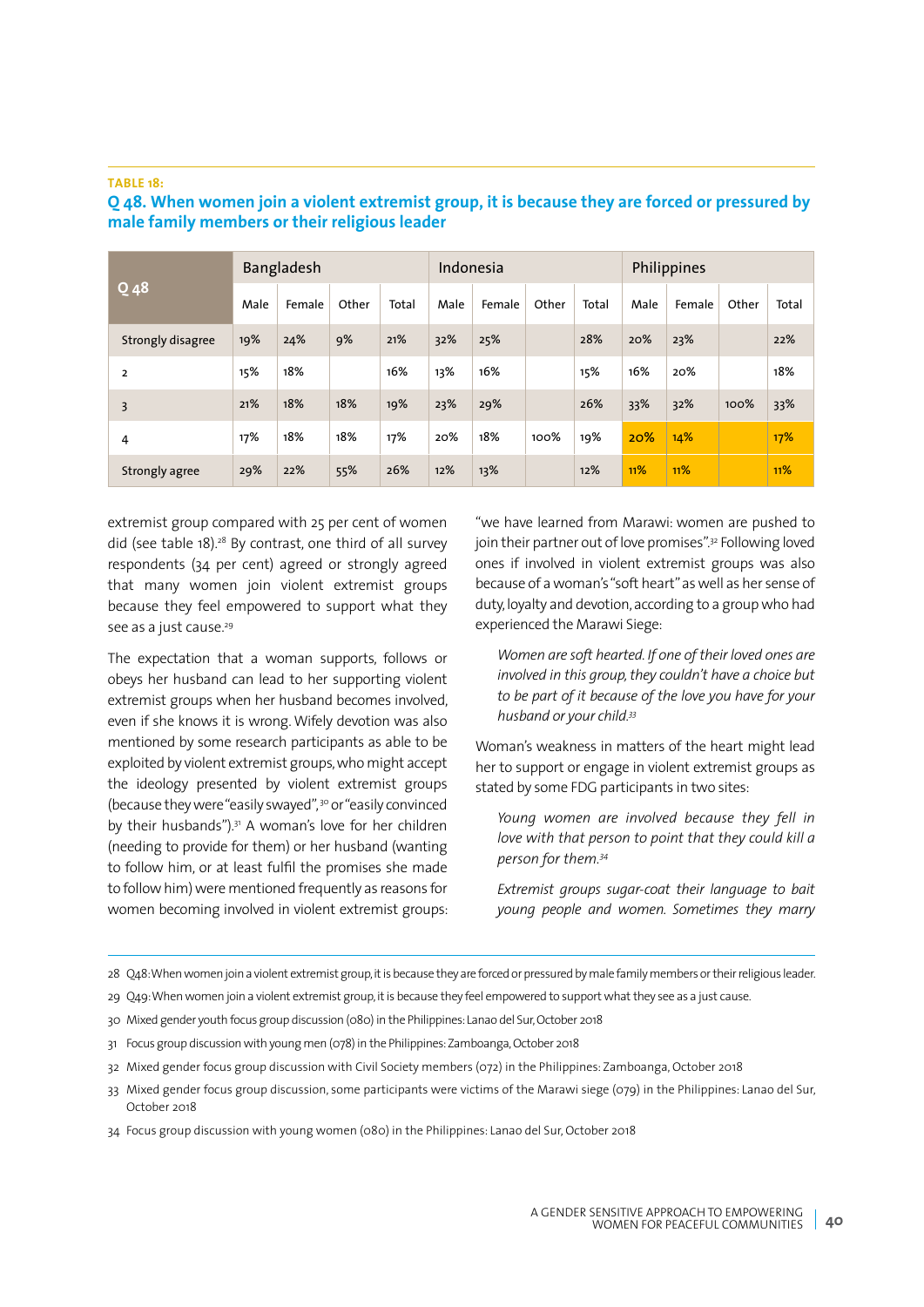**TABLE 18:**

## Q 48. When women join a violent extremist group, it is because they are forced or pressured by male family members or their religious leader

| Q 48 | Bangladesh | | | | Indonesia | | | | Philippines | | | |
|---|---|---|---|---|---|---|---|---|---|---|---|---|
| | Male | Female | Other | Total | Male | Female | Other | Total | Male | Female | Other | Total |
| Strongly disagree | 19% | 24% | 9% | 21% | 32% | 25% | | 28% | 20% | 23% | | 22% |
| 2 | 15% | 18% | | 16% | 13% | 16% | | 15% | 16% | 20% | | 18% |
| 3 | 21% | 18% | 18% | 19% | 23% | 29% | | 26% | 33% | 32% | 100% | 33% |
| 4 | 17% | 18% | 18% | 17% | 20% | 18% | 100% | 19% | 20% | 14% | | 17% |
| Strongly agree | 29% | 22% | 55% | 26% | 12% | 13% | | 12% | 11% | 11% | | 11% |

extremist group compared with 25 per cent of women did (see table 18).[28] By contrast, one third of all survey respondents (34 per cent) agreed or strongly agreed that many women join violent extremist groups because they feel empowered to support what they see as a just cause.[29]

The expectation that a woman supports, follows or obeys her husband can lead to her supporting violent extremist groups when her husband becomes involved, even if she knows it is wrong. Wifely devotion was also mentioned by some research participants as able to be exploited by violent extremist groups, who might accept the ideology presented by violent extremist groups (because they were "easily swayed",[30] or "easily convinced by their husbands").[31] A woman's love for her children (needing to provide for them) or her husband (wanting to follow him, or at least fulfil the promises she made to follow him) were mentioned frequently as reasons for women becoming involved in violent extremist groups: "we have learned from Marawi: women are pushed to join their partner out of love promises".[32] Following loved ones if involved in violent extremist groups was also because of a woman's "soft heart" as well as her sense of duty, loyalty and devotion, according to a group who had experienced the Marawi Siege:

> *Women are soft hearted. If one of their loved ones are involved in this group, they couldn't have a choice but to be part of it because of the love you have for your husband or your child.*[33]

Woman's weakness in matters of the heart might lead her to support or engage in violent extremist groups as stated by some FDG participants in two sites:

> *Young women are involved because they fell in love with that person to point that they could kill a person for them.*[34]

> *Extremist groups sugar-coat their language to bait young people and women. Sometimes they marry*

---

28 Q48: When women join a violent extremist group, it is because they are forced or pressured by male family members or their religious leader.

29 Q49: When women join a violent extremist group, it is because they feel empowered to support what they see as a just cause.

30 Mixed gender youth focus group discussion (080) in the Philippines: Lanao del Sur, October 2018

31 Focus group discussion with young men (078) in the Philippines: Zamboanga, October 2018

32 Mixed gender focus group discussion with Civil Society members (072) in the Philippines: Zamboanga, October 2018

33 Mixed gender focus group discussion, some participants were victims of the Marawi siege (079) in the Philippines: Lanao del Sur, October 2018

34 Focus group discussion with young women (080) in the Philippines: Lanao del Sur, October 2018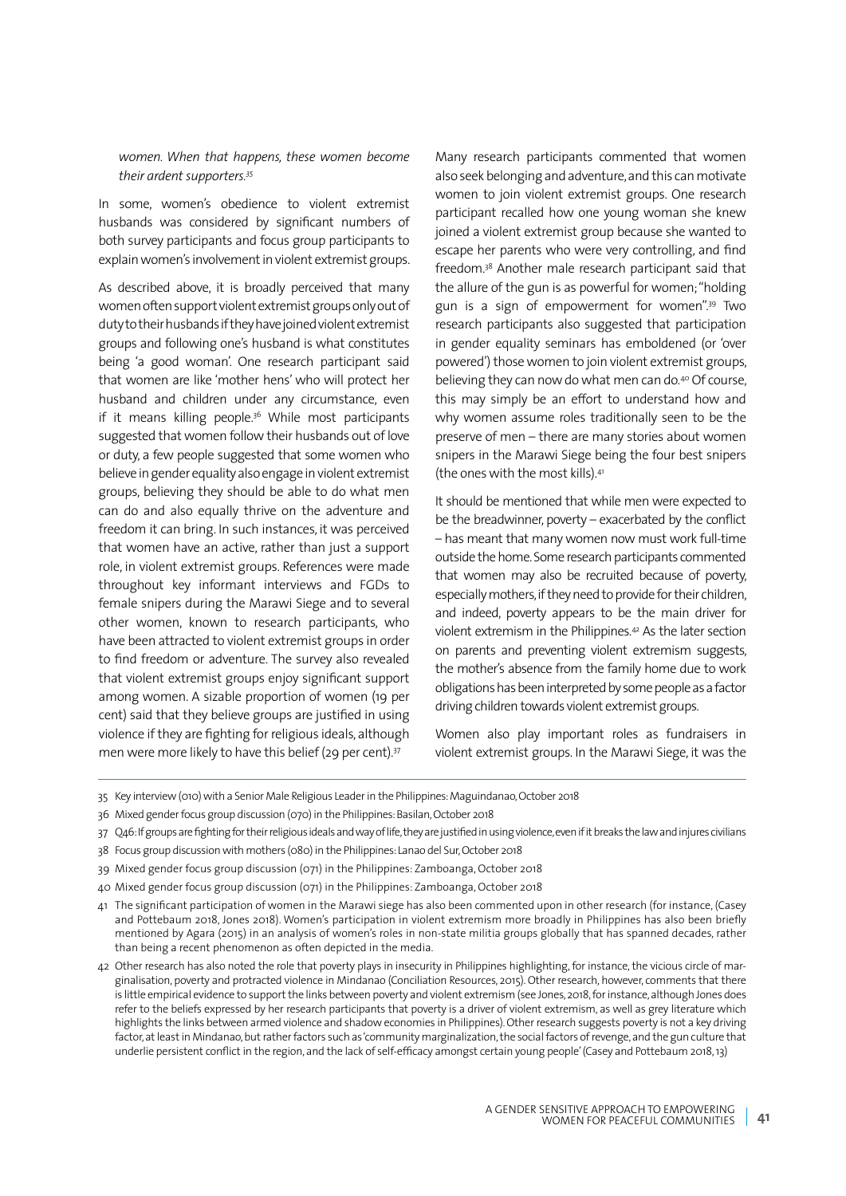*women. When that happens, these women become their ardent supporters.*[35]

In some, women's obedience to violent extremist husbands was considered by significant numbers of both survey participants and focus group participants to explain women's involvement in violent extremist groups.

As described above, it is broadly perceived that many women often support violent extremist groups only out of duty to their husbands if they have joined violent extremist groups and following one's husband is what constitutes being 'a good woman'. One research participant said that women are like 'mother hens' who will protect her husband and children under any circumstance, even if it means killing people.[36] While most participants suggested that women follow their husbands out of love or duty, a few people suggested that some women who believe in gender equality also engage in violent extremist groups, believing they should be able to do what men can do and also equally thrive on the adventure and freedom it can bring. In such instances, it was perceived that women have an active, rather than just a support role, in violent extremist groups. References were made throughout key informant interviews and FGDs to female snipers during the Marawi Siege and to several other women, known to research participants, who have been attracted to violent extremist groups in order to find freedom or adventure. The survey also revealed that violent extremist groups enjoy significant support among women. A sizable proportion of women (19 per cent) said that they believe groups are justified in using violence if they are fighting for religious ideals, although men were more likely to have this belief (29 per cent).[37]

Many research participants commented that women also seek belonging and adventure, and this can motivate women to join violent extremist groups. One research participant recalled how one young woman she knew joined a violent extremist group because she wanted to escape her parents who were very controlling, and find freedom.[38] Another male research participant said that the allure of the gun is as powerful for women; "holding gun is a sign of empowerment for women".[39] Two research participants also suggested that participation in gender equality seminars has emboldened (or 'over powered') those women to join violent extremist groups, believing they can now do what men can do.[40] Of course, this may simply be an effort to understand how and why women assume roles traditionally seen to be the preserve of men – there are many stories about women snipers in the Marawi Siege being the four best snipers (the ones with the most kills).[41]

It should be mentioned that while men were expected to be the breadwinner, poverty – exacerbated by the conflict – has meant that many women now must work full-time outside the home. Some research participants commented that women may also be recruited because of poverty, especially mothers, if they need to provide for their children, and indeed, poverty appears to be the main driver for violent extremism in the Philippines.[42] As the later section on parents and preventing violent extremism suggests, the mother's absence from the family home due to work obligations has been interpreted by some people as a factor driving children towards violent extremist groups.

Women also play important roles as fundraisers in violent extremist groups. In the Marawi Siege, it was the

---

35 Key interview (010) with a Senior Male Religious Leader in the Philippines: Maguindanao, October 2018

36 Mixed gender focus group discussion (070) in the Philippines: Basilan, October 2018

37 Q46: If groups are fighting for their religious ideals and way of life, they are justified in using violence, even if it breaks the law and injures civilians

38 Focus group discussion with mothers (080) in the Philippines: Lanao del Sur, October 2018

39 Mixed gender focus group discussion (071) in the Philippines: Zamboanga, October 2018

40 Mixed gender focus group discussion (071) in the Philippines: Zamboanga, October 2018

41 The significant participation of women in the Marawi siege has also been commented upon in other research (for instance, (Casey and Pottebaum 2018, Jones 2018). Women's participation in violent extremism more broadly in Philippines has also been briefly mentioned by Agara (2015) in an analysis of women's roles in non-state militia groups globally that has spanned decades, rather than being a recent phenomenon as often depicted in the media.

42 Other research has also noted the role that poverty plays in insecurity in Philippines highlighting, for instance, the vicious circle of marginalisation, poverty and protracted violence in Mindanao (Conciliation Resources, 2015). Other research, however, comments that there is little empirical evidence to support the links between poverty and violent extremism (see Jones, 2018, for instance, although Jones does refer to the beliefs expressed by her research participants that poverty is a driver of violent extremism, as well as grey literature which highlights the links between armed violence and shadow economies in Philippines). Other research suggests poverty is not a key driving factor, at least in Mindanao, but rather factors such as 'community marginalization, the social factors of revenge, and the gun culture that underlie persistent conflict in the region, and the lack of self-efficacy amongst certain young people' (Casey and Pottebaum 2018, 13)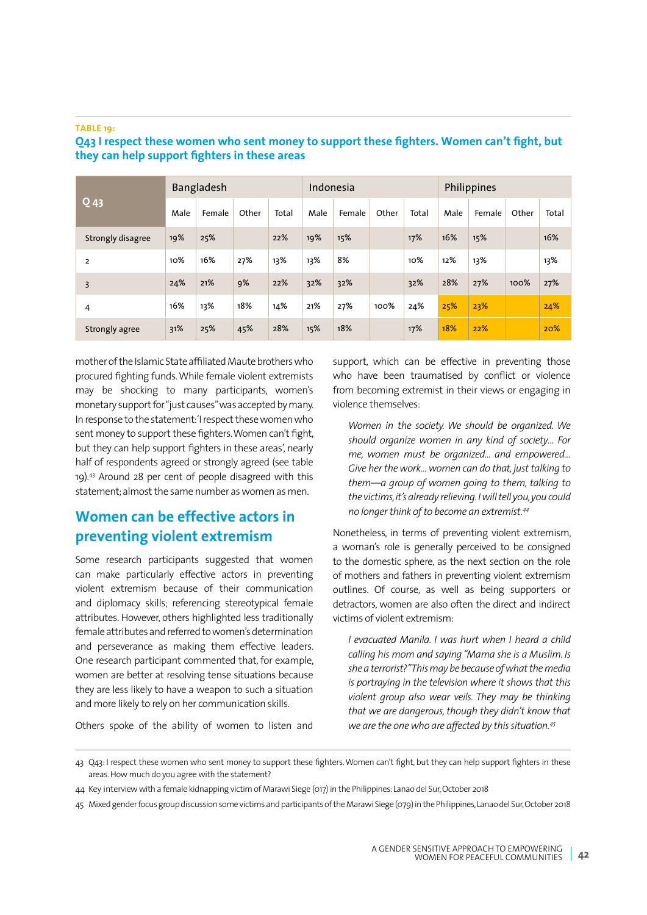**TABLE 19:**

## Q43 I respect these women who sent money to support these fighters. Women can't fight, but they can help support fighters in these areas

| Q 43 | Bangladesh | | | | Indonesia | | | | Philippines | | | |
|---|---|---|---|---|---|---|---|---|---|---|---|---|
| | Male | Female | Other | Total | Male | Female | Other | Total | Male | Female | Other | Total |
| Strongly disagree | 19% | 25% | | 22% | 19% | 15% | | 17% | 16% | 15% | | 16% |
| 2 | 10% | 16% | 27% | 13% | 13% | 8% | | 10% | 12% | 13% | | 13% |
| 3 | 24% | 21% | 9% | 22% | 32% | 32% | | 32% | 28% | 27% | 100% | 27% |
| 4 | 16% | 13% | 18% | 14% | 21% | 27% | 100% | 24% | 25% | 23% | | 24% |
| Strongly agree | 31% | 25% | 45% | 28% | 15% | 18% | | 17% | 18% | 22% | | 20% |

mother of the Islamic State affiliated Maute brothers who procured fighting funds. While female violent extremists may be shocking to many participants, women's monetary support for "just causes" was accepted by many. In response to the statement: 'I respect these women who sent money to support these fighters. Women can't fight, but they can help support fighters in these areas', nearly half of respondents agreed or strongly agreed (see table 19).[43] Around 28 per cent of people disagreed with this statement; almost the same number as women as men.

## Women can be effective actors in preventing violent extremism

Some research participants suggested that women can make particularly effective actors in preventing violent extremism because of their communication and diplomacy skills; referencing stereotypical female attributes. However, others highlighted less traditionally female attributes and referred to women's determination and perseverance as making them effective leaders. One research participant commented that, for example, women are better at resolving tense situations because they are less likely to have a weapon to such a situation and more likely to rely on her communication skills.

Others spoke of the ability of women to listen and support, which can be effective in preventing those who have been traumatised by conflict or violence from becoming extremist in their views or engaging in violence themselves:

> *Women in the society. We should be organized. We should organize women in any kind of society… For me, women must be organized… and empowered… Give her the work… women can do that, just talking to them—a group of women going to them, talking to the victims, it's already relieving. I will tell you, you could no longer think of to become an extremist.*[44]

Nonetheless, in terms of preventing violent extremism, a woman's role is generally perceived to be consigned to the domestic sphere, as the next section on the role of mothers and fathers in preventing violent extremism outlines. Of course, as well as being supporters or detractors, women are also often the direct and indirect victims of violent extremism:

> *I evacuated Manila. I was hurt when I heard a child calling his mom and saying "Mama she is a Muslim. Is she a terrorist?" This may be because of what the media is portraying in the television where it shows that this violent group also wear veils. They may be thinking that we are dangerous, though they didn't know that we are the one who are affected by this situation.*[45]

---

43 Q43: I respect these women who sent money to support these fighters. Women can't fight, but they can help support fighters in these areas. How much do you agree with the statement?

44 Key interview with a female kidnapping victim of Marawi Siege (017) in the Philippines: Lanao del Sur, October 2018

45 Mixed gender focus group discussion some victims and participants of the Marawi Siege (079) in the Philippines, Lanao del Sur, October 2018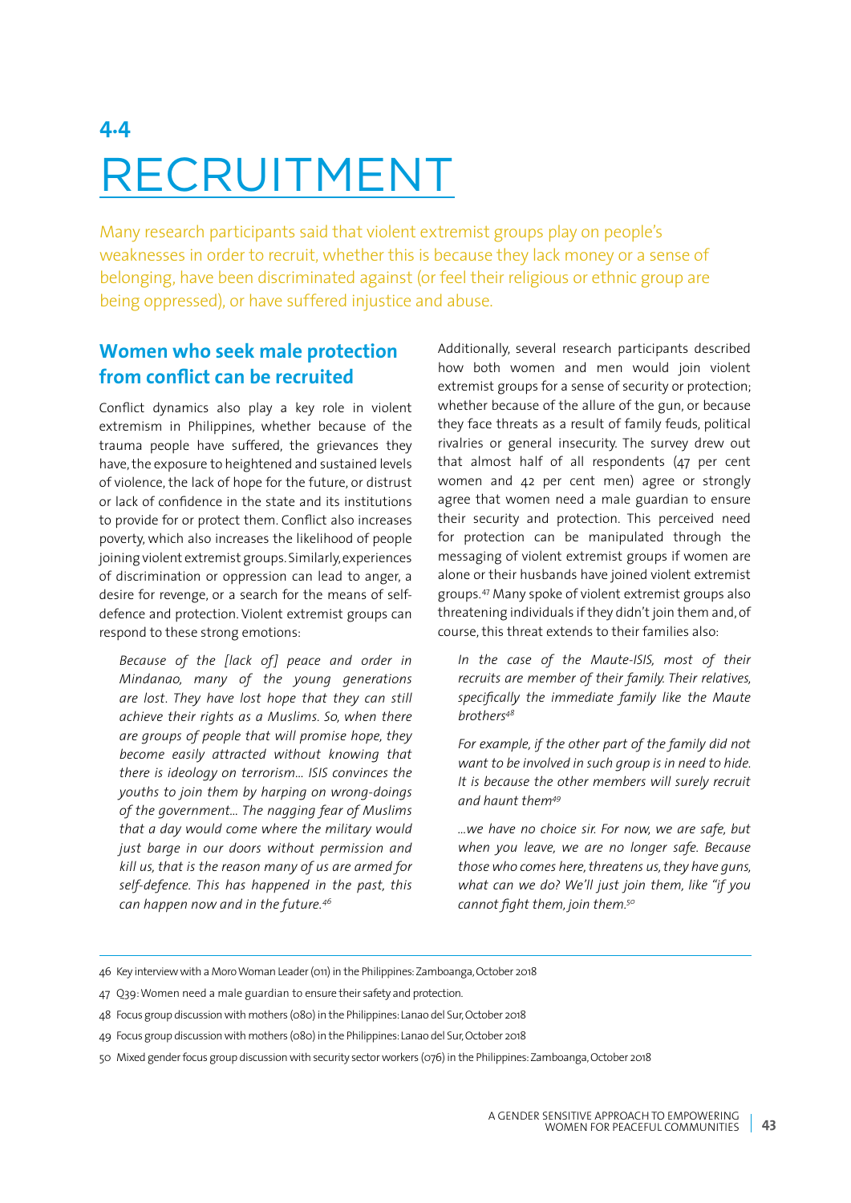# 4.4 RECRUITMENT

Many research participants said that violent extremist groups play on people's weaknesses in order to recruit, whether this is because they lack money or a sense of belonging, have been discriminated against (or feel their religious or ethnic group are being oppressed), or have suffered injustice and abuse.

## Women who seek male protection from conflict can be recruited

Conflict dynamics also play a key role in violent extremism in Philippines, whether because of the trauma people have suffered, the grievances they have, the exposure to heightened and sustained levels of violence, the lack of hope for the future, or distrust or lack of confidence in the state and its institutions to provide for or protect them. Conflict also increases poverty, which also increases the likelihood of people joining violent extremist groups. Similarly, experiences of discrimination or oppression can lead to anger, a desire for revenge, or a search for the means of self-defence and protection. Violent extremist groups can respond to these strong emotions:

> *Because of the [lack of] peace and order in Mindanao, many of the young generations are lost. They have lost hope that they can still achieve their rights as a Muslims. So, when there are groups of people that will promise hope, they become easily attracted without knowing that there is ideology on terrorism… ISIS convinces the youths to join them by harping on wrong-doings of the government… The nagging fear of Muslims that a day would come where the military would just barge in our doors without permission and kill us, that is the reason many of us are armed for self-defence. This has happened in the past, this can happen now and in the future.*[46]

Additionally, several research participants described how both women and men would join violent extremist groups for a sense of security or protection; whether because of the allure of the gun, or because they face threats as a result of family feuds, political rivalries or general insecurity. The survey drew out that almost half of all respondents (47 per cent women and 42 per cent men) agree or strongly agree that women need a male guardian to ensure their security and protection. This perceived need for protection can be manipulated through the messaging of violent extremist groups if women are alone or their husbands have joined violent extremist groups.[47] Many spoke of violent extremist groups also threatening individuals if they didn't join them and, of course, this threat extends to their families also:

> *In the case of the Maute-ISIS, most of their recruits are member of their family. Their relatives, specifically the immediate family like the Maute brothers*[48]

> *For example, if the other part of the family did not want to be involved in such group is in need to hide. It is because the other members will surely recruit and haunt them*[49]

> *…we have no choice sir. For now, we are safe, but when you leave, we are no longer safe. Because those who comes here, threatens us, they have guns, what can we do? We'll just join them, like "if you cannot fight them, join them.*[50]

---

46 Key interview with a Moro Woman Leader (011) in the Philippines: Zamboanga, October 2018

47 Q39: Women need a male guardian to ensure their safety and protection.

48 Focus group discussion with mothers (080) in the Philippines: Lanao del Sur, October 2018

49 Focus group discussion with mothers (080) in the Philippines: Lanao del Sur, October 2018

50 Mixed gender focus group discussion with security sector workers (076) in the Philippines: Zamboanga, October 2018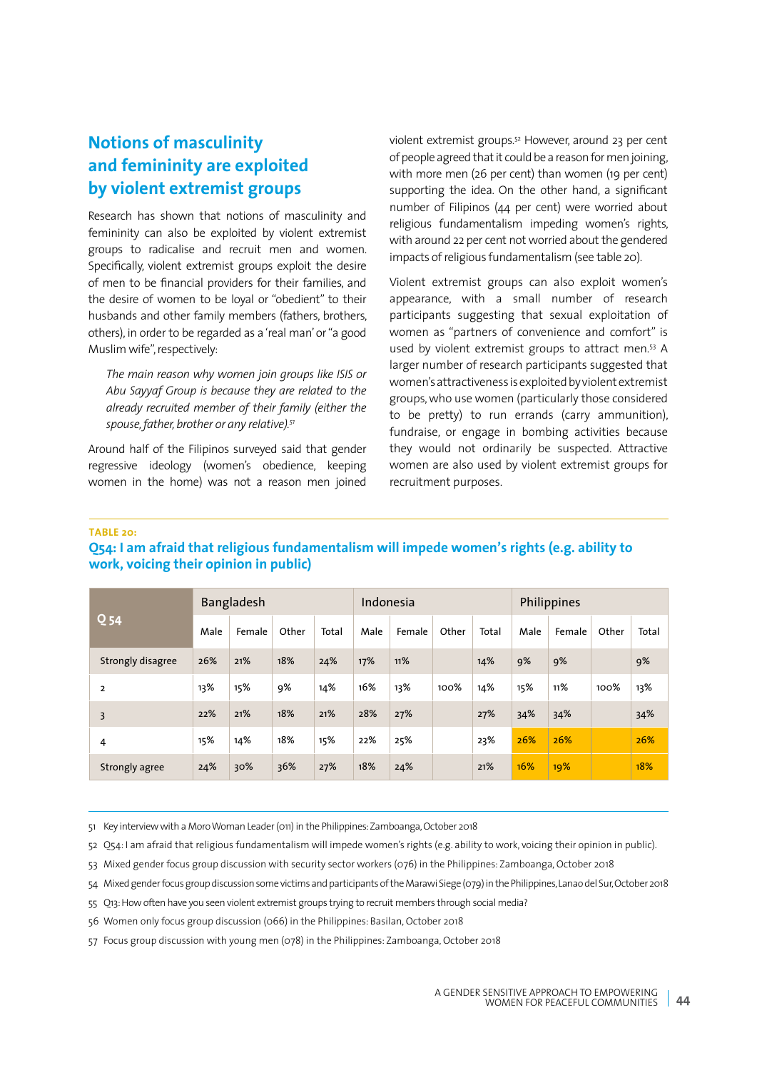## Notions of masculinity and femininity are exploited by violent extremist groups

Research has shown that notions of masculinity and femininity can also be exploited by violent extremist groups to radicalise and recruit men and women. Specifically, violent extremist groups exploit the desire of men to be financial providers for their families, and the desire of women to be loyal or "obedient" to their husbands and other family members (fathers, brothers, others), in order to be regarded as a 'real man' or "a good Muslim wife", respectively:

> *The main reason why women join groups like ISIS or Abu Sayyaf Group is because they are related to the already recruited member of their family (either the spouse, father, brother or any relative).*[51]

Around half of the Filipinos surveyed said that gender regressive ideology (women's obedience, keeping women in the home) was not a reason men joined violent extremist groups.[52] However, around 23 per cent of people agreed that it could be a reason for men joining, with more men (26 per cent) than women (19 per cent) supporting the idea. On the other hand, a significant number of Filipinos (44 per cent) were worried about religious fundamentalism impeding women's rights, with around 22 per cent not worried about the gendered impacts of religious fundamentalism (see table 20).

Violent extremist groups can also exploit women's appearance, with a small number of research participants suggesting that sexual exploitation of women as "partners of convenience and comfort" is used by violent extremist groups to attract men.[53] A larger number of research participants suggested that women's attractiveness is exploited by violent extremist groups, who use women (particularly those considered to be pretty) to run errands (carry ammunition), fundraise, or engage in bombing activities because they would not ordinarily be suspected. Attractive women are also used by violent extremist groups for recruitment purposes.

**TABLE 20:**

**Q54: I am afraid that religious fundamentalism will impede women's rights (e.g. ability to work, voicing their opinion in public)**

| Q 54 | Bangladesh | | | | Indonesia | | | | Philippines | | | |
|---|---|---|---|---|---|---|---|---|---|---|---|---|
| | Male | Female | Other | Total | Male | Female | Other | Total | Male | Female | Other | Total |
| Strongly disagree | 26% | 21% | 18% | 24% | 17% | 11% | | 14% | 9% | 9% | | 9% |
| 2 | 13% | 15% | 9% | 14% | 16% | 13% | 100% | 14% | 15% | 11% | 100% | 13% |
| 3 | 22% | 21% | 18% | 21% | 28% | 27% | | 27% | 34% | 34% | | 34% |
| 4 | 15% | 14% | 18% | 15% | 22% | 25% | | 23% | 26% | 26% | | 26% |
| Strongly agree | 24% | 30% | 36% | 27% | 18% | 24% | | 21% | 16% | 19% | | 18% |

51 Key interview with a Moro Woman Leader (011) in the Philippines: Zamboanga, October 2018

52 Q54: I am afraid that religious fundamentalism will impede women's rights (e.g. ability to work, voicing their opinion in public).

53 Mixed gender focus group discussion with security sector workers (076) in the Philippines: Zamboanga, October 2018

54 Mixed gender focus group discussion some victims and participants of the Marawi Siege (079) in the Philippines, Lanao del Sur, October 2018

55 Q13: How often have you seen violent extremist groups trying to recruit members through social media?

56 Women only focus group discussion (066) in the Philippines: Basilan, October 2018

57 Focus group discussion with young men (078) in the Philippines: Zamboanga, October 2018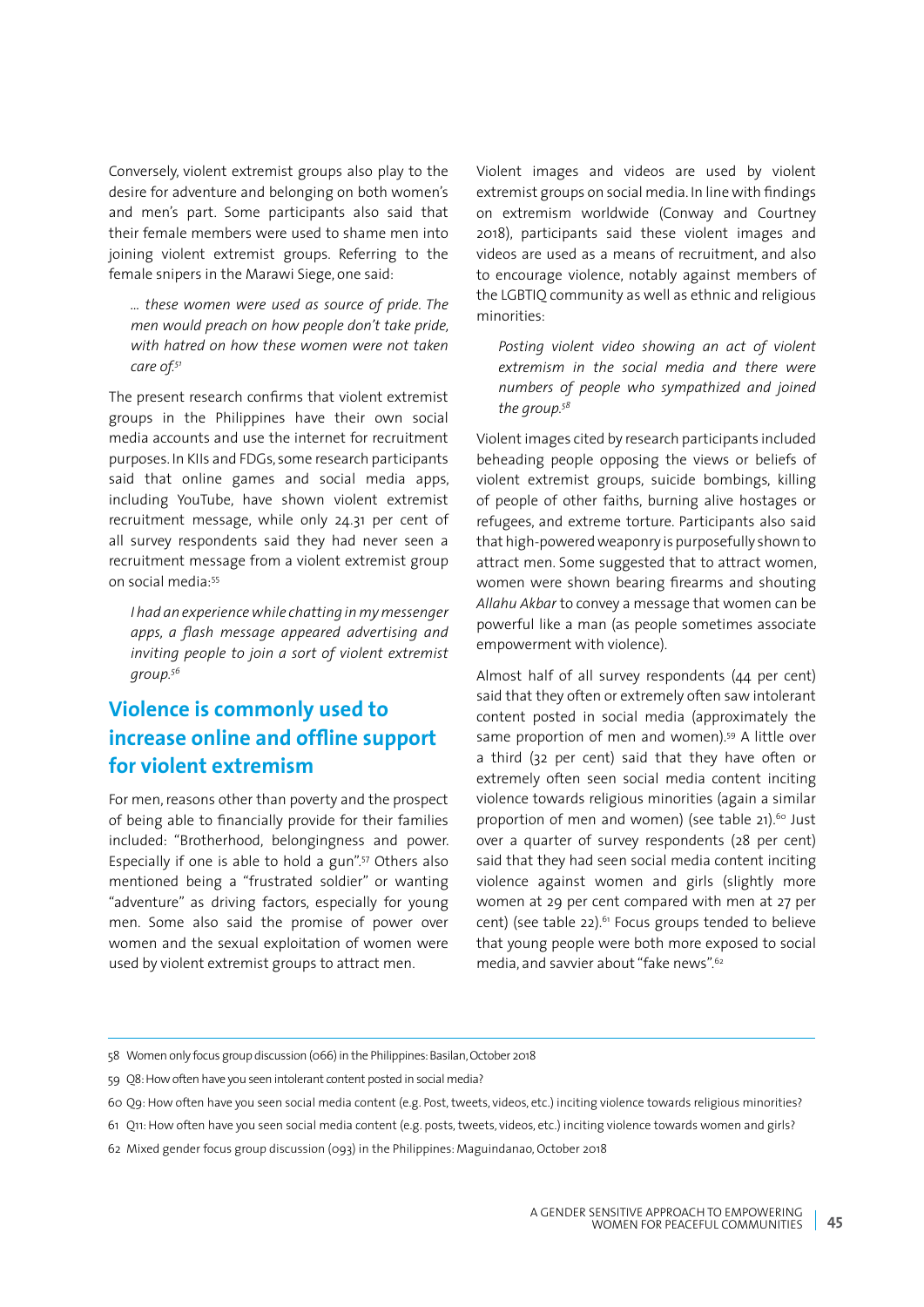Conversely, violent extremist groups also play to the desire for adventure and belonging on both women's and men's part. Some participants also said that their female members were used to shame men into joining violent extremist groups. Referring to the female snipers in the Marawi Siege, one said:

> *... these women were used as source of pride. The men would preach on how people don't take pride, with hatred on how these women were not taken care of.*[57]

The present research confirms that violent extremist groups in the Philippines have their own social media accounts and use the internet for recruitment purposes. In KIIs and FDGs, some research participants said that online games and social media apps, including YouTube, have shown violent extremist recruitment message, while only 24.31 per cent of all survey respondents said they had never seen a recruitment message from a violent extremist group on social media:[55]

> *I had an experience while chatting in my messenger apps, a flash message appeared advertising and inviting people to join a sort of violent extremist group.*[56]

## Violence is commonly used to increase online and offline support for violent extremism

For men, reasons other than poverty and the prospect of being able to financially provide for their families included: "Brotherhood, belongingness and power. Especially if one is able to hold a gun".[57] Others also mentioned being a "frustrated soldier" or wanting "adventure" as driving factors, especially for young men. Some also said the promise of power over women and the sexual exploitation of women were used by violent extremist groups to attract men.

Violent images and videos are used by violent extremist groups on social media. In line with findings on extremism worldwide (Conway and Courtney 2018), participants said these violent images and videos are used as a means of recruitment, and also to encourage violence, notably against members of the LGBTIQ community as well as ethnic and religious minorities:

> *Posting violent video showing an act of violent extremism in the social media and there were numbers of people who sympathized and joined the group.*[58]

Violent images cited by research participants included beheading people opposing the views or beliefs of violent extremist groups, suicide bombings, killing of people of other faiths, burning alive hostages or refugees, and extreme torture. Participants also said that high-powered weaponry is purposefully shown to attract men. Some suggested that to attract women, women were shown bearing firearms and shouting *Allahu Akbar* to convey a message that women can be powerful like a man (as people sometimes associate empowerment with violence).

Almost half of all survey respondents (44 per cent) said that they often or extremely often saw intolerant content posted in social media (approximately the same proportion of men and women).[59] A little over a third (32 per cent) said that they have often or extremely often seen social media content inciting violence towards religious minorities (again a similar proportion of men and women) (see table 21).[60] Just over a quarter of survey respondents (28 per cent) said that they had seen social media content inciting violence against women and girls (slightly more women at 29 per cent compared with men at 27 per cent) (see table 22).[61] Focus groups tended to believe that young people were both more exposed to social media, and savvier about "fake news".[62]

---

58 Women only focus group discussion (066) in the Philippines: Basilan, October 2018

59 Q8: How often have you seen intolerant content posted in social media?

60 Q9: How often have you seen social media content (e.g. Post, tweets, videos, etc.) inciting violence towards religious minorities?

61 Q11: How often have you seen social media content (e.g. posts, tweets, videos, etc.) inciting violence towards women and girls?

62 Mixed gender focus group discussion (093) in the Philippines: Maguindanao, October 2018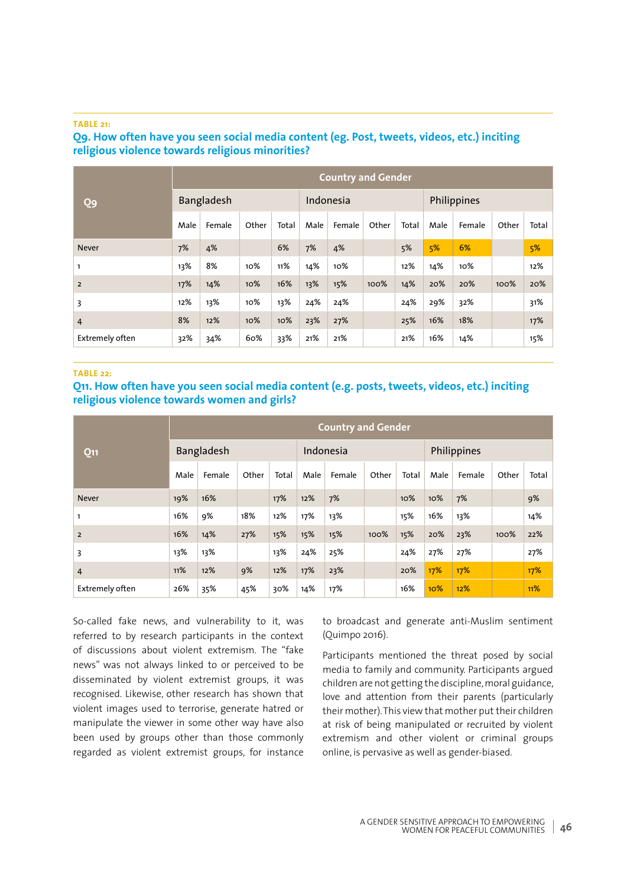TABLE 21:

**Q9. How often have you seen social media content (eg. Post, tweets, videos, etc.) inciting religious violence towards religious minorities?**

| Q9 | Country and Gender | | | | | | | | | | | |
|---|---|---|---|---|---|---|---|---|---|---|---|---|
| | Bangladesh | | | | Indonesia | | | | Philippines | | | |
| | Male | Female | Other | Total | Male | Female | Other | Total | Male | Female | Other | Total |
| Never | 7% | 4% | | 6% | 7% | 4% | | 5% | 5% | 6% | | 5% |
| 1 | 13% | 8% | 10% | 11% | 14% | 10% | | 12% | 14% | 10% | | 12% |
| 2 | 17% | 14% | 10% | 16% | 13% | 15% | 100% | 14% | 20% | 20% | 100% | 20% |
| 3 | 12% | 13% | 10% | 13% | 24% | 24% | | 24% | 29% | 32% | | 31% |
| 4 | 8% | 12% | 10% | 10% | 23% | 27% | | 25% | 16% | 18% | | 17% |
| Extremely often | 32% | 34% | 60% | 33% | 21% | 21% | | 21% | 16% | 14% | | 15% |

TABLE 22:

**Q11. How often have you seen social media content (e.g. posts, tweets, videos, etc.) inciting religious violence towards women and girls?**

| Q11 | Country and Gender | | | | | | | | | | | |
|---|---|---|---|---|---|---|---|---|---|---|---|---|
| | Bangladesh | | | | Indonesia | | | | Philippines | | | |
| | Male | Female | Other | Total | Male | Female | Other | Total | Male | Female | Other | Total |
| Never | 19% | 16% | | 17% | 12% | 7% | | 10% | 10% | 7% | | 9% |
| 1 | 16% | 9% | 18% | 12% | 17% | 13% | | 15% | 16% | 13% | | 14% |
| 2 | 16% | 14% | 27% | 15% | 15% | 15% | 100% | 15% | 20% | 23% | 100% | 22% |
| 3 | 13% | 13% | | 13% | 24% | 25% | | 24% | 27% | 27% | | 27% |
| 4 | 11% | 12% | 9% | 12% | 17% | 23% | | 20% | 17% | 17% | | 17% |
| Extremely often | 26% | 35% | 45% | 30% | 14% | 17% | | 16% | 10% | 12% | | 11% |

So-called fake news, and vulnerability to it, was referred to by research participants in the context of discussions about violent extremism. The "fake news" was not always linked to or perceived to be disseminated by violent extremist groups, it was recognised. Likewise, other research has shown that violent images used to terrorise, generate hatred or manipulate the viewer in some other way have also been used by groups other than those commonly regarded as violent extremist groups, for instance to broadcast and generate anti-Muslim sentiment (Quimpo 2016).

Participants mentioned the threat posed by social media to family and community. Participants argued children are not getting the discipline, moral guidance, love and attention from their parents (particularly their mother). This view that mother put their children at risk of being manipulated or recruited by violent extremism and other violent or criminal groups online, is pervasive as well as gender-biased.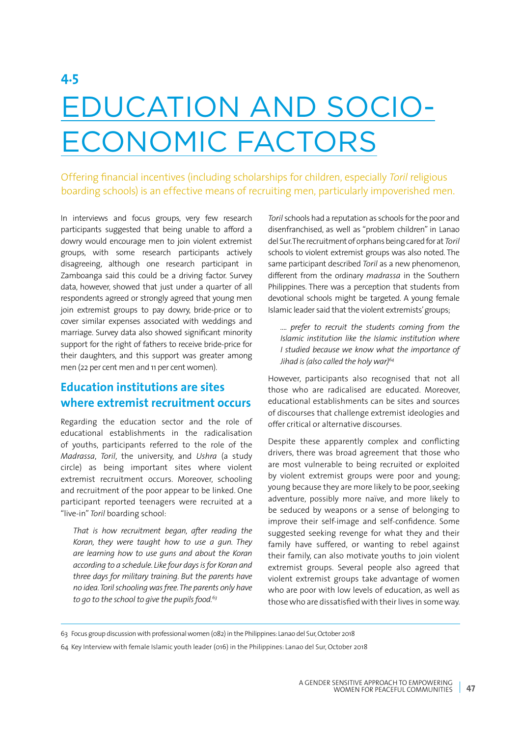# 4.5 EDUCATION AND SOCIO-ECONOMIC FACTORS

Offering financial incentives (including scholarships for children, especially *Toril* religious boarding schools) is an effective means of recruiting men, particularly impoverished men.

In interviews and focus groups, very few research participants suggested that being unable to afford a dowry would encourage men to join violent extremist groups, with some research participants actively disagreeing, although one research participant in Zamboanga said this could be a driving factor. Survey data, however, showed that just under a quarter of all respondents agreed or strongly agreed that young men join extremist groups to pay dowry, bride-price or to cover similar expenses associated with weddings and marriage. Survey data also showed significant minority support for the right of fathers to receive bride-price for their daughters, and this support was greater among men (22 per cent men and 11 per cent women).

## Education institutions are sites where extremist recruitment occurs

Regarding the education sector and the role of educational establishments in the radicalisation of youths, participants referred to the role of the *Madrassa*, *Toril*, the university, and *Ushra* (a study circle) as being important sites where violent extremist recruitment occurs. Moreover, schooling and recruitment of the poor appear to be linked. One participant reported teenagers were recruited at a "live-in" *Toril* boarding school:

> *That is how recruitment began, after reading the Koran, they were taught how to use a gun. They are learning how to use guns and about the Koran according to a schedule. Like four days is for Koran and three days for military training. But the parents have no idea. Toril schooling was free. The parents only have to go to the school to give the pupils food.*[63]

*Toril* schools had a reputation as schools for the poor and disenfranchised, as well as "problem children" in Lanao del Sur. The recruitment of orphans being cared for at *Toril* schools to violent extremist groups was also noted. The same participant described *Toril* as a new phenomenon, different from the ordinary *madrassa* in the Southern Philippines. There was a perception that students from devotional schools might be targeted. A young female Islamic leader said that the violent extremists' groups;

> *.... prefer to recruit the students coming from the Islamic institution like the Islamic institution where I studied because we know what the importance of Jihad is (also called the holy war)*[64]

However, participants also recognised that not all those who are radicalised are educated. Moreover, educational establishments can be sites and sources of discourses that challenge extremist ideologies and offer critical or alternative discourses.

Despite these apparently complex and conflicting drivers, there was broad agreement that those who are most vulnerable to being recruited or exploited by violent extremist groups were poor and young; young because they are more likely to be poor, seeking adventure, possibly more naïve, and more likely to be seduced by weapons or a sense of belonging to improve their self-image and self-confidence. Some suggested seeking revenge for what they and their family have suffered, or wanting to rebel against their family, can also motivate youths to join violent extremist groups. Several people also agreed that violent extremist groups take advantage of women who are poor with low levels of education, as well as those who are dissatisfied with their lives in some way.

---

63 Focus group discussion with professional women (082) in the Philippines: Lanao del Sur, October 2018

64 Key Interview with female Islamic youth leader (016) in the Philippines: Lanao del Sur, October 2018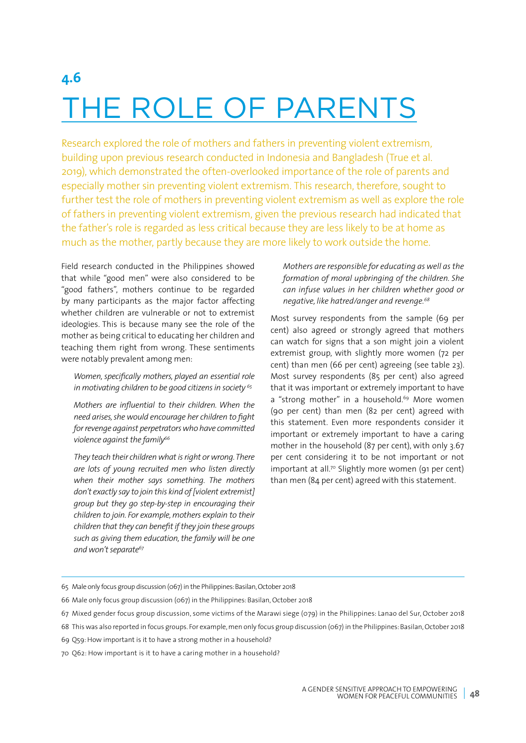# 4.6 THE ROLE OF PARENTS

Research explored the role of mothers and fathers in preventing violent extremism, building upon previous research conducted in Indonesia and Bangladesh (True et al. 2019), which demonstrated the often-overlooked importance of the role of parents and especially mother sin preventing violent extremism. This research, therefore, sought to further test the role of mothers in preventing violent extremism as well as explore the role of fathers in preventing violent extremism, given the previous research had indicated that the father's role is regarded as less critical because they are less likely to be at home as much as the mother, partly because they are more likely to work outside the home.

Field research conducted in the Philippines showed that while "good men" were also considered to be "good fathers", mothers continue to be regarded by many participants as the major factor affecting whether children are vulnerable or not to extremist ideologies. This is because many see the role of the mother as being critical to educating her children and teaching them right from wrong. These sentiments were notably prevalent among men:

> *Women, specifically mothers, played an essential role in motivating children to be good citizens in society* [65]

> *Mothers are influential to their children. When the need arises, she would encourage her children to fight for revenge against perpetrators who have committed violence against the family*[66]

> *They teach their children what is right or wrong. There are lots of young recruited men who listen directly when their mother says something. The mothers don't exactly say to join this kind of [violent extremist] group but they go step-by-step in encouraging their children to join. For example, mothers explain to their children that they can benefit if they join these groups such as giving them education, the family will be one and won't separate*[67]

> *Mothers are responsible for educating as well as the formation of moral upbringing of the children. She can infuse values in her children whether good or negative, like hatred/anger and revenge.*[68]

Most survey respondents from the sample (69 per cent) also agreed or strongly agreed that mothers can watch for signs that a son might join a violent extremist group, with slightly more women (72 per cent) than men (66 per cent) agreeing (see table 23). Most survey respondents (85 per cent) also agreed that it was important or extremely important to have a "strong mother" in a household.[69] More women (90 per cent) than men (82 per cent) agreed with this statement. Even more respondents consider it important or extremely important to have a caring mother in the household (87 per cent), with only 3.67 per cent considering it to be not important or not important at all.[70] Slightly more women (91 per cent) than men (84 per cent) agreed with this statement.

---

65 Male only focus group discussion (067) in the Philippines: Basilan, October 2018

66 Male only focus group discussion (067) in the Philippines: Basilan, October 2018

67 Mixed gender focus group discussion, some victims of the Marawi siege (079) in the Philippines: Lanao del Sur, October 2018

68 This was also reported in focus groups. For example, men only focus group discussion (067) in the Philippines: Basilan, October 2018

69 Q59: How important is it to have a strong mother in a household?

70 Q62: How important is it to have a caring mother in a household?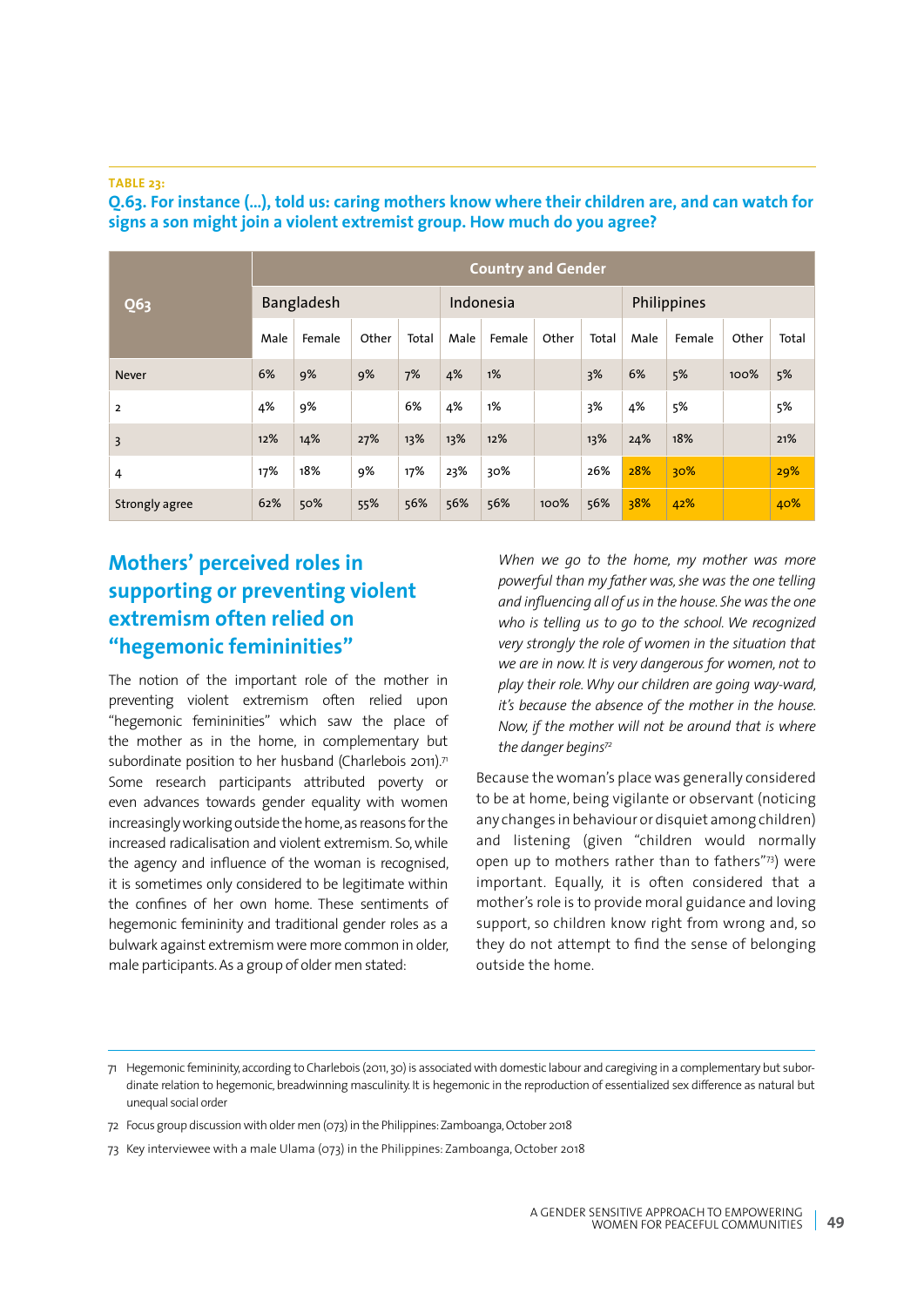**TABLE 23:**

**Q.63. For instance (...), told us: caring mothers know where their children are, and can watch for signs a son might join a violent extremist group. How much do you agree?**

| Q63 | Country and Gender | | | | | | | | | | | |
|---|---|---|---|---|---|---|---|---|---|---|---|---|
| | Bangladesh | | | | Indonesia | | | | Philippines | | | |
| | Male | Female | Other | Total | Male | Female | Other | Total | Male | Female | Other | Total |
| Never | 6% | 9% | 9% | 7% | 4% | 1% | | 3% | 6% | 5% | 100% | 5% |
| 2 | 4% | 9% | | 6% | 4% | 1% | | 3% | 4% | 5% | | 5% |
| 3 | 12% | 14% | 27% | 13% | 13% | 12% | | 13% | 24% | 18% | | 21% |
| 4 | 17% | 18% | 9% | 17% | 23% | 30% | | 26% | 28% | 30% | | 29% |
| Strongly agree | 62% | 50% | 55% | 56% | 56% | 56% | 100% | 56% | 38% | 42% | | 40% |

## Mothers' perceived roles in supporting or preventing violent extremism often relied on "hegemonic femininities"

The notion of the important role of the mother in preventing violent extremism often relied upon "hegemonic femininities" which saw the place of the mother as in the home, in complementary but subordinate position to her husband (Charlebois 2011).[71] Some research participants attributed poverty or even advances towards gender equality with women increasingly working outside the home, as reasons for the increased radicalisation and violent extremism. So, while the agency and influence of the woman is recognised, it is sometimes only considered to be legitimate within the confines of her own home. These sentiments of hegemonic femininity and traditional gender roles as a bulwark against extremism were more common in older, male participants. As a group of older men stated:

*When we go to the home, my mother was more powerful than my father was, she was the one telling and influencing all of us in the house. She was the one who is telling us to go to the school. We recognized very strongly the role of women in the situation that we are in now. It is very dangerous for women, not to play their role. Why our children are going way-ward, it's because the absence of the mother in the house. Now, if the mother will not be around that is where the danger begins*[72]

Because the woman's place was generally considered to be at home, being vigilante or observant (noticing any changes in behaviour or disquiet among children) and listening (given "children would normally open up to mothers rather than to fathers"[73]) were important. Equally, it is often considered that a mother's role is to provide moral guidance and loving support, so children know right from wrong and, so they do not attempt to find the sense of belonging outside the home.

---

71 Hegemonic femininity, according to Charlebois (2011, 30) is associated with domestic labour and caregiving in a complementary but subordinate relation to hegemonic, breadwinning masculinity. It is hegemonic in the reproduction of essentialized sex difference as natural but unequal social order

72 Focus group discussion with older men (073) in the Philippines: Zamboanga, October 2018

73 Key interviewee with a male Ulama (073) in the Philippines: Zamboanga, October 2018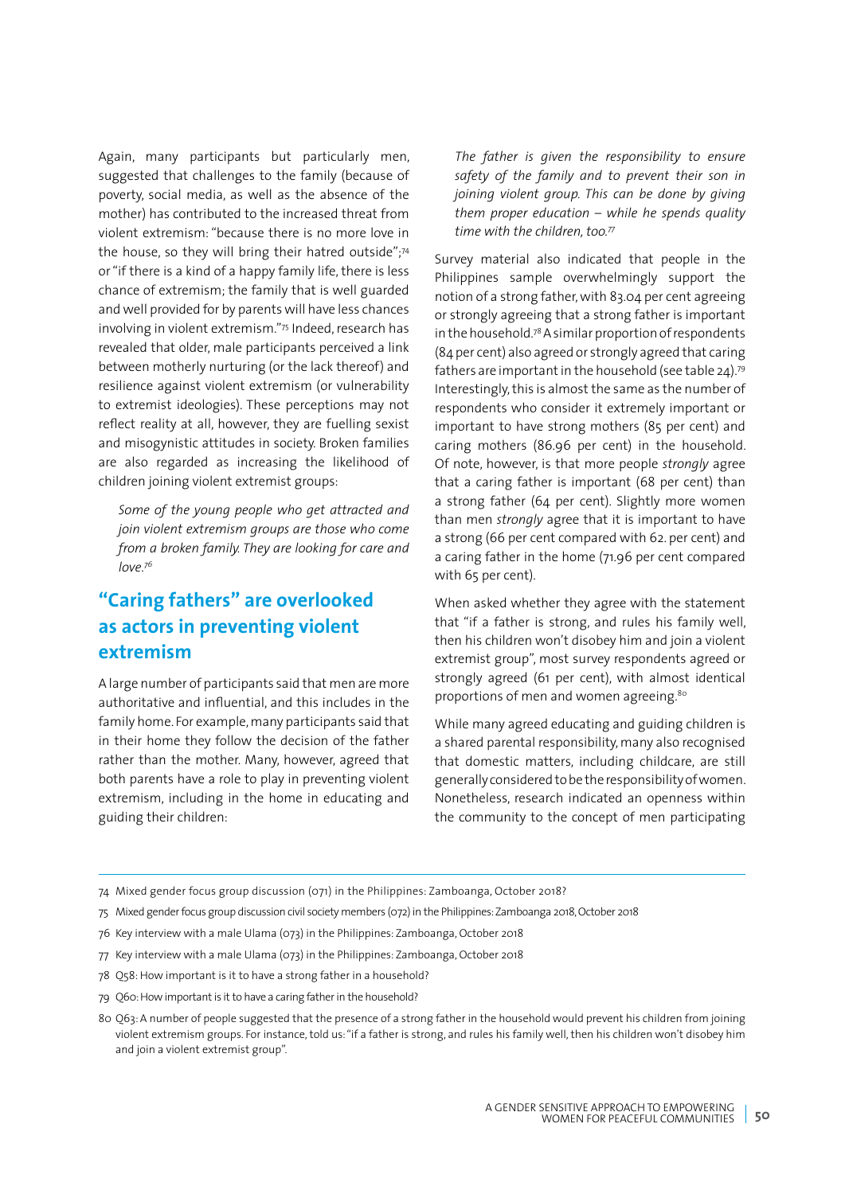Again, many participants but particularly men, suggested that challenges to the family (because of poverty, social media, as well as the absence of the mother) has contributed to the increased threat from violent extremism: "because there is no more love in the house, so they will bring their hatred outside";[74] or "if there is a kind of a happy family life, there is less chance of extremism; the family that is well guarded and well provided for by parents will have less chances involving in violent extremism."[75] Indeed, research has revealed that older, male participants perceived a link between motherly nurturing (or the lack thereof) and resilience against violent extremism (or vulnerability to extremist ideologies). These perceptions may not reflect reality at all, however, they are fuelling sexist and misogynistic attitudes in society. Broken families are also regarded as increasing the likelihood of children joining violent extremist groups:

> *Some of the young people who get attracted and join violent extremism groups are those who come from a broken family. They are looking for care and love.*[76]

## "Caring fathers" are overlooked as actors in preventing violent extremism

A large number of participants said that men are more authoritative and influential, and this includes in the family home. For example, many participants said that in their home they follow the decision of the father rather than the mother. Many, however, agreed that both parents have a role to play in preventing violent extremism, including in the home in educating and guiding their children:

> *The father is given the responsibility to ensure safety of the family and to prevent their son in joining violent group. This can be done by giving them proper education – while he spends quality time with the children, too.*[77]

Survey material also indicated that people in the Philippines sample overwhelmingly support the notion of a strong father, with 83.04 per cent agreeing or strongly agreeing that a strong father is important in the household.[78] A similar proportion of respondents (84 per cent) also agreed or strongly agreed that caring fathers are important in the household (see table 24).[79] Interestingly, this is almost the same as the number of respondents who consider it extremely important or important to have strong mothers (85 per cent) and caring mothers (86.96 per cent) in the household. Of note, however, is that more people *strongly* agree that a caring father is important (68 per cent) than a strong father (64 per cent). Slightly more women than men *strongly* agree that it is important to have a strong (66 per cent compared with 62. per cent) and a caring father in the home (71.96 per cent compared with 65 per cent).

When asked whether they agree with the statement that "if a father is strong, and rules his family well, then his children won't disobey him and join a violent extremist group", most survey respondents agreed or strongly agreed (61 per cent), with almost identical proportions of men and women agreeing.[80]

While many agreed educating and guiding children is a shared parental responsibility, many also recognised that domestic matters, including childcare, are still generally considered to be the responsibility of women. Nonetheless, research indicated an openness within the community to the concept of men participating

---

74 Mixed gender focus group discussion (071) in the Philippines: Zamboanga, October 2018?

75 Mixed gender focus group discussion civil society members (072) in the Philippines: Zamboanga 2018, October 2018

76 Key interview with a male Ulama (073) in the Philippines: Zamboanga, October 2018

77 Key interview with a male Ulama (073) in the Philippines: Zamboanga, October 2018

78 Q58: How important is it to have a strong father in a household?

79 Q60: How important is it to have a caring father in the household?

80 Q63: A number of people suggested that the presence of a strong father in the household would prevent his children from joining violent extremism groups. For instance, told us: "if a father is strong, and rules his family well, then his children won't disobey him and join a violent extremist group".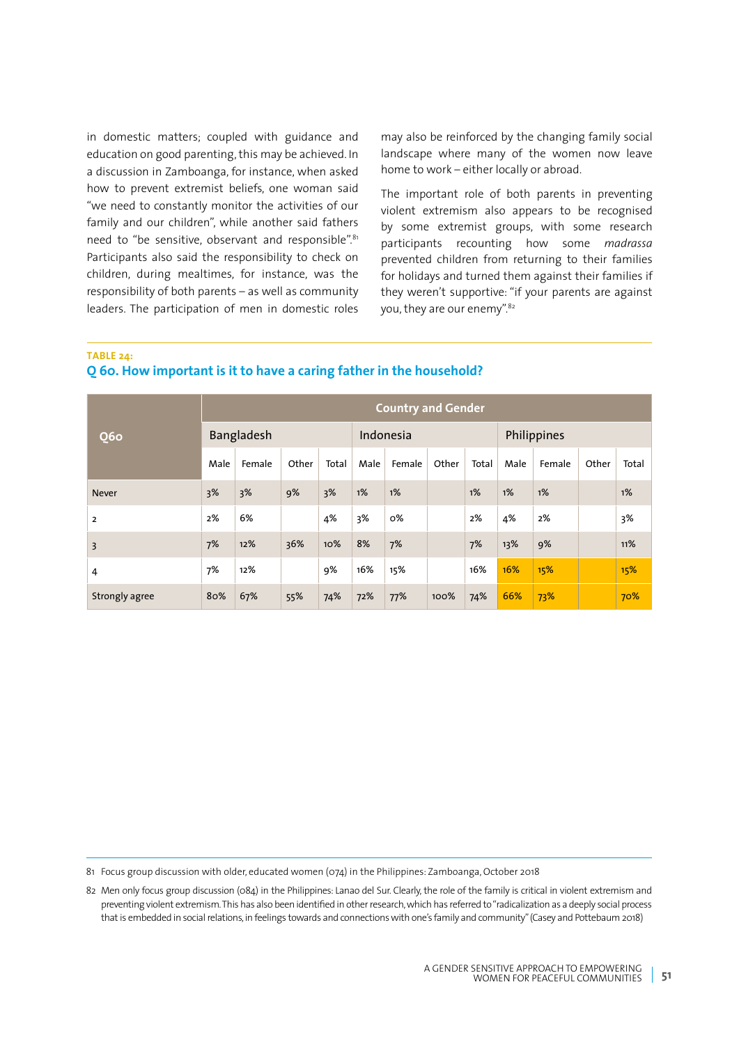in domestic matters; coupled with guidance and education on good parenting, this may be achieved. In a discussion in Zamboanga, for instance, when asked how to prevent extremist beliefs, one woman said "we need to constantly monitor the activities of our family and our children", while another said fathers need to "be sensitive, observant and responsible".[81] Participants also said the responsibility to check on children, during mealtimes, for instance, was the responsibility of both parents – as well as community leaders. The participation of men in domestic roles may also be reinforced by the changing family social landscape where many of the women now leave home to work – either locally or abroad.

The important role of both parents in preventing violent extremism also appears to be recognised by some extremist groups, with some research participants recounting how some *madrassa* prevented children from returning to their families for holidays and turned them against their families if they weren't supportive: "if your parents are against you, they are our enemy".[82]

**TABLE 24:**

**Q 60. How important is it to have a caring father in the household?**

| Q60 | Country and Gender | | | | | | | | | | | |
|---|---|---|---|---|---|---|---|---|---|---|---|---|
| | Bangladesh | | | | Indonesia | | | | Philippines | | | |
| | Male | Female | Other | Total | Male | Female | Other | Total | Male | Female | Other | Total |
| Never | 3% | 3% | 9% | 3% | 1% | 1% | | 1% | 1% | 1% | | 1% |
| 2 | 2% | 6% | | 4% | 3% | 0% | | 2% | 4% | 2% | | 3% |
| 3 | 7% | 12% | 36% | 10% | 8% | 7% | | 7% | 13% | 9% | | 11% |
| 4 | 7% | 12% | | 9% | 16% | 15% | | 16% | 16% | 15% | | 15% |
| Strongly agree | 80% | 67% | 55% | 74% | 72% | 77% | 100% | 74% | 66% | 73% | | 70% |

81 Focus group discussion with older, educated women (074) in the Philippines: Zamboanga, October 2018

82 Men only focus group discussion (084) in the Philippines: Lanao del Sur. Clearly, the role of the family is critical in violent extremism and preventing violent extremism. This has also been identified in other research, which has referred to "radicalization as a deeply social process that is embedded in social relations, in feelings towards and connections with one's family and community" (Casey and Pottebaum 2018)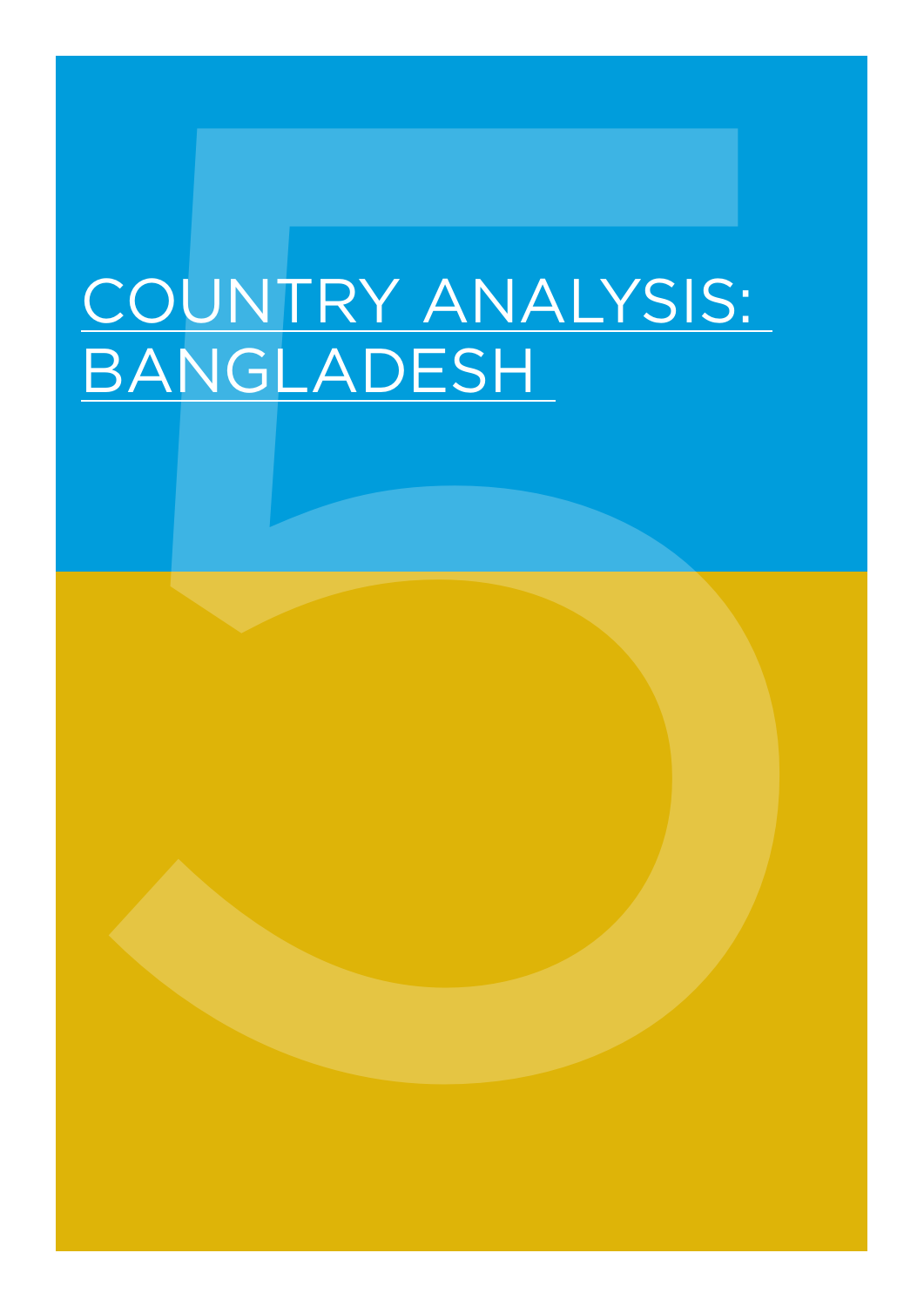# COUNTRY ANALYSIS: BANGLADESH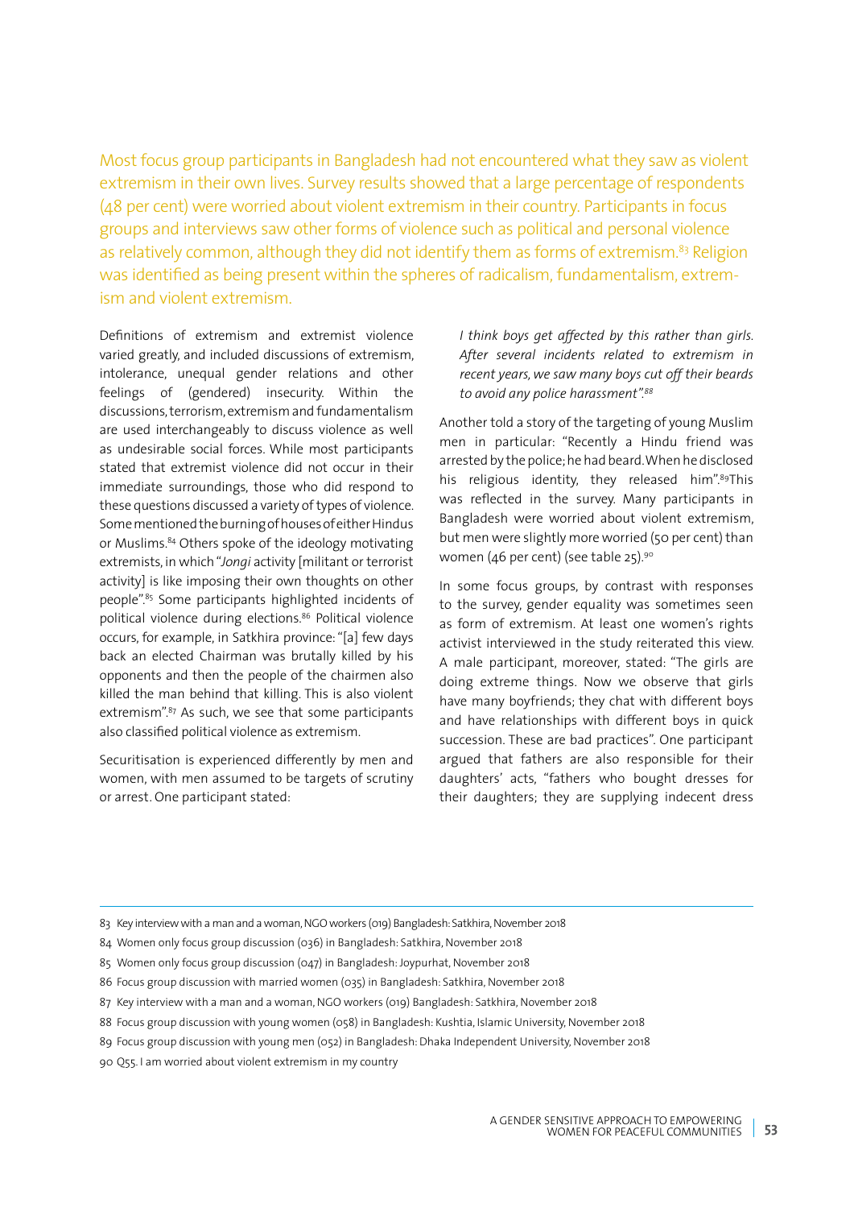Most focus group participants in Bangladesh had not encountered what they saw as violent extremism in their own lives. Survey results showed that a large percentage of respondents (48 per cent) were worried about violent extremism in their country. Participants in focus groups and interviews saw other forms of violence such as political and personal violence as relatively common, although they did not identify them as forms of extremism.[83] Religion was identified as being present within the spheres of radicalism, fundamentalism, extremism and violent extremism.

Definitions of extremism and extremist violence varied greatly, and included discussions of extremism, intolerance, unequal gender relations and other feelings of (gendered) insecurity. Within the discussions, terrorism, extremism and fundamentalism are used interchangeably to discuss violence as well as undesirable social forces. While most participants stated that extremist violence did not occur in their immediate surroundings, those who did respond to these questions discussed a variety of types of violence. Some mentioned the burning of houses of either Hindus or Muslims.[84] Others spoke of the ideology motivating extremists, in which "*Jongi* activity [militant or terrorist activity] is like imposing their own thoughts on other people".[85] Some participants highlighted incidents of political violence during elections.[86] Political violence occurs, for example, in Satkhira province: "[a] few days back an elected Chairman was brutally killed by his opponents and then the people of the chairmen also killed the man behind that killing. This is also violent extremism".[87] As such, we see that some participants also classified political violence as extremism.

Securitisation is experienced differently by men and women, with men assumed to be targets of scrutiny or arrest. One participant stated:

> *I think boys get affected by this rather than girls. After several incidents related to extremism in recent years, we saw many boys cut off their beards to avoid any police harassment".*[88]

Another told a story of the targeting of young Muslim men in particular: "Recently a Hindu friend was arrested by the police; he had beard. When he disclosed his religious identity, they released him".[89] This was reflected in the survey. Many participants in Bangladesh were worried about violent extremism, but men were slightly more worried (50 per cent) than women (46 per cent) (see table 25).[90]

In some focus groups, by contrast with responses to the survey, gender equality was sometimes seen as form of extremism. At least one women's rights activist interviewed in the study reiterated this view. A male participant, moreover, stated: "The girls are doing extreme things. Now we observe that girls have many boyfriends; they chat with different boys and have relationships with different boys in quick succession. These are bad practices". One participant argued that fathers are also responsible for their daughters' acts, "fathers who bought dresses for their daughters; they are supplying indecent dress

---

83 Key interview with a man and a woman, NGO workers (019) Bangladesh: Satkhira, November 2018

84 Women only focus group discussion (036) in Bangladesh: Satkhira, November 2018

85 Women only focus group discussion (047) in Bangladesh: Joypurhat, November 2018

86 Focus group discussion with married women (035) in Bangladesh: Satkhira, November 2018

87 Key interview with a man and a woman, NGO workers (019) Bangladesh: Satkhira, November 2018

88 Focus group discussion with young women (058) in Bangladesh: Kushtia, Islamic University, November 2018

89 Focus group discussion with young men (052) in Bangladesh: Dhaka Independent University, November 2018

90 Q55. I am worried about violent extremism in my country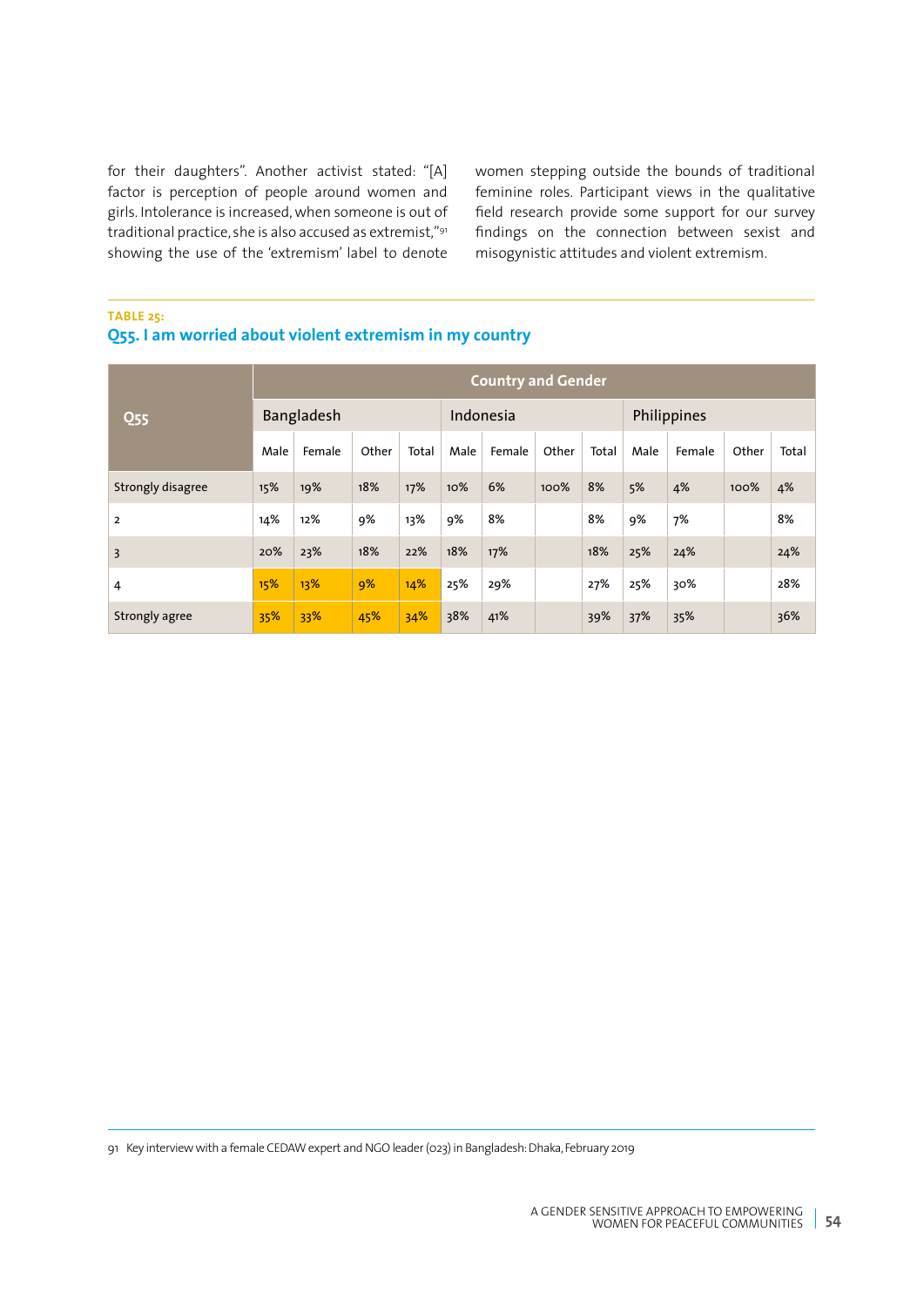for their daughters". Another activist stated: "[A] factor is perception of people around women and girls. Intolerance is increased, when someone is out of traditional practice, she is also accused as extremist,"[91] showing the use of the 'extremism' label to denote women stepping outside the bounds of traditional feminine roles. Participant views in the qualitative field research provide some support for our survey findings on the connection between sexist and misogynistic attitudes and violent extremism.

**TABLE 25:**

### Q55. I am worried about violent extremism in my country

| Q55 | Country and Gender | | | | | | | | | | | |
|---|---|---|---|---|---|---|---|---|---|---|---|---|
| | Bangladesh | | | | Indonesia | | | | Philippines | | | |
| | Male | Female | Other | Total | Male | Female | Other | Total | Male | Female | Other | Total |
| Strongly disagree | 15% | 19% | 18% | 17% | 10% | 6% | 100% | 8% | 5% | 4% | 100% | 4% |
| 2 | 14% | 12% | 9% | 13% | 9% | 8% | | 8% | 9% | 7% | | 8% |
| 3 | 20% | 23% | 18% | 22% | 18% | 17% | | 18% | 25% | 24% | | 24% |
| 4 | 15% | 13% | 9% | 14% | 25% | 29% | | 27% | 25% | 30% | | 28% |
| Strongly agree | 35% | 33% | 45% | 34% | 38% | 41% | | 39% | 37% | 35% | | 36% |

91 Key interview with a female CEDAW expert and NGO leader (023) in Bangladesh: Dhaka, February 2019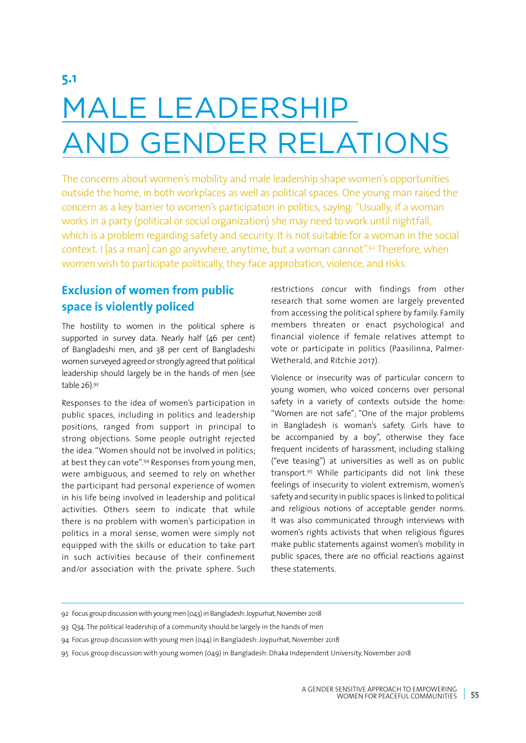# 5.1

# MALE LEADERSHIP AND GENDER RELATIONS

The concerns about women's mobility and male leadership shape women's opportunities outside the home, in both workplaces as well as political spaces. One young man raised the concern as a key barrier to women's participation in politics, saying: "Usually, if a woman works in a party (political or social organization) she may need to work until nightfall, which is a problem regarding safety and security. It is not suitable for a woman in the social context. I [as a man] can go anywhere, anytime, but a woman cannot".[92] Therefore, when women wish to participate politically, they face approbation, violence, and risks.

## Exclusion of women from public space is violently policed

The hostility to women in the political sphere is supported in survey data. Nearly half (46 per cent) of Bangladeshi men, and 38 per cent of Bangladeshi women surveyed agreed or strongly agreed that political leadership should largely be in the hands of men (see table 26).[93]

Responses to the idea of women's participation in public spaces, including in politics and leadership positions, ranged from support in principal to strong objections. Some people outright rejected the idea. "Women should not be involved in politics; at best they can vote".[94] Responses from young men, were ambiguous, and seemed to rely on whether the participant had personal experience of women in his life being involved in leadership and political activities. Others seem to indicate that while there is no problem with women's participation in politics in a moral sense, women were simply not equipped with the skills or education to take part in such activities because of their confinement and/or association with the private sphere. Such restrictions concur with findings from other research that some women are largely prevented from accessing the political sphere by family. Family members threaten or enact psychological and financial violence if female relatives attempt to vote or participate in politics (Paasilinna, Palmer-Wetherald, and Ritchie 2017).

Violence or insecurity was of particular concern to young women, who voiced concerns over personal safety in a variety of contexts outside the home: "Women are not safe"; "One of the major problems in Bangladesh is woman's safety. Girls have to be accompanied by a boy", otherwise they face frequent incidents of harassment, including stalking ("eve teasing") at universities as well as on public transport.[95] While participants did not link these feelings of insecurity to violent extremism, women's safety and security in public spaces is linked to political and religious notions of acceptable gender norms. It was also communicated through interviews with women's rights activists that when religious figures make public statements against women's mobility in public spaces, there are no official reactions against these statements.

---

92 Focus group discussion with young men (043) in Bangladesh: Joypurhat, November 2018

93 Q34. The political leadership of a community should be largely in the hands of men

94 Focus group discussion with young men (044) in Bangladesh: Joypurhat, November 2018

95 Focus group discussion with young women (049) in Bangladesh: Dhaka Independent University, November 2018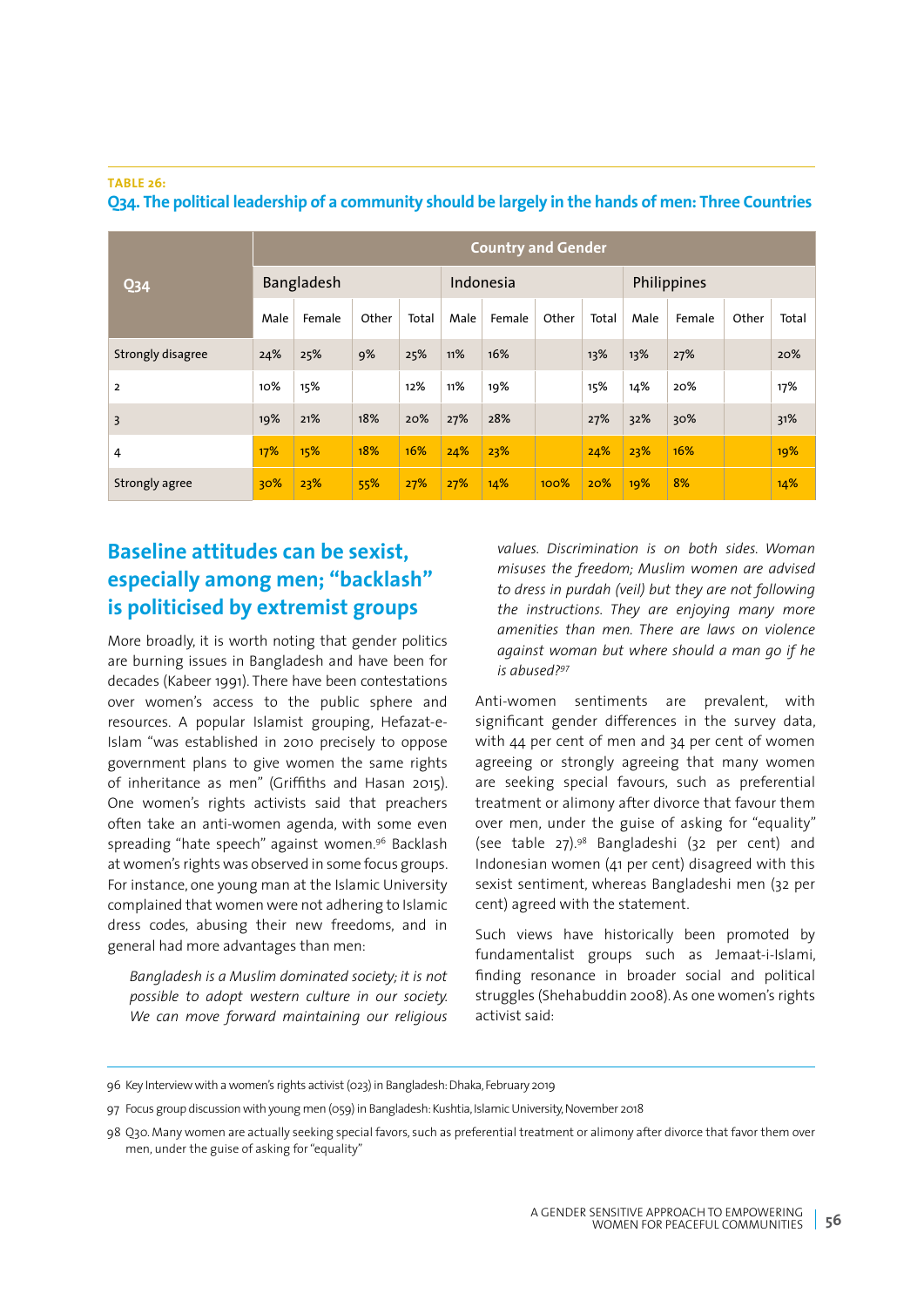**TABLE 26:**

**Q34. The political leadership of a community should be largely in the hands of men: Three Countries**

| Q34 | Country and Gender | | | | | | | | | | | |
|---|---|---|---|---|---|---|---|---|---|---|---|---|
| | Bangladesh | | | | Indonesia | | | | Philippines | | | |
| | Male | Female | Other | Total | Male | Female | Other | Total | Male | Female | Other | Total |
| Strongly disagree | 24% | 25% | 9% | 25% | 11% | 16% | | 13% | 13% | 27% | | 20% |
| 2 | 10% | 15% | | 12% | 11% | 19% | | 15% | 14% | 20% | | 17% |
| 3 | 19% | 21% | 18% | 20% | 27% | 28% | | 27% | 32% | 30% | | 31% |
| 4 | 17% | 15% | 18% | 16% | 24% | 23% | | 24% | 23% | 16% | | 19% |
| Strongly agree | 30% | 23% | 55% | 27% | 27% | 14% | 100% | 20% | 19% | 8% | | 14% |

## Baseline attitudes can be sexist, especially among men; "backlash" is politicised by extremist groups

More broadly, it is worth noting that gender politics are burning issues in Bangladesh and have been for decades (Kabeer 1991). There have been contestations over women's access to the public sphere and resources. A popular Islamist grouping, Hefazat-e-Islam "was established in 2010 precisely to oppose government plans to give women the same rights of inheritance as men" (Griffiths and Hasan 2015). One women's rights activists said that preachers often take an anti-women agenda, with some even spreading "hate speech" against women.[96] Backlash at women's rights was observed in some focus groups. For instance, one young man at the Islamic University complained that women were not adhering to Islamic dress codes, abusing their new freedoms, and in general had more advantages than men:

> *Bangladesh is a Muslim dominated society; it is not possible to adopt western culture in our society. We can move forward maintaining our religious values. Discrimination is on both sides. Woman misuses the freedom; Muslim women are advised to dress in purdah (veil) but they are not following the instructions. They are enjoying many more amenities than men. There are laws on violence against woman but where should a man go if he is abused?*[97]

Anti-women sentiments are prevalent, with significant gender differences in the survey data, with 44 per cent of men and 34 per cent of women agreeing or strongly agreeing that many women are seeking special favours, such as preferential treatment or alimony after divorce that favour them over men, under the guise of asking for "equality" (see table 27).[98] Bangladeshi (32 per cent) and Indonesian women (41 per cent) disagreed with this sexist sentiment, whereas Bangladeshi men (32 per cent) agreed with the statement.

Such views have historically been promoted by fundamentalist groups such as Jemaat-i-Islami, finding resonance in broader social and political struggles (Shehabuddin 2008). As one women's rights activist said:

---

96 Key Interview with a women's rights activist (023) in Bangladesh: Dhaka, February 2019

97 Focus group discussion with young men (059) in Bangladesh: Kushtia, Islamic University, November 2018

98 Q30. Many women are actually seeking special favors, such as preferential treatment or alimony after divorce that favor them over men, under the guise of asking for "equality"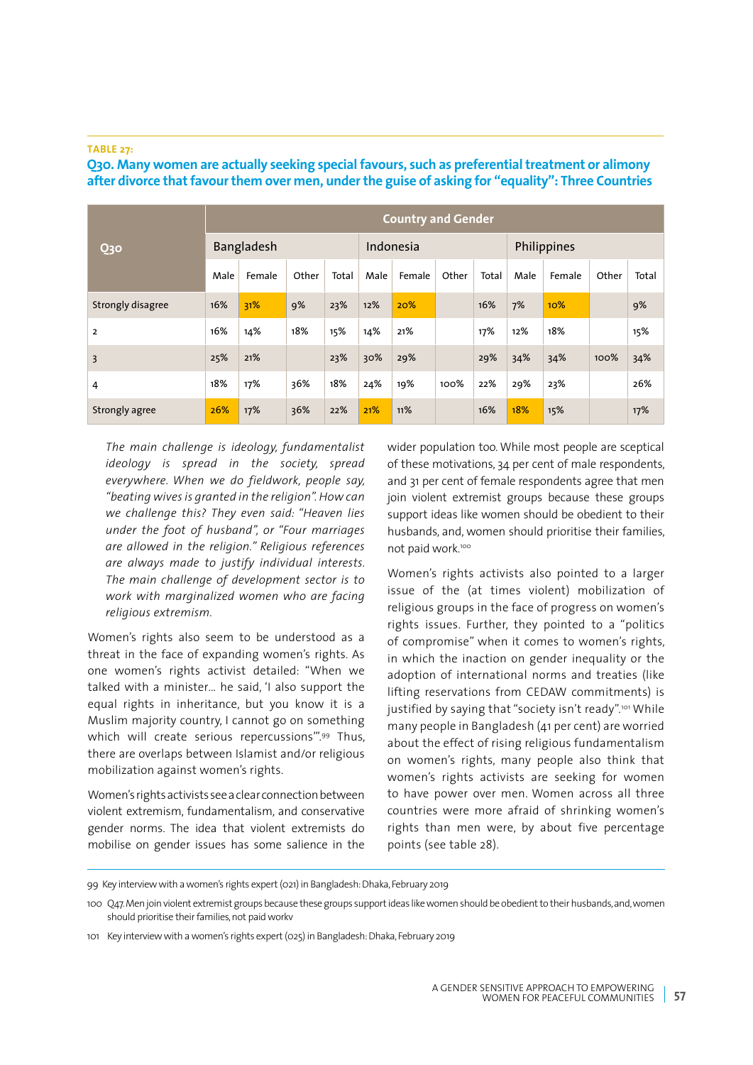**TABLE 27:**

**Q30. Many women are actually seeking special favours, such as preferential treatment or alimony after divorce that favour them over men, under the guise of asking for "equality": Three Countries**

| Q30 | Country and Gender | | | | | | | | | | | |
|---|---|---|---|---|---|---|---|---|---|---|---|---|
| | Bangladesh | | | | Indonesia | | | | Philippines | | | |
| | Male | Female | Other | Total | Male | Female | Other | Total | Male | Female | Other | Total |
| Strongly disagree | 16% | 31% | 9% | 23% | 12% | 20% | | 16% | 7% | 10% | | 9% |
| 2 | 16% | 14% | 18% | 15% | 14% | 21% | | 17% | 12% | 18% | | 15% |
| 3 | 25% | 21% | | 23% | 30% | 29% | | 29% | 34% | 34% | 100% | 34% |
| 4 | 18% | 17% | 36% | 18% | 24% | 19% | 100% | 22% | 29% | 23% | | 26% |
| Strongly agree | 26% | 17% | 36% | 22% | 21% | 11% | | 16% | 18% | 15% | | 17% |

> *The main challenge is ideology, fundamentalist ideology is spread in the society, spread everywhere. When we do fieldwork, people say, "beating wives is granted in the religion". How can we challenge this? They even said: "Heaven lies under the foot of husband", or "Four marriages are allowed in the religion." Religious references are always made to justify individual interests. The main challenge of development sector is to work with marginalized women who are facing religious extremism.*

Women's rights also seem to be understood as a threat in the face of expanding women's rights. As one women's rights activist detailed: "When we talked with a minister… he said, 'I also support the equal rights in inheritance, but you know it is a Muslim majority country, I cannot go on something which will create serious repercussions'".[99] Thus, there are overlaps between Islamist and/or religious mobilization against women's rights.

Women's rights activists see a clear connection between violent extremism, fundamentalism, and conservative gender norms. The idea that violent extremists do mobilise on gender issues has some salience in the wider population too. While most people are sceptical of these motivations, 34 per cent of male respondents, and 31 per cent of female respondents agree that men join violent extremist groups because these groups support ideas like women should be obedient to their husbands, and, women should prioritise their families, not paid work.[100]

Women's rights activists also pointed to a larger issue of the (at times violent) mobilization of religious groups in the face of progress on women's rights issues. Further, they pointed to a "politics of compromise" when it comes to women's rights, in which the inaction on gender inequality or the adoption of international norms and treaties (like lifting reservations from CEDAW commitments) is justified by saying that "society isn't ready".[101] While many people in Bangladesh (41 per cent) are worried about the effect of rising religious fundamentalism on women's rights, many people also think that women's rights activists are seeking for women to have power over men. Women across all three countries were more afraid of shrinking women's rights than men were, by about five percentage points (see table 28).

---

99 Key interview with a women's rights expert (021) in Bangladesh: Dhaka, February 2019

100 Q47. Men join violent extremist groups because these groups support ideas like women should be obedient to their husbands, and, women should prioritise their families, not paid workv

101 Key interview with a women's rights expert (025) in Bangladesh: Dhaka, February 2019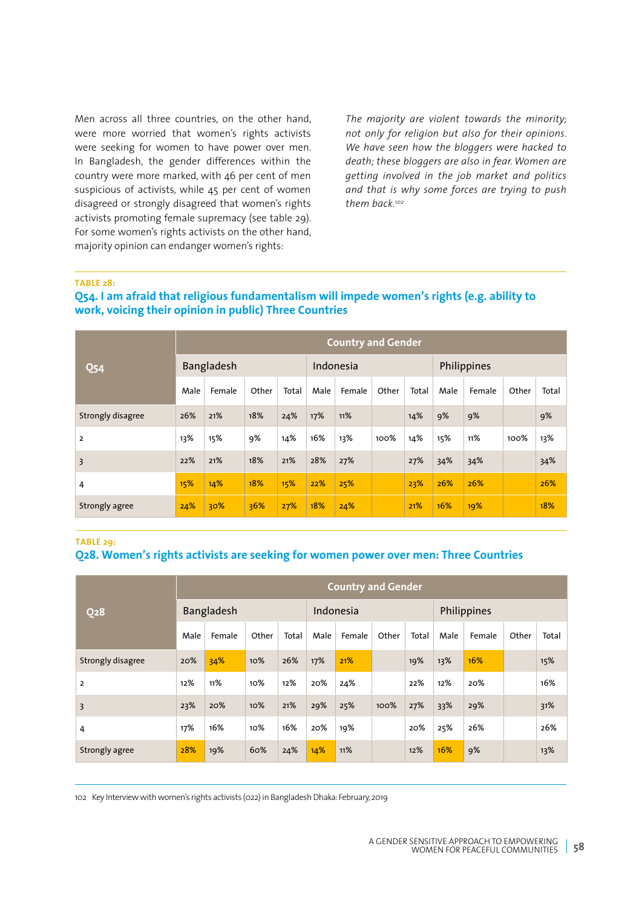Men across all three countries, on the other hand, were more worried that women's rights activists were seeking for women to have power over men. In Bangladesh, the gender differences within the country were more marked, with 46 per cent of men suspicious of activists, while 45 per cent of women disagreed or strongly disagreed that women's rights activists promoting female supremacy (see table 29). For some women's rights activists on the other hand, majority opinion can endanger women's rights:

*The majority are violent towards the minority; not only for religion but also for their opinions. We have seen how the bloggers were hacked to death; these bloggers are also in fear. Women are getting involved in the job market and politics and that is why some forces are trying to push them back.*[102]

**TABLE 28:**

### Q54. I am afraid that religious fundamentalism will impede women's rights (e.g. ability to work, voicing their opinion in public) Three Countries

| Q54 | Country and Gender | | | | | | | | | | | |
|---|---|---|---|---|---|---|---|---|---|---|---|---|
| | Bangladesh | | | | Indonesia | | | | Philippines | | | |
| | Male | Female | Other | Total | Male | Female | Other | Total | Male | Female | Other | Total |
| Strongly disagree | 26% | 21% | 18% | 24% | 17% | 11% | | 14% | 9% | 9% | | 9% |
| 2 | 13% | 15% | 9% | 14% | 16% | 13% | 100% | 14% | 15% | 11% | 100% | 13% |
| 3 | 22% | 21% | 18% | 21% | 28% | 27% | | 27% | 34% | 34% | | 34% |
| 4 | 15% | 14% | 18% | 15% | 22% | 25% | | 23% | 26% | 26% | | 26% |
| Strongly agree | 24% | 30% | 36% | 27% | 18% | 24% | | 21% | 16% | 19% | | 18% |

**TABLE 29:**

### Q28. Women's rights activists are seeking for women power over men: Three Countries

| Q28 | Country and Gender | | | | | | | | | | | |
|---|---|---|---|---|---|---|---|---|---|---|---|---|
| | Bangladesh | | | | Indonesia | | | | Philippines | | | |
| | Male | Female | Other | Total | Male | Female | Other | Total | Male | Female | Other | Total |
| Strongly disagree | 20% | 34% | 10% | 26% | 17% | 21% | | 19% | 13% | 16% | | 15% |
| 2 | 12% | 11% | 10% | 12% | 20% | 24% | | 22% | 12% | 20% | | 16% |
| 3 | 23% | 20% | 10% | 21% | 29% | 25% | 100% | 27% | 33% | 29% | | 31% |
| 4 | 17% | 16% | 10% | 16% | 20% | 19% | | 20% | 25% | 26% | | 26% |
| Strongly agree | 28% | 19% | 60% | 24% | 14% | 11% | | 12% | 16% | 9% | | 13% |

102 Key Interview with women's rights activists (022) in Bangladesh Dhaka: February, 2019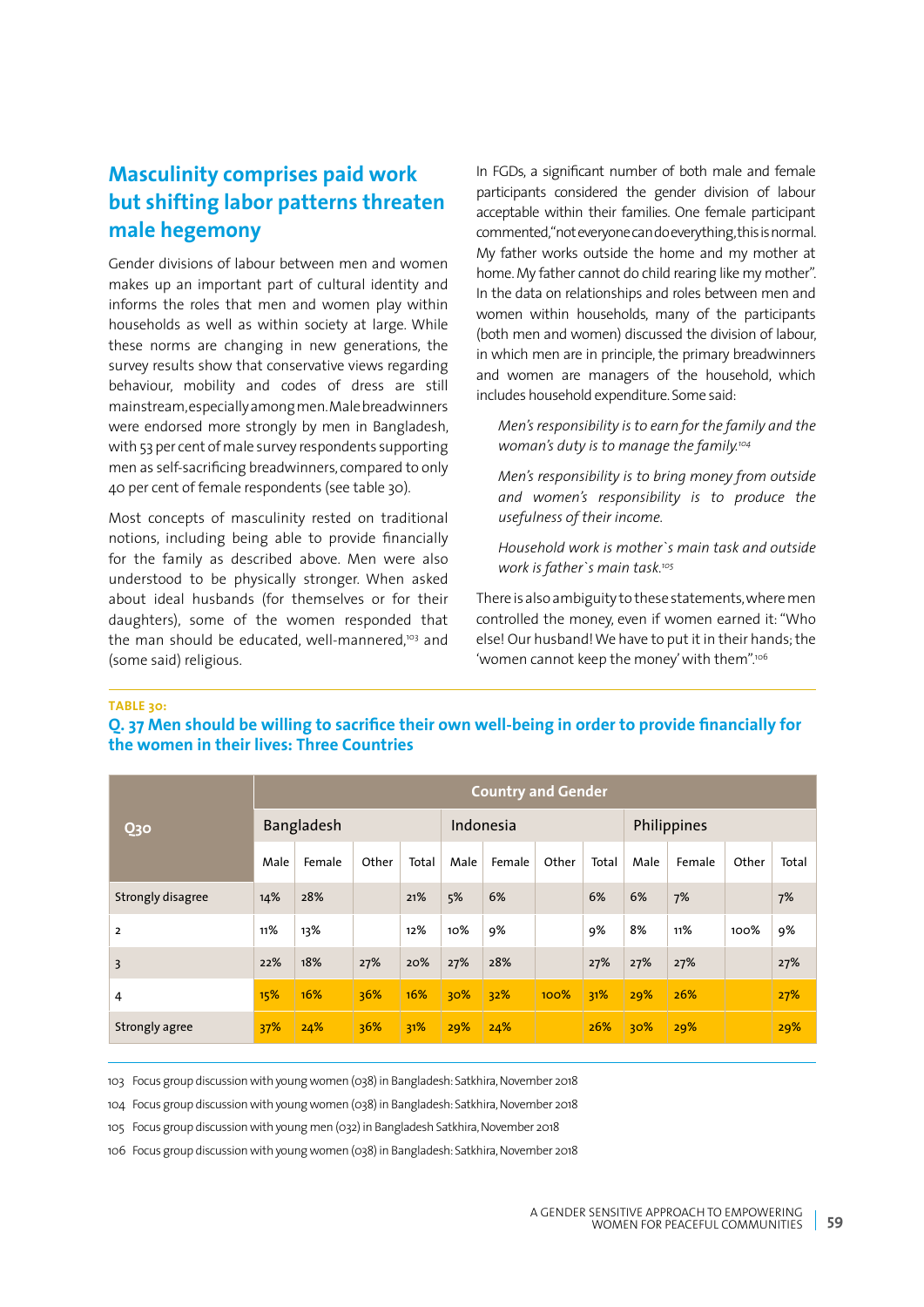## Masculinity comprises paid work but shifting labor patterns threaten male hegemony

Gender divisions of labour between men and women makes up an important part of cultural identity and informs the roles that men and women play within households as well as within society at large. While these norms are changing in new generations, the survey results show that conservative views regarding behaviour, mobility and codes of dress are still mainstream, especially among men. Male breadwinners were endorsed more strongly by men in Bangladesh, with 53 per cent of male survey respondents supporting men as self-sacrificing breadwinners, compared to only 40 per cent of female respondents (see table 30).

Most concepts of masculinity rested on traditional notions, including being able to provide financially for the family as described above. Men were also understood to be physically stronger. When asked about ideal husbands (for themselves or for their daughters), some of the women responded that the man should be educated, well-mannered,[103] and (some said) religious.

In FGDs, a significant number of both male and female participants considered the gender division of labour acceptable within their families. One female participant commented, "not everyone can do everything, this is normal. My father works outside the home and my mother at home. My father cannot do child rearing like my mother". In the data on relationships and roles between men and women within households, many of the participants (both men and women) discussed the division of labour, in which men are in principle, the primary breadwinners and women are managers of the household, which includes household expenditure. Some said:

> *Men's responsibility is to earn for the family and the woman's duty is to manage the family.*[104]

> *Men's responsibility is to bring money from outside and women's responsibility is to produce the usefulness of their income.*

> *Household work is mother`s main task and outside work is father`s main task.*[105]

There is also ambiguity to these statements, where men controlled the money, even if women earned it: "Who else! Our husband! We have to put it in their hands; the 'women cannot keep the money' with them".[106]

**TABLE 30:**

**Q. 37 Men should be willing to sacrifice their own well-being in order to provide financially for the women in their lives: Three Countries**

| Q30 | Country and Gender | | | | | | | | | | | |
|---|---|---|---|---|---|---|---|---|---|---|---|---|
| | Bangladesh | | | | Indonesia | | | | Philippines | | | |
| | Male | Female | Other | Total | Male | Female | Other | Total | Male | Female | Other | Total |
| Strongly disagree | 14% | 28% | | 21% | 5% | 6% | | 6% | 6% | 7% | | 7% |
| 2 | 11% | 13% | | 12% | 10% | 9% | | 9% | 8% | 11% | 100% | 9% |
| 3 | 22% | 18% | 27% | 20% | 27% | 28% | | 27% | 27% | 27% | | 27% |
| 4 | 15% | 16% | 36% | 16% | 30% | 32% | 100% | 31% | 29% | 26% | | 27% |
| Strongly agree | 37% | 24% | 36% | 31% | 29% | 24% | | 26% | 30% | 29% | | 29% |

103 Focus group discussion with young women (038) in Bangladesh: Satkhira, November 2018

104 Focus group discussion with young women (038) in Bangladesh: Satkhira, November 2018

105 Focus group discussion with young men (032) in Bangladesh Satkhira, November 2018

106 Focus group discussion with young women (038) in Bangladesh: Satkhira, November 2018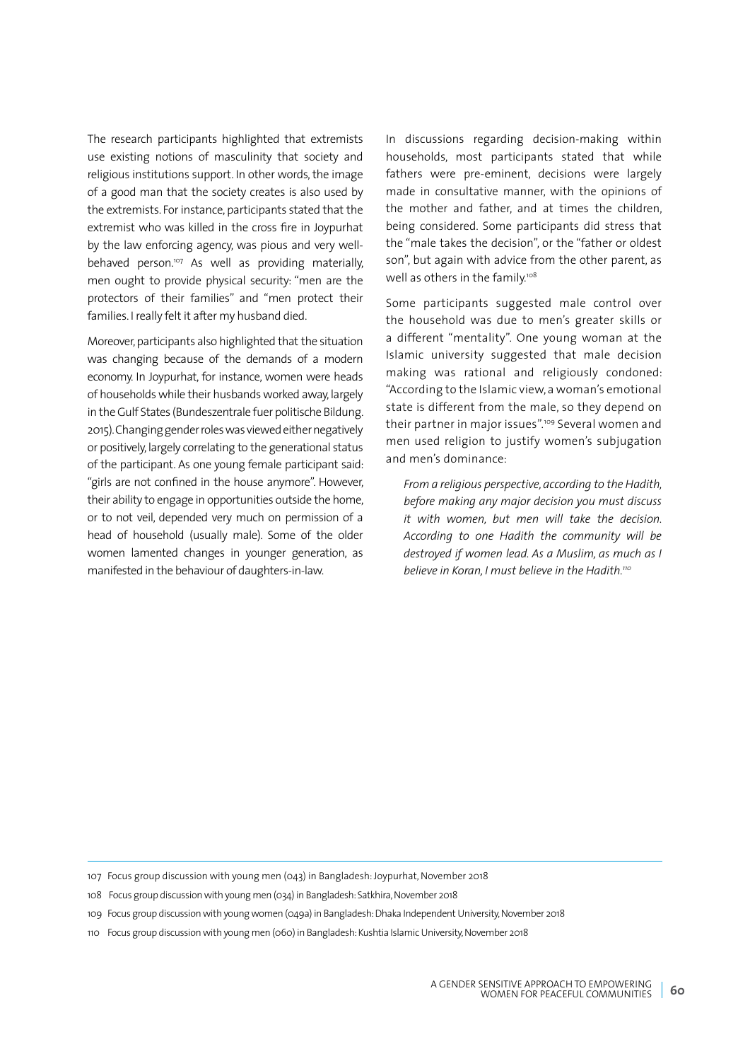The research participants highlighted that extremists use existing notions of masculinity that society and religious institutions support. In other words, the image of a good man that the society creates is also used by the extremists. For instance, participants stated that the extremist who was killed in the cross fire in Joypurhat by the law enforcing agency, was pious and very well-behaved person.[107] As well as providing materially, men ought to provide physical security: "men are the protectors of their families" and "men protect their families. I really felt it after my husband died.

Moreover, participants also highlighted that the situation was changing because of the demands of a modern economy. In Joypurhat, for instance, women were heads of households while their husbands worked away, largely in the Gulf States (Bundeszentrale fuer politische Bildung. 2015). Changing gender roles was viewed either negatively or positively, largely correlating to the generational status of the participant. As one young female participant said: "girls are not confined in the house anymore". However, their ability to engage in opportunities outside the home, or to not veil, depended very much on permission of a head of household (usually male). Some of the older women lamented changes in younger generation, as manifested in the behaviour of daughters-in-law.

In discussions regarding decision-making within households, most participants stated that while fathers were pre-eminent, decisions were largely made in consultative manner, with the opinions of the mother and father, and at times the children, being considered. Some participants did stress that the "male takes the decision", or the "father or oldest son", but again with advice from the other parent, as well as others in the family.[108]

Some participants suggested male control over the household was due to men's greater skills or a different "mentality". One young woman at the Islamic university suggested that male decision making was rational and religiously condoned: "According to the Islamic view, a woman's emotional state is different from the male, so they depend on their partner in major issues".[109] Several women and men used religion to justify women's subjugation and men's dominance:

> *From a religious perspective, according to the Hadith, before making any major decision you must discuss it with women, but men will take the decision. According to one Hadith the community will be destroyed if women lead. As a Muslim, as much as I believe in Koran, I must believe in the Hadith.*[110]

---

107 Focus group discussion with young men (043) in Bangladesh: Joypurhat, November 2018

108 Focus group discussion with young men (034) in Bangladesh: Satkhira, November 2018

109 Focus group discussion with young women (049a) in Bangladesh: Dhaka Independent University, November 2018

110 Focus group discussion with young men (060) in Bangladesh: Kushtia Islamic University, November 2018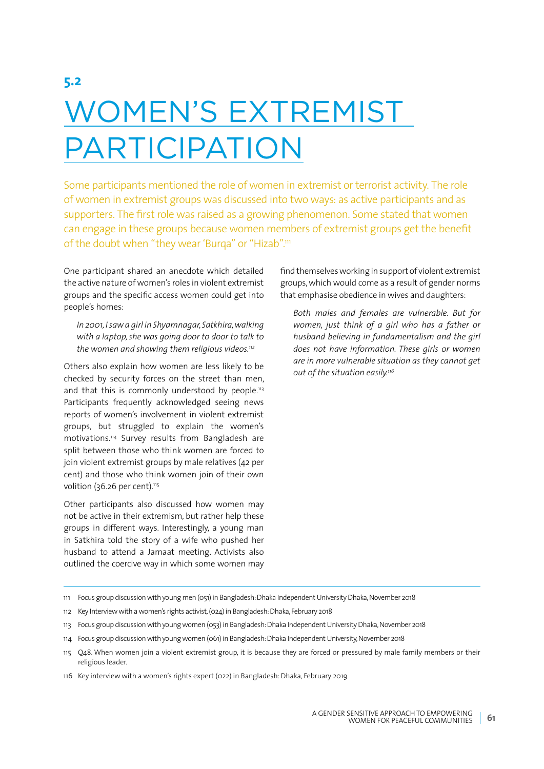## 5.2

# WOMEN'S EXTREMIST PARTICIPATION

Some participants mentioned the role of women in extremist or terrorist activity. The role of women in extremist groups was discussed into two ways: as active participants and as supporters. The first role was raised as a growing phenomenon. Some stated that women can engage in these groups because women members of extremist groups get the benefit of the doubt when "they wear 'Burqa" or "Hizab".[111]

One participant shared an anecdote which detailed the active nature of women's roles in violent extremist groups and the specific access women could get into people's homes:

> *In 2001, I saw a girl in Shyamnagar, Satkhira, walking with a laptop, she was going door to door to talk to the women and showing them religious videos.*[112]

Others also explain how women are less likely to be checked by security forces on the street than men, and that this is commonly understood by people.[113] Participants frequently acknowledged seeing news reports of women's involvement in violent extremist groups, but struggled to explain the women's motivations.[114] Survey results from Bangladesh are split between those who think women are forced to join violent extremist groups by male relatives (42 per cent) and those who think women join of their own volition (36.26 per cent).[115]

Other participants also discussed how women may not be active in their extremism, but rather help these groups in different ways. Interestingly, a young man in Satkhira told the story of a wife who pushed her husband to attend a Jamaat meeting. Activists also outlined the coercive way in which some women may find themselves working in support of violent extremist groups, which would come as a result of gender norms that emphasise obedience in wives and daughters:

> *Both males and females are vulnerable. But for women, just think of a girl who has a father or husband believing in fundamentalism and the girl does not have information. These girls or women are in more vulnerable situation as they cannot get out of the situation easily.*[116]

---

111 Focus group discussion with young men (051) in Bangladesh: Dhaka Independent University Dhaka, November 2018

112 Key Interview with a women's rights activist, (024) in Bangladesh: Dhaka, February 2018

113 Focus group discussion with young women (053) in Bangladesh: Dhaka Independent University Dhaka, November 2018

114 Focus group discussion with young women (061) in Bangladesh: Dhaka Independent University, November 2018

115 Q48. When women join a violent extremist group, it is because they are forced or pressured by male family members or their religious leader.

116 Key interview with a women's rights expert (022) in Bangladesh: Dhaka, February 2019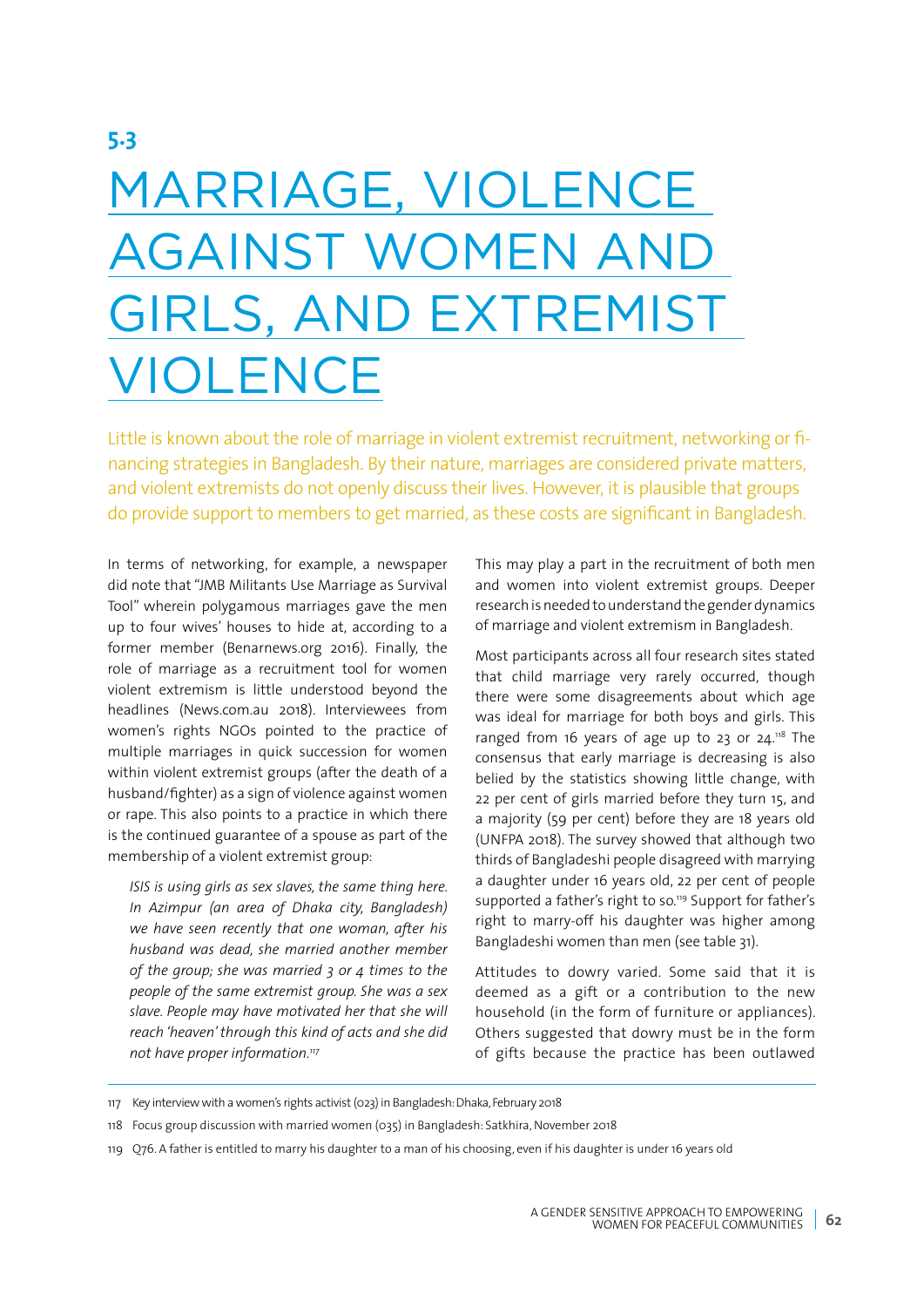## 5.3

# MARRIAGE, VIOLENCE AGAINST WOMEN AND GIRLS, AND EXTREMIST VIOLENCE

Little is known about the role of marriage in violent extremist recruitment, networking or financing strategies in Bangladesh. By their nature, marriages are considered private matters, and violent extremists do not openly discuss their lives. However, it is plausible that groups do provide support to members to get married, as these costs are significant in Bangladesh.

In terms of networking, for example, a newspaper did note that "JMB Militants Use Marriage as Survival Tool" wherein polygamous marriages gave the men up to four wives' houses to hide at, according to a former member (Benarnews.org 2016). Finally, the role of marriage as a recruitment tool for women violent extremism is little understood beyond the headlines (News.com.au 2018). Interviewees from women's rights NGOs pointed to the practice of multiple marriages in quick succession for women within violent extremist groups (after the death of a husband/fighter) as a sign of violence against women or rape. This also points to a practice in which there is the continued guarantee of a spouse as part of the membership of a violent extremist group:

> *ISIS is using girls as sex slaves, the same thing here. In Azimpur (an area of Dhaka city, Bangladesh) we have seen recently that one woman, after his husband was dead, she married another member of the group; she was married 3 or 4 times to the people of the same extremist group. She was a sex slave. People may have motivated her that she will reach 'heaven' through this kind of acts and she did not have proper information.*[117]

This may play a part in the recruitment of both men and women into violent extremist groups. Deeper research is needed to understand the gender dynamics of marriage and violent extremism in Bangladesh.

Most participants across all four research sites stated that child marriage very rarely occurred, though there were some disagreements about which age was ideal for marriage for both boys and girls. This ranged from 16 years of age up to 23 or 24.[118] The consensus that early marriage is decreasing is also belied by the statistics showing little change, with 22 per cent of girls married before they turn 15, and a majority (59 per cent) before they are 18 years old (UNFPA 2018). The survey showed that although two thirds of Bangladeshi people disagreed with marrying a daughter under 16 years old, 22 per cent of people supported a father's right to so.[119] Support for father's right to marry-off his daughter was higher among Bangladeshi women than men (see table 31).

Attitudes to dowry varied. Some said that it is deemed as a gift or a contribution to the new household (in the form of furniture or appliances). Others suggested that dowry must be in the form of gifts because the practice has been outlawed

---

117 Key interview with a women's rights activist (023) in Bangladesh: Dhaka, February 2018

118 Focus group discussion with married women (035) in Bangladesh: Satkhira, November 2018

119 Q76. A father is entitled to marry his daughter to a man of his choosing, even if his daughter is under 16 years old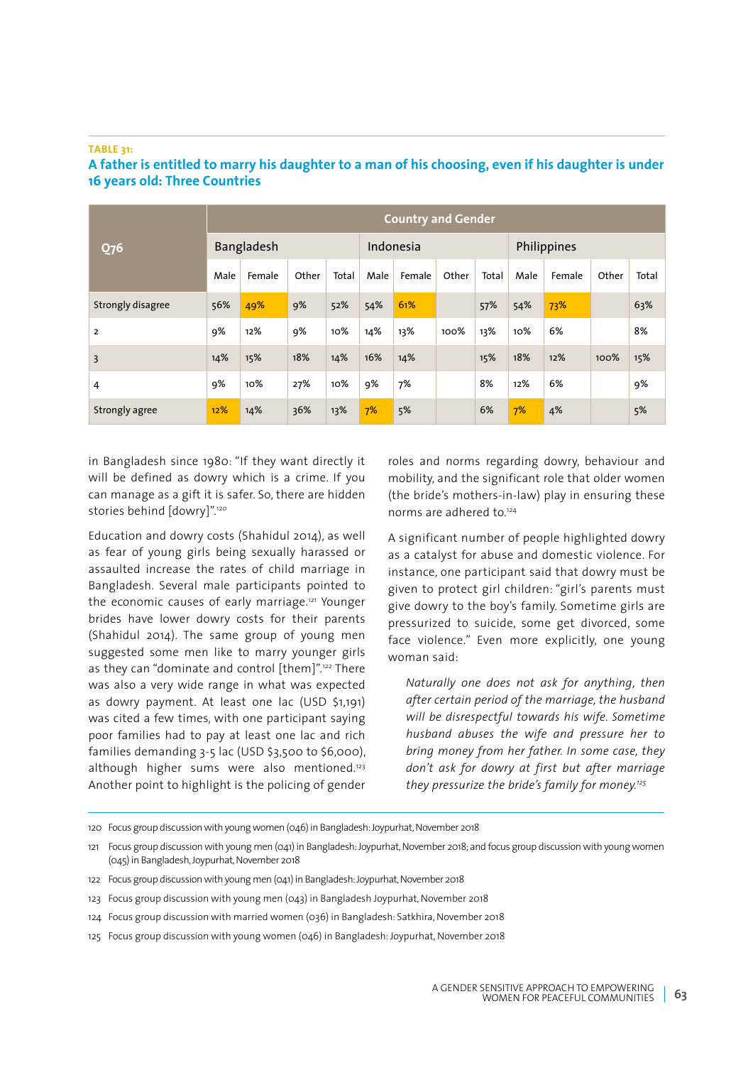**TABLE 31:**

**A father is entitled to marry his daughter to a man of his choosing, even if his daughter is under 16 years old: Three Countries**

| Q76 | Country and Gender | | | | | | | | | | | |
|---|---|---|---|---|---|---|---|---|---|---|---|---|
| | Bangladesh | | | | Indonesia | | | | Philippines | | | |
| | Male | Female | Other | Total | Male | Female | Other | Total | Male | Female | Other | Total |
| Strongly disagree | 56% | 49% | 9% | 52% | 54% | 61% | | 57% | 54% | 73% | | 63% |
| 2 | 9% | 12% | 9% | 10% | 14% | 13% | 100% | 13% | 10% | 6% | | 8% |
| 3 | 14% | 15% | 18% | 14% | 16% | 14% | | 15% | 18% | 12% | 100% | 15% |
| 4 | 9% | 10% | 27% | 10% | 9% | 7% | | 8% | 12% | 6% | | 9% |
| Strongly agree | 12% | 14% | 36% | 13% | 7% | 5% | | 6% | 7% | 4% | | 5% |

in Bangladesh since 1980: "If they want directly it will be defined as dowry which is a crime. If you can manage as a gift it is safer. So, there are hidden stories behind [dowry]".[120]

Education and dowry costs (Shahidul 2014), as well as fear of young girls being sexually harassed or assaulted increase the rates of child marriage in Bangladesh. Several male participants pointed to the economic causes of early marriage.[121] Younger brides have lower dowry costs for their parents (Shahidul 2014). The same group of young men suggested some men like to marry younger girls as they can "dominate and control [them]".[122] There was also a very wide range in what was expected as dowry payment. At least one lac (USD $1,191) was cited a few times, with one participant saying poor families had to pay at least one lac and rich families demanding 3-5 lac (USD $3,500 to $6,000), although higher sums were also mentioned.[123] Another point to highlight is the policing of gender roles and norms regarding dowry, behaviour and mobility, and the significant role that older women (the bride's mothers-in-law) play in ensuring these norms are adhered to.[124]

A significant number of people highlighted dowry as a catalyst for abuse and domestic violence. For instance, one participant said that dowry must be given to protect girl children: "girl's parents must give dowry to the boy's family. Sometime girls are pressurized to suicide, some get divorced, some face violence." Even more explicitly, one young woman said:

> *Naturally one does not ask for anything, then after certain period of the marriage, the husband will be disrespectful towards his wife. Sometime husband abuses the wife and pressure her to bring money from her father. In some case, they don't ask for dowry at first but after marriage they pressurize the bride's family for money.*[125]

---

120 Focus group discussion with young women (046) in Bangladesh: Joypurhat, November 2018

121 Focus group discussion with young men (041) in Bangladesh: Joypurhat, November 2018; and focus group discussion with young women (045) in Bangladesh, Joypurhat, November 2018

122 Focus group discussion with young men (041) in Bangladesh: Joypurhat, November 2018

123 Focus group discussion with young men (043) in Bangladesh Joypurhat, November 2018

124 Focus group discussion with married women (036) in Bangladesh: Satkhira, November 2018

125 Focus group discussion with young women (046) in Bangladesh: Joypurhat, November 2018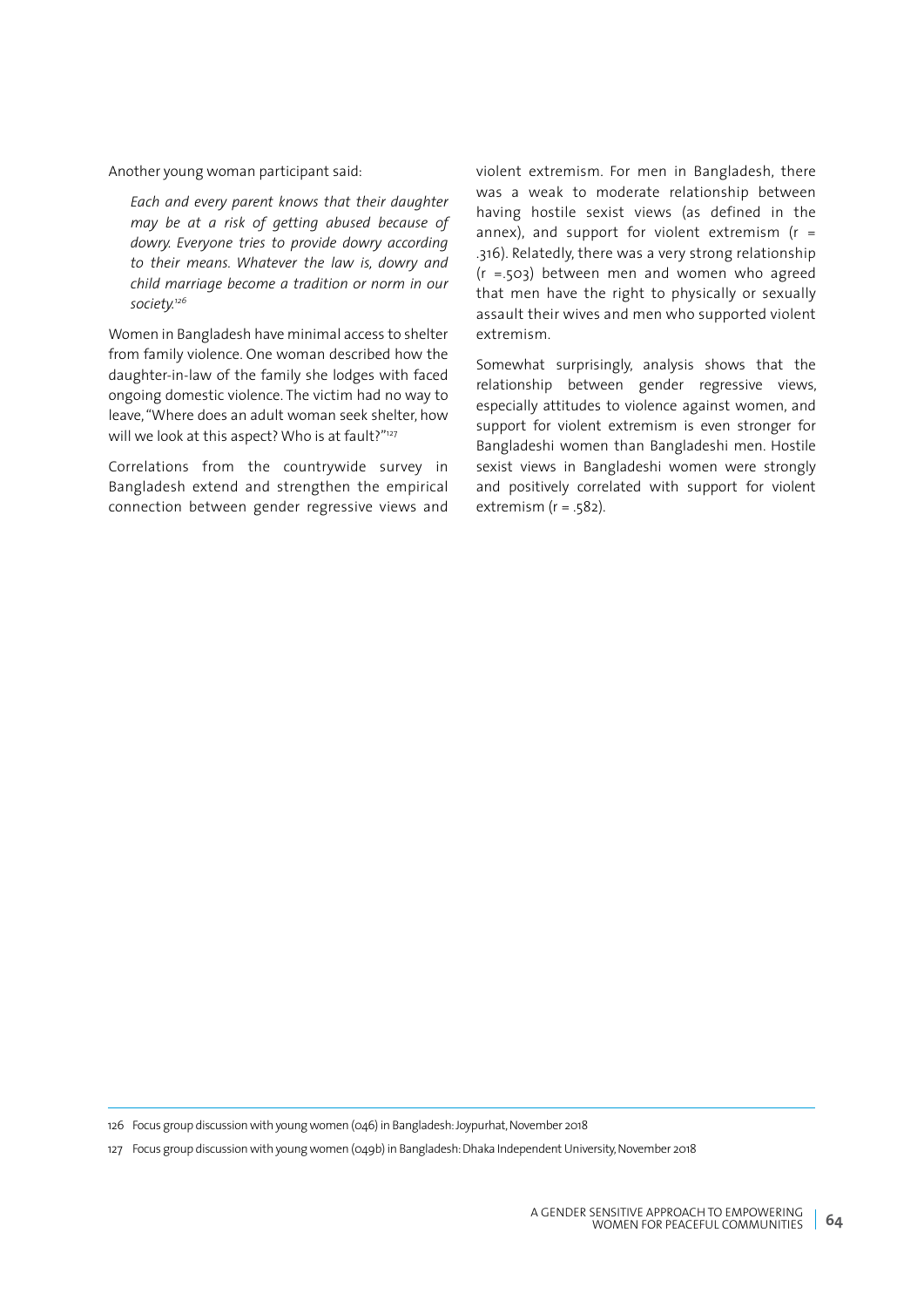Another young woman participant said:

> *Each and every parent knows that their daughter may be at a risk of getting abused because of dowry. Everyone tries to provide dowry according to their means. Whatever the law is, dowry and child marriage become a tradition or norm in our society.*[126]

Women in Bangladesh have minimal access to shelter from family violence. One woman described how the daughter-in-law of the family she lodges with faced ongoing domestic violence. The victim had no way to leave, "Where does an adult woman seek shelter, how will we look at this aspect? Who is at fault?"[127]

Correlations from the countrywide survey in Bangladesh extend and strengthen the empirical connection between gender regressive views and violent extremism. For men in Bangladesh, there was a weak to moderate relationship between having hostile sexist views (as defined in the annex), and support for violent extremism ($r = .316$). Relatedly, there was a very strong relationship ($r = .503$) between men and women who agreed that men have the right to physically or sexually assault their wives and men who supported violent extremism.

Somewhat surprisingly, analysis shows that the relationship between gender regressive views, especially attitudes to violence against women, and support for violent extremism is even stronger for Bangladeshi women than Bangladeshi men. Hostile sexist views in Bangladeshi women were strongly and positively correlated with support for violent extremism ($r = .582$).

---

126 Focus group discussion with young women (046) in Bangladesh: Joypurhat, November 2018

127 Focus group discussion with young women (049b) in Bangladesh: Dhaka Independent University, November 2018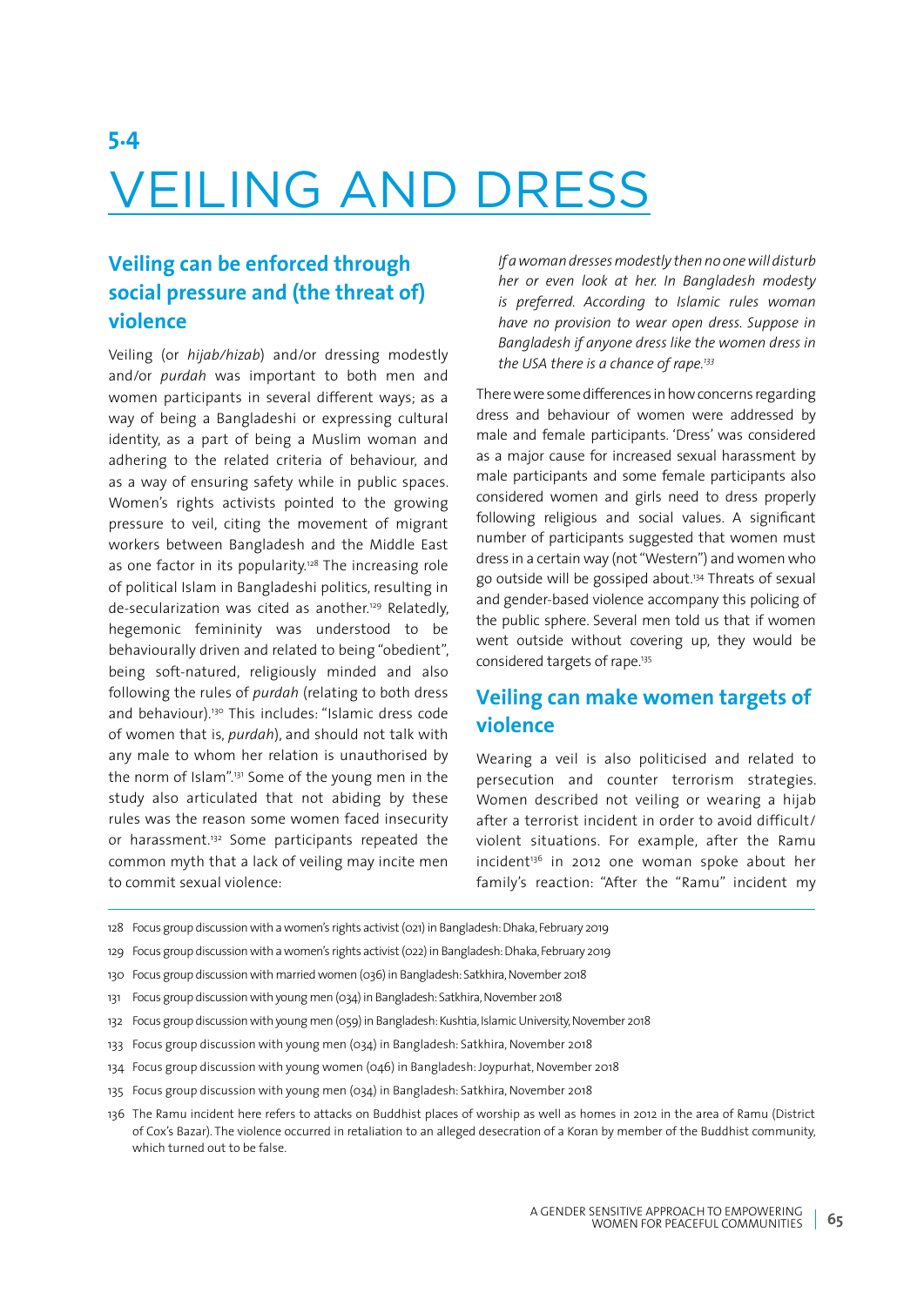# 5.4 VEILING AND DRESS

## Veiling can be enforced through social pressure and (the threat of) violence

Veiling (or *hijab/hizab*) and/or dressing modestly and/or *purdah* was important to both men and women participants in several different ways; as a way of being a Bangladeshi or expressing cultural identity, as a part of being a Muslim woman and adhering to the related criteria of behaviour, and as a way of ensuring safety while in public spaces. Women's rights activists pointed to the growing pressure to veil, citing the movement of migrant workers between Bangladesh and the Middle East as one factor in its popularity.[128] The increasing role of political Islam in Bangladeshi politics, resulting in de-secularization was cited as another.[129] Relatedly, hegemonic femininity was understood to be behaviourally driven and related to being "obedient", being soft-natured, religiously minded and also following the rules of *purdah* (relating to both dress and behaviour).[130] This includes: "Islamic dress code of women that is, *purdah*), and should not talk with any male to whom her relation is unauthorised by the norm of Islam".[131] Some of the young men in the study also articulated that not abiding by these rules was the reason some women faced insecurity or harassment.[132] Some participants repeated the common myth that a lack of veiling may incite men to commit sexual violence:

> *If a woman dresses modestly then no one will disturb her or even look at her. In Bangladesh modesty is preferred. According to Islamic rules woman have no provision to wear open dress. Suppose in Bangladesh if anyone dress like the women dress in the USA there is a chance of rape.*[133]

There were some differences in how concerns regarding dress and behaviour of women were addressed by male and female participants. 'Dress' was considered as a major cause for increased sexual harassment by male participants and some female participants also considered women and girls need to dress properly following religious and social values. A significant number of participants suggested that women must dress in a certain way (not "Western") and women who go outside will be gossiped about.[134] Threats of sexual and gender-based violence accompany this policing of the public sphere. Several men told us that if women went outside without covering up, they would be considered targets of rape.[135]

## Veiling can make women targets of violence

Wearing a veil is also politicised and related to persecution and counter terrorism strategies. Women described not veiling or wearing a hijab after a terrorist incident in order to avoid difficult/violent situations. For example, after the Ramu incident[136] in 2012 one woman spoke about her family's reaction: "After the "Ramu" incident my

---

128 Focus group discussion with a women's rights activist (021) in Bangladesh: Dhaka, February 2019

129 Focus group discussion with a women's rights activist (022) in Bangladesh: Dhaka, February 2019

130 Focus group discussion with married women (036) in Bangladesh: Satkhira, November 2018

131 Focus group discussion with young men (034) in Bangladesh: Satkhira, November 2018

132 Focus group discussion with young men (059) in Bangladesh: Kushtia, Islamic University, November 2018

133 Focus group discussion with young men (034) in Bangladesh: Satkhira, November 2018

134 Focus group discussion with young women (046) in Bangladesh: Joypurhat, November 2018

135 Focus group discussion with young men (034) in Bangladesh: Satkhira, November 2018

136 The Ramu incident here refers to attacks on Buddhist places of worship as well as homes in 2012 in the area of Ramu (District of Cox's Bazar). The violence occurred in retaliation to an alleged desecration of a Koran by member of the Buddhist community, which turned out to be false.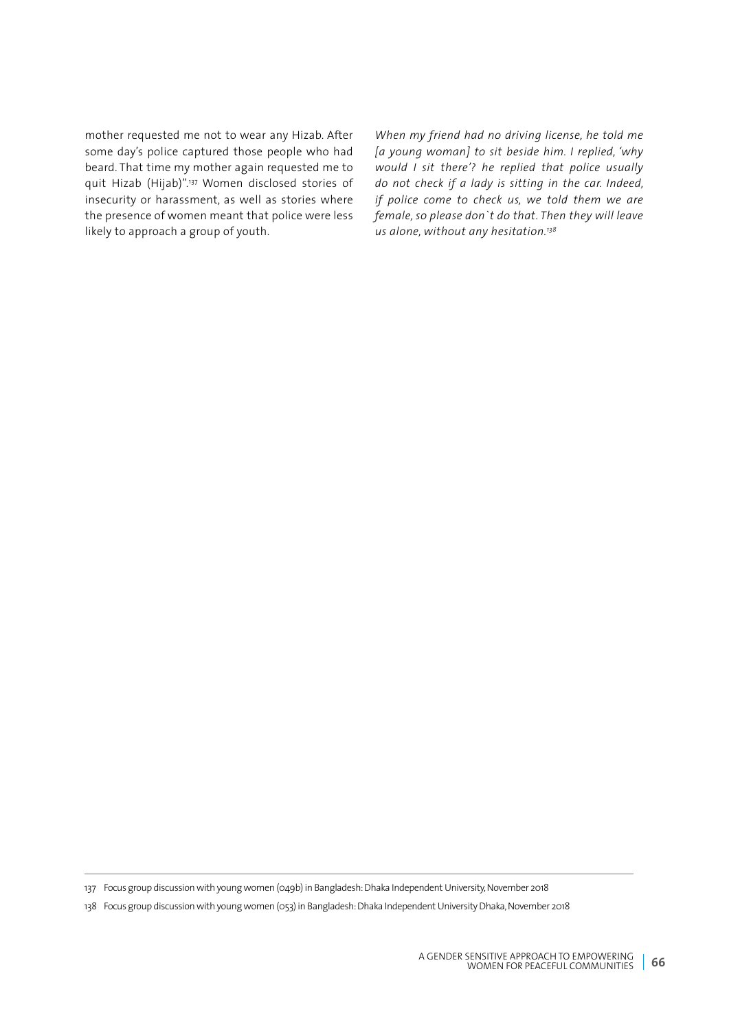mother requested me not to wear any Hizab. After some day's police captured those people who had beard. That time my mother again requested me to quit Hizab (Hijab)".[137] Women disclosed stories of insecurity or harassment, as well as stories where the presence of women meant that police were less likely to approach a group of youth.

*When my friend had no driving license, he told me [a young woman] to sit beside him. I replied, 'why would I sit there'? he replied that police usually do not check if a lady is sitting in the car. Indeed, if police come to check us, we told them we are female, so please don`t do that. Then they will leave us alone, without any hesitation.*[138]

---

137 Focus group discussion with young women (049b) in Bangladesh: Dhaka Independent University, November 2018

138 Focus group discussion with young women (053) in Bangladesh: Dhaka Independent University Dhaka, November 2018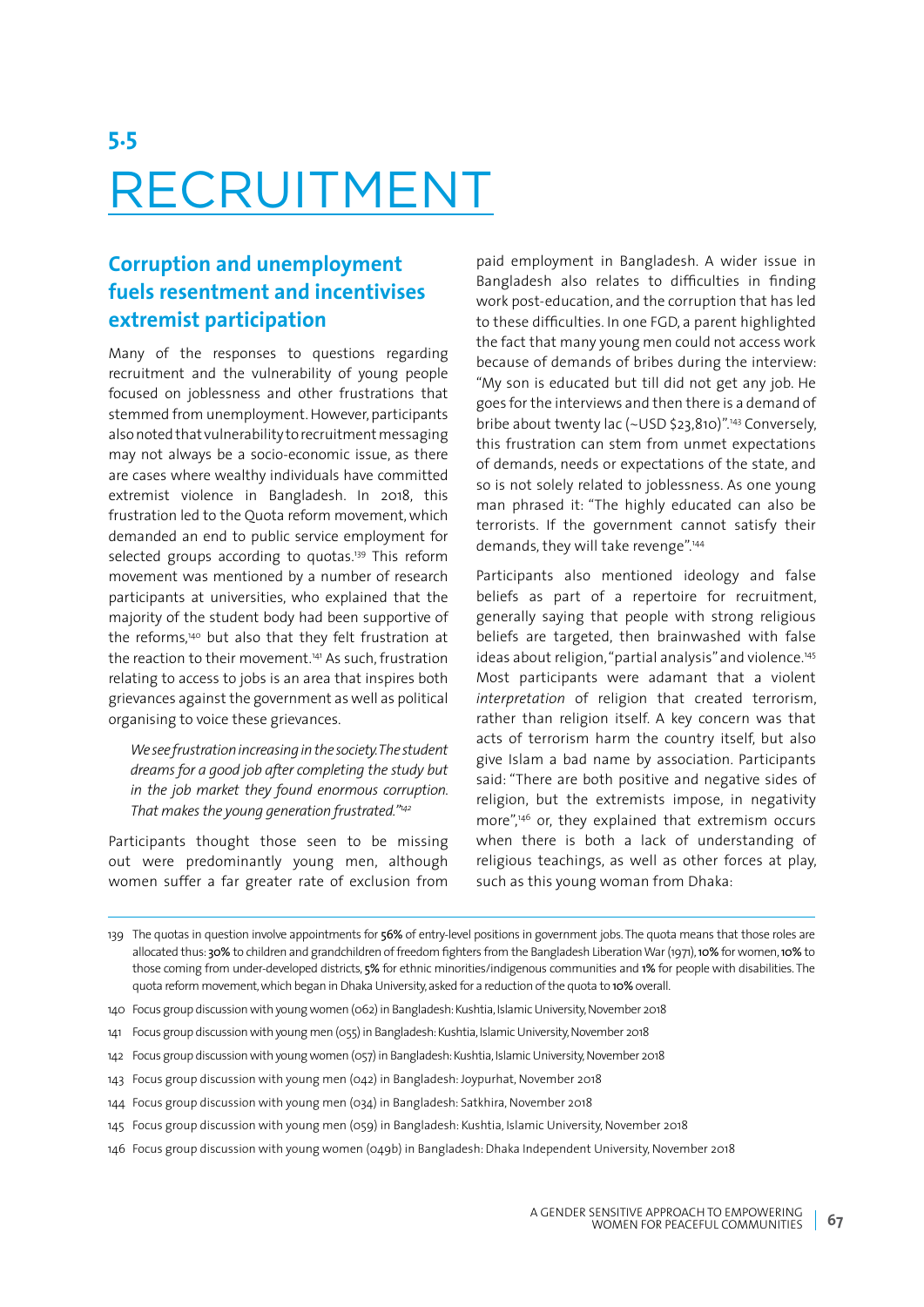# 5.5 RECRUITMENT

## Corruption and unemployment fuels resentment and incentivises extremist participation

Many of the responses to questions regarding recruitment and the vulnerability of young people focused on joblessness and other frustrations that stemmed from unemployment. However, participants also noted that vulnerability to recruitment messaging may not always be a socio-economic issue, as there are cases where wealthy individuals have committed extremist violence in Bangladesh. In 2018, this frustration led to the Quota reform movement, which demanded an end to public service employment for selected groups according to quotas.[139] This reform movement was mentioned by a number of research participants at universities, who explained that the majority of the student body had been supportive of the reforms,[140] but also that they felt frustration at the reaction to their movement.[141] As such, frustration relating to access to jobs is an area that inspires both grievances against the government as well as political organising to voice these grievances.

> *We see frustration increasing in the society. The student dreams for a good job after completing the study but in the job market they found enormous corruption. That makes the young generation frustrated."[142]*

Participants thought those seen to be missing out were predominantly young men, although women suffer a far greater rate of exclusion from paid employment in Bangladesh. A wider issue in Bangladesh also relates to difficulties in finding work post-education, and the corruption that has led to these difficulties. In one FGD, a parent highlighted the fact that many young men could not access work because of demands of bribes during the interview: "My son is educated but till did not get any job. He goes for the interviews and then there is a demand of bribe about twenty lac (~USD $23,810)".[143] Conversely, this frustration can stem from unmet expectations of demands, needs or expectations of the state, and so is not solely related to joblessness. As one young man phrased it: "The highly educated can also be terrorists. If the government cannot satisfy their demands, they will take revenge".[144]

Participants also mentioned ideology and false beliefs as part of a repertoire for recruitment, generally saying that people with strong religious beliefs are targeted, then brainwashed with false ideas about religion, "partial analysis" and violence.[145] Most participants were adamant that a violent *interpretation* of religion that created terrorism, rather than religion itself. A key concern was that acts of terrorism harm the country itself, but also give Islam a bad name by association. Participants said: "There are both positive and negative sides of religion, but the extremists impose, in negativity more",[146] or, they explained that extremism occurs when there is both a lack of understanding of religious teachings, as well as other forces at play, such as this young woman from Dhaka:

---

139 The quotas in question involve appointments for **56%** of entry-level positions in government jobs. The quota means that those roles are allocated thus: **30%** to children and grandchildren of freedom fighters from the Bangladesh Liberation War (1971), **10%** for women, **10%** to those coming from under-developed districts, **5%** for ethnic minorities/indigenous communities and **1%** for people with disabilities. The quota reform movement, which began in Dhaka University, asked for a reduction of the quota to **10%** overall.

140 Focus group discussion with young women (062) in Bangladesh: Kushtia, Islamic University, November 2018

141 Focus group discussion with young men (055) in Bangladesh: Kushtia, Islamic University, November 2018

142 Focus group discussion with young women (057) in Bangladesh: Kushtia, Islamic University, November 2018

143 Focus group discussion with young men (042) in Bangladesh: Joypurhat, November 2018

144 Focus group discussion with young men (034) in Bangladesh: Satkhira, November 2018

145 Focus group discussion with young men (059) in Bangladesh: Kushtia, Islamic University, November 2018

146 Focus group discussion with young women (049b) in Bangladesh: Dhaka Independent University, November 2018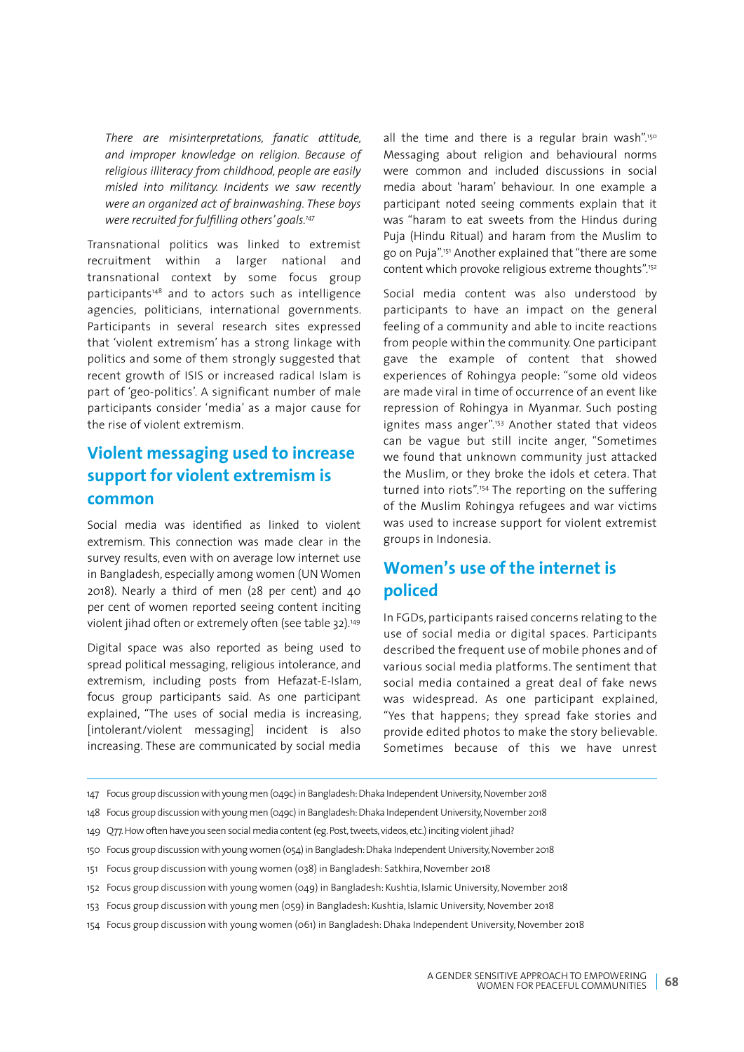*There are misinterpretations, fanatic attitude, and improper knowledge on religion. Because of religious illiteracy from childhood, people are easily misled into militancy. Incidents we saw recently were an organized act of brainwashing. These boys were recruited for fulfilling others' goals.*[147]

Transnational politics was linked to extremist recruitment within a larger national and transnational context by some focus group participants[148] and to actors such as intelligence agencies, politicians, international governments. Participants in several research sites expressed that 'violent extremism' has a strong linkage with politics and some of them strongly suggested that recent growth of ISIS or increased radical Islam is part of 'geo-politics'. A significant number of male participants consider 'media' as a major cause for the rise of violent extremism.

## Violent messaging used to increase support for violent extremism is common

Social media was identified as linked to violent extremism. This connection was made clear in the survey results, even with on average low internet use in Bangladesh, especially among women (UN Women 2018). Nearly a third of men (28 per cent) and 40 per cent of women reported seeing content inciting violent jihad often or extremely often (see table 32).[149]

Digital space was also reported as being used to spread political messaging, religious intolerance, and extremism, including posts from Hefazat-E-Islam, focus group participants said. As one participant explained, "The uses of social media is increasing, [intolerant/violent messaging] incident is also increasing. These are communicated by social media all the time and there is a regular brain wash".[150] Messaging about religion and behavioural norms were common and included discussions in social media about 'haram' behaviour. In one example a participant noted seeing comments explain that it was "haram to eat sweets from the Hindus during Puja (Hindu Ritual) and haram from the Muslim to go on Puja".[151] Another explained that "there are some content which provoke religious extreme thoughts".[152]

Social media content was also understood by participants to have an impact on the general feeling of a community and able to incite reactions from people within the community. One participant gave the example of content that showed experiences of Rohingya people: "some old videos are made viral in time of occurrence of an event like repression of Rohingya in Myanmar. Such posting ignites mass anger".[153] Another stated that videos can be vague but still incite anger, "Sometimes we found that unknown community just attacked the Muslim, or they broke the idols et cetera. That turned into riots".[154] The reporting on the suffering of the Muslim Rohingya refugees and war victims was used to increase support for violent extremist groups in Indonesia.

## Women's use of the internet is policed

In FGDs, participants raised concerns relating to the use of social media or digital spaces. Participants described the frequent use of mobile phones and of various social media platforms. The sentiment that social media contained a great deal of fake news was widespread. As one participant explained, "Yes that happens; they spread fake stories and provide edited photos to make the story believable. Sometimes because of this we have unrest

---

147 Focus group discussion with young men (049c) in Bangladesh: Dhaka Independent University, November 2018

148 Focus group discussion with young men (049c) in Bangladesh: Dhaka Independent University, November 2018

149 Q77. How often have you seen social media content (eg. Post, tweets, videos, etc.) inciting violent jihad?

150 Focus group discussion with young women (054) in Bangladesh: Dhaka Independent University, November 2018

151 Focus group discussion with young women (038) in Bangladesh: Satkhira, November 2018

152 Focus group discussion with young women (049) in Bangladesh: Kushtia, Islamic University, November 2018

153 Focus group discussion with young men (059) in Bangladesh: Kushtia, Islamic University, November 2018

154 Focus group discussion with young women (061) in Bangladesh: Dhaka Independent University, November 2018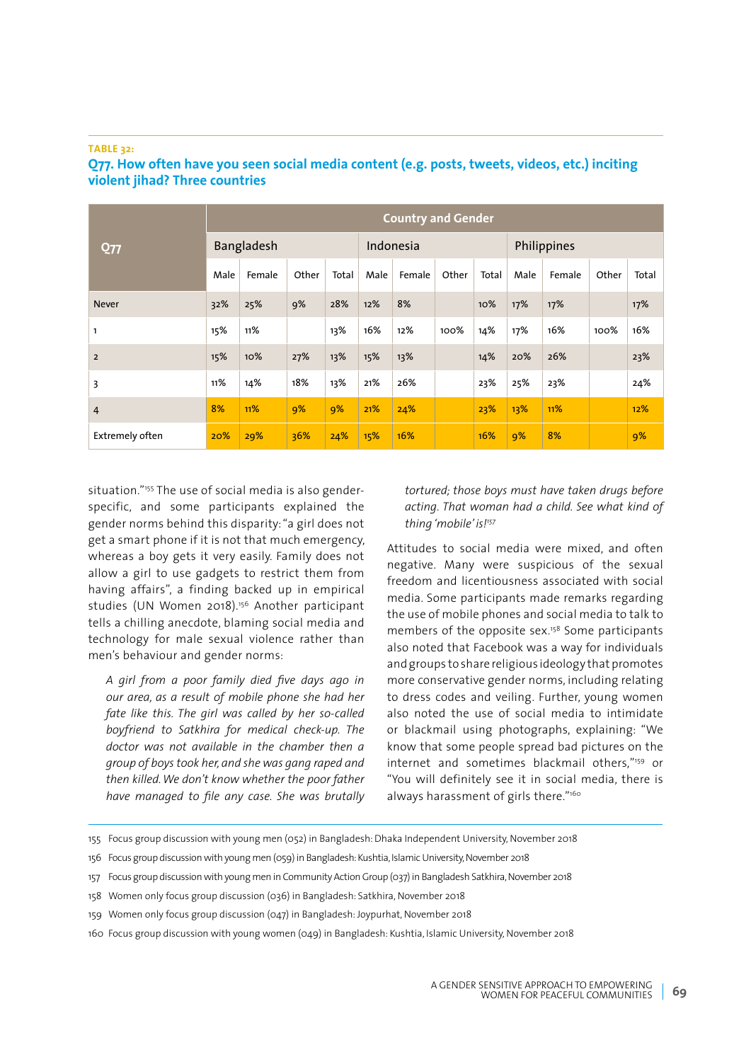**TABLE 32:**

**Q77. How often have you seen social media content (e.g. posts, tweets, videos, etc.) inciting violent jihad? Three countries**

| Q77 | Country and Gender | | | | | | | | | | | |
|---|---|---|---|---|---|---|---|---|---|---|---|---|
| | Bangladesh | | | | Indonesia | | | | Philippines | | | |
| | Male | Female | Other | Total | Male | Female | Other | Total | Male | Female | Other | Total |
| Never | 32% | 25% | 9% | 28% | 12% | 8% | | 10% | 17% | 17% | | 17% |
| 1 | 15% | 11% | | 13% | 16% | 12% | 100% | 14% | 17% | 16% | 100% | 16% |
| 2 | 15% | 10% | 27% | 13% | 15% | 13% | | 14% | 20% | 26% | | 23% |
| 3 | 11% | 14% | 18% | 13% | 21% | 26% | | 23% | 25% | 23% | | 24% |
| 4 | 8% | 11% | 9% | 9% | 21% | 24% | | 23% | 13% | 11% | | 12% |
| Extremely often | 20% | 29% | 36% | 24% | 15% | 16% | | 16% | 9% | 8% | | 9% |

situation."[155] The use of social media is also gender-specific, and some participants explained the gender norms behind this disparity: "a girl does not get a smart phone if it is not that much emergency, whereas a boy gets it very easily. Family does not allow a girl to use gadgets to restrict them from having affairs", a finding backed up in empirical studies (UN Women 2018).[156] Another participant tells a chilling anecdote, blaming social media and technology for male sexual violence rather than men's behaviour and gender norms:

> *A girl from a poor family died five days ago in our area, as a result of mobile phone she had her fate like this. The girl was called by her so-called boyfriend to Satkhira for medical check-up. The doctor was not available in the chamber then a group of boys took her, and she was gang raped and then killed. We don't know whether the poor father have managed to file any case. She was brutally tortured; those boys must have taken drugs before acting. That woman had a child. See what kind of thing 'mobile' is!*[157]

Attitudes to social media were mixed, and often negative. Many were suspicious of the sexual freedom and licentiousness associated with social media. Some participants made remarks regarding the use of mobile phones and social media to talk to members of the opposite sex.[158] Some participants also noted that Facebook was a way for individuals and groups to share religious ideology that promotes more conservative gender norms, including relating to dress codes and veiling. Further, young women also noted the use of social media to intimidate or blackmail using photographs, explaining: "We know that some people spread bad pictures on the internet and sometimes blackmail others,"[159] or "You will definitely see it in social media, there is always harassment of girls there."[160]

155 Focus group discussion with young men (052) in Bangladesh: Dhaka Independent University, November 2018

156 Focus group discussion with young men (059) in Bangladesh: Kushtia, Islamic University, November 2018

157 Focus group discussion with young men in Community Action Group (037) in Bangladesh Satkhira, November 2018

158 Women only focus group discussion (036) in Bangladesh: Satkhira, November 2018

159 Women only focus group discussion (047) in Bangladesh: Joypurhat, November 2018

160 Focus group discussion with young women (049) in Bangladesh: Kushtia, Islamic University, November 2018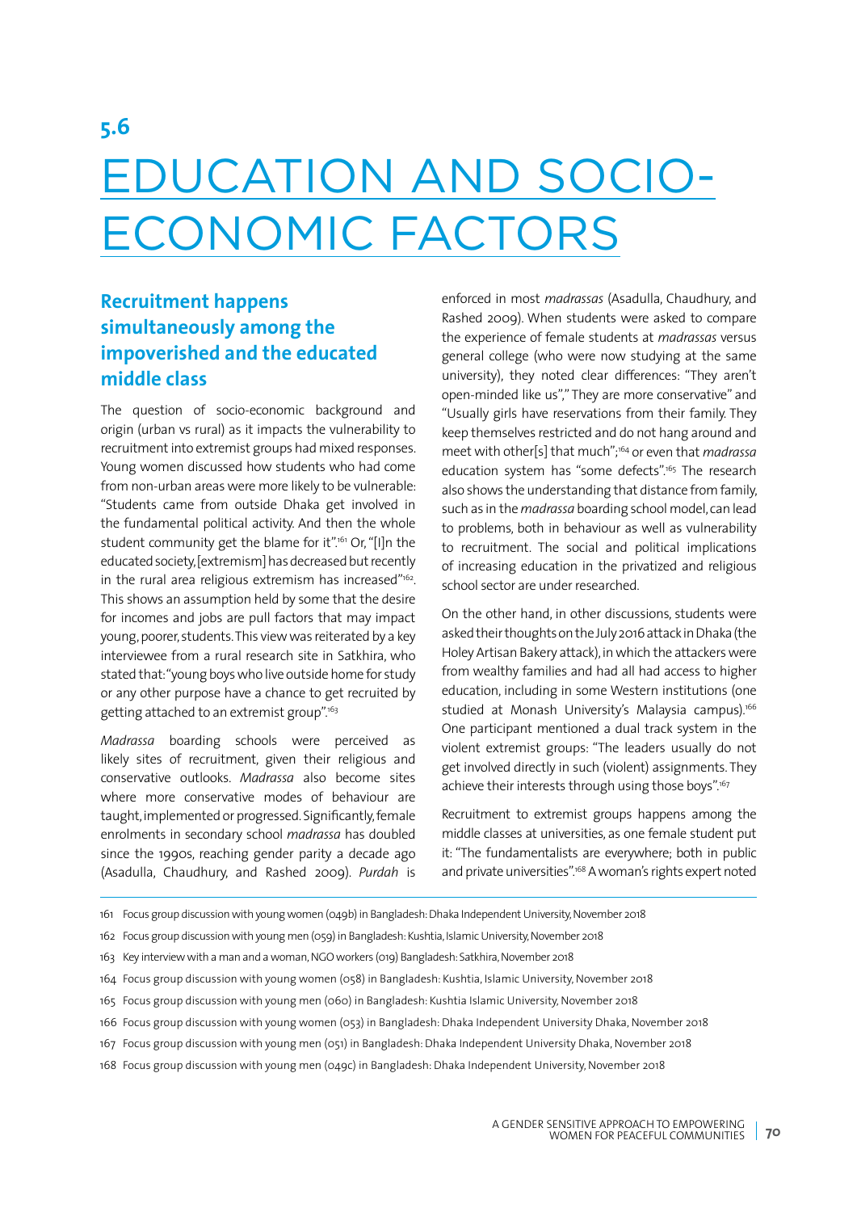## 5.6

# EDUCATION AND SOCIO-ECONOMIC FACTORS

### Recruitment happens simultaneously among the impoverished and the educated middle class

The question of socio-economic background and origin (urban vs rural) as it impacts the vulnerability to recruitment into extremist groups had mixed responses. Young women discussed how students who had come from non-urban areas were more likely to be vulnerable: "Students came from outside Dhaka get involved in the fundamental political activity. And then the whole student community get the blame for it".[161] Or, "[I]n the educated society, [extremism] has decreased but recently in the rural area religious extremism has increased"[162]. This shows an assumption held by some that the desire for incomes and jobs are pull factors that may impact young, poorer, students. This view was reiterated by a key interviewee from a rural research site in Satkhira, who stated that: "young boys who live outside home for study or any other purpose have a chance to get recruited by getting attached to an extremist group".[163]

*Madrassa* boarding schools were perceived as likely sites of recruitment, given their religious and conservative outlooks. *Madrassa* also become sites where more conservative modes of behaviour are taught, implemented or progressed. Significantly, female enrolments in secondary school *madrassa* has doubled since the 1990s, reaching gender parity a decade ago (Asadulla, Chaudhury, and Rashed 2009). *Purdah* is enforced in most *madrassas* (Asadulla, Chaudhury, and Rashed 2009). When students were asked to compare the experience of female students at *madrassas* versus general college (who were now studying at the same university), they noted clear differences: "They aren't open-minded like us"," They are more conservative" and "Usually girls have reservations from their family. They keep themselves restricted and do not hang around and meet with other[s] that much";[164] or even that *madrassa* education system has "some defects".[165] The research also shows the understanding that distance from family, such as in the *madrassa* boarding school model, can lead to problems, both in behaviour as well as vulnerability to recruitment. The social and political implications of increasing education in the privatized and religious school sector are under researched.

On the other hand, in other discussions, students were asked their thoughts on the July 2016 attack in Dhaka (the Holey Artisan Bakery attack), in which the attackers were from wealthy families and had all had access to higher education, including in some Western institutions (one studied at Monash University's Malaysia campus).[166] One participant mentioned a dual track system in the violent extremist groups: "The leaders usually do not get involved directly in such (violent) assignments. They achieve their interests through using those boys".[167]

Recruitment to extremist groups happens among the middle classes at universities, as one female student put it: "The fundamentalists are everywhere; both in public and private universities".[168] A woman's rights expert noted

---

161 Focus group discussion with young women (049b) in Bangladesh: Dhaka Independent University, November 2018

162 Focus group discussion with young men (059) in Bangladesh: Kushtia, Islamic University, November 2018

163 Key interview with a man and a woman, NGO workers (019) Bangladesh: Satkhira, November 2018

164 Focus group discussion with young women (058) in Bangladesh: Kushtia, Islamic University, November 2018

165 Focus group discussion with young men (060) in Bangladesh: Kushtia Islamic University, November 2018

166 Focus group discussion with young women (053) in Bangladesh: Dhaka Independent University Dhaka, November 2018

167 Focus group discussion with young men (051) in Bangladesh: Dhaka Independent University Dhaka, November 2018

168 Focus group discussion with young men (049c) in Bangladesh: Dhaka Independent University, November 2018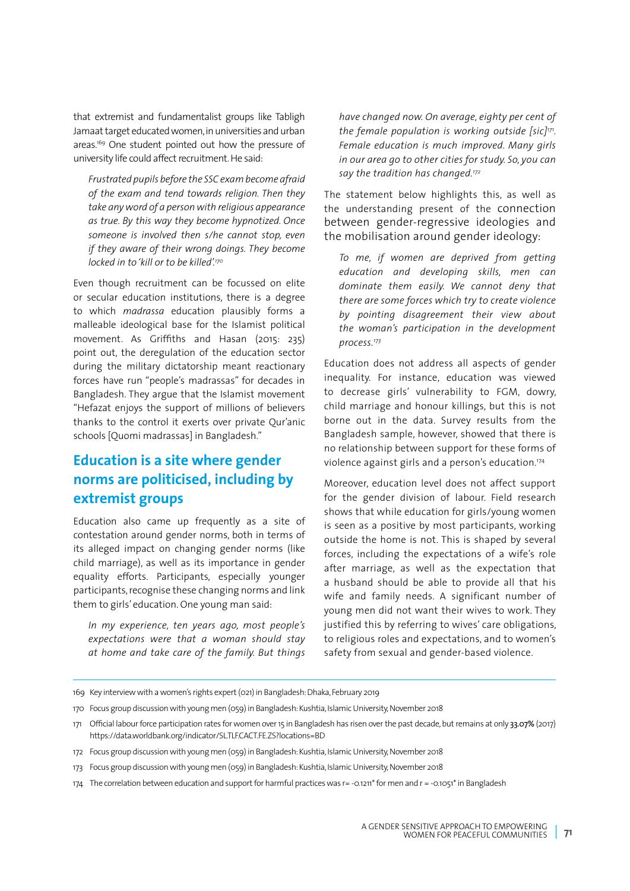that extremist and fundamentalist groups like Tabligh Jamaat target educated women, in universities and urban areas.[169] One student pointed out how the pressure of university life could affect recruitment. He said:

> *Frustrated pupils before the SSC exam become afraid of the exam and tend towards religion. Then they take any word of a person with religious appearance as true. By this way they become hypnotized. Once someone is involved then s/he cannot stop, even if they aware of their wrong doings. They become locked in to 'kill or to be killed'.[170]*

Even though recruitment can be focussed on elite or secular education institutions, there is a degree to which *madrassa* education plausibly forms a malleable ideological base for the Islamist political movement. As Griffiths and Hasan (2015: 235) point out, the deregulation of the education sector during the military dictatorship meant reactionary forces have run "people's madrassas" for decades in Bangladesh. They argue that the Islamist movement "Hefazat enjoys the support of millions of believers thanks to the control it exerts over private Qur'anic schools [Quomi madrassas] in Bangladesh."

## Education is a site where gender norms are politicised, including by extremist groups

Education also came up frequently as a site of contestation around gender norms, both in terms of its alleged impact on changing gender norms (like child marriage), as well as its importance in gender equality efforts. Participants, especially younger participants, recognise these changing norms and link them to girls' education. One young man said:

> *In my experience, ten years ago, most people's expectations were that a woman should stay at home and take care of the family. But things have changed now. On average, eighty per cent of the female population is working outside [sic][171]. Female education is much improved. Many girls in our area go to other cities for study. So, you can say the tradition has changed.[172]*

The statement below highlights this, as well as the understanding present of the connection between gender-regressive ideologies and the mobilisation around gender ideology:

> *To me, if women are deprived from getting education and developing skills, men can dominate them easily. We cannot deny that there are some forces which try to create violence by pointing disagreement their view about the woman's participation in the development process.[173]*

Education does not address all aspects of gender inequality. For instance, education was viewed to decrease girls' vulnerability to FGM, dowry, child marriage and honour killings, but this is not borne out in the data. Survey results from the Bangladesh sample, however, showed that there is no relationship between support for these forms of violence against girls and a person's education.[174]

Moreover, education level does not affect support for the gender division of labour. Field research shows that while education for girls/young women is seen as a positive by most participants, working outside the home is not. This is shaped by several forces, including the expectations of a wife's role after marriage, as well as the expectation that a husband should be able to provide all that his wife and family needs. A significant number of young men did not want their wives to work. They justified this by referring to wives' care obligations, to religious roles and expectations, and to women's safety from sexual and gender-based violence.

---

169 Key interview with a women's rights expert (021) in Bangladesh: Dhaka, February 2019

170 Focus group discussion with young men (059) in Bangladesh: Kushtia, Islamic University, November 2018

171 Official labour force participation rates for women over 15 in Bangladesh has risen over the past decade, but remains at only **33.07%** (2017) https://data.worldbank.org/indicator/SL.TLF.CACT.FE.ZS?locations=BD

172 Focus group discussion with young men (059) in Bangladesh: Kushtia, Islamic University, November 2018

173 Focus group discussion with young men (059) in Bangladesh: Kushtia, Islamic University, November 2018

174 The correlation between education and support for harmful practices was r= -0.1211* for men and r = -0.1051* in Bangladesh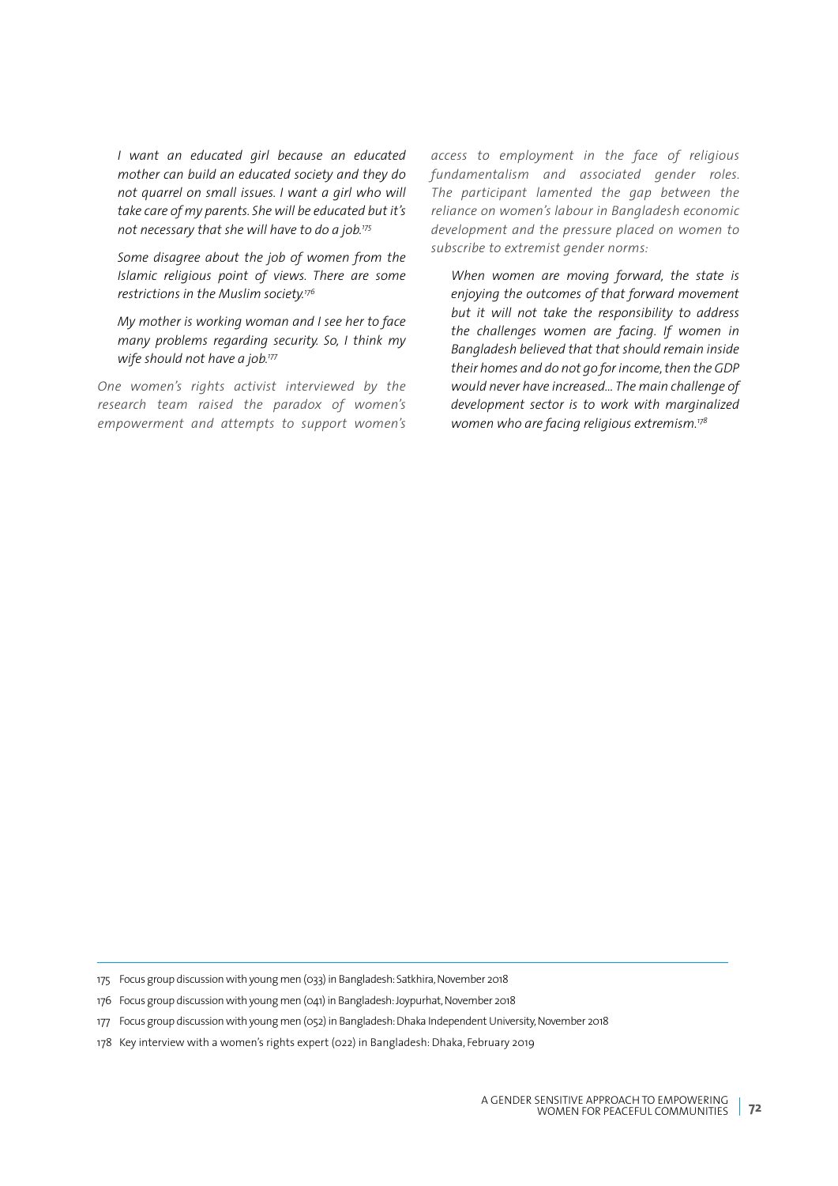> *I want an educated girl because an educated mother can build an educated society and they do not quarrel on small issues. I want a girl who will take care of my parents. She will be educated but it's not necessary that she will have to do a job.*[175]

> *Some disagree about the job of women from the Islamic religious point of views. There are some restrictions in the Muslim society.*[176]

> *My mother is working woman and I see her to face many problems regarding security. So, I think my wife should not have a job.*[177]

*One women's rights activist interviewed by the research team raised the paradox of women's empowerment and attempts to support women's access to employment in the face of religious fundamentalism and associated gender roles. The participant lamented the gap between the reliance on women's labour in Bangladesh economic development and the pressure placed on women to subscribe to extremist gender norms:*

> *When women are moving forward, the state is enjoying the outcomes of that forward movement but it will not take the responsibility to address the challenges women are facing. If women in Bangladesh believed that that should remain inside their homes and do not go for income, then the GDP would never have increased... The main challenge of development sector is to work with marginalized women who are facing religious extremism.*[178]

---

175 Focus group discussion with young men (033) in Bangladesh: Satkhira, November 2018

176 Focus group discussion with young men (041) in Bangladesh: Joypurhat, November 2018

177 Focus group discussion with young men (052) in Bangladesh: Dhaka Independent University, November 2018

178 Key interview with a women's rights expert (022) in Bangladesh: Dhaka, February 2019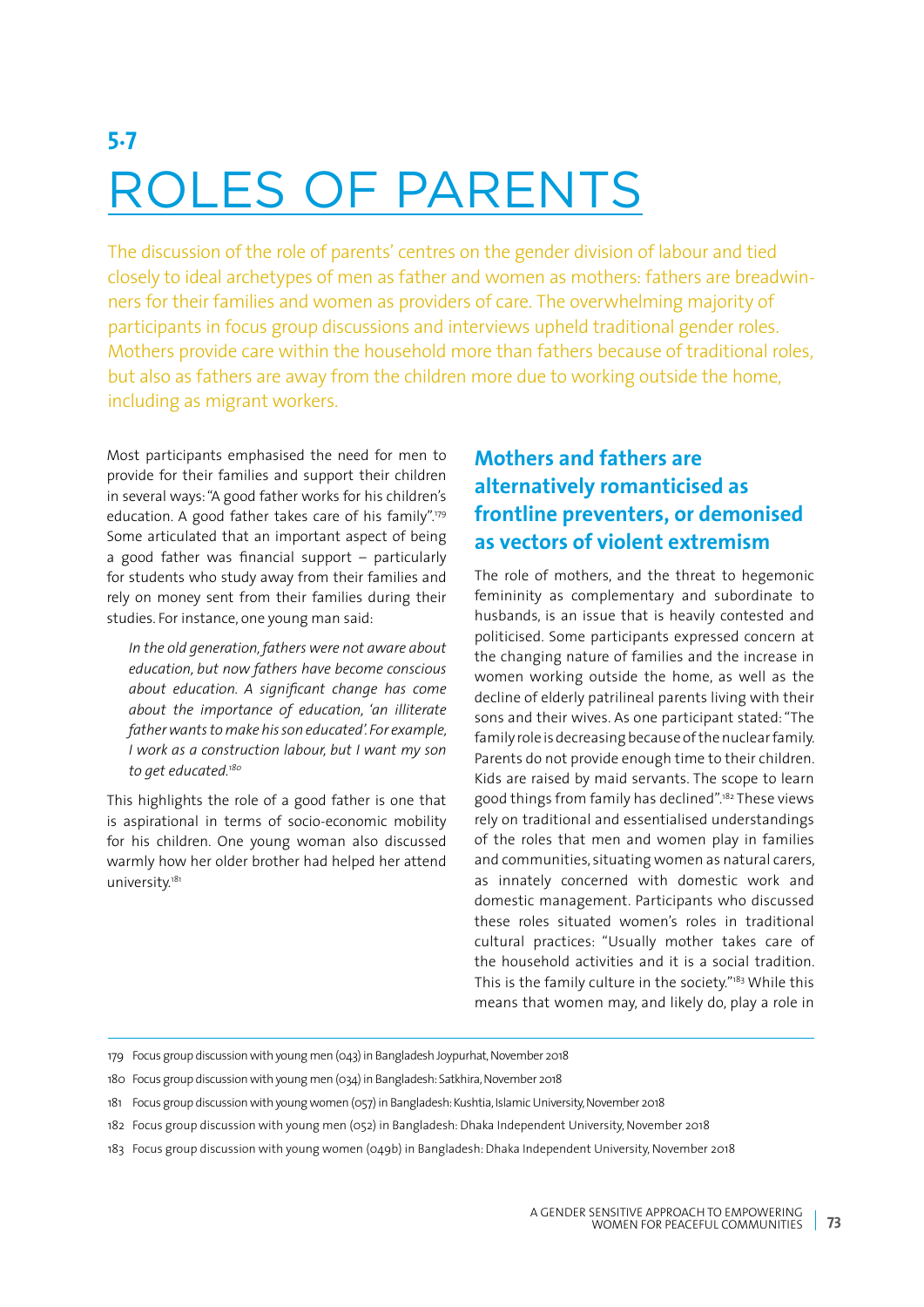**5.7**

# ROLES OF PARENTS

The discussion of the role of parents' centres on the gender division of labour and tied closely to ideal archetypes of men as father and women as mothers: fathers are breadwinners for their families and women as providers of care. The overwhelming majority of participants in focus group discussions and interviews upheld traditional gender roles. Mothers provide care within the household more than fathers because of traditional roles, but also as fathers are away from the children more due to working outside the home, including as migrant workers.

Most participants emphasised the need for men to provide for their families and support their children in several ways: "A good father works for his children's education. A good father takes care of his family".[179] Some articulated that an important aspect of being a good father was financial support – particularly for students who study away from their families and rely on money sent from their families during their studies. For instance, one young man said:

> *In the old generation, fathers were not aware about education, but now fathers have become conscious about education. A significant change has come about education. A significant change has come about the importance of education, 'an illiterate father wants to make his son educated'. For example, I work as a construction labour, but I want my son to get educated.*[180]

This highlights the role of a good father is one that is aspirational in terms of socio-economic mobility for his children. One young woman also discussed warmly how her older brother had helped her attend university.[181]

## Mothers and fathers are alternatively romanticised as frontline preventers, or demonised as vectors of violent extremism

The role of mothers, and the threat to hegemonic femininity as complementary and subordinate to husbands, is an issue that is heavily contested and politicised. Some participants expressed concern at the changing nature of families and the increase in women working outside the home, as well as the decline of elderly patrilineal parents living with their sons and their wives. As one participant stated: "The family role is decreasing because of the nuclear family. Parents do not provide enough time to their children. Kids are raised by maid servants. The scope to learn good things from family has declined".[182] These views rely on traditional and essentialised understandings of the roles that men and women play in families and communities, situating women as natural carers, as innately concerned with domestic work and domestic management. Participants who discussed these roles situated women's roles in traditional cultural practices: "Usually mother takes care of the household activities and it is a social tradition. This is the family culture in the society."[183] While this means that women may, and likely do, play a role in

---

179 Focus group discussion with young men (043) in Bangladesh Joypurhat, November 2018

180 Focus group discussion with young men (034) in Bangladesh: Satkhira, November 2018

181 Focus group discussion with young women (057) in Bangladesh: Kushtia, Islamic University, November 2018

182 Focus group discussion with young men (052) in Bangladesh: Dhaka Independent University, November 2018

183 Focus group discussion with young women (049b) in Bangladesh: Dhaka Independent University, November 2018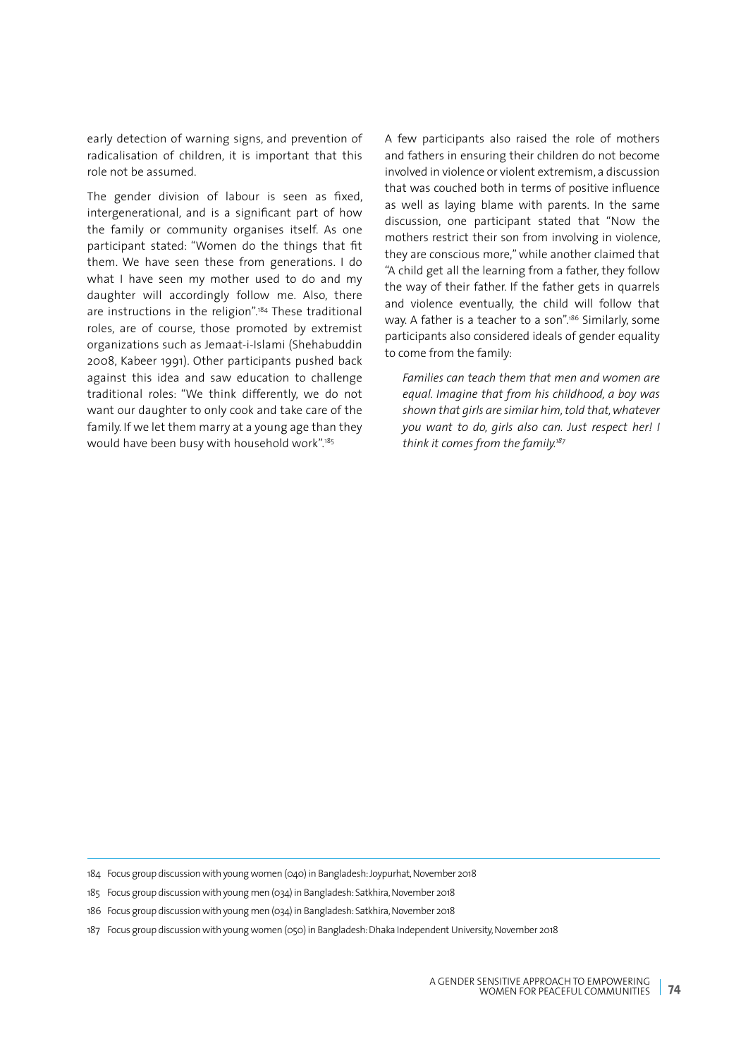early detection of warning signs, and prevention of radicalisation of children, it is important that this role not be assumed.

The gender division of labour is seen as fixed, intergenerational, and is a significant part of how the family or community organises itself. As one participant stated: "Women do the things that fit them. We have seen these from generations. I do what I have seen my mother used to do and my daughter will accordingly follow me. Also, there are instructions in the religion".[184] These traditional roles, are of course, those promoted by extremist organizations such as Jemaat-i-Islami (Shehabuddin 2008, Kabeer 1991). Other participants pushed back against this idea and saw education to challenge traditional roles: "We think differently, we do not want our daughter to only cook and take care of the family. If we let them marry at a young age than they would have been busy with household work".[185]

A few participants also raised the role of mothers and fathers in ensuring their children do not become involved in violence or violent extremism, a discussion that was couched both in terms of positive influence as well as laying blame with parents. In the same discussion, one participant stated that "Now the mothers restrict their son from involving in violence, they are conscious more," while another claimed that "A child get all the learning from a father, they follow the way of their father. If the father gets in quarrels and violence eventually, the child will follow that way. A father is a teacher to a son".[186] Similarly, some participants also considered ideals of gender equality to come from the family:

> *Families can teach them that men and women are equal. Imagine that from his childhood, a boy was shown that girls are similar him, told that, whatever you want to do, girls also can. Just respect her! I think it comes from the family.*[187]

---

184 Focus group discussion with young women (040) in Bangladesh: Joypurhat, November 2018

185 Focus group discussion with young men (034) in Bangladesh: Satkhira, November 2018

186 Focus group discussion with young men (034) in Bangladesh: Satkhira, November 2018

187 Focus group discussion with young women (050) in Bangladesh: Dhaka Independent University, November 2018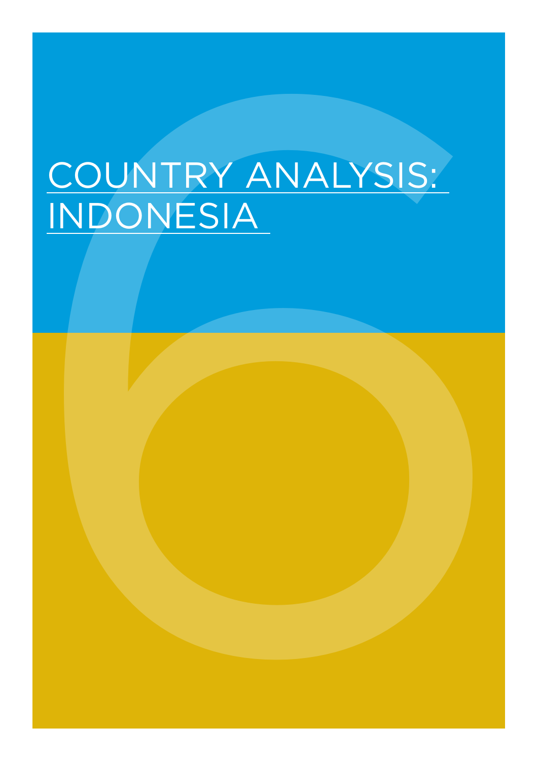# COUNTRY ANALYSIS: INDONESIA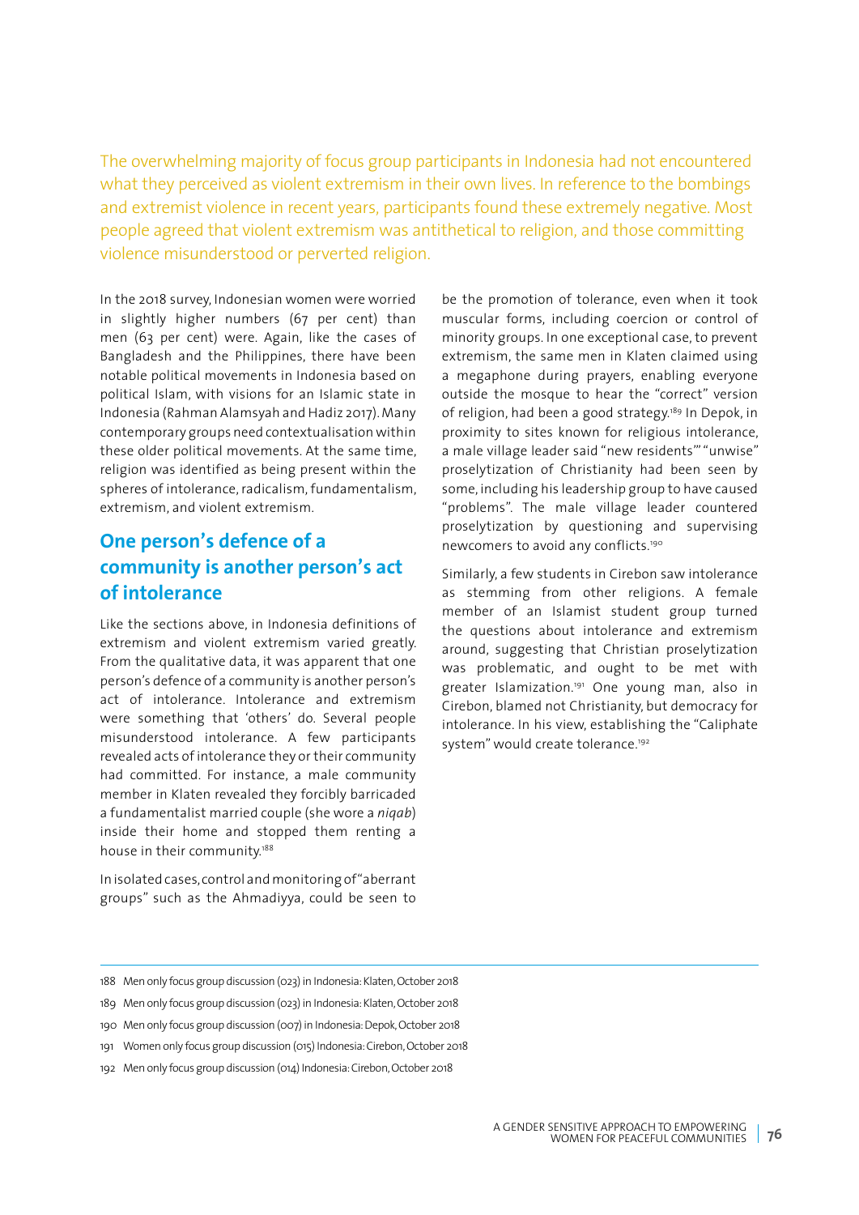The overwhelming majority of focus group participants in Indonesia had not encountered what they perceived as violent extremism in their own lives. In reference to the bombings and extremist violence in recent years, participants found these extremely negative. Most people agreed that violent extremism was antithetical to religion, and those committing violence misunderstood or perverted religion.

In the 2018 survey, Indonesian women were worried in slightly higher numbers (67 per cent) than men (63 per cent) were. Again, like the cases of Bangladesh and the Philippines, there have been notable political movements in Indonesia based on political Islam, with visions for an Islamic state in Indonesia (Rahman Alamsyah and Hadiz 2017). Many contemporary groups need contextualisation within these older political movements. At the same time, religion was identified as being present within the spheres of intolerance, radicalism, fundamentalism, extremism, and violent extremism.

## One person's defence of a community is another person's act of intolerance

Like the sections above, in Indonesia definitions of extremism and violent extremism varied greatly. From the qualitative data, it was apparent that one person's defence of a community is another person's act of intolerance. Intolerance and extremism were something that 'others' do. Several people misunderstood intolerance. A few participants revealed acts of intolerance they or their community had committed. For instance, a male community member in Klaten revealed they forcibly barricaded a fundamentalist married couple (she wore a *niqab*) inside their home and stopped them renting a house in their community.[188]

In isolated cases, control and monitoring of "aberrant groups" such as the Ahmadiyya, could be seen to be the promotion of tolerance, even when it took muscular forms, including coercion or control of minority groups. In one exceptional case, to prevent extremism, the same men in Klaten claimed using a megaphone during prayers, enabling everyone outside the mosque to hear the "correct" version of religion, had been a good strategy.[189] In Depok, in proximity to sites known for religious intolerance, a male village leader said "new residents'" "unwise" proselytization of Christianity had been seen by some, including his leadership group to have caused "problems". The male village leader countered proselytization by questioning and supervising newcomers to avoid any conflicts.[190]

Similarly, a few students in Cirebon saw intolerance as stemming from other religions. A female member of an Islamist student group turned the questions about intolerance and extremism around, suggesting that Christian proselytization was problematic, and ought to be met with greater Islamization.[191] One young man, also in Cirebon, blamed not Christianity, but democracy for intolerance. In his view, establishing the "Caliphate system" would create tolerance.[192]

---

188 Men only focus group discussion (023) in Indonesia: Klaten, October 2018

189 Men only focus group discussion (023) in Indonesia: Klaten, October 2018

190 Men only focus group discussion (007) in Indonesia: Depok, October 2018

191 Women only focus group discussion (015) Indonesia: Cirebon, October 2018

192 Men only focus group discussion (014) Indonesia: Cirebon, October 2018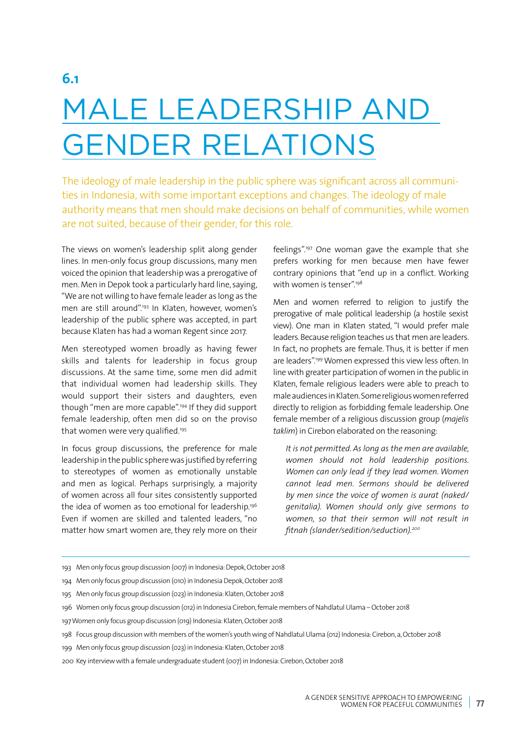## 6.1

# MALE LEADERSHIP AND GENDER RELATIONS

The ideology of male leadership in the public sphere was significant across all communities in Indonesia, with some important exceptions and changes. The ideology of male authority means that men should make decisions on behalf of communities, while women are not suited, because of their gender, for this role.

The views on women's leadership split along gender lines. In men-only focus group discussions, many men voiced the opinion that leadership was a prerogative of men. Men in Depok took a particularly hard line, saying, "We are not willing to have female leader as long as the men are still around".[193] In Klaten, however, women's leadership of the public sphere was accepted, in part because Klaten has had a woman Regent since 2017.

Men stereotyped women broadly as having fewer skills and talents for leadership in focus group discussions. At the same time, some men did admit that individual women had leadership skills. They would support their sisters and daughters, even though "men are more capable".[194] If they did support female leadership, often men did so on the proviso that women were very qualified.[195]

In focus group discussions, the preference for male leadership in the public sphere was justified by referring to stereotypes of women as emotionally unstable and men as logical. Perhaps surprisingly, a majority of women across all four sites consistently supported the idea of women as too emotional for leadership.[196] Even if women are skilled and talented leaders, "no matter how smart women are, they rely more on their feelings".[197] One woman gave the example that she prefers working for men because men have fewer contrary opinions that "end up in a conflict. Working with women is tenser".[198]

Men and women referred to religion to justify the prerogative of male political leadership (a hostile sexist view). One man in Klaten stated, "I would prefer male leaders. Because religion teaches us that men are leaders. In fact, no prophets are female. Thus, it is better if men are leaders".[199] Women expressed this view less often. In line with greater participation of women in the public in Klaten, female religious leaders were able to preach to male audiences in Klaten. Some religious women referred directly to religion as forbidding female leadership. One female member of a religious discussion group (*majelis taklim*) in Cirebon elaborated on the reasoning:

> *It is not permitted. As long as the men are available, women should not hold leadership positions. Women can only lead if they lead women. Women cannot lead men. Sermons should be delivered by men since the voice of women is aurat (naked/genitalia). Women should only give sermons to women, so that their sermon will not result in fitnah (slander/sedition/seduction).*[200]

---

193 Men only focus group discussion (007) in Indonesia: Depok, October 2018

194 Men only focus group discussion (010) in Indonesia Depok, October 2018

195 Men only focus group discussion (023) in Indonesia: Klaten, October 2018

196 Women only focus group discussion (012) in Indonesia Cirebon, female members of Nahdlatul Ulama – October 2018

197 Women only focus group discussion (019) Indonesia: Klaten, October 2018

198 Focus group discussion with members of the women's youth wing of Nahdlatul Ulama (012) Indonesia: Cirebon, a, October 2018

199 Men only focus group discussion (023) in Indonesia: Klaten, October 2018

200 Key interview with a female undergraduate student (007) in Indonesia: Cirebon, October 2018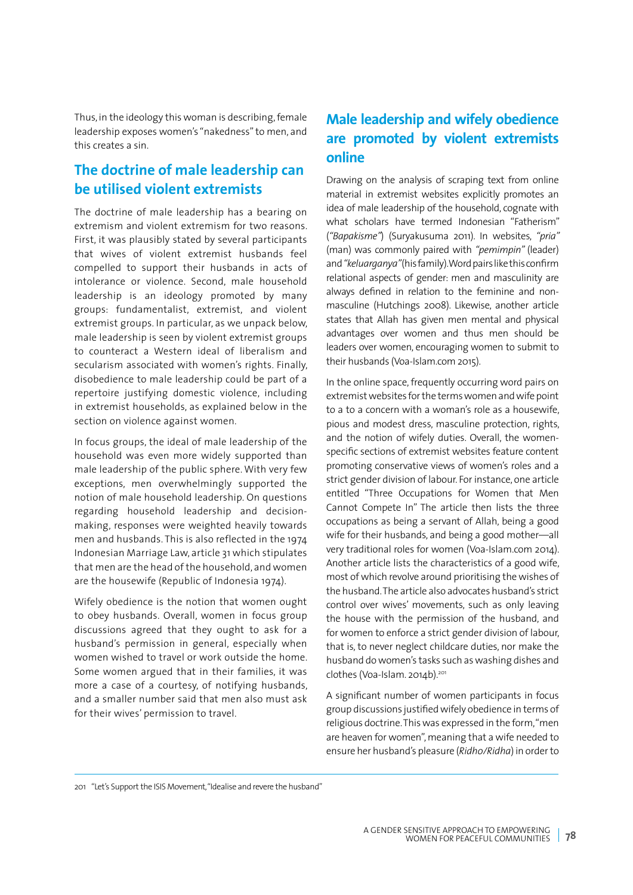Thus, in the ideology this woman is describing, female leadership exposes women's "nakedness" to men, and this creates a sin.

## The doctrine of male leadership can be utilised violent extremists

The doctrine of male leadership has a bearing on extremism and violent extremism for two reasons. First, it was plausibly stated by several participants that wives of violent extremist husbands feel compelled to support their husbands in acts of intolerance or violence. Second, male household leadership is an ideology promoted by many groups: fundamentalist, extremist, and violent extremist groups. In particular, as we unpack below, male leadership is seen by violent extremist groups to counteract a Western ideal of liberalism and secularism associated with women's rights. Finally, disobedience to male leadership could be part of a repertoire justifying domestic violence, including in extremist households, as explained below in the section on violence against women.

In focus groups, the ideal of male leadership of the household was even more widely supported than male leadership of the public sphere. With very few exceptions, men overwhelmingly supported the notion of male household leadership. On questions regarding household leadership and decision-making, responses were weighted heavily towards men and husbands. This is also reflected in the 1974 Indonesian Marriage Law, article 31 which stipulates that men are the head of the household, and women are the housewife (Republic of Indonesia 1974).

Wifely obedience is the notion that women ought to obey husbands. Overall, women in focus group discussions agreed that they ought to ask for a husband's permission in general, especially when women wished to travel or work outside the home. Some women argued that in their families, it was more a case of a courtesy, of notifying husbands, and a smaller number said that men also must ask for their wives' permission to travel.

## Male leadership and wifely obedience are promoted by violent extremists online

Drawing on the analysis of scraping text from online material in extremist websites explicitly promotes an idea of male leadership of the household, cognate with what scholars have termed Indonesian "Fatherism" (*"Bapakisme"*) (Suryakusuma 2011). In websites, *"pria"* (man) was commonly paired with *"pemimpin"* (leader) and *"keluarganya"* (his family). Word pairs like this confirm relational aspects of gender: men and masculinity are always defined in relation to the feminine and non-masculine (Hutchings 2008). Likewise, another article states that Allah has given men mental and physical advantages over women and thus men should be leaders over women, encouraging women to submit to their husbands (Voa-Islam.com 2015).

In the online space, frequently occurring word pairs on extremist websites for the terms women and wife point to a to a concern with a woman's role as a housewife, pious and modest dress, masculine protection, rights, and the notion of wifely duties. Overall, the women-specific sections of extremist websites feature content promoting conservative views of women's roles and a strict gender division of labour. For instance, one article entitled "Three Occupations for Women that Men Cannot Compete In" The article then lists the three occupations as being a servant of Allah, being a good wife for their husbands, and being a good mother—all very traditional roles for women (Voa-Islam.com 2014). Another article lists the characteristics of a good wife, most of which revolve around prioritising the wishes of the husband. The article also advocates husband's strict control over wives' movements, such as only leaving the house with the permission of the husband, and for women to enforce a strict gender division of labour, that is, to never neglect childcare duties, nor make the husband do women's tasks such as washing dishes and clothes (Voa-Islam. 2014b).[201]

A significant number of women participants in focus group discussions justified wifely obedience in terms of religious doctrine. This was expressed in the form, "men are heaven for women", meaning that a wife needed to ensure her husband's pleasure (*Ridho/Ridha*) in order to

---

201 "Let's Support the ISIS Movement, "Idealise and revere the husband"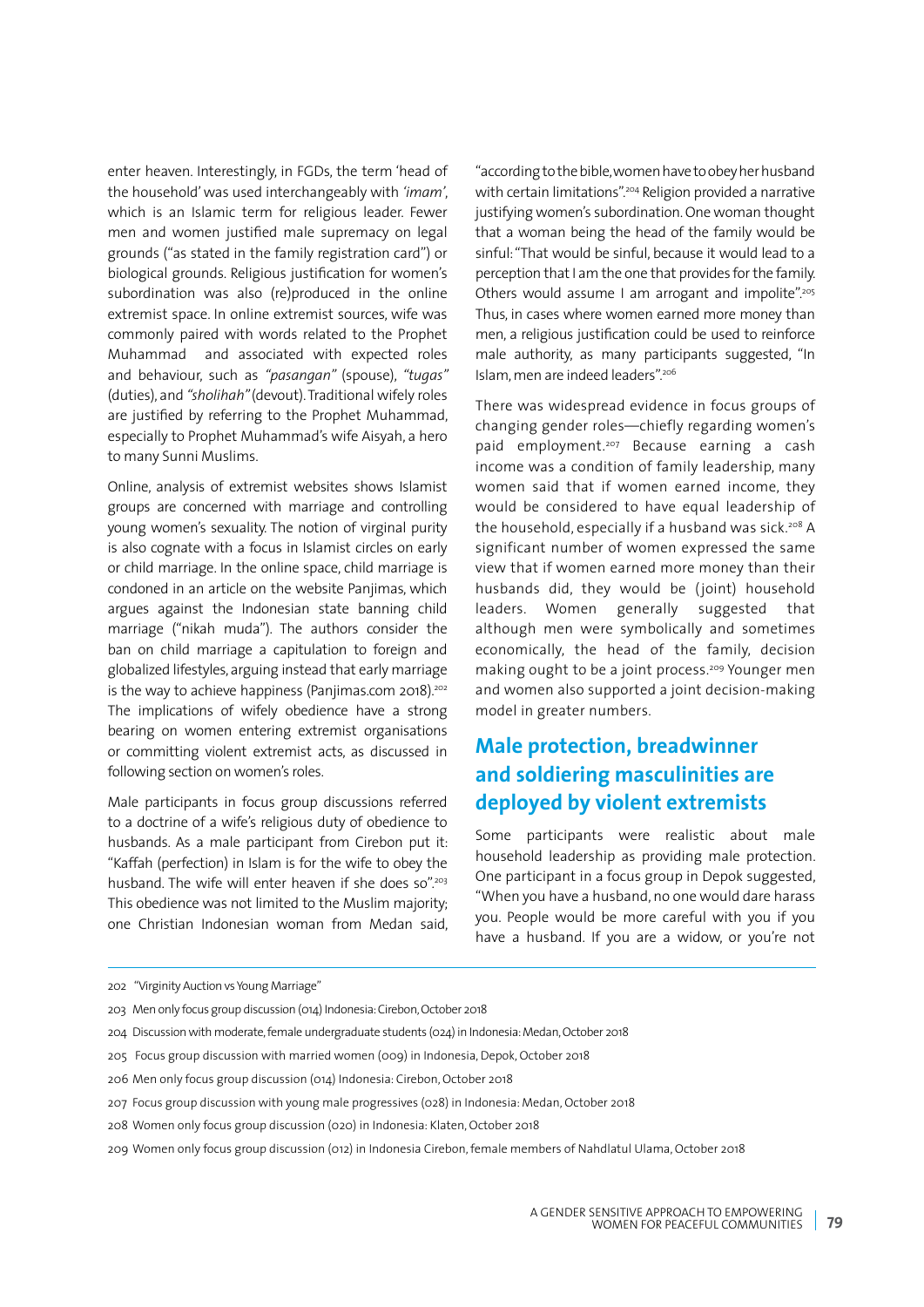enter heaven. Interestingly, in FGDs, the term 'head of the household' was used interchangeably with *'imam'*, which is an Islamic term for religious leader. Fewer men and women justified male supremacy on legal grounds ("as stated in the family registration card") or biological grounds. Religious justification for women's subordination was also (re)produced in the online extremist space. In online extremist sources, wife was commonly paired with words related to the Prophet Muhammad and associated with expected roles and behaviour, such as *"pasangan"* (spouse), *"tugas"* (duties), and *"sholihah"* (devout). Traditional wifely roles are justified by referring to the Prophet Muhammad, especially to Prophet Muhammad's wife Aisyah, a hero to many Sunni Muslims.

Online, analysis of extremist websites shows Islamist groups are concerned with marriage and controlling young women's sexuality. The notion of virginal purity is also cognate with a focus in Islamist circles on early or child marriage. In the online space, child marriage is condoned in an article on the website Panjimas, which argues against the Indonesian state banning child marriage ("nikah muda"). The authors consider the ban on child marriage a capitulation to foreign and globalized lifestyles, arguing instead that early marriage is the way to achieve happiness (Panjimas.com 2018).[202] The implications of wifely obedience have a strong bearing on women entering extremist organisations or committing violent extremist acts, as discussed in following section on women's roles.

Male participants in focus group discussions referred to a doctrine of a wife's religious duty of obedience to husbands. As a male participant from Cirebon put it: "Kaffah (perfection) in Islam is for the wife to obey the husband. The wife will enter heaven if she does so".[203] This obedience was not limited to the Muslim majority; one Christian Indonesian woman from Medan said, "according to the bible, women have to obey her husband with certain limitations".[204] Religion provided a narrative justifying women's subordination. One woman thought that a woman being the head of the family would be sinful: "That would be sinful, because it would lead to a perception that I am the one that provides for the family. Others would assume I am arrogant and impolite".[205] Thus, in cases where women earned more money than men, a religious justification could be used to reinforce male authority, as many participants suggested, "In Islam, men are indeed leaders".[206]

There was widespread evidence in focus groups of changing gender roles—chiefly regarding women's paid employment.[207] Because earning a cash income was a condition of family leadership, many women said that if women earned income, they would be considered to have equal leadership of the household, especially if a husband was sick.[208] A significant number of women expressed the same view that if women earned more money than their husbands did, they would be (joint) household leaders. Women generally suggested that although men were symbolically and sometimes economically, the head of the family, decision making ought to be a joint process.[209] Younger men and women also supported a joint decision-making model in greater numbers.

## Male protection, breadwinner and soldiering masculinities are deployed by violent extremists

Some participants were realistic about male household leadership as providing male protection. One participant in a focus group in Depok suggested, "When you have a husband, no one would dare harass you. People would be more careful with you if you have a husband. If you are a widow, or you're not

---

202 "Virginity Auction vs Young Marriage"

203 Men only focus group discussion (014) Indonesia: Cirebon, October 2018

204 Discussion with moderate, female undergraduate students (024) in Indonesia: Medan, October 2018

205 Focus group discussion with married women (009) in Indonesia, Depok, October 2018

206 Men only focus group discussion (014) Indonesia: Cirebon, October 2018

207 Focus group discussion with young male progressives (028) in Indonesia: Medan, October 2018

208 Women only focus group discussion (020) in Indonesia: Klaten, October 2018

209 Women only focus group discussion (012) in Indonesia Cirebon, female members of Nahdlatul Ulama, October 2018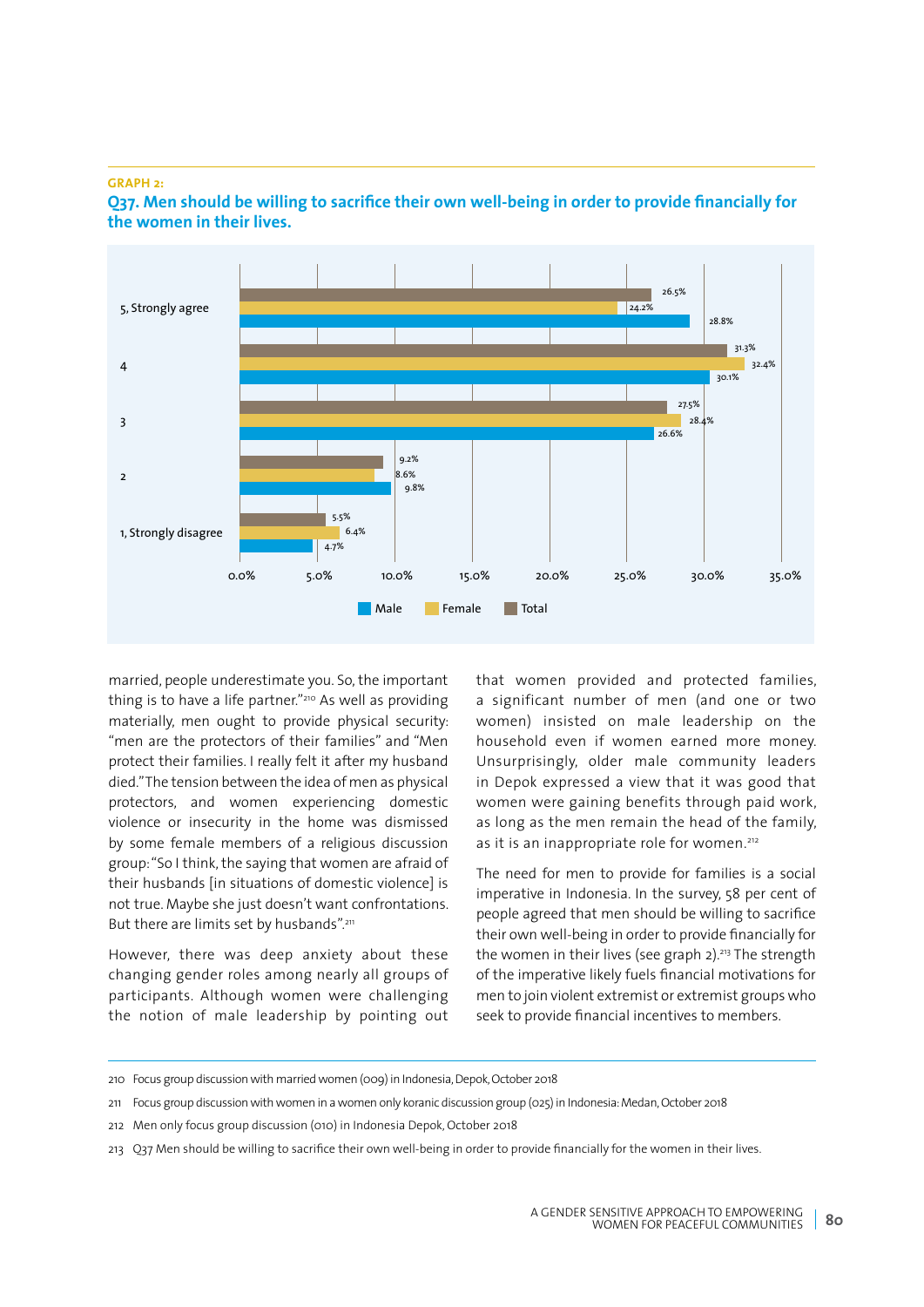**GRAPH 2:**

**Q37. Men should be willing to sacrifice their own well-being in order to provide financially for the women in their lives.**

| | Male | Female | Total |
|---|---|---|---|
| 5, Strongly agree | 28.8% | 24.2% | 26.5% |
| 4 | 30.1% | 32.4% | 31.3% |
| 3 | 26.6% | 28.4% | 27.5% |
| 2 | 9.8% | 8.6% | 9.2% |
| 1, Strongly disagree | 4.7% | 6.4% | 5.5% |

married, people underestimate you. So, the important thing is to have a life partner."[210] As well as providing materially, men ought to provide physical security: "men are the protectors of their families" and "Men protect their families. I really felt it after my husband died." The tension between the idea of men as physical protectors, and women experiencing domestic violence or insecurity in the home was dismissed by some female members of a religious discussion group: "So I think, the saying that women are afraid of their husbands [in situations of domestic violence] is not true. Maybe she just doesn't want confrontations. But there are limits set by husbands".[211]

However, there was deep anxiety about these changing gender roles among nearly all groups of participants. Although women were challenging the notion of male leadership by pointing out that women provided and protected families, a significant number of men (and one or two women) insisted on male leadership on the household even if women earned more money. Unsurprisingly, older male community leaders in Depok expressed a view that it was good that women were gaining benefits through paid work, as long as the men remain the head of the family, as it is an inappropriate role for women.[212]

The need for men to provide for families is a social imperative in Indonesia. In the survey, 58 per cent of people agreed that men should be willing to sacrifice their own well-being in order to provide financially for the women in their lives (see graph 2).[213] The strength of the imperative likely fuels financial motivations for men to join violent extremist or extremist groups who seek to provide financial incentives to members.

210 Focus group discussion with married women (009) in Indonesia, Depok, October 2018

211 Focus group discussion with women in a women only koranic discussion group (025) in Indonesia: Medan, October 2018

212 Men only focus group discussion (010) in Indonesia Depok, October 2018

213 Q37 Men should be willing to sacrifice their own well-being in order to provide financially for the women in their lives.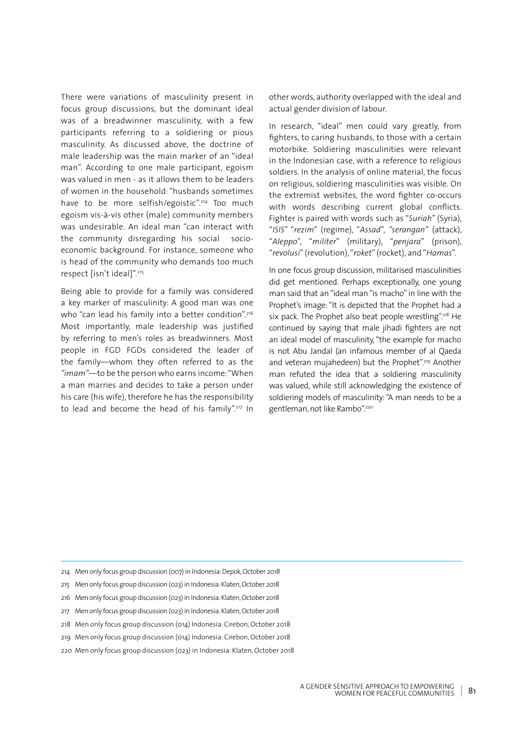There were variations of masculinity present in focus group discussions, but the dominant ideal was of a breadwinner masculinity, with a few participants referring to a soldiering or pious masculinity. As discussed above, the doctrine of male leadership was the main marker of an "ideal man". According to one male participant, egoism was valued in men - as it allows them to be leaders of women in the household: "husbands sometimes have to be more selfish/egoistic".[214] Too much egoism vis-à-vis other (male) community members was undesirable. An ideal man "can interact with the community disregarding his social socio-economic background. For instance, someone who is head of the community who demands too much respect [isn't ideal]".[215]

Being able to provide for a family was considered a key marker of masculinity: A good man was one who "can lead his family into a better condition".[216] Most importantly, male leadership was justified by referring to men's roles as breadwinners. Most people in FGD FGDs considered the leader of the family—whom they often referred to as the *"imam"*—to be the person who earns income: "When a man marries and decides to take a person under his care (his wife), therefore he has the responsibility to lead and become the head of his family".[217] In other words, authority overlapped with the ideal and actual gender division of labour.

In research, "ideal" men could vary greatly, from fighters, to caring husbands, to those with a certain motorbike. Soldiering masculinities were relevant in the Indonesian case, with a reference to religious soldiers. In the analysis of online material, the focus on religious, soldiering masculinities was visible. On the extremist websites, the word fighter co-occurs with words describing current global conflicts. Fighter is paired with words such as "*Suriah*" (Syria), "*ISIS*" "*rezim*" (regime), "*Assad*", *"serangan"* (attack), "*Aleppo*", "*militer*" (military), "*penjara*" (prison), "*revolusi*" (revolution), "*roket*" (rocket), and "*Hamas*".

In one focus group discussion, militarised masculinities did get mentioned. Perhaps exceptionally, one young man said that an "ideal man "is macho" in line with the Prophet's image: "It is depicted that the Prophet had a six pack. The Prophet also beat people wrestling".[218] He continued by saying that male jihadi fighters are not an ideal model of masculinity, "the example for macho is not Abu Jandal (an infamous member of al Qaeda and veteran mujahedeen) but the Prophet".[219] Another man refuted the idea that a soldiering masculinity was valued, while still acknowledging the existence of soldiering models of masculinity: "A man needs to be a gentleman, not like Rambo".[220]

---

214 Men only focus group discussion (007) in Indonesia: Depok, October 2018

215 Men only focus group discussion (023) in Indonesia: Klaten, October 2018

216 Men only focus group discussion (023) in Indonesia: Klaten, October 2018

217 Men only focus group discussion (023) in Indonesia: Klaten, October 2018

218 Men only focus group discussion (014) Indonesia: Cirebon, October 2018

219 Men only focus group discussion (014) Indonesia: Cirebon, October 2018

220 Men only focus group discussion (023) in Indonesia: Klaten, October 2018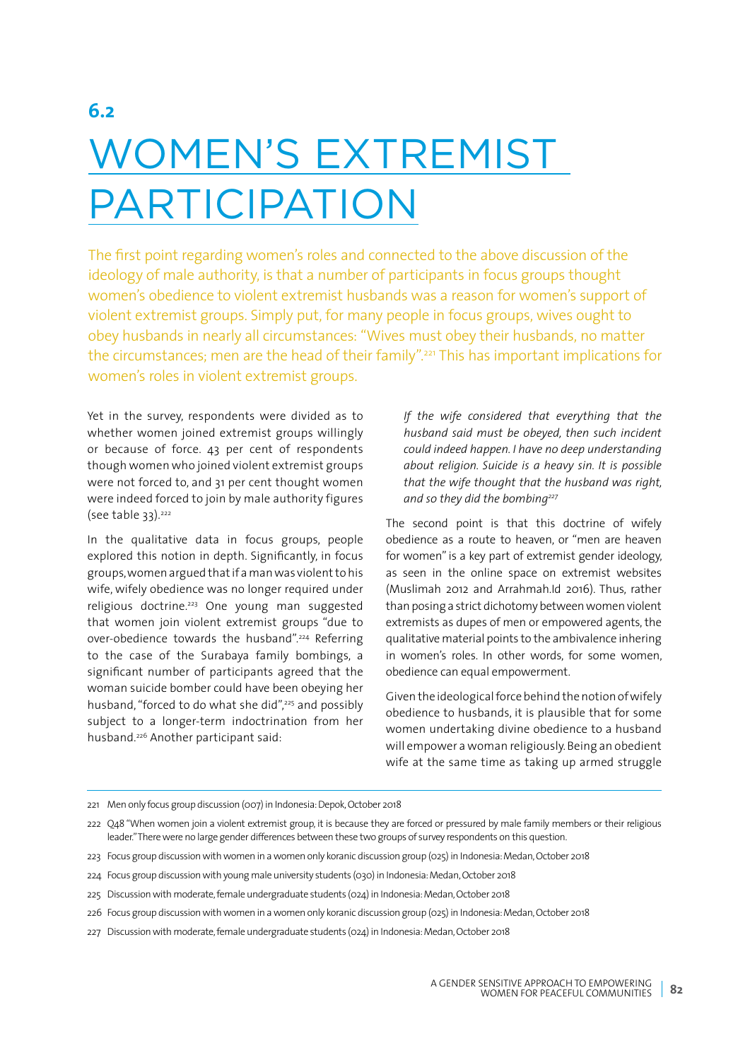## 6.2

# WOMEN'S EXTREMIST PARTICIPATION

The first point regarding women's roles and connected to the above discussion of the ideology of male authority, is that a number of participants in focus groups thought women's obedience to violent extremist husbands was a reason for women's support of violent extremist groups. Simply put, for many people in focus groups, wives ought to obey husbands in nearly all circumstances: "Wives must obey their husbands, no matter the circumstances; men are the head of their family".[221] This has important implications for women's roles in violent extremist groups.

Yet in the survey, respondents were divided as to whether women joined extremist groups willingly or because of force. 43 per cent of respondents though women who joined violent extremist groups were not forced to, and 31 per cent thought women were indeed forced to join by male authority figures (see table 33).[222]

In the qualitative data in focus groups, people explored this notion in depth. Significantly, in focus groups, women argued that if a man was violent to his wife, wifely obedience was no longer required under religious doctrine.[223] One young man suggested that women join violent extremist groups "due to over-obedience towards the husband".[224] Referring to the case of the Surabaya family bombings, a significant number of participants agreed that the woman suicide bomber could have been obeying her husband, "forced to do what she did",[225] and possibly subject to a longer-term indoctrination from her husband.[226] Another participant said:

*If the wife considered that everything that the husband said must be obeyed, then such incident could indeed happen. I have no deep understanding about religion. Suicide is a heavy sin. It is possible that the wife thought that the husband was right, and so they did the bombing*[227]

The second point is that this doctrine of wifely obedience as a route to heaven, or "men are heaven for women" is a key part of extremist gender ideology, as seen in the online space on extremist websites (Muslimah 2012 and Arrahmah.Id 2016). Thus, rather than posing a strict dichotomy between women violent extremists as dupes of men or empowered agents, the qualitative material points to the ambivalence inhering in women's roles. In other words, for some women, obedience can equal empowerment.

Given the ideological force behind the notion of wifely obedience to husbands, it is plausible that for some women undertaking divine obedience to a husband will empower a woman religiously. Being an obedient wife at the same time as taking up armed struggle

---

221 Men only focus group discussion (007) in Indonesia: Depok, October 2018

222 Q48 "When women join a violent extremist group, it is because they are forced or pressured by male family members or their religious leader." There were no large gender differences between these two groups of survey respondents on this question.

223 Focus group discussion with women in a women only koranic discussion group (025) in Indonesia: Medan, October 2018

224 Focus group discussion with young male university students (030) in Indonesia: Medan, October 2018

225 Discussion with moderate, female undergraduate students (024) in Indonesia: Medan, October 2018

226 Focus group discussion with women in a women only koranic discussion group (025) in Indonesia: Medan, October 2018

227 Discussion with moderate, female undergraduate students (024) in Indonesia: Medan, October 2018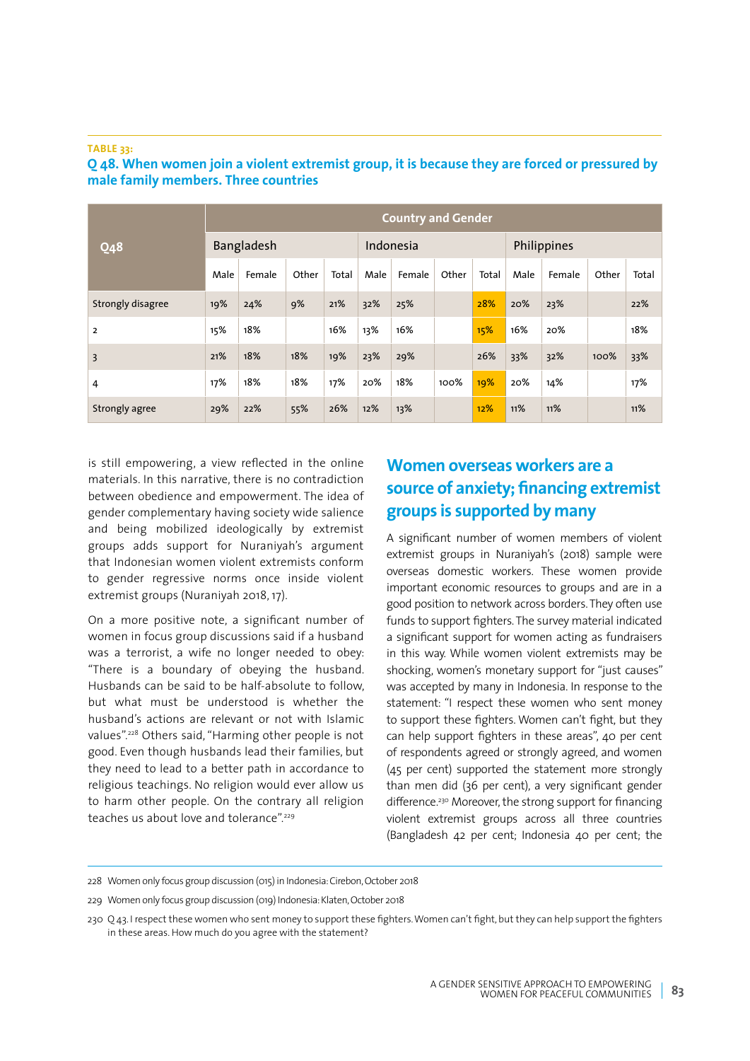**TABLE 33:**

**Q 48. When women join a violent extremist group, it is because they are forced or pressured by male family members. Three countries**

| Q48 | Country and Gender | | | | | | | | | | | |
|---|---|---|---|---|---|---|---|---|---|---|---|---|
| | Bangladesh | | | | Indonesia | | | | Philippines | | | |
| | Male | Female | Other | Total | Male | Female | Other | Total | Male | Female | Other | Total |
| Strongly disagree | 19% | 24% | 9% | 21% | 32% | 25% | | 28% | 20% | 23% | | 22% |
| 2 | 15% | 18% | | 16% | 13% | 16% | | 15% | 16% | 20% | | 18% |
| 3 | 21% | 18% | 18% | 19% | 23% | 29% | | 26% | 33% | 32% | 100% | 33% |
| 4 | 17% | 18% | 18% | 17% | 20% | 18% | 100% | 19% | 20% | 14% | | 17% |
| Strongly agree | 29% | 22% | 55% | 26% | 12% | 13% | | 12% | 11% | 11% | | 11% |

is still empowering, a view reflected in the online materials. In this narrative, there is no contradiction between obedience and empowerment. The idea of gender complementary having society wide salience and being mobilized ideologically by extremist groups adds support for Nuraniyah's argument that Indonesian women violent extremists conform to gender regressive norms once inside violent extremist groups (Nuraniyah 2018, 17).

On a more positive note, a significant number of women in focus group discussions said if a husband was a terrorist, a wife no longer needed to obey: "There is a boundary of obeying the husband. Husbands can be said to be half-absolute to follow, but what must be understood is whether the husband's actions are relevant or not with Islamic values".[228] Others said, "Harming other people is not good. Even though husbands lead their families, but they need to lead to a better path in accordance to religious teachings. No religion would ever allow us to harm other people. On the contrary all religion teaches us about love and tolerance".[229]

## Women overseas workers are a source of anxiety; financing extremist groups is supported by many

A significant number of women members of violent extremist groups in Nuraniyah's (2018) sample were overseas domestic workers. These women provide important economic resources to groups and are in a good position to network across borders. They often use funds to support fighters. The survey material indicated a significant support for women acting as fundraisers in this way. While women violent extremists may be shocking, women's monetary support for "just causes" was accepted by many in Indonesia. In response to the statement: "I respect these women who sent money to support these fighters. Women can't fight, but they can help support fighters in these areas", 40 per cent of respondents agreed or strongly agreed, and women (45 per cent) supported the statement more strongly than men did (36 per cent), a very significant gender difference.[230] Moreover, the strong support for financing violent extremist groups across all three countries (Bangladesh 42 per cent; Indonesia 40 per cent; the

228 Women only focus group discussion (015) in Indonesia: Cirebon, October 2018

229 Women only focus group discussion (019) Indonesia: Klaten, October 2018

230 Q 43. I respect these women who sent money to support these fighters. Women can't fight, but they can help support the fighters in these areas. How much do you agree with the statement?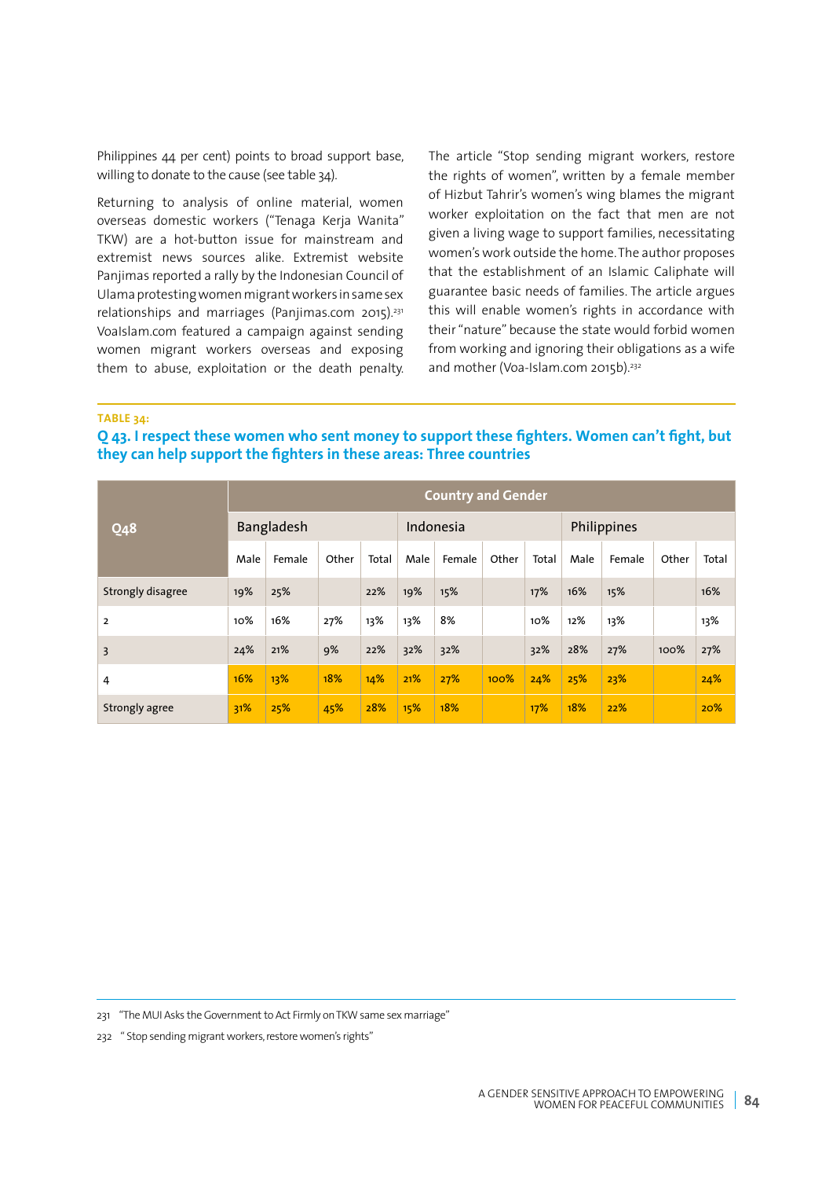Philippines 44 per cent) points to broad support base, willing to donate to the cause (see table 34).

Returning to analysis of online material, women overseas domestic workers ("Tenaga Kerja Wanita" TKW) are a hot-button issue for mainstream and extremist news sources alike. Extremist website Panjimas reported a rally by the Indonesian Council of Ulama protesting women migrant workers in same sex relationships and marriages (Panjimas.com 2015).[231] VoaIslam.com featured a campaign against sending women migrant workers overseas and exposing them to abuse, exploitation or the death penalty.

The article "Stop sending migrant workers, restore the rights of women", written by a female member of Hizbut Tahrir's women's wing blames the migrant worker exploitation on the fact that men are not given a living wage to support families, necessitating women's work outside the home. The author proposes that the establishment of an Islamic Caliphate will guarantee basic needs of families. The article argues this will enable women's rights in accordance with their "nature" because the state would forbid women from working and ignoring their obligations as a wife and mother (Voa-Islam.com 2015b).[232]

**TABLE 34:**

**Q 43. I respect these women who sent money to support these fighters. Women can't fight, but they can help support the fighters in these areas: Three countries**

| Q48 | Country and Gender | | | | | | | | | | | |
|---|---|---|---|---|---|---|---|---|---|---|---|---|
| | Bangladesh | | | | Indonesia | | | | Philippines | | | |
| | Male | Female | Other | Total | Male | Female | Other | Total | Male | Female | Other | Total |
| Strongly disagree | 19% | 25% | | 22% | 19% | 15% | | 17% | 16% | 15% | | 16% |
| 2 | 10% | 16% | 27% | 13% | 13% | 8% | | 10% | 12% | 13% | | 13% |
| 3 | 24% | 21% | 9% | 22% | 32% | 32% | | 32% | 28% | 27% | 100% | 27% |
| 4 | 16% | 13% | 18% | 14% | 21% | 27% | 100% | 24% | 25% | 23% | | 24% |
| Strongly agree | 31% | 25% | 45% | 28% | 15% | 18% | | 17% | 18% | 22% | | 20% |

231 "The MUI Asks the Government to Act Firmly on TKW same sex marriage"

232 " Stop sending migrant workers, restore women's rights"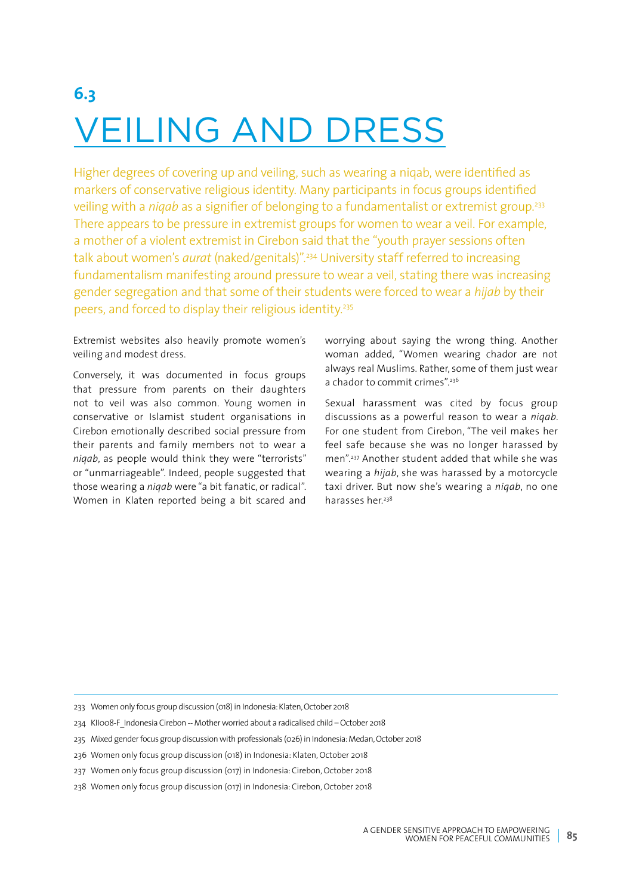# 6.3 VEILING AND DRESS

Higher degrees of covering up and veiling, such as wearing a niqab, were identified as markers of conservative religious identity. Many participants in focus groups identified veiling with a *niqab* as a signifier of belonging to a fundamentalist or extremist group.[233] There appears to be pressure in extremist groups for women to wear a veil. For example, a mother of a violent extremist in Cirebon said that the "youth prayer sessions often talk about women's *aurat* (naked/genitals)".[234] University staff referred to increasing fundamentalism manifesting around pressure to wear a veil, stating there was increasing gender segregation and that some of their students were forced to wear a *hijab* by their peers, and forced to display their religious identity.[235]

Extremist websites also heavily promote women's veiling and modest dress.

Conversely, it was documented in focus groups that pressure from parents on their daughters not to veil was also common. Young women in conservative or Islamist student organisations in Cirebon emotionally described social pressure from their parents and family members not to wear a *niqab*, as people would think they were "terrorists" or "unmarriageable". Indeed, people suggested that those wearing a *niqab* were "a bit fanatic, or radical". Women in Klaten reported being a bit scared and worrying about saying the wrong thing. Another woman added, "Women wearing chador are not always real Muslims. Rather, some of them just wear a chador to commit crimes".[236]

Sexual harassment was cited by focus group discussions as a powerful reason to wear a *niqab*. For one student from Cirebon, "The veil makes her feel safe because she was no longer harassed by men".[237] Another student added that while she was wearing a *hijab*, she was harassed by a motorcycle taxi driver. But now she's wearing a *niqab*, no one harasses her.[238]

---

233 Women only focus group discussion (018) in Indonesia: Klaten, October 2018

234 KII008-F_Indonesia Cirebon -- Mother worried about a radicalised child – October 2018

235 Mixed gender focus group discussion with professionals (026) in Indonesia: Medan, October 2018

236 Women only focus group discussion (018) in Indonesia: Klaten, October 2018

237 Women only focus group discussion (017) in Indonesia: Cirebon, October 2018

238 Women only focus group discussion (017) in Indonesia: Cirebon, October 2018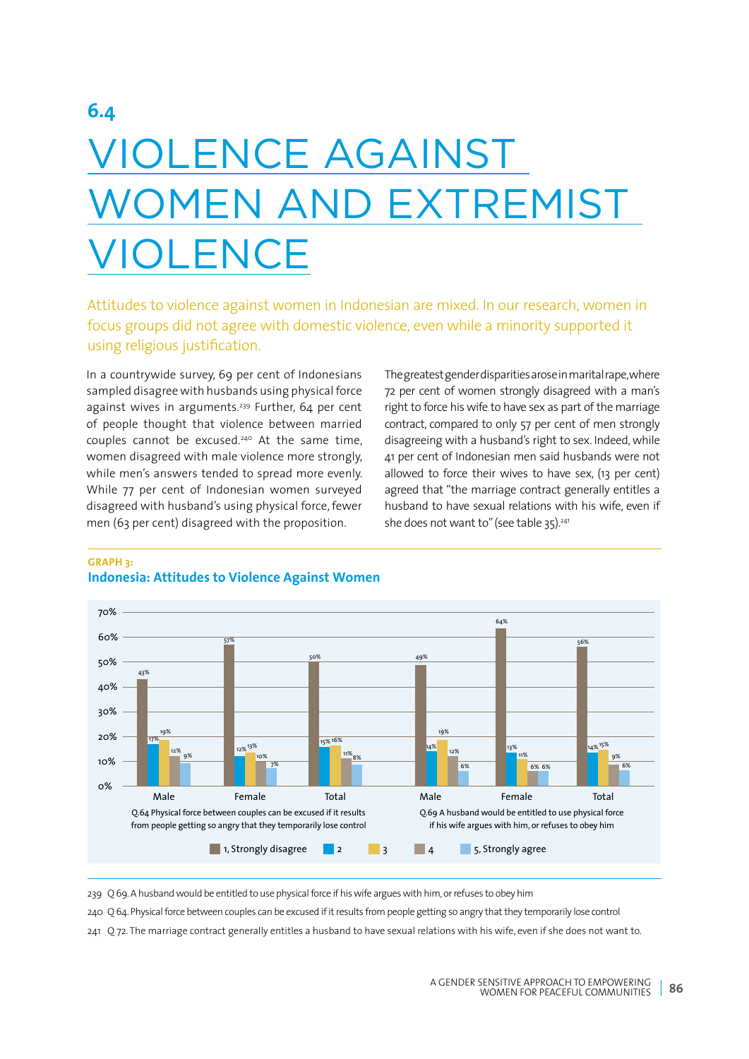# 6.4 VIOLENCE AGAINST WOMEN AND EXTREMIST VIOLENCE

Attitudes to violence against women in Indonesian are mixed. In our research, women in focus groups did not agree with domestic violence, even while a minority supported it using religious justification.

In a countrywide survey, 69 per cent of Indonesians sampled disagree with husbands using physical force against wives in arguments.[239] Further, 64 per cent of people thought that violence between married couples cannot be excused.[240] At the same time, women disagreed with male violence more strongly, while men's answers tended to spread more evenly. While 77 per cent of Indonesian women surveyed disagreed with husband's using physical force, fewer men (63 per cent) disagreed with the proposition.

The greatest gender disparities arose in marital rape, where 72 per cent of women strongly disagreed with a man's right to force his wife to have sex as part of the marriage contract, compared to only 57 per cent of men strongly disagreeing with a husband's right to sex. Indeed, while 41 per cent of Indonesian men said husbands were not allowed to force their wives to have sex, (13 per cent) agreed that "the marriage contract generally entitles a husband to have sexual relations with his wife, even if she does not want to" (see table 35).[241]

**GRAPH 3:**
**Indonesia: Attitudes to Violence Against Women**

| | 1, Strongly disagree | 2 | 3 | 4 | 5, Strongly agree |
|---|---|---|---|---|---|
| **Q.64 Physical force between couples can be excused if it results from people getting so angry that they temporarily lose control** | | | | | |
| Male | 43% | 17% | 19% | 12% | 9% |
| Female | 57% | 12% | 13% | 10% | 7% |
| Total | 50% | 15% | 16% | 11% | 8% |
| **Q.69 A husband would be entitled to use physical force if his wife argues with him, or refuses to obey him** | | | | | |
| Male | 49% | 14% | 19% | 12% | 6% |
| Female | 64% | 13% | 11% | 6% | 6% |
| Total | 56% | 14% | 15% | 9% | 6% |

239 Q 69. A husband would be entitled to use physical force if his wife argues with him, or refuses to obey him

240 Q 64. Physical force between couples can be excused if it results from people getting so angry that they temporarily lose control

241 Q 72. The marriage contract generally entitles a husband to have sexual relations with his wife, even if she does not want to.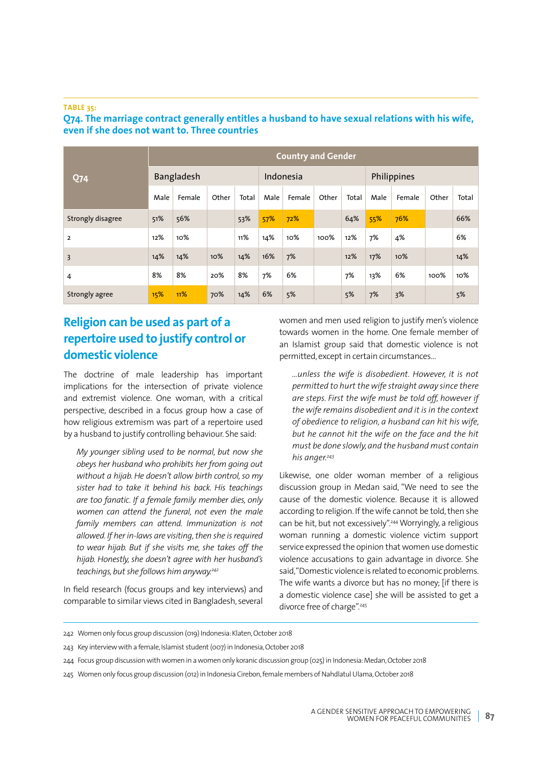**TABLE 35:**

**Q74. The marriage contract generally entitles a husband to have sexual relations with his wife, even if she does not want to. Three countries**

| Q74 | Country and Gender | | | | | | | | | | | |
|---|---|---|---|---|---|---|---|---|---|---|---|---|
| | Bangladesh | | | | Indonesia | | | | Philippines | | | |
| | Male | Female | Other | Total | Male | Female | Other | Total | Male | Female | Other | Total |
| Strongly disagree | 51% | 56% | | 53% | 57% | 72% | | 64% | 55% | 76% | | 66% |
| 2 | 12% | 10% | | 11% | 14% | 10% | 100% | 12% | 7% | 4% | | 6% |
| 3 | 14% | 14% | 10% | 14% | 16% | 7% | | 12% | 17% | 10% | | 14% |
| 4 | 8% | 8% | 20% | 8% | 7% | 6% | | 7% | 13% | 6% | 100% | 10% |
| Strongly agree | 15% | 11% | 70% | 14% | 6% | 5% | | 5% | 7% | 3% | | 5% |

## Religion can be used as part of a repertoire used to justify control or domestic violence

The doctrine of male leadership has important implications for the intersection of private violence and extremist violence. One woman, with a critical perspective, described in a focus group how a case of how religious extremism was part of a repertoire used by a husband to justify controlling behaviour. She said:

> *My younger sibling used to be normal, but now she obeys her husband who prohibits her from going out without a hijab. He doesn't allow birth control, so my sister had to take it behind his back. His teachings are too fanatic. If a female family member dies, only women can attend the funeral, not even the male family members can attend. Immunization is not allowed. If her in-laws are visiting, then she is required to wear hijab. But if she visits me, she takes off the hijab. Honestly, she doesn't agree with her husband's teachings, but she follows him anyway.*[242]

In field research (focus groups and key interviews) and comparable to similar views cited in Bangladesh, several women and men used religion to justify men's violence towards women in the home. One female member of an Islamist group said that domestic violence is not permitted, except in certain circumstances...

> *...unless the wife is disobedient. However, it is not permitted to hurt the wife straight away since there are steps. First the wife must be told off, however if the wife remains disobedient and it is in the context of obedience to religion, a husband can hit his wife, but he cannot hit the wife on the face and the hit must be done slowly, and the husband must contain his anger.*[243]

Likewise, one older woman member of a religious discussion group in Medan said, "We need to see the cause of the domestic violence. Because it is allowed according to religion. If the wife cannot be told, then she can be hit, but not excessively".[244] Worryingly, a religious woman running a domestic violence victim support service expressed the opinion that women use domestic violence accusations to gain advantage in divorce. She said, "Domestic violence is related to economic problems. The wife wants a divorce but has no money; [if there is a domestic violence case] she will be assisted to get a divorce free of charge".[245]

---

242 Women only focus group discussion (019) Indonesia: Klaten, October 2018

243 Key interview with a female, Islamist student (007) in Indonesia, October 2018

244 Focus group discussion with women in a women only koranic discussion group (025) in Indonesia: Medan, October 2018

245 Women only focus group discussion (012) in Indonesia Cirebon, female members of Nahdlatul Ulama, October 2018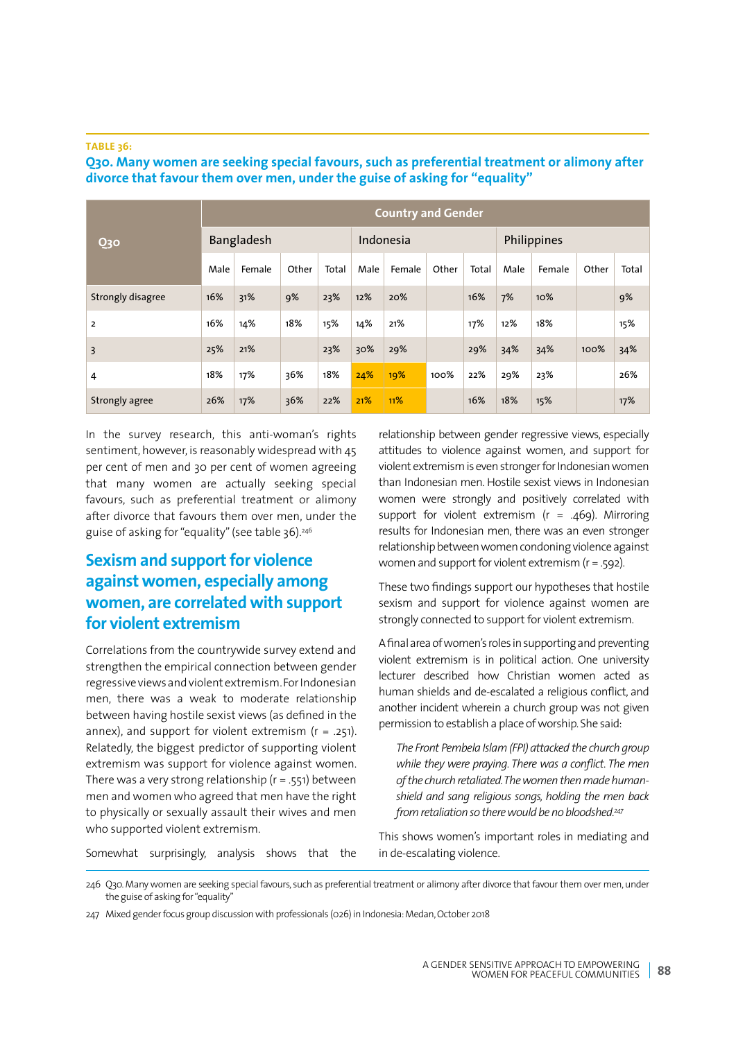**TABLE 36:**

**Q30. Many women are seeking special favours, such as preferential treatment or alimony after divorce that favour them over men, under the guise of asking for "equality"**

| Q30 | Country and Gender | | | | | | | | | | | |
|---|---|---|---|---|---|---|---|---|---|---|---|---|
| | Bangladesh | | | | Indonesia | | | | Philippines | | | |
| | Male | Female | Other | Total | Male | Female | Other | Total | Male | Female | Other | Total |
| Strongly disagree | 16% | 31% | 9% | 23% | 12% | 20% | | 16% | 7% | 10% | | 9% |
| 2 | 16% | 14% | 18% | 15% | 14% | 21% | | 17% | 12% | 18% | | 15% |
| 3 | 25% | 21% | | 23% | 30% | 29% | | 29% | 34% | 34% | 100% | 34% |
| 4 | 18% | 17% | 36% | 18% | 24% | 19% | 100% | 22% | 29% | 23% | | 26% |
| Strongly agree | 26% | 17% | 36% | 22% | 21% | 11% | | 16% | 18% | 15% | | 17% |

In the survey research, this anti-woman's rights sentiment, however, is reasonably widespread with 45 per cent of men and 30 per cent of women agreeing that many women are actually seeking special favours, such as preferential treatment or alimony after divorce that favours them over men, under the guise of asking for "equality" (see table 36).[246]

## Sexism and support for violence against women, especially among women, are correlated with support for violent extremism

Correlations from the countrywide survey extend and strengthen the empirical connection between gender regressive views and violent extremism. For Indonesian men, there was a weak to moderate relationship between having hostile sexist views (as defined in the annex), and support for violent extremism ($r = .251$). Relatedly, the biggest predictor of supporting violent extremism was support for violence against women. There was a very strong relationship ($r = .551$) between men and women who agreed that men have the right to physically or sexually assault their wives and men who supported violent extremism.

Somewhat surprisingly, analysis shows that the relationship between gender regressive views, especially attitudes to violence against women, and support for violent extremism is even stronger for Indonesian women than Indonesian men. Hostile sexist views in Indonesian women were strongly and positively correlated with support for violent extremism ($r = .469$). Mirroring results for Indonesian men, there was an even stronger relationship between women condoning violence against women and support for violent extremism ($r = .592$).

These two findings support our hypotheses that hostile sexism and support for violence against women are strongly connected to support for violent extremism.

A final area of women's roles in supporting and preventing violent extremism is in political action. One university lecturer described how Christian women acted as human shields and de-escalated a religious conflict, and another incident wherein a church group was not given permission to establish a place of worship. She said:

> *The Front Pembela Islam (FPI) attacked the church group while they were praying. There was a conflict. The men of the church retaliated. The women then made human-shield and sang religious songs, holding the men back from retaliation so there would be no bloodshed.*[247]

This shows women's important roles in mediating and in de-escalating violence.

---

246 Q30. Many women are seeking special favours, such as preferential treatment or alimony after divorce that favour them over men, under the guise of asking for "equality"

247 Mixed gender focus group discussion with professionals (026) in Indonesia: Medan, October 2018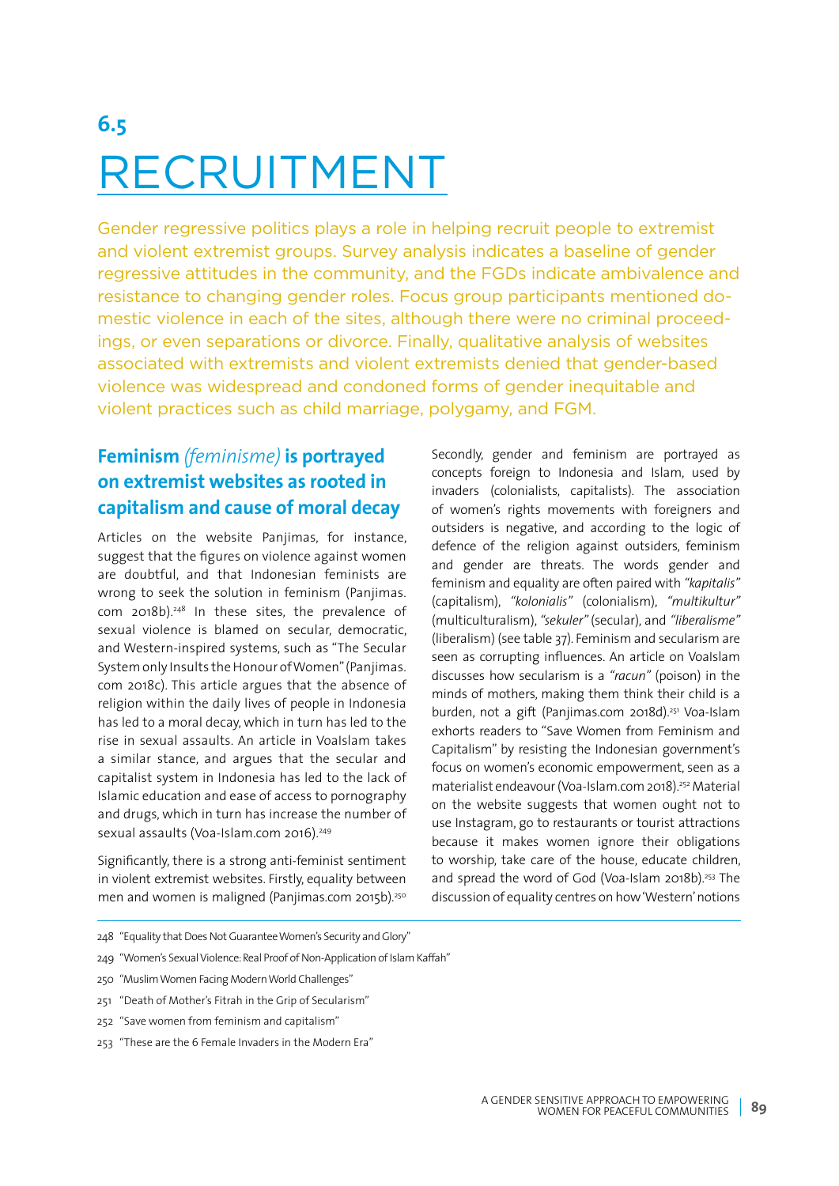# 6.5 RECRUITMENT

Gender regressive politics plays a role in helping recruit people to extremist and violent extremist groups. Survey analysis indicates a baseline of gender regressive attitudes in the community, and the FGDs indicate ambivalence and resistance to changing gender roles. Focus group participants mentioned domestic violence in each of the sites, although there were no criminal proceedings, or even separations or divorce. Finally, qualitative analysis of websites associated with extremists and violent extremists denied that gender-based violence was widespread and condoned forms of gender inequitable and violent practices such as child marriage, polygamy, and FGM.

## Feminism *(feminisme)* is portrayed on extremist websites as rooted in capitalism and cause of moral decay

Articles on the website Panjimas, for instance, suggest that the figures on violence against women are doubtful, and that Indonesian feminists are wrong to seek the solution in feminism (Panjimas.com 2018b).[248] In these sites, the prevalence of sexual violence is blamed on secular, democratic, and Western-inspired systems, such as "The Secular System only Insults the Honour of Women" (Panjimas.com 2018c). This article argues that the absence of religion within the daily lives of people in Indonesia has led to a moral decay, which in turn has led to the rise in sexual assaults. An article in VoaIslam takes a similar stance, and argues that the secular and capitalist system in Indonesia has led to the lack of Islamic education and ease of access to pornography and drugs, which in turn has increase the number of sexual assaults (Voa-Islam.com 2016).[249]

Significantly, there is a strong anti-feminist sentiment in violent extremist websites. Firstly, equality between men and women is maligned (Panjimas.com 2015b).[250] Secondly, gender and feminism are portrayed as concepts foreign to Indonesia and Islam, used by invaders (colonialists, capitalists). The association of women's rights movements with foreigners and outsiders is negative, and according to the logic of defence of the religion against outsiders, feminism and gender are threats. The words gender and feminism and equality are often paired with *"kapitalis"* (capitalism), *"kolonialis"* (colonialism), *"multikultur"* (multiculturalism), *"sekuler"* (secular), and *"liberalisme"* (liberalism) (see table 37). Feminism and secularism are seen as corrupting influences. An article on VoaIslam discusses how secularism is a *"racun"* (poison) in the minds of mothers, making them think their child is a burden, not a gift (Panjimas.com 2018d).[251] Voa-Islam exhorts readers to "Save Women from Feminism and Capitalism" by resisting the Indonesian government's focus on women's economic empowerment, seen as a materialist endeavour (Voa-Islam.com 2018).[252] Material on the website suggests that women ought not to use Instagram, go to restaurants or tourist attractions because it makes women ignore their obligations to worship, take care of the house, educate children, and spread the word of God (Voa-Islam 2018b).[253] The discussion of equality centres on how 'Western' notions

---

248 "Equality that Does Not Guarantee Women's Security and Glory"

249 "Women's Sexual Violence: Real Proof of Non-Application of Islam Kaffah"

250 "Muslim Women Facing Modern World Challenges"

251 "Death of Mother's Fitrah in the Grip of Secularism"

252 "Save women from feminism and capitalism"

253 "These are the 6 Female Invaders in the Modern Era"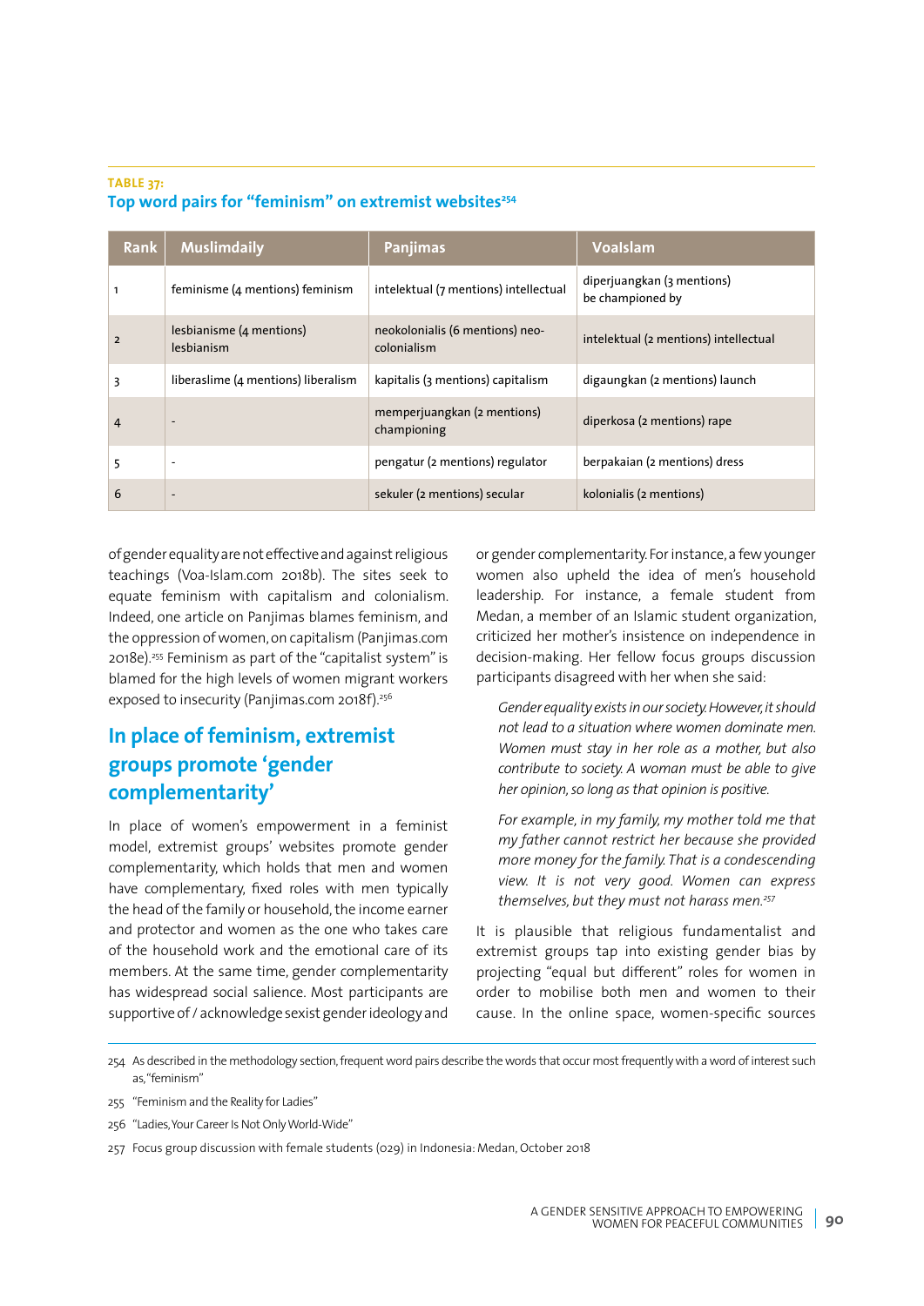**TABLE 37:**
**Top word pairs for "feminism" on extremist websites[254]**

| Rank | Muslimdaily | Panjimas | VoaIslam |
|---|---|---|---|
| 1 | feminisme (4 mentions) feminism | intelektual (7 mentions) intellectual | diperjuangkan (3 mentions) be championed by |
| 2 | lesbianisme (4 mentions) lesbianism | neokolonialis (6 mentions) neo-colonialism | intelektual (2 mentions) intellectual |
| 3 | liberaslime (4 mentions) liberalism | kapitalis (3 mentions) capitalism | digaungkan (2 mentions) launch |
| 4 | - | memperjuangkan (2 mentions) championing | diperkosa (2 mentions) rape |
| 5 | - | pengatur (2 mentions) regulator | berpakaian (2 mentions) dress |
| 6 | - | sekuler (2 mentions) secular | kolonialis (2 mentions) |

of gender equality are not effective and against religious teachings (Voa-Islam.com 2018b). The sites seek to equate feminism with capitalism and colonialism. Indeed, one article on Panjimas blames feminism, and the oppression of women, on capitalism (Panjimas.com 2018e).[255] Feminism as part of the "capitalist system" is blamed for the high levels of women migrant workers exposed to insecurity (Panjimas.com 2018f).[256]

## In place of feminism, extremist groups promote 'gender complementarity'

In place of women's empowerment in a feminist model, extremist groups' websites promote gender complementarity, which holds that men and women have complementary, fixed roles with men typically the head of the family or household, the income earner and protector and women as the one who takes care of the household work and the emotional care of its members. At the same time, gender complementarity has widespread social salience. Most participants are supportive of / acknowledge sexist gender ideology and or gender complementarity. For instance, a few younger women also upheld the idea of men's household leadership. For instance, a female student from Medan, a member of an Islamic student organization, criticized her mother's insistence on independence in decision-making. Her fellow focus groups discussion participants disagreed with her when she said:

> *Gender equality exists in our society. However, it should not lead to a situation where women dominate men. Women must stay in her role as a mother, but also contribute to society. A woman must be able to give her opinion, so long as that opinion is positive.*
>
> *For example, in my family, my mother told me that my father cannot restrict her because she provided more money for the family. That is a condescending view. It is not very good. Women can express themselves, but they must not harass men.*[257]

It is plausible that religious fundamentalist and extremist groups tap into existing gender bias by projecting "equal but different" roles for women in order to mobilise both men and women to their cause. In the online space, women-specific sources

254 As described in the methodology section, frequent word pairs describe the words that occur most frequently with a word of interest such as, "feminism"

255 "Feminism and the Reality for Ladies"

256 "Ladies, Your Career Is Not Only World-Wide"

257 Focus group discussion with female students (029) in Indonesia: Medan, October 2018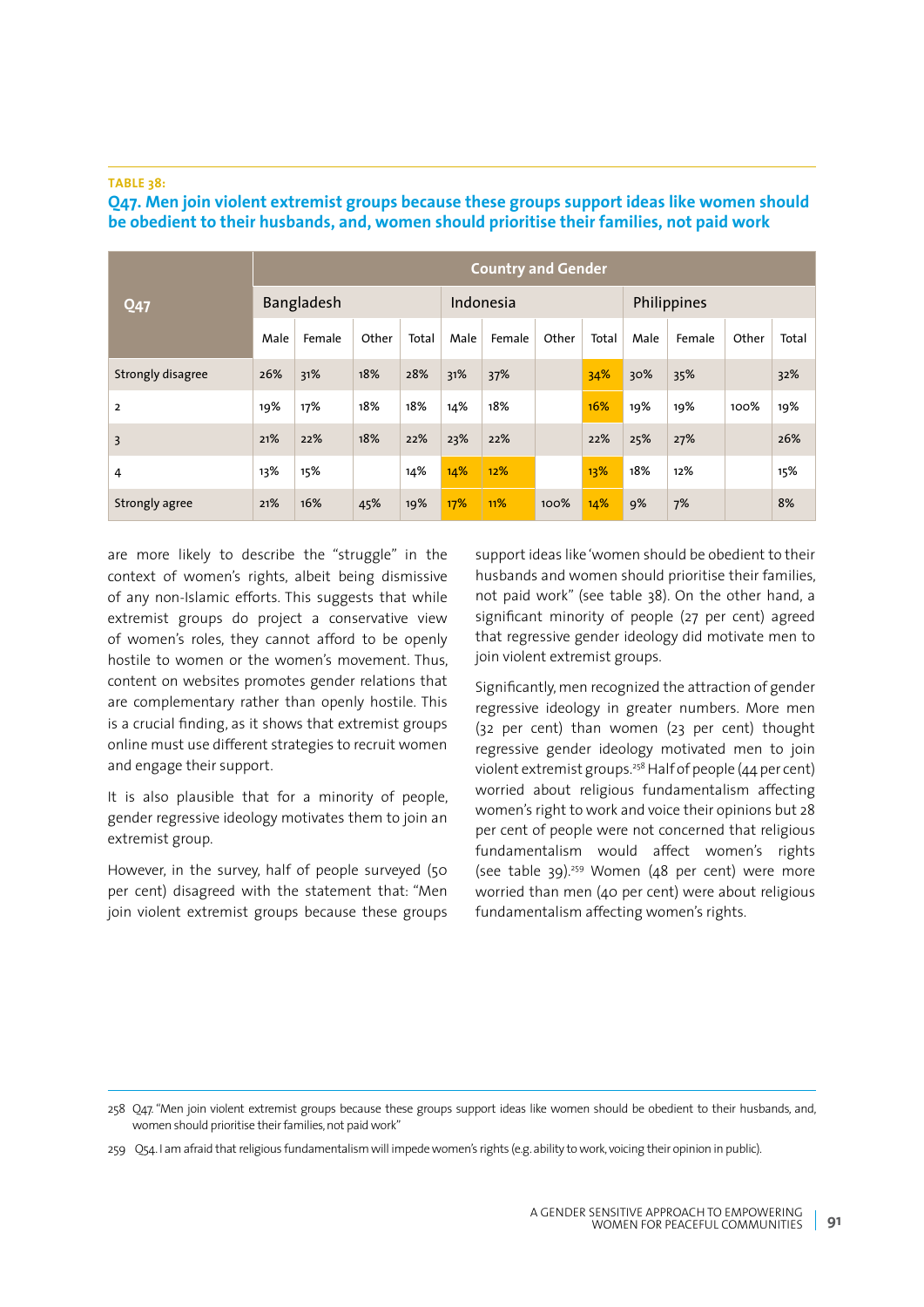**TABLE 38:**

**Q47. Men join violent extremist groups because these groups support ideas like women should be obedient to their husbands, and, women should prioritise their families, not paid work**

| Q47 | Country and Gender | | | | | | | | | | | |
|---|---|---|---|---|---|---|---|---|---|---|---|---|
| | Bangladesh | | | | Indonesia | | | | Philippines | | | |
| | Male | Female | Other | Total | Male | Female | Other | Total | Male | Female | Other | Total |
| Strongly disagree | 26% | 31% | 18% | 28% | 31% | 37% | | 34% | 30% | 35% | | 32% |
| 2 | 19% | 17% | 18% | 18% | 14% | 18% | | 16% | 19% | 19% | 100% | 19% |
| 3 | 21% | 22% | 18% | 22% | 23% | 22% | | 22% | 25% | 27% | | 26% |
| 4 | 13% | 15% | | 14% | 14% | 12% | | 13% | 18% | 12% | | 15% |
| Strongly agree | 21% | 16% | 45% | 19% | 17% | 11% | 100% | 14% | 9% | 7% | | 8% |

are more likely to describe the "struggle" in the context of women's rights, albeit being dismissive of any non-Islamic efforts. This suggests that while extremist groups do project a conservative view of women's roles, they cannot afford to be openly hostile to women or the women's movement. Thus, content on websites promotes gender relations that are complementary rather than openly hostile. This is a crucial finding, as it shows that extremist groups online must use different strategies to recruit women and engage their support.

It is also plausible that for a minority of people, gender regressive ideology motivates them to join an extremist group.

However, in the survey, half of people surveyed (50 per cent) disagreed with the statement that: "Men join violent extremist groups because these groups support ideas like 'women should be obedient to their husbands and women should prioritise their families, not paid work" (see table 38). On the other hand, a significant minority of people (27 per cent) agreed that regressive gender ideology did motivate men to join violent extremist groups.

Significantly, men recognized the attraction of gender regressive ideology in greater numbers. More men (32 per cent) than women (23 per cent) thought regressive gender ideology motivated men to join violent extremist groups.[258] Half of people (44 per cent) worried about religious fundamentalism affecting women's right to work and voice their opinions but 28 per cent of people were not concerned that religious fundamentalism would affect women's rights (see table 39).[259] Women (48 per cent) were more worried than men (40 per cent) were about religious fundamentalism affecting women's rights.

---

258 Q47. "Men join violent extremist groups because these groups support ideas like women should be obedient to their husbands, and, women should prioritise their families, not paid work"

259 Q54. I am afraid that religious fundamentalism will impede women's rights (e.g. ability to work, voicing their opinion in public).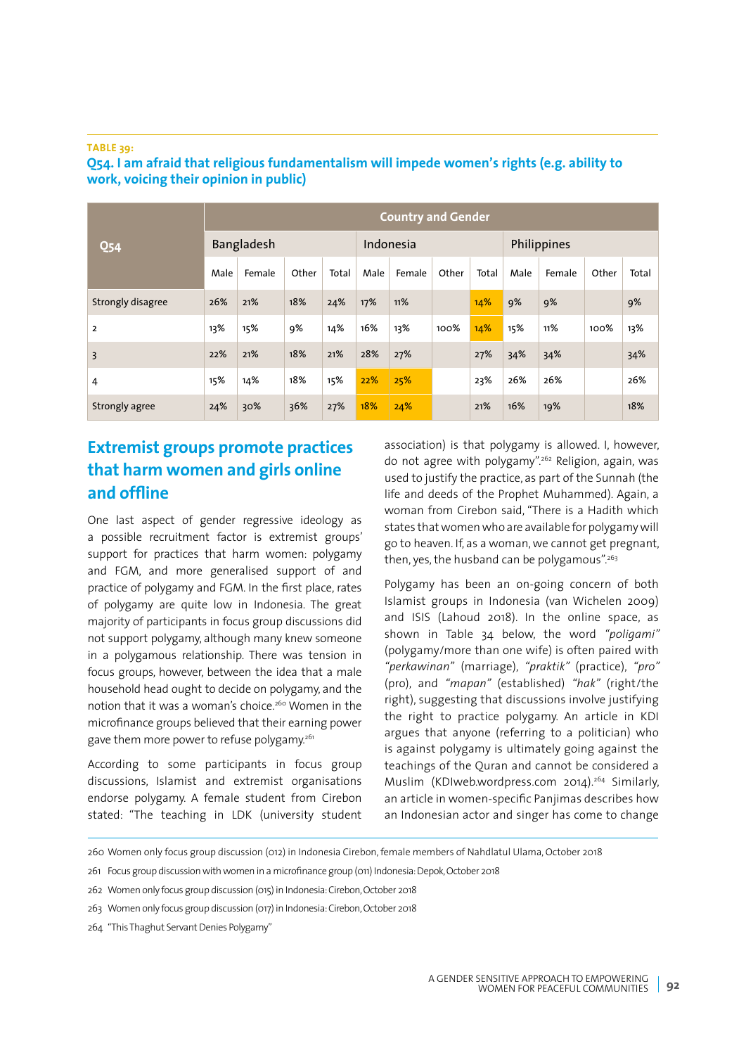**TABLE 39:**

**Q54. I am afraid that religious fundamentalism will impede women's rights (e.g. ability to work, voicing their opinion in public)**

| Q54 | Country and Gender | | | | | | | | | | | |
|---|---|---|---|---|---|---|---|---|---|---|---|---|
| | Bangladesh | | | | Indonesia | | | | Philippines | | | |
| | Male | Female | Other | Total | Male | Female | Other | Total | Male | Female | Other | Total |
| Strongly disagree | 26% | 21% | 18% | 24% | 17% | 11% | | 14% | 9% | 9% | | 9% |
| 2 | 13% | 15% | 9% | 14% | 16% | 13% | 100% | 14% | 15% | 11% | 100% | 13% |
| 3 | 22% | 21% | 18% | 21% | 28% | 27% | | 27% | 34% | 34% | | 34% |
| 4 | 15% | 14% | 18% | 15% | 22% | 25% | | 23% | 26% | 26% | | 26% |
| Strongly agree | 24% | 30% | 36% | 27% | 18% | 24% | | 21% | 16% | 19% | | 18% |

## Extremist groups promote practices that harm women and girls online and offline

One last aspect of gender regressive ideology as a possible recruitment factor is extremist groups' support for practices that harm women: polygamy and FGM, and more generalised support of and practice of polygamy and FGM. In the first place, rates of polygamy are quite low in Indonesia. The great majority of participants in focus group discussions did not support polygamy, although many knew someone in a polygamous relationship. There was tension in focus groups, however, between the idea that a male household head ought to decide on polygamy, and the notion that it was a woman's choice.[260] Women in the microfinance groups believed that their earning power gave them more power to refuse polygamy.[261]

According to some participants in focus group discussions, Islamist and extremist organisations endorse polygamy. A female student from Cirebon stated: "The teaching in LDK (university student association) is that polygamy is allowed. I, however, do not agree with polygamy".[262] Religion, again, was used to justify the practice, as part of the Sunnah (the life and deeds of the Prophet Muhammed). Again, a woman from Cirebon said, "There is a Hadith which states that women who are available for polygamy will go to heaven. If, as a woman, we cannot get pregnant, then, yes, the husband can be polygamous".[263]

Polygamy has been an on-going concern of both Islamist groups in Indonesia (van Wichelen 2009) and ISIS (Lahoud 2018). In the online space, as shown in Table 34 below, the word *"poligami"* (polygamy/more than one wife) is often paired with *"perkawinan"* (marriage), *"praktik"* (practice), *"pro"* (pro), and *"mapan"* (established) *"hak"* (right/the right), suggesting that discussions involve justifying the right to practice polygamy. An article in KDI argues that anyone (referring to a politician) who is against polygamy is ultimately going against the teachings of the Quran and cannot be considered a Muslim (KDIweb.wordpress.com 2014).[264] Similarly, an article in women-specific Panjimas describes how an Indonesian actor and singer has come to change

---

260 Women only focus group discussion (012) in Indonesia Cirebon, female members of Nahdlatul Ulama, October 2018

261 Focus group discussion with women in a microfinance group (011) Indonesia: Depok, October 2018

262 Women only focus group discussion (015) in Indonesia: Cirebon, October 2018

263 Women only focus group discussion (017) in Indonesia: Cirebon, October 2018

264 "This Thaghut Servant Denies Polygamy"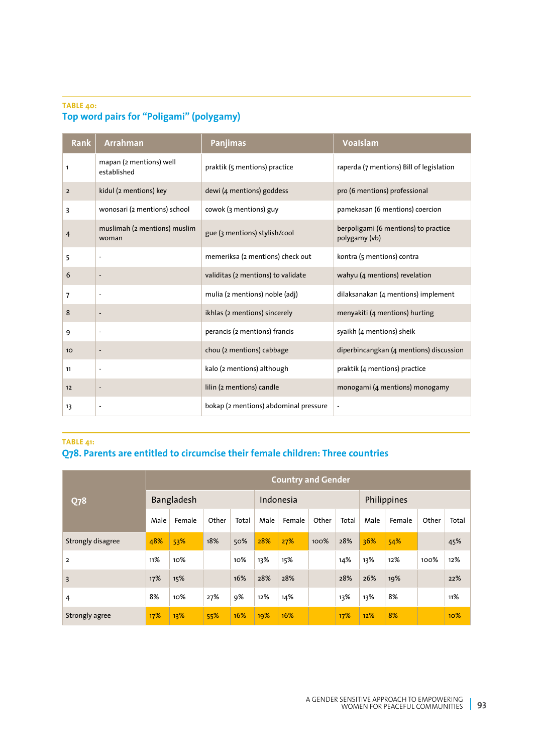TABLE 40:

## Top word pairs for “Poligami” (polygamy)

| Rank | Arrahman | Panjimas | VoaIslam |
|---|---|---|---|
| 1 | mapan (2 mentions) well established | praktik (5 mentions) practice | raperda (7 mentions) Bill of legislation |
| 2 | kidul (2 mentions) key | dewi (4 mentions) goddess | pro (6 mentions) professional |
| 3 | wonosari (2 mentions) school | cowok (3 mentions) guy | pamekasan (6 mentions) coercion |
| 4 | muslimah (2 mentions) muslim woman | gue (3 mentions) stylish/cool | berpoligami (6 mentions) to practice polygamy (vb) |
| 5 | - | memeriksa (2 mentions) check out | kontra (5 mentions) contra |
| 6 | - | validitas (2 mentions) to validate | wahyu (4 mentions) revelation |
| 7 | - | mulia (2 mentions) noble (adj) | dilaksanakan (4 mentions) implement |
| 8 | - | ikhlas (2 mentions) sincerely | menyakiti (4 mentions) hurting |
| 9 | - | perancis (2 mentions) francis | syaikh (4 mentions) sheik |
| 10 | - | chou (2 mentions) cabbage | diperbincangkan (4 mentions) discussion |
| 11 | - | kalo (2 mentions) although | praktik (4 mentions) practice |
| 12 | - | lilin (2 mentions) candle | monogami (4 mentions) monogamy |
| 13 | - | bokap (2 mentions) abdominal pressure | - |

TABLE 41:

## Q78. Parents are entitled to circumcise their female children: Three countries

| Q78 | Country and Gender | | | | | | | | | | | |
|---|---|---|---|---|---|---|---|---|---|---|---|---|
| | Bangladesh | | | | Indonesia | | | | Philippines | | | |
| | Male | Female | Other | Total | Male | Female | Other | Total | Male | Female | Other | Total |
| Strongly disagree | 48% | 53% | 18% | 50% | 28% | 27% | 100% | 28% | 36% | 54% | | 45% |
| 2 | 11% | 10% | | 10% | 13% | 15% | | 14% | 13% | 12% | 100% | 12% |
| 3 | 17% | 15% | | 16% | 28% | 28% | | 28% | 26% | 19% | | 22% |
| 4 | 8% | 10% | 27% | 9% | 12% | 14% | | 13% | 13% | 8% | | 11% |
| Strongly agree | 17% | 13% | 55% | 16% | 19% | 16% | | 17% | 12% | 8% | | 10% |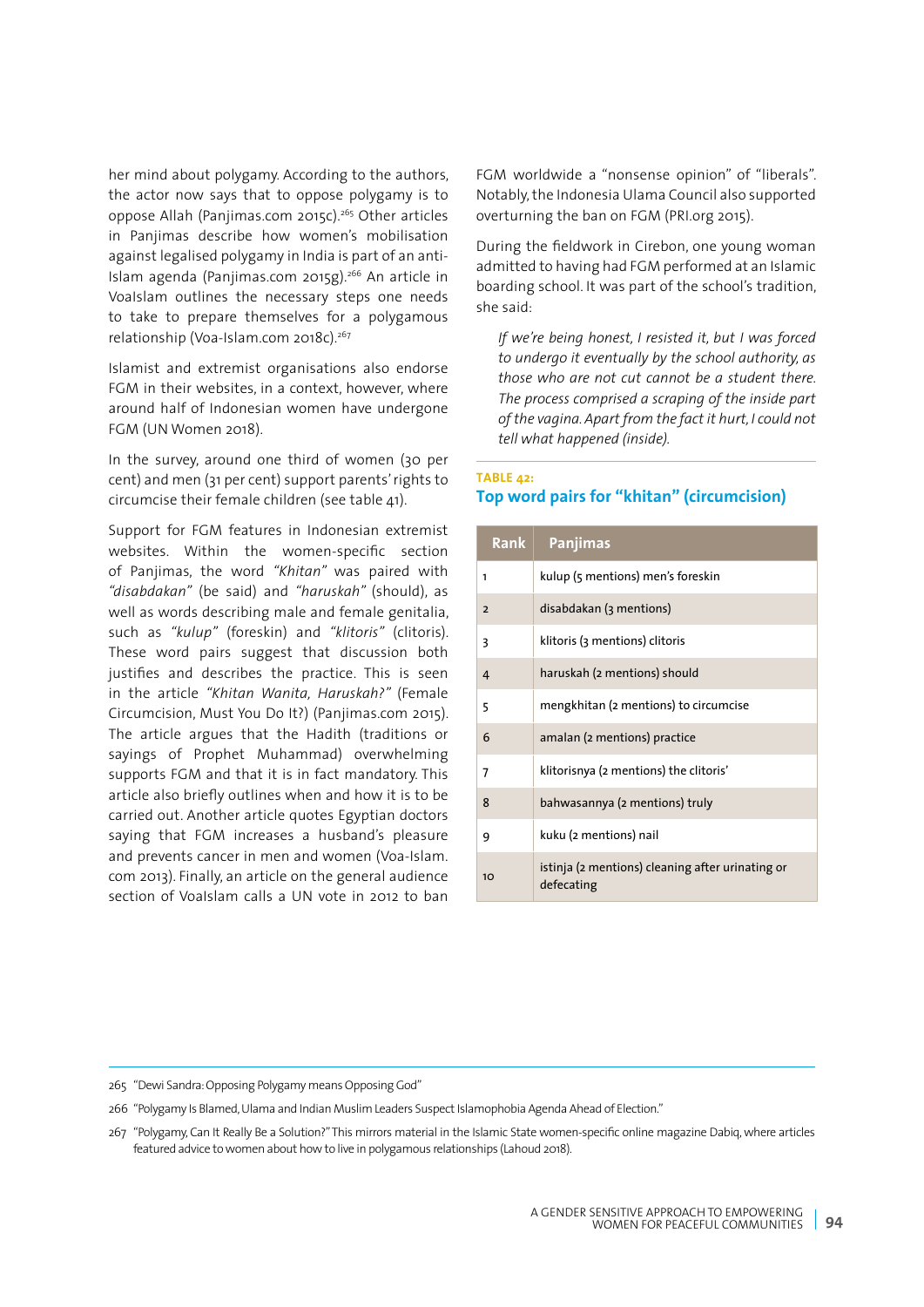her mind about polygamy. According to the authors, the actor now says that to oppose polygamy is to oppose Allah (Panjimas.com 2015c).[265] Other articles in Panjimas describe how women's mobilisation against legalised polygamy in India is part of an anti-Islam agenda (Panjimas.com 2015g).[266] An article in VoaIslam outlines the necessary steps one needs to take to prepare themselves for a polygamous relationship (Voa-Islam.com 2018c).[267]

Islamist and extremist organisations also endorse FGM in their websites, in a context, however, where around half of Indonesian women have undergone FGM (UN Women 2018).

In the survey, around one third of women (30 per cent) and men (31 per cent) support parents' rights to circumcise their female children (see table 41).

Support for FGM features in Indonesian extremist websites. Within the women-specific section of Panjimas, the word *"Khitan"* was paired with *"disabdakan"* (be said) and *"haruskah"* (should), as well as words describing male and female genitalia, such as *"kulup"* (foreskin) and *"klitoris"* (clitoris). These word pairs suggest that discussion both justifies and describes the practice. This is seen in the article *"Khitan Wanita, Haruskah?"* (Female Circumcision, Must You Do It?) (Panjimas.com 2015). The article argues that the Hadith (traditions or sayings of Prophet Muhammad) overwhelming supports FGM and that it is in fact mandatory. This article also briefly outlines when and how it is to be carried out. Another article quotes Egyptian doctors saying that FGM increases a husband's pleasure and prevents cancer in men and women (Voa-Islam.com 2013). Finally, an article on the general audience section of VoaIslam calls a UN vote in 2012 to ban FGM worldwide a "nonsense opinion" of "liberals". Notably, the Indonesia Ulama Council also supported overturning the ban on FGM (PRI.org 2015).

During the fieldwork in Cirebon, one young woman admitted to having had FGM performed at an Islamic boarding school. It was part of the school's tradition, she said:

> *If we're being honest, I resisted it, but I was forced to undergo it eventually by the school authority, as those who are not cut cannot be a student there. The process comprised a scraping of the inside part of the vagina. Apart from the fact it hurt, I could not tell what happened (inside).*

**TABLE 42:**

### Top word pairs for "khitan" (circumcision)

| Rank | Panjimas |
|---|---|
| 1 | kulup (5 mentions) men's foreskin |
| 2 | disabdakan (3 mentions) |
| 3 | klitoris (3 mentions) clitoris |
| 4 | haruskah (2 mentions) should |
| 5 | mengkhitan (2 mentions) to circumcise |
| 6 | amalan (2 mentions) practice |
| 7 | klitorisnya (2 mentions) the clitoris' |
| 8 | bahwasannya (2 mentions) truly |
| 9 | kuku (2 mentions) nail |
| 10 | istinja (2 mentions) cleaning after urinating or defecating |

265 "Dewi Sandra: Opposing Polygamy means Opposing God"

266 "Polygamy Is Blamed, Ulama and Indian Muslim Leaders Suspect Islamophobia Agenda Ahead of Election."

267 "Polygamy, Can It Really Be a Solution?" This mirrors material in the Islamic State women-specific online magazine Dabiq, where articles featured advice to women about how to live in polygamous relationships (Lahoud 2018).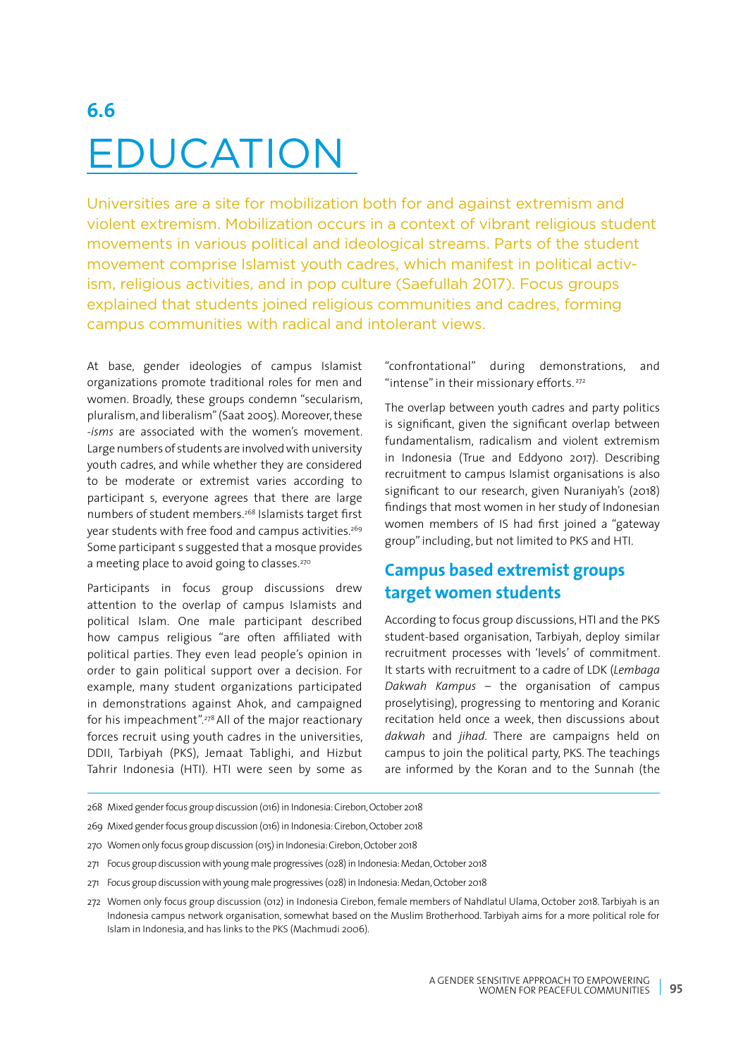# 6.6 EDUCATION

Universities are a site for mobilization both for and against extremism and violent extremism. Mobilization occurs in a context of vibrant religious student movements in various political and ideological streams. Parts of the student movement comprise Islamist youth cadres, which manifest in political activism, religious activities, and in pop culture (Saefullah 2017). Focus groups explained that students joined religious communities and cadres, forming campus communities with radical and intolerant views.

At base, gender ideologies of campus Islamist organizations promote traditional roles for men and women. Broadly, these groups condemn "secularism, pluralism, and liberalism" (Saat 2005). Moreover, these -*isms* are associated with the women's movement. Large numbers of students are involved with university youth cadres, and while whether they are considered to be moderate or extremist varies according to participant s, everyone agrees that there are large numbers of student members.[268] Islamists target first year students with free food and campus activities.[269] Some participant s suggested that a mosque provides a meeting place to avoid going to classes.[270]

Participants in focus group discussions drew attention to the overlap of campus Islamists and political Islam. One male participant described how campus religious "are often affiliated with political parties. They even lead people's opinion in order to gain political support over a decision. For example, many student organizations participated in demonstrations against Ahok, and campaigned for his impeachment".[278] All of the major reactionary forces recruit using youth cadres in the universities, DDII, Tarbiyah (PKS), Jemaat Tablighi, and Hizbut Tahrir Indonesia (HTI). HTI were seen by some as "confrontational" during demonstrations, and "intense" in their missionary efforts.[272]

The overlap between youth cadres and party politics is significant, given the significant overlap between fundamentalism, radicalism and violent extremism in Indonesia (True and Eddyono 2017). Describing recruitment to campus Islamist organisations is also significant to our research, given Nuraniyah's (2018) findings that most women in her study of Indonesian women members of IS had first joined a "gateway group" including, but not limited to PKS and HTI.

## Campus based extremist groups target women students

According to focus group discussions, HTI and the PKS student-based organisation, Tarbiyah, deploy similar recruitment processes with 'levels' of commitment. It starts with recruitment to a cadre of LDK (*Lembaga Dakwah Kampus* – the organisation of campus proselytising), progressing to mentoring and Koranic recitation held once a week, then discussions about *dakwah* and *jihad*. There are campaigns held on campus to join the political party, PKS. The teachings are informed by the Koran and to the Sunnah (the

---

268 Mixed gender focus group discussion (016) in Indonesia: Cirebon, October 2018

269 Mixed gender focus group discussion (016) in Indonesia: Cirebon, October 2018

270 Women only focus group discussion (015) in Indonesia: Cirebon, October 2018

271 Focus group discussion with young male progressives (028) in Indonesia: Medan, October 2018

271 Focus group discussion with young male progressives (028) in Indonesia: Medan, October 2018

272 Women only focus group discussion (012) in Indonesia Cirebon, female members of Nahdlatul Ulama, October 2018. Tarbiyah is an Indonesia campus network organisation, somewhat based on the Muslim Brotherhood. Tarbiyah aims for a more political role for Islam in Indonesia, and has links to the PKS (Machmudi 2006).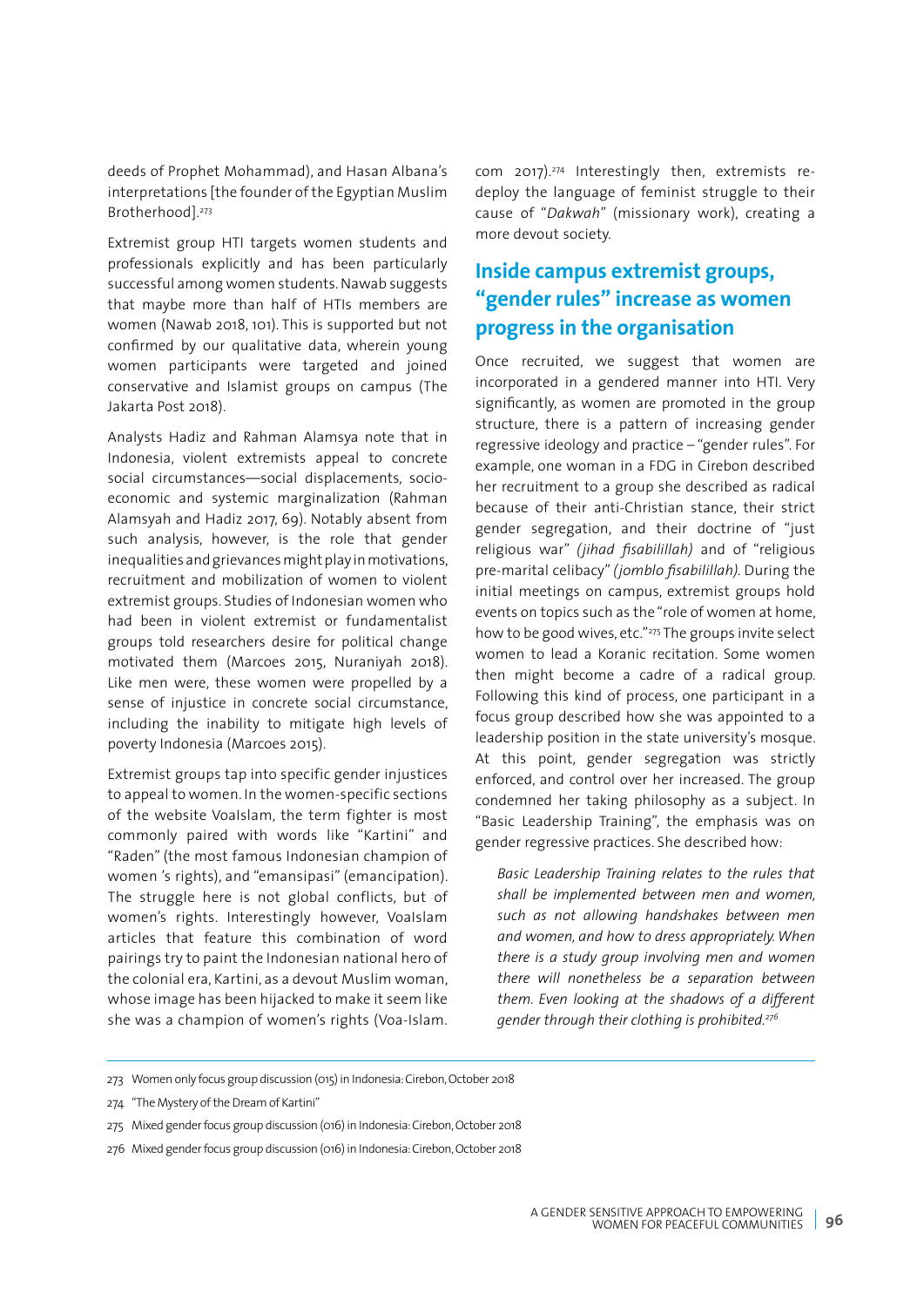deeds of Prophet Mohammad), and Hasan Albana's interpretations [the founder of the Egyptian Muslim Brotherhood].[273]

Extremist group HTI targets women students and professionals explicitly and has been particularly successful among women students. Nawab suggests that maybe more than half of HTIs members are women (Nawab 2018, 101). This is supported but not confirmed by our qualitative data, wherein young women participants were targeted and joined conservative and Islamist groups on campus (The Jakarta Post 2018).

Analysts Hadiz and Rahman Alamsya note that in Indonesia, violent extremists appeal to concrete social circumstances—social displacements, socio-economic and systemic marginalization (Rahman Alamsyah and Hadiz 2017, 69). Notably absent from such analysis, however, is the role that gender inequalities and grievances might play in motivations, recruitment and mobilization of women to violent extremist groups. Studies of Indonesian women who had been in violent extremist or fundamentalist groups told researchers desire for political change motivated them (Marcoes 2015, Nuraniyah 2018). Like men were, these women were propelled by a sense of injustice in concrete social circumstance, including the inability to mitigate high levels of poverty Indonesia (Marcoes 2015).

Extremist groups tap into specific gender injustices to appeal to women. In the women-specific sections of the website VoaIslam, the term fighter is most commonly paired with words like "Kartini" and "Raden" (the most famous Indonesian champion of women 's rights), and "emansipasi" (emancipation). The struggle here is not global conflicts, but of women's rights. Interestingly however, VoaIslam articles that feature this combination of word pairings try to paint the Indonesian national hero of the colonial era, Kartini, as a devout Muslim woman, whose image has been hijacked to make it seem like she was a champion of women's rights (Voa-Islam.com 2017).[274] Interestingly then, extremists re-deploy the language of feminist struggle to their cause of "*Dakwah*" (missionary work), creating a more devout society.

## Inside campus extremist groups, "gender rules" increase as women progress in the organisation

Once recruited, we suggest that women are incorporated in a gendered manner into HTI. Very significantly, as women are promoted in the group structure, there is a pattern of increasing gender regressive ideology and practice – "gender rules". For example, one woman in a FDG in Cirebon described her recruitment to a group she described as radical because of their anti-Christian stance, their strict gender segregation, and their doctrine of "just religious war" *(jihad fisabilillah)* and of "religious pre-marital celibacy" *(jomblo fisabilillah)*. During the initial meetings on campus, extremist groups hold events on topics such as the "role of women at home, how to be good wives, etc."[275] The groups invite select women to lead a Koranic recitation. Some women then might become a cadre of a radical group. Following this kind of process, one participant in a focus group described how she was appointed to a leadership position in the state university's mosque. At this point, gender segregation was strictly enforced, and control over her increased. The group condemned her taking philosophy as a subject. In "Basic Leadership Training", the emphasis was on gender regressive practices. She described how:

> *Basic Leadership Training relates to the rules that shall be implemented between men and women, such as not allowing handshakes between men and women, and how to dress appropriately. When there is a study group involving men and women there will nonetheless be a separation between them. Even looking at the shadows of a different gender through their clothing is prohibited.*[276]

---

273 Women only focus group discussion (015) in Indonesia: Cirebon, October 2018

274 "The Mystery of the Dream of Kartini"

275 Mixed gender focus group discussion (016) in Indonesia: Cirebon, October 2018

276 Mixed gender focus group discussion (016) in Indonesia: Cirebon, October 2018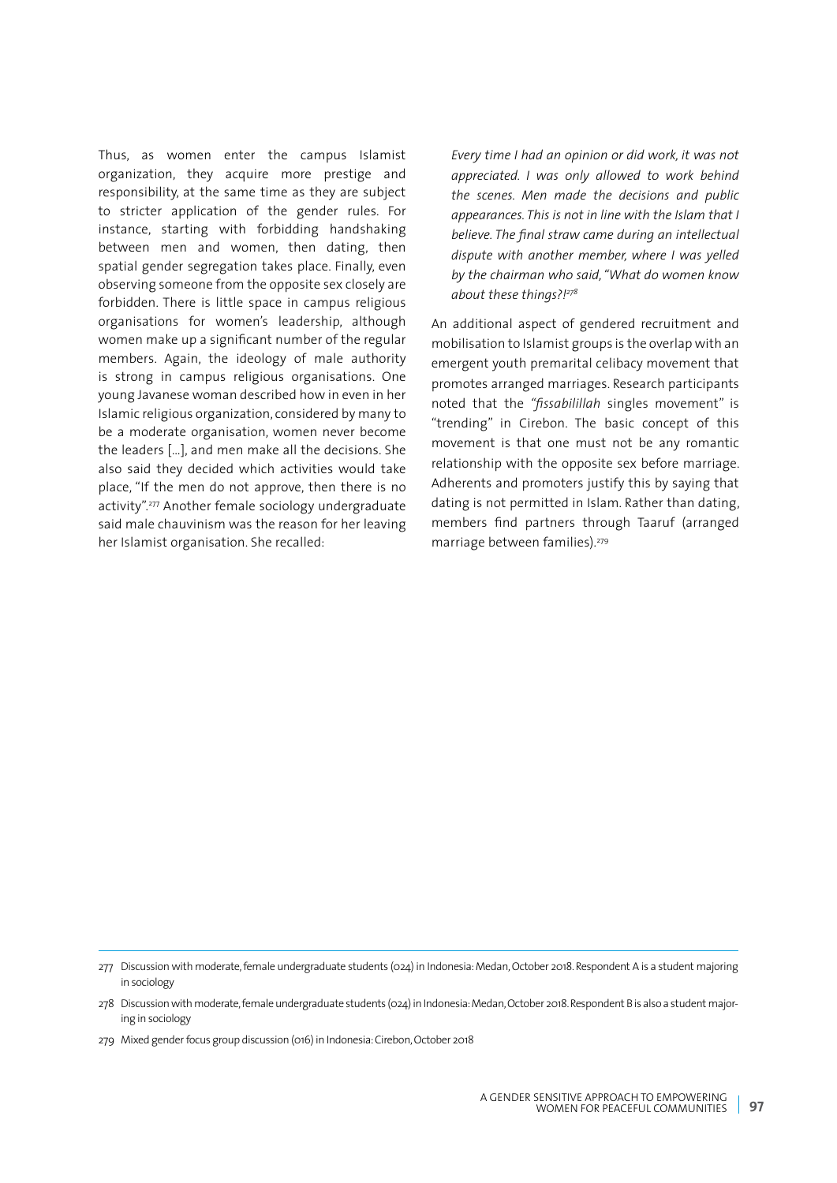Thus, as women enter the campus Islamist organization, they acquire more prestige and responsibility, at the same time as they are subject to stricter application of the gender rules. For instance, starting with forbidding handshaking between men and women, then dating, then spatial gender segregation takes place. Finally, even observing someone from the opposite sex closely are forbidden. There is little space in campus religious organisations for women's leadership, although women make up a significant number of the regular members. Again, the ideology of male authority is strong in campus religious organisations. One young Javanese woman described how in even in her Islamic religious organization, considered by many to be a moderate organisation, women never become the leaders [...], and men make all the decisions. She also said they decided which activities would take place, "If the men do not approve, then there is no activity".[277] Another female sociology undergraduate said male chauvinism was the reason for her leaving her Islamist organisation. She recalled:

> *Every time I had an opinion or did work, it was not appreciated. I was only allowed to work behind the scenes. Men made the decisions and public appearances. This is not in line with the Islam that I believe. The final straw came during an intellectual dispute with another member, where I was yelled by the chairman who said, "What do women know about these things?!*[278]

An additional aspect of gendered recruitment and mobilisation to Islamist groups is the overlap with an emergent youth premarital celibacy movement that promotes arranged marriages. Research participants noted that the *"fissabilillah* singles movement" is "trending" in Cirebon. The basic concept of this movement is that one must not be any romantic relationship with the opposite sex before marriage. Adherents and promoters justify this by saying that dating is not permitted in Islam. Rather than dating, members find partners through Taaruf (arranged marriage between families).[279]

---

277 Discussion with moderate, female undergraduate students (024) in Indonesia: Medan, October 2018. Respondent A is a student majoring in sociology

278 Discussion with moderate, female undergraduate students (024) in Indonesia: Medan, October 2018. Respondent B is also a student majoring in sociology

279 Mixed gender focus group discussion (016) in Indonesia: Cirebon, October 2018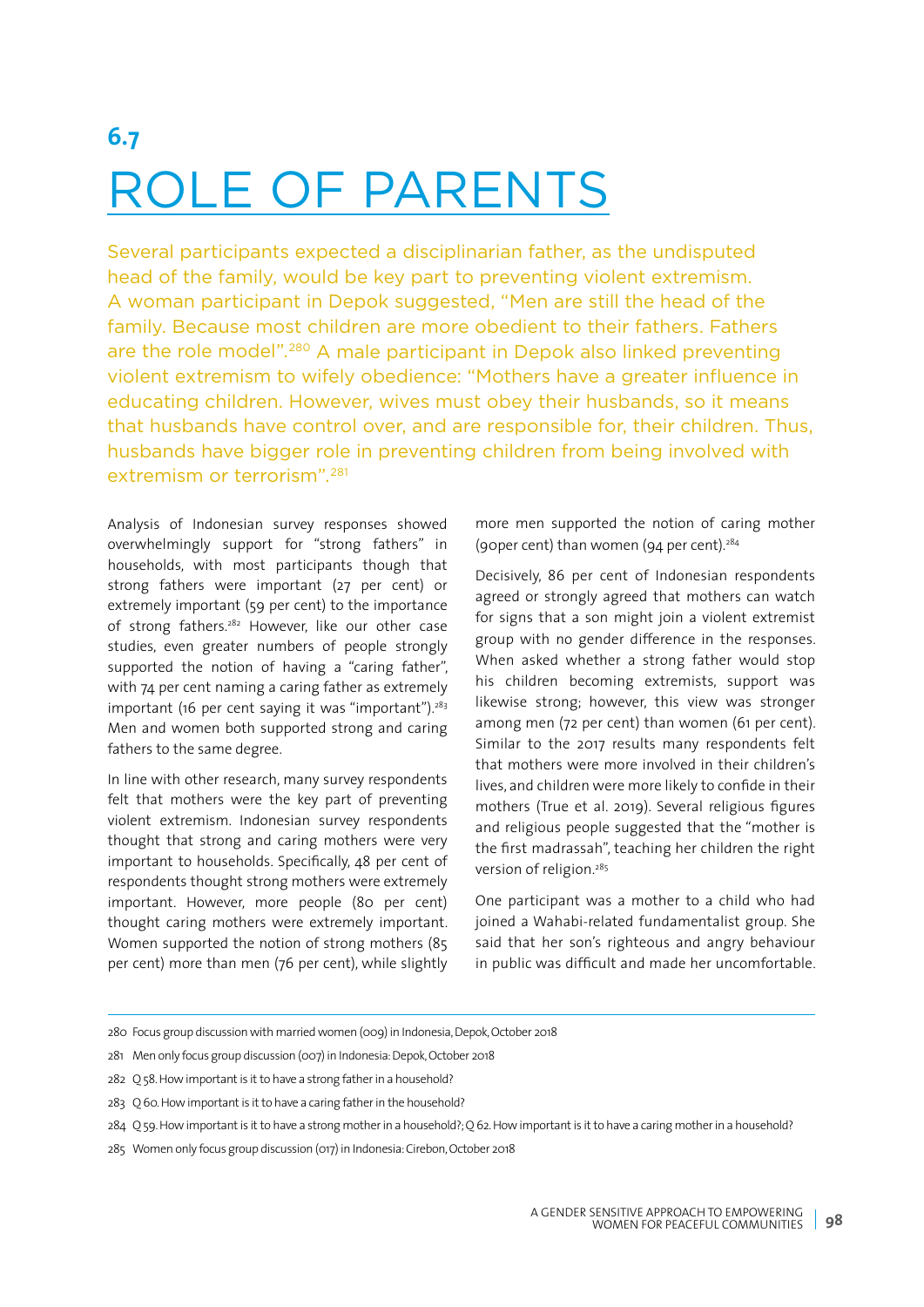## 6.7

# ROLE OF PARENTS

Several participants expected a disciplinarian father, as the undisputed head of the family, would be key part to preventing violent extremism. A woman participant in Depok suggested, "Men are still the head of the family. Because most children are more obedient to their fathers. Fathers are the role model".[280] A male participant in Depok also linked preventing violent extremism to wifely obedience: "Mothers have a greater influence in educating children. However, wives must obey their husbands, so it means that husbands have control over, and are responsible for, their children. Thus, husbands have bigger role in preventing children from being involved with extremism or terrorism".[281]

Analysis of Indonesian survey responses showed overwhelmingly support for "strong fathers" in households, with most participants though that strong fathers were important (27 per cent) or extremely important (59 per cent) to the importance of strong fathers.[282] However, like our other case studies, even greater numbers of people strongly supported the notion of having a "caring father", with 74 per cent naming a caring father as extremely important (16 per cent saying it was "important").[283] Men and women both supported strong and caring fathers to the same degree.

In line with other research, many survey respondents felt that mothers were the key part of preventing violent extremism. Indonesian survey respondents thought that strong and caring mothers were very important to households. Specifically, 48 per cent of respondents thought strong mothers were extremely important. However, more people (80 per cent) thought caring mothers were extremely important. Women supported the notion of strong mothers (85 per cent) more than men (76 per cent), while slightly more men supported the notion of caring mother (90per cent) than women (94 per cent).[284]

Decisively, 86 per cent of Indonesian respondents agreed or strongly agreed that mothers can watch for signs that a son might join a violent extremist group with no gender difference in the responses. When asked whether a strong father would stop his children becoming extremists, support was likewise strong; however, this view was stronger among men (72 per cent) than women (61 per cent). Similar to the 2017 results many respondents felt that mothers were more involved in their children's lives, and children were more likely to confide in their mothers (True et al. 2019). Several religious figures and religious people suggested that the "mother is the first madrassah", teaching her children the right version of religion.[285]

One participant was a mother to a child who had joined a Wahabi-related fundamentalist group. She said that her son's righteous and angry behaviour in public was difficult and made her uncomfortable.

---

280 Focus group discussion with married women (009) in Indonesia, Depok, October 2018

281 Men only focus group discussion (007) in Indonesia: Depok, October 2018

282 Q 58. How important is it to have a strong father in a household?

283 Q 60. How important is it to have a caring father in the household?

284 Q 59. How important is it to have a strong mother in a household?; Q 62. How important is it to have a caring mother in a household?

285 Women only focus group discussion (017) in Indonesia: Cirebon, October 2018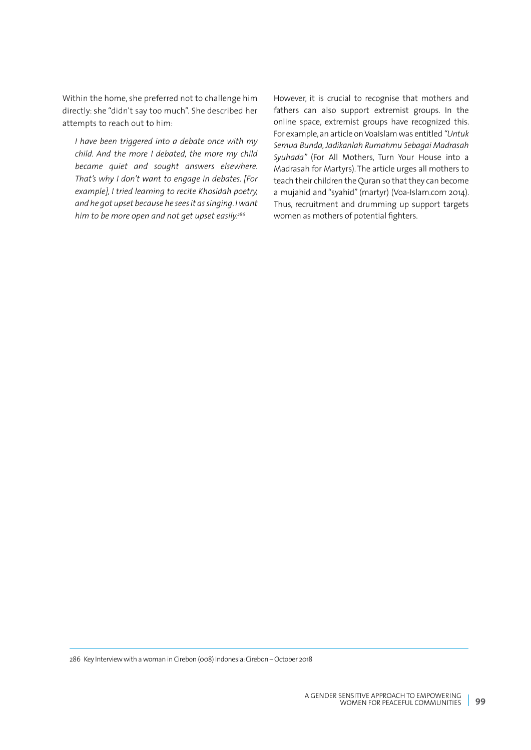Within the home, she preferred not to challenge him directly: she "didn't say too much". She described her attempts to reach out to him:

> *I have been triggered into a debate once with my child. And the more I debated, the more my child became quiet and sought answers elsewhere. That's why I don't want to engage in debates. [For example], I tried learning to recite Khosidah poetry, and he got upset because he sees it as singing. I want him to be more open and not get upset easily.*[286]

However, it is crucial to recognise that mothers and fathers can also support extremist groups. In the online space, extremist groups have recognized this. For example, an article on VoaIslam was entitled "*Untuk Semua Bunda, Jadikanlah Rumahmu Sebagai Madrasah Syuhada*" (For All Mothers, Turn Your House into a Madrasah for Martyrs). The article urges all mothers to teach their children the Quran so that they can become a mujahid and "syahid" (martyr) (Voa-Islam.com 2014). Thus, recruitment and drumming up support targets women as mothers of potential fighters.

---

286 Key Interview with a woman in Cirebon (008) Indonesia: Cirebon – October 2018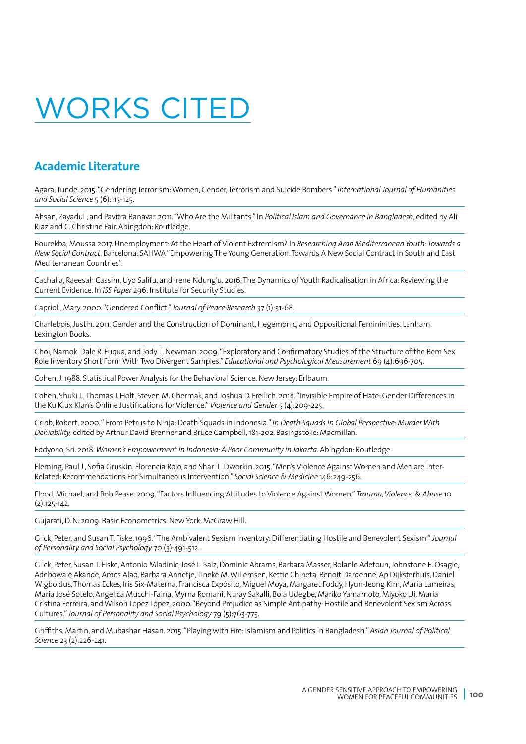# WORKS CITED

## Academic Literature

Agara, Tunde. 2015. "Gendering Terrorism: Women, Gender, Terrorism and Suicide Bombers." *International Journal of Humanities and Social Science* 5 (6):115-125.

Ahsan, Zayadul , and Pavitra Banavar. 2011. "Who Are the Militants." In *Political Islam and Governance in Bangladesh*, edited by Ali Riaz and C. Christine Fair. Abingdon: Routledge.

Bourekba, Moussa 2017. Unemployment: At the Heart of Violent Extremism? In *Researching Arab Mediterranean Youth: Towards a New Social Contract*. Barcelona: SAHWA "Empowering The Young Generation: Towards A New Social Contract In South and East Mediterranean Countries".

Cachalia, Raeesah Cassim, Uyo Salifu, and Irene Ndung'u. 2016. The Dynamics of Youth Radicalisation in Africa: Reviewing the Current Evidence. In *ISS Paper* 296: Institute for Security Studies.

Caprioli, Mary. 2000. "Gendered Conflict." *Journal of Peace Research* 37 (1):51-68.

Charlebois, Justin. 2011. Gender and the Construction of Dominant, Hegemonic, and Oppositional Femininities. Lanham: Lexington Books.

Choi, Namok, Dale R. Fuqua, and Jody L. Newman. 2009. "Exploratory and Confirmatory Studies of the Structure of the Bem Sex Role Inventory Short Form With Two Divergent Samples." *Educational and Psychological Measurement* 69 (4):696-705.

Cohen, J. 1988. Statistical Power Analysis for the Behavioral Science. New Jersey: Erlbaum.

Cohen, Shuki J., Thomas J. Holt, Steven M. Chermak, and Joshua D. Freilich. 2018. "Invisible Empire of Hate: Gender Differences in the Ku Klux Klan's Online Justifications for Violence." *Violence and Gender* 5 (4):209-225.

Cribb, Robert. 2000. " From Petrus to Ninja: Death Squads in Indonesia." *In Death Squads In Global Perspective: Murder With Deniability,* edited by Arthur David Brenner and Bruce Campbell, 181-202. Basingstoke: Macmillan.

Eddyono, Sri. 2018. *Women's Empowerment in Indonesia: A Poor Community in Jakarta.* Abingdon: Routledge.

Fleming, Paul J., Sofia Gruskin, Florencia Rojo, and Shari L. Dworkin. 2015. "Men's Violence Against Women and Men are Inter-Related: Recommendations For Simultaneous Intervention." *Social Science & Medicine* 146:249-256.

Flood, Michael, and Bob Pease. 2009. "Factors Influencing Attitudes to Violence Against Women." *Trauma, Violence, & Abuse* 10 (2):125-142.

Gujarati, D. N. 2009. Basic Econometrics. New York: McGraw Hill.

Glick, Peter, and Susan T. Fiske. 1996. "The Ambivalent Sexism Inventory: Differentiating Hostile and Benevolent Sexism " *Journal of Personality and Social Psychology* 70 (3):491-512.

Glick, Peter, Susan T. Fiske, Antonio Mladinic, José L. Saiz, Dominic Abrams, Barbara Masser, Bolanle Adetoun, Johnstone E. Osagie, Adebowale Akande, Amos Alao, Barbara Annetje, Tineke M. Willemsen, Kettie Chipeta, Benoit Dardenne, Ap Dijksterhuis, Daniel Wigboldus, Thomas Eckes, Iris Six-Materna, Francisca Expósito, Miguel Moya, Margaret Foddy, Hyun-Jeong Kim, Maria Lameiras, Maria José Sotelo, Angelica Mucchi-Faina, Myrna Romani, Nuray Sakalli, Bola Udegbe, Mariko Yamamoto, Miyoko Ui, Maria Cristina Ferreira, and Wilson López López. 2000. "Beyond Prejudice as Simple Antipathy: Hostile and Benevolent Sexism Across Cultures." *Journal of Personality and Social Psychology* 79 (5):763-775.

Griffiths, Martin, and Mubashar Hasan. 2015. "Playing with Fire: Islamism and Politics in Bangladesh." *Asian Journal of Political Science* 23 (2):226-241.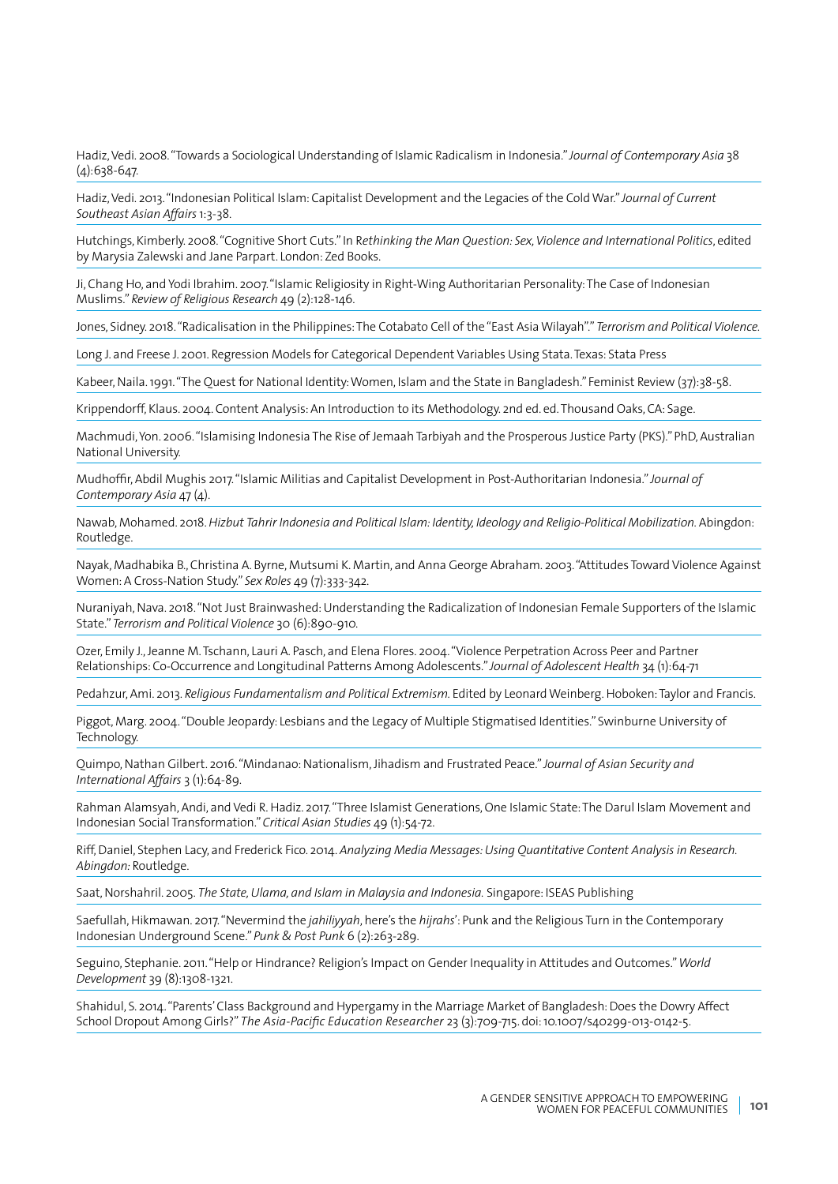Hadiz, Vedi. 2008. "Towards a Sociological Understanding of Islamic Radicalism in Indonesia." *Journal of Contemporary Asia* 38 (4):638-647.

Hadiz, Vedi. 2013. "Indonesian Political Islam: Capitalist Development and the Legacies of the Cold War." *Journal of Current Southeast Asian Affairs* 1:3-38.

Hutchings, Kimberly. 2008. "Cognitive Short Cuts." In R*ethinking the Man Question: Sex, Violence and International Politics*, edited by Marysia Zalewski and Jane Parpart. London: Zed Books.

Ji, Chang Ho, and Yodi Ibrahim. 2007. "Islamic Religiosity in Right-Wing Authoritarian Personality: The Case of Indonesian Muslims." *Review of Religious Research* 49 (2):128-146.

Jones, Sidney. 2018. "Radicalisation in the Philippines: The Cotabato Cell of the "East Asia Wilayah"." *Terrorism and Political Violence*.

Long J. and Freese J. 2001. Regression Models for Categorical Dependent Variables Using Stata. Texas: Stata Press

Kabeer, Naila. 1991. "The Quest for National Identity: Women, Islam and the State in Bangladesh." Feminist Review (37):38-58.

Krippendorff, Klaus. 2004. Content Analysis: An Introduction to its Methodology. 2nd ed. ed. Thousand Oaks, CA: Sage.

Machmudi, Yon. 2006. "Islamising Indonesia The Rise of Jemaah Tarbiyah and the Prosperous Justice Party (PKS)." PhD, Australian National University.

Mudhoffir, Abdil Mughis 2017. "Islamic Militias and Capitalist Development in Post-Authoritarian Indonesia." *Journal of Contemporary Asia* 47 (4).

Nawab, Mohamed. 2018. *Hizbut Tahrir Indonesia and Political Islam: Identity, Ideology and Religio-Political Mobilization.* Abingdon: Routledge.

Nayak, Madhabika B., Christina A. Byrne, Mutsumi K. Martin, and Anna George Abraham. 2003. "Attitudes Toward Violence Against Women: A Cross-Nation Study." *Sex Roles* 49 (7):333-342.

Nuraniyah, Nava. 2018. "Not Just Brainwashed: Understanding the Radicalization of Indonesian Female Supporters of the Islamic State." *Terrorism and Political Violence* 30 (6):890-910.

Ozer, Emily J., Jeanne M. Tschann, Lauri A. Pasch, and Elena Flores. 2004. "Violence Perpetration Across Peer and Partner Relationships: Co-Occurrence and Longitudinal Patterns Among Adolescents." *Journal of Adolescent Health* 34 (1):64-71

Pedahzur, Ami. 2013. *Religious Fundamentalism and Political Extremism*. Edited by Leonard Weinberg. Hoboken: Taylor and Francis.

Piggot, Marg. 2004. "Double Jeopardy: Lesbians and the Legacy of Multiple Stigmatised Identities." Swinburne University of Technology.

Quimpo, Nathan Gilbert. 2016. "Mindanao: Nationalism, Jihadism and Frustrated Peace." *Journal of Asian Security and International Affairs* 3 (1):64-89.

Rahman Alamsyah, Andi, and Vedi R. Hadiz. 2017. "Three Islamist Generations, One Islamic State: The Darul Islam Movement and Indonesian Social Transformation." *Critical Asian Studies* 49 (1):54-72.

Riff, Daniel, Stephen Lacy, and Frederick Fico. 2014. *Analyzing Media Messages: Using Quantitative Content Analysis in Research. Abingdon:* Routledge.

Saat, Norshahril. 2005. *The State, Ulama, and Islam in Malaysia and Indonesia.* Singapore: ISEAS Publishing

Saefullah, Hikmawan. 2017. "Nevermind the *jahiliyyah*, here's the *hijrahs*': Punk and the Religious Turn in the Contemporary Indonesian Underground Scene." *Punk & Post Punk* 6 (2):263-289.

Seguino, Stephanie. 2011. "Help or Hindrance? Religion's Impact on Gender Inequality in Attitudes and Outcomes." *World Development* 39 (8):1308-1321.

Shahidul, S. 2014. "Parents' Class Background and Hypergamy in the Marriage Market of Bangladesh: Does the Dowry Affect School Dropout Among Girls?" *The Asia-Pacific Education Researcher* 23 (3):709-715. doi: 10.1007/s40299-013-0142-5.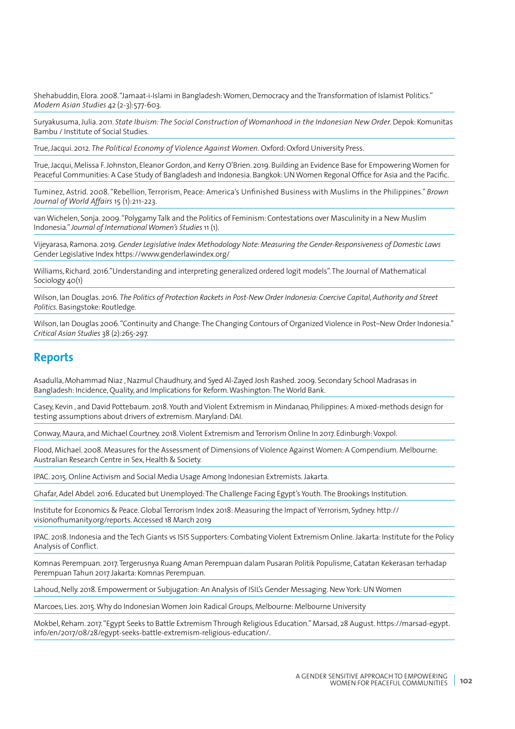Shehabuddin, Elora. 2008. "Jamaat-i-Islami in Bangladesh: Women, Democracy and the Transformation of Islamist Politics." *Modern Asian Studies* 42 (2-3):577-603.

Suryakusuma, Julia. 2011. *State Ibuism: The Social Construction of Womanhood in the Indonesian New Order.* Depok: Komunitas Bambu / Institute of Social Studies.

True, Jacqui. 2012. *The Political Economy of Violence Against Women.* Oxford: Oxford University Press.

True, Jacqui, Melissa F. Johnston, Eleanor Gordon, and Kerry O'Brien. 2019. Building an Evidence Base for Empowering Women for Peaceful Communities: A Case Study of Bangladesh and Indonesia. Bangkok: UN Women Regonal Office for Asia and the Pacific.

Tuminez, Astrid. 2008. "Rebellion, Terrorism, Peace: America's Unfinished Business with Muslims in the Philippines." *Brown Journal of World Affairs* 15 (1):211-223.

van Wichelen, Sonja. 2009. "Polygamy Talk and the Politics of Feminism: Contestations over Masculinity in a New Muslim Indonesia." *Journal of International Women's Studies* 11 (1).

Vijeyarasa, Ramona. 2019. *Gender Legislative Index Methodology Note: Measuring the Gender-Responsiveness of Domestic Laws* Gender Legislative Index https://www.genderlawindex.org/

Williams, Richard. 2016."Understanding and interpreting generalized ordered logit models". The Journal of Mathematical Sociology 40(1)

Wilson, Ian Douglas. 2016. *The Politics of Protection Rackets in Post-New Order Indonesia: Coercive Capital, Authority and Street Politics.* Basingstoke: Routledge.

Wilson, Ian Douglas 2006. "Continuity and Change: The Changing Contours of Organized Violence in Post–New Order Indonesia." *Critical Asian Studies* 38 (2):265-297.

## Reports

Asadulla, Mohammad Niaz , Nazmul Chaudhury, and Syed Al-Zayed Josh Rashed. 2009. Secondary School Madrasas in Bangladesh: Incidence, Quality, and Implications for Reform. Washington: The World Bank.

Casey, Kevin , and David Pottebaum. 2018. Youth and Violent Extremism in Mindanao, Philippines: A mixed-methods design for testing assumptions about drivers of extremism. Maryland: DAI.

Conway, Maura, and Michael Courtney. 2018. Violent Extremism and Terrorism Online In 2017. Edinburgh: Voxpol.

Flood, Michael. 2008. Measures for the Assessment of Dimensions of Violence Against Women: A Compendium. Melbourne: Australian Research Centre in Sex, Health & Society.

IPAC. 2015. Online Activism and Social Media Usage Among Indonesian Extremists. Jakarta.

Ghafar, Adel Abdel. 2016. Educated but Unemployed: The Challenge Facing Egypt's Youth. The Brookings Institution.

Institute for Economics & Peace. Global Terrorism Index 2018: Measuring the Impact of Yerrorism, Sydney. http://visionofhumanity.org/reports. Accessed 18 March 2019

IPAC. 2018. Indonesia and the Tech Giants vs ISIS Supporters: Combating Violent Extremism Online. Jakarta: Institute for the Policy Analysis of Conflict.

Komnas Perempuan. 2017. Tergerusnya Ruang Aman Perempuan dalam Pusaran Politik Populisme, Catatan Kekerasan terhadap Perempuan Tahun 2017 Jakarta: Komnas Perempuan.

Lahoud, Nelly. 2018. Empowerment or Subjugation: An Analysis of ISIL's Gender Messaging. New York: UN Women

Marcoes, Lies. 2015. Why do Indonesian Women Join Radical Groups, Melbourne: Melbourne University

Mokbel, Reham. 2017. "Egypt Seeks to Battle Extremism Through Religious Education." Marsad, 28 August. https://marsad-egypt.info/en/2017/08/28/egypt-seeks-battle-extremism-religious-education/.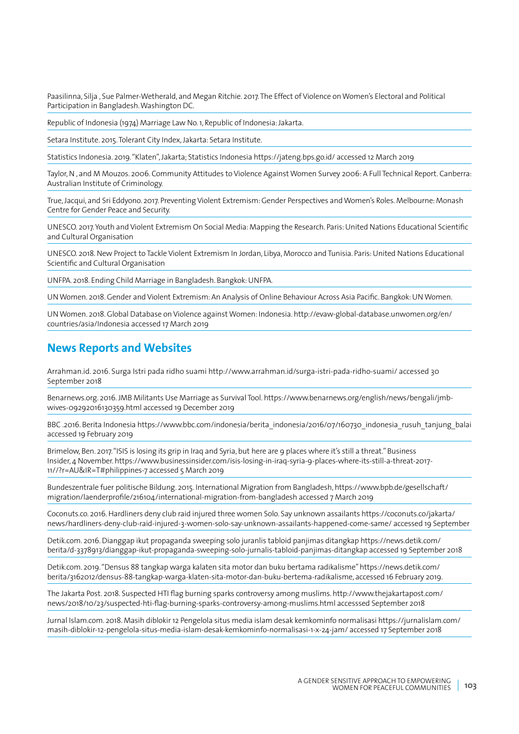Paasilinna, Silja , Sue Palmer-Wetherald, and Megan Ritchie. 2017. The Effect of Violence on Women's Electoral and Political Participation in Bangladesh. Washington DC.

Republic of Indonesia (1974) Marriage Law No. 1, Republic of Indonesia: Jakarta.

Setara Institute. 2015. Tolerant City Index, Jakarta: Setara Institute.

Statistics Indonesia. 2019. "Klaten", Jakarta; Statistics Indonesia https://jateng.bps.go.id/ accessed 12 March 2019

Taylor, N , and M Mouzos. 2006. Community Attitudes to Violence Against Women Survey 2006: A Full Technical Report. Canberra: Australian Institute of Criminology.

True, Jacqui, and Sri Eddyono. 2017. Preventing Violent Extremism: Gender Perspectives and Women's Roles. Melbourne: Monash Centre for Gender Peace and Security.

UNESCO. 2017. Youth and Violent Extremism On Social Media: Mapping the Research. Paris: United Nations Educational Scientific and Cultural Organisation

UNESCO. 2018. New Project to Tackle Violent Extremism In Jordan, Libya, Morocco and Tunisia. Paris: United Nations Educational Scientific and Cultural Organisation

UNFPA. 2018. Ending Child Marriage in Bangladesh. Bangkok: UNFPA.

UN Women. 2018. Gender and Violent Extremism: An Analysis of Online Behaviour Across Asia Pacific. Bangkok: UN Women.

UN Women. 2018. Global Database on Violence against Women: Indonesia. http://evaw-global-database.unwomen.org/en/countries/asia/Indonesia accessed 17 March 2019

## News Reports and Websites

Arrahman.id. 2016. Surga Istri pada ridho suami http://www.arrahman.id/surga-istri-pada-ridho-suami/ accessed 30 September 2018

Benarnews.org. 2016. JMB Militants Use Marriage as Survival Tool. https://www.benarnews.org/english/news/bengali/jmb-wives-09292016130359.html accessed 19 December 2019

BBC .2016. Berita Indonesia https://www.bbc.com/indonesia/berita_indonesia/2016/07/160730_indonesia_rusuh_tanjung_balai accessed 19 February 2019

Brimelow, Ben. 2017. "ISIS is losing its grip in Iraq and Syria, but here are 9 places where it's still a threat." Business Insider, 4 November. https://www.businessinsider.com/isis-losing-in-iraq-syria-9-places-where-its-still-a-threat-2017-11//?r=AU&IR=T#philippines-7 accessed 5 March 2019

Bundeszentrale fuer politische Bildung. 2015. International Migration from Bangladesh, https://www.bpb.de/gesellschaft/migration/laenderprofile/216104/international-migration-from-bangladesh accessed 7 March 2019

Coconuts.co. 2016. Hardliners deny club raid injured three women Solo. Say unknown assailants https://coconuts.co/jakarta/news/hardliners-deny-club-raid-injured-3-women-solo-say-unknown-assailants-happened-come-same/ accessed 19 September

Detik.com. 2016. Dianggap ikut propaganda sweeping solo juranlis tabloid panjimas ditangkap https://news.detik.com/berita/d-3378913/dianggap-ikut-propaganda-sweeping-solo-jurnalis-tabloid-panjimas-ditangkap accessed 19 September 2018

Detik.com. 2019. "Densus 88 tangkap warga kalaten sita motor dan buku bertama radikalisme" https://news.detik.com/berita/3162012/densus-88-tangkap-warga-klaten-sita-motor-dan-buku-bertema-radikalisme, accessed 16 February 2019.

The Jakarta Post. 2018. Suspected HTI flag burning sparks controversy among muslims. http://www.thejakartapost.com/news/2018/10/23/suspected-hti-flag-burning-sparks-controversy-among-muslims.html accesssed September 2018

Jurnal Islam.com. 2018. Masih diblokir 12 Pengelola situs media islam desak kemkominfo normalisasi https://jurnalislam.com/masih-diblokir-12-pengelola-situs-media-islam-desak-kemkominfo-normalisasi-1-x-24-jam/ accessed 17 September 2018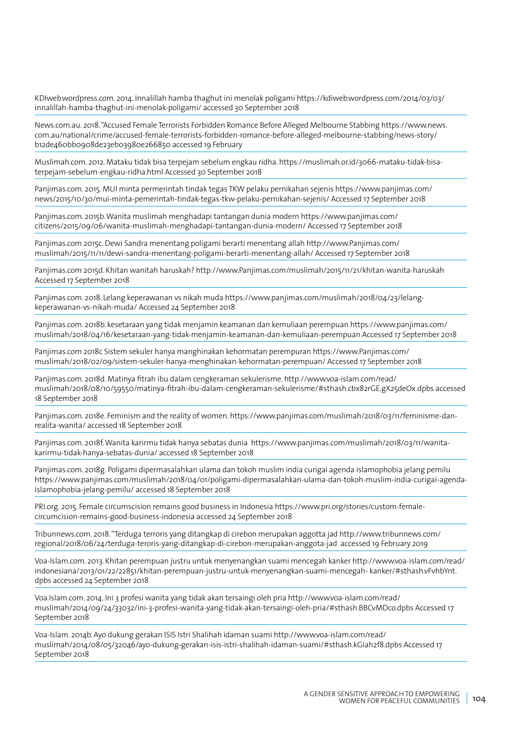KDIweb.wordpress.com. 2014. Innalillah hamba thaghut ini menolak poligami https://kdiweb.wordpress.com/2014/03/03/innalillah-hamba-thaghut-ini-menolak-poligami/ accessed 30 September 2018

News.com.au. 2018. "Accused Female Terrorists Forbidden Romance Before Alleged Melbourne Stabbing https://www.news.com.au/national/crime/accused-female-terrorists-forbidden-romance-before-alleged-melbourne-stabbing/news-story/b12de460bb0908de23eb03980e266850 accessed 19 February

Muslimah.com. 2012. Mataku tidak bisa terpejam sebelum engkau ridha. https://muslimah.or.id/3066-mataku-tidak-bisa-terpejam-sebelum-engkau-ridha.html Accessed 30 September 2018

Panjimas.com. 2015. MUI minta permerintah tindak tegas TKW pelaku pernikahan sejenis https://www.panjimas.com/news/2015/10/30/mui-minta-pemerintah-tindak-tegas-tkw-pelaku-pernikahan-sejenis/ Accessed 17 September 2018

Panjimas.com. 2015b. Wanita muslimah menghadapi tantangan dunia modern https://www.panjimas.com/citizens/2015/09/06/wanita-muslimah-menghadapi-tantangan-dunia-modern/ Accessed 17 September 2018

Panjimas.com 2015c. Dewi Sandra menentang poligami berarti menentang allah http://www.Panjimas.com/muslimah/2015/11/11/dewi-sandra-menentang-poligami-berarti-menentang-allah/ Accessed 17 September 2018

Panjimas.com 2015d. Khitan wanitah haruskah? http://www.Panjimas.com/muslimah/2015/11/21/khitan-wanita-haruskah Accessed 17 September 2018

Panjimas.com. 2018. Lelang keperawanan vs nikah muda https://www.panjimas.com/muslimah/2018/04/23/lelang-keperawanan-vs-nikah-muda/ Accessed 24 September 2018

Panjimas.com. 2018b. kesetaraan yang tidak menjamin keamanan dan kemuliaan perempuan https://www.panjimas.com/muslimah/2018/04/16/kesetaraan-yang-tidak-menjamin-keamanan-dan-kemuliaan-perempuan Accessed 17 September 2018

Panjimas.com 2018c Sistem sekuler hanya manghinakan kehormatan perempuran https://www.Panjimas.com/muslimah/2018/02/09/sistem-sekuler-hanya-menghinakan-kehormatan-perempuan/ Accessed 17 September 2018

Panjimas.com. 2018d. Matinya fitrah ibu dalam cengkeraman sekulerisme. http://www.voa-islam.com/read/muslimah/2018/08/10/59550/matinya-fitrah-ibu-dalam-cengkeraman-sekulerisme/#sthash.cbx82rGE.gX25deOx.dpbs accessed 18 September 2018

Panjimas.com. 2018e. Feminism and the reality of women. https://www.panjimas.com/muslimah/2018/03/11/feminisme-dan-realita-wanita/ accessed 18 September 2018

Panjimas.com. 2018f. Wanita karirmu tidak hanya sebatas dunia https://www.panjimas.com/muslimah/2018/03/11/wanita-karirmu-tidak-hanya-sebatas-dunia/ accessed 18 September 2018

Panjimas.com. 2018g. Poligami dipermasalahkan ulama dan tokoh muslim india curigai agenda islamophobia jelang pemilu https://www.panjimas.com/muslimah/2018/04/01/poligami-dipermasalahkan-ulama-dan-tokoh-muslim-india-curigai-agenda-islamophobia-jelang-pemilu/ accessed 18 September 2018

PRI.org. 2015. Female circumscision remains good business in Indonesia https://www.pri.org/stories/custom-female-circumcision-remains-good-business-indonesia accessed 24 September 2018

Tribunnews.com. 2018. "Terduga terroris yang ditangkap di cirebon merupakan aggotta jad http://www.tribunnews.com/regional/2018/06/24/terduga-teroris-yang-ditangkap-di-cirebon-merupakan-anggota-jad accessed 19 February 2019

Voa-Islam.com. 2013. Khitan perempuan justru untuk menyenangkan suami mencegah kanker http://www.voa-islam.com/read/indonesiana/2013/01/22/22851/khitan-perempuan-justru-untuk-menyenangkan-suami-mencegah- kanker/#sthash.vFvhbYnt.dpbs accessed 24 September 2018

Voa.Islam.com. 2014. Ini 3 profesi wanita yang tidak akan tersaingi oleh pria http://www.voa-islam.com/read/muslimah/2014/09/24/33032/ini-3-profesi-wanita-yang-tidak-akan-tersaingi-oleh-pria/#sthash.BBCvMDco.dpbs Accessed 17 September 2018

Voa-Islam. 2014b. Ayo dukung gerakan ISIS Istri Shalihah idaman suami http://www.voa-islam.com/read/muslimah/2014/08/05/32046/ayo-dukung-gerakan-isis-istri-shalihah-idaman-suami/#sthash.kGIah2f8.dpbs Accessed 17 September 2018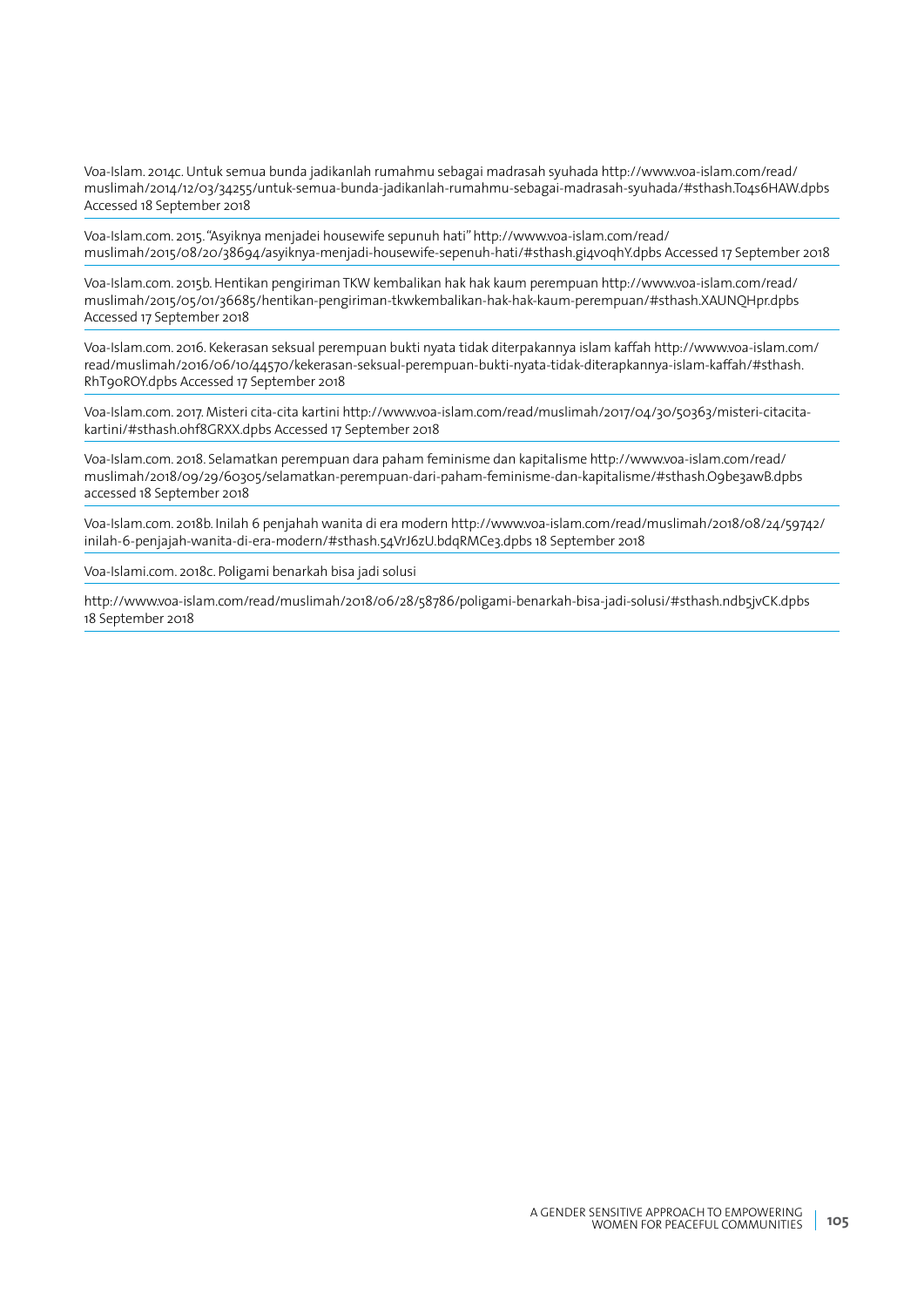Voa-Islam. 2014c. Untuk semua bunda jadikanlah rumahmu sebagai madrasah syuhada http://www.voa-islam.com/read/muslimah/2014/12/03/34255/untuk-semua-bunda-jadikanlah-rumahmu-sebagai-madrasah-syuhada/#sthash.To4s6HAW.dpbs Accessed 18 September 2018

Voa-Islam.com. 2015. "Asyiknya menjadei housewife sepunuh hati" http://www.voa-islam.com/read/muslimah/2015/08/20/38694/asyiknya-menjadi-housewife-sepenuh-hati/#sthash.gi4voqhY.dpbs Accessed 17 September 2018

Voa-Islam.com. 2015b. Hentikan pengiriman TKW kembalikan hak hak kaum perempuan http://www.voa-islam.com/read/muslimah/2015/05/01/36685/hentikan-pengiriman-tkwkembalikan-hak-hak-kaum-perempuan/#sthash.XAUNQHpr.dpbs Accessed 17 September 2018

Voa-Islam.com. 2016. Kekerasan seksual perempuan bukti nyata tidak diterpakannya islam kaffah http://www.voa-islam.com/read/muslimah/2016/06/10/44570/kekerasan-seksual-perempuan-bukti-nyata-tidak-diterapkannya-islam-kaffah/#sthash.RhT90ROY.dpbs Accessed 17 September 2018

Voa-Islam.com. 2017. Misteri cita-cita kartini http://www.voa-islam.com/read/muslimah/2017/04/30/50363/misteri-citacita-kartini/#sthash.ohf8GRXX.dpbs Accessed 17 September 2018

Voa-Islam.com. 2018. Selamatkan perempuan dara paham feminisme dan kapitalisme http://www.voa-islam.com/read/muslimah/2018/09/29/60305/selamatkan-perempuan-dari-paham-feminisme-dan-kapitalisme/#sthash.O9be3awB.dpbs accessed 18 September 2018

Voa-Islam.com. 2018b. Inilah 6 penjahah wanita di era modern http://www.voa-islam.com/read/muslimah/2018/08/24/59742/inilah-6-penjajah-wanita-di-era-modern/#sthash.54VrJ6zU.bdqRMCe3.dpbs 18 September 2018

Voa-Islami.com. 2018c. Poligami benarkah bisa jadi solusi

http://www.voa-islam.com/read/muslimah/2018/06/28/58786/poligami-benarkah-bisa-jadi-solusi/#sthash.ndb5jvCK.dpbs 18 September 2018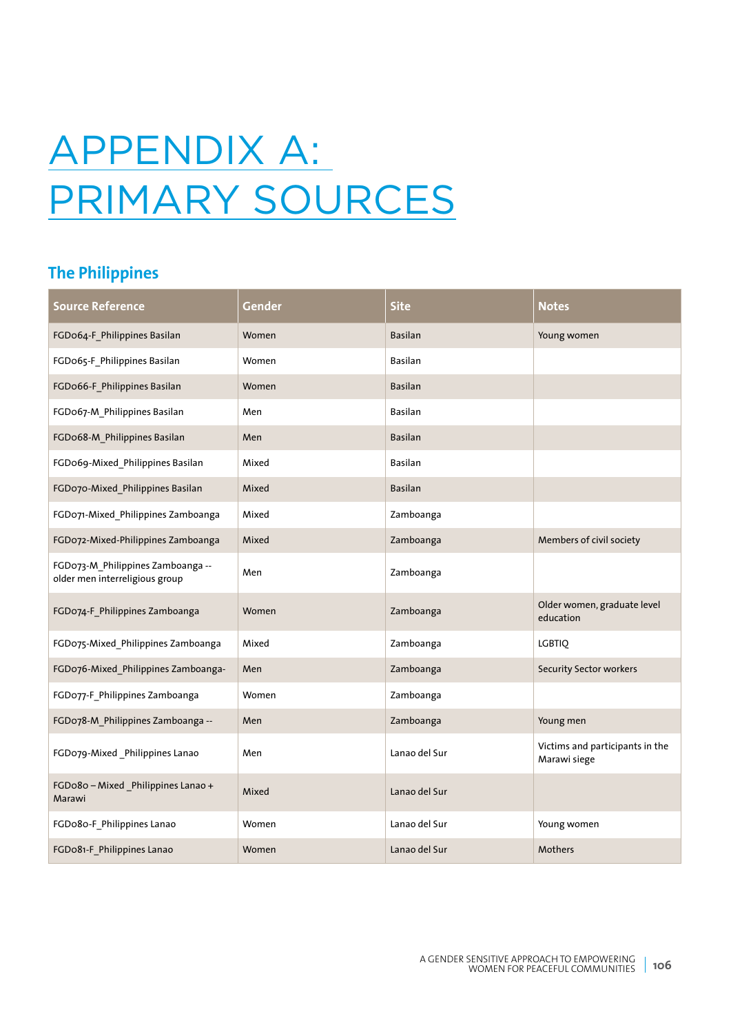# APPENDIX A: PRIMARY SOURCES

## The Philippines

| Source Reference | Gender | Site | Notes |
|---|---|---|---|
| FGD064-F_Philippines Basilan | Women | Basilan | Young women |
| FGD065-F_Philippines Basilan | Women | Basilan | |
| FGD066-F_Philippines Basilan | Women | Basilan | |
| FGD067-M_Philippines Basilan | Men | Basilan | |
| FGD068-M_Philippines Basilan | Men | Basilan | |
| FGD069-Mixed_Philippines Basilan | Mixed | Basilan | |
| FGD070-Mixed_Philippines Basilan | Mixed | Basilan | |
| FGD071-Mixed_Philippines Zamboanga | Mixed | Zamboanga | |
| FGD072-Mixed-Philippines Zamboanga | Mixed | Zamboanga | Members of civil society |
| FGD073-M_Philippines Zamboanga -- older men interreligious group | Men | Zamboanga | |
| FGD074-F_Philippines Zamboanga | Women | Zamboanga | Older women, graduate level education |
| FGD075-Mixed_Philippines Zamboanga | Mixed | Zamboanga | LGBTIQ |
| FGD076-Mixed_Philippines Zamboanga- | Men | Zamboanga | Security Sector workers |
| FGD077-F_Philippines Zamboanga | Women | Zamboanga | |
| FGD078-M_Philippines Zamboanga -- | Men | Zamboanga | Young men |
| FGD079-Mixed _Philippines Lanao | Men | Lanao del Sur | Victims and participants in the Marawi siege |
| FGD080 – Mixed _Philippines Lanao + Marawi | Mixed | Lanao del Sur | |
| FGD080-F_Philippines Lanao | Women | Lanao del Sur | Young women |
| FGD081-F_Philippines Lanao | Women | Lanao del Sur | Mothers |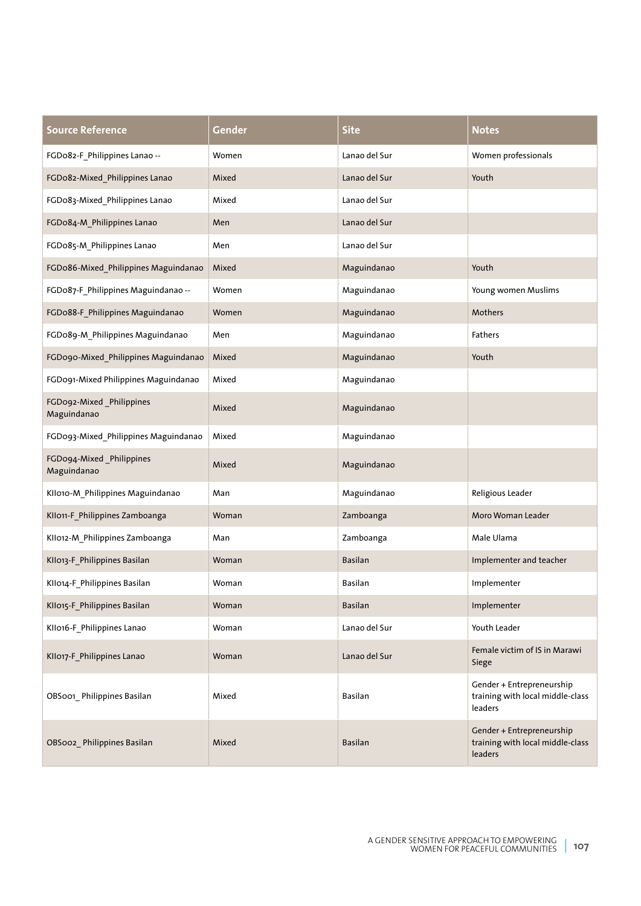| Source Reference | Gender | Site | Notes |
|---|---|---|---|
| FGD082-F_Philippines Lanao -- | Women | Lanao del Sur | Women professionals |
| FGD082-Mixed_Philippines Lanao | Mixed | Lanao del Sur | Youth |
| FGD083-Mixed_Philippines Lanao | Mixed | Lanao del Sur | |
| FGD084-M_Philippines Lanao | Men | Lanao del Sur | |
| FGD085-M_Philippines Lanao | Men | Lanao del Sur | |
| FGD086-Mixed_Philippines Maguindanao | Mixed | Maguindanao | Youth |
| FGD087-F_Philippines Maguindanao -- | Women | Maguindanao | Young women Muslims |
| FGD088-F_Philippines Maguindanao | Women | Maguindanao | Mothers |
| FGD089-M_Philippines Maguindanao | Men | Maguindanao | Fathers |
| FGD090-Mixed_Philippines Maguindanao | Mixed | Maguindanao | Youth |
| FGD091-Mixed Philippines Maguindanao | Mixed | Maguindanao | |
| FGD092-Mixed _Philippines Maguindanao | Mixed | Maguindanao | |
| FGD093-Mixed_Philippines Maguindanao | Mixed | Maguindanao | |
| FGD094-Mixed _Philippines Maguindanao | Mixed | Maguindanao | |
| KII010-M_Philippines Maguindanao | Man | Maguindanao | Religious Leader |
| KII011-F_Philippines Zamboanga | Woman | Zamboanga | Moro Woman Leader |
| KII012-M_Philippines Zamboanga | Man | Zamboanga | Male Ulama |
| KII013-F_Philippines Basilan | Woman | Basilan | Implementer and teacher |
| KII014-F_Philippines Basilan | Woman | Basilan | Implementer |
| KII015-F_Philippines Basilan | Woman | Basilan | Implementer |
| KII016-F_Philippines Lanao | Woman | Lanao del Sur | Youth Leader |
| KII017-F_Philippines Lanao | Woman | Lanao del Sur | Female victim of IS in Marawi Siege |
| OBS001_ Philippines Basilan | Mixed | Basilan | Gender + Entrepreneurship training with local middle-class leaders |
| OBS002_ Philippines Basilan | Mixed | Basilan | Gender + Entrepreneurship training with local middle-class leaders |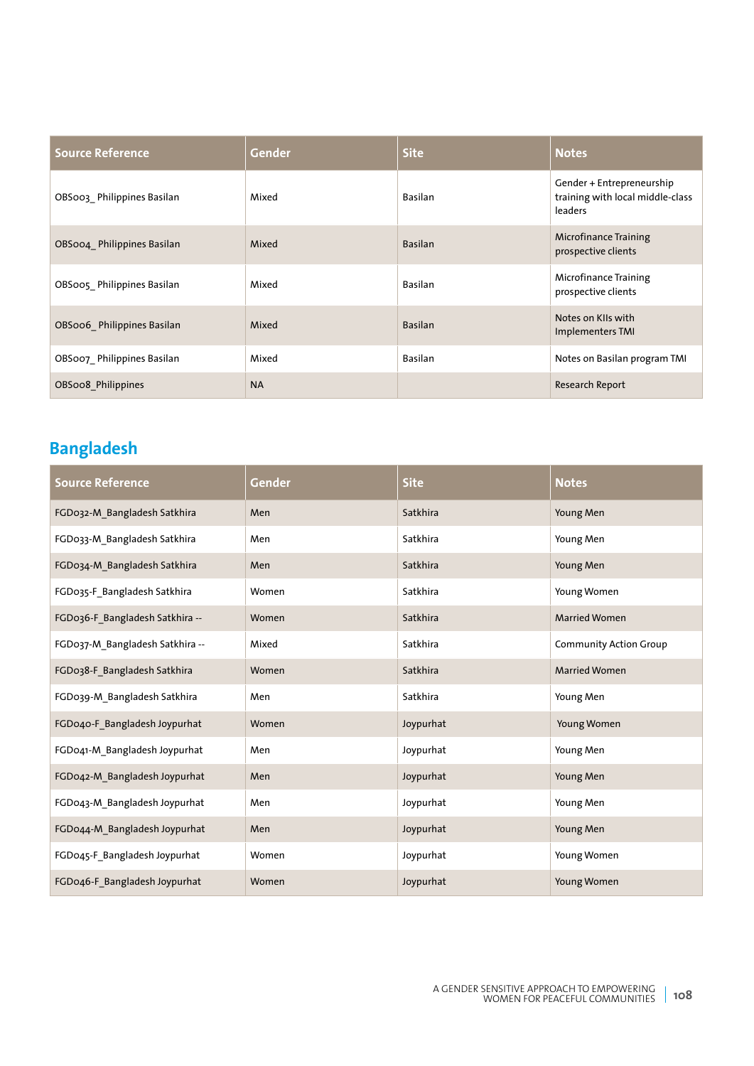| Source Reference | Gender | Site | Notes |
|---|---|---|---|
| OBS003_ Philippines Basilan | Mixed | Basilan | Gender + Entrepreneurship training with local middle-class leaders |
| OBS004_ Philippines Basilan | Mixed | Basilan | Microfinance Training prospective clients |
| OBS005_ Philippines Basilan | Mixed | Basilan | Microfinance Training prospective clients |
| OBS006_ Philippines Basilan | Mixed | Basilan | Notes on KIIs with Implementers TMI |
| OBS007_ Philippines Basilan | Mixed | Basilan | Notes on Basilan program TMI |
| OBS008_Philippines | NA | | Research Report |

## Bangladesh

| Source Reference | Gender | Site | Notes |
|---|---|---|---|
| FGD032-M_Bangladesh Satkhira | Men | Satkhira | Young Men |
| FGD033-M_Bangladesh Satkhira | Men | Satkhira | Young Men |
| FGD034-M_Bangladesh Satkhira | Men | Satkhira | Young Men |
| FGD035-F_Bangladesh Satkhira | Women | Satkhira | Young Women |
| FGD036-F_Bangladesh Satkhira -- | Women | Satkhira | Married Women |
| FGD037-M_Bangladesh Satkhira -- | Mixed | Satkhira | Community Action Group |
| FGD038-F_Bangladesh Satkhira | Women | Satkhira | Married Women |
| FGD039-M_Bangladesh Satkhira | Men | Satkhira | Young Men |
| FGD040-F_Bangladesh Joypurhat | Women | Joypurhat | Young Women |
| FGD041-M_Bangladesh Joypurhat | Men | Joypurhat | Young Men |
| FGD042-M_Bangladesh Joypurhat | Men | Joypurhat | Young Men |
| FGD043-M_Bangladesh Joypurhat | Men | Joypurhat | Young Men |
| FGD044-M_Bangladesh Joypurhat | Men | Joypurhat | Young Men |
| FGD045-F_Bangladesh Joypurhat | Women | Joypurhat | Young Women |
| FGD046-F_Bangladesh Joypurhat | Women | Joypurhat | Young Women |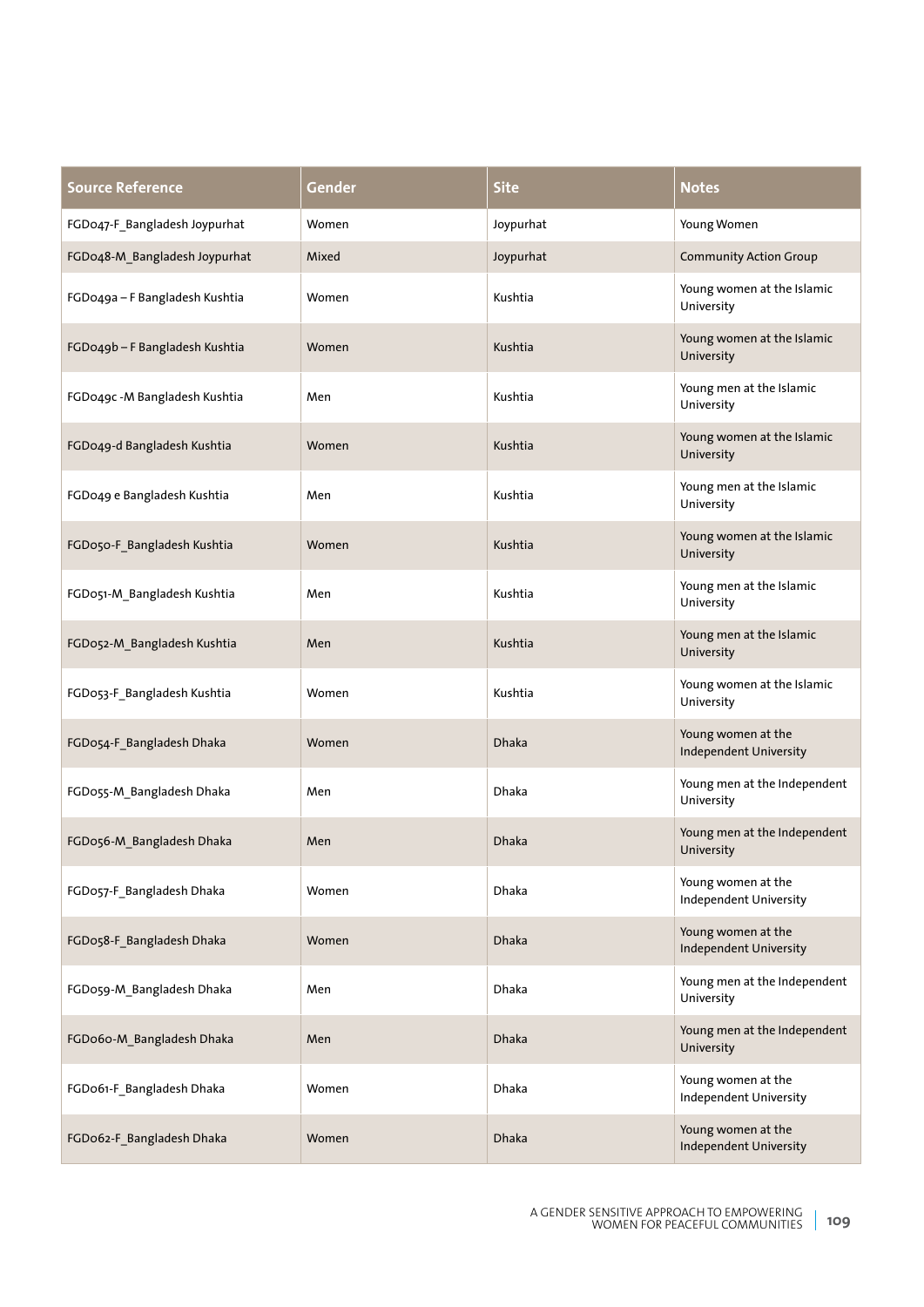| Source Reference | Gender | Site | Notes |
| --- | --- | --- | --- |
| FGD047-F_Bangladesh Joypurhat | Women | Joypurhat | Young Women |
| FGD048-M_Bangladesh Joypurhat | Mixed | Joypurhat | Community Action Group |
| FGD049a – F Bangladesh Kushtia | Women | Kushtia | Young women at the Islamic University |
| FGD049b – F Bangladesh Kushtia | Women | Kushtia | Young women at the Islamic University |
| FGD049c -M Bangladesh Kushtia | Men | Kushtia | Young men at the Islamic University |
| FGD049-d Bangladesh Kushtia | Women | Kushtia | Young women at the Islamic University |
| FGD049 e Bangladesh Kushtia | Men | Kushtia | Young men at the Islamic University |
| FGD050-F_Bangladesh Kushtia | Women | Kushtia | Young women at the Islamic University |
| FGD051-M_Bangladesh Kushtia | Men | Kushtia | Young men at the Islamic University |
| FGD052-M_Bangladesh Kushtia | Men | Kushtia | Young men at the Islamic University |
| FGD053-F_Bangladesh Kushtia | Women | Kushtia | Young women at the Islamic University |
| FGD054-F_Bangladesh Dhaka | Women | Dhaka | Young women at the Independent University |
| FGD055-M_Bangladesh Dhaka | Men | Dhaka | Young men at the Independent University |
| FGD056-M_Bangladesh Dhaka | Men | Dhaka | Young men at the Independent University |
| FGD057-F_Bangladesh Dhaka | Women | Dhaka | Young women at the Independent University |
| FGD058-F_Bangladesh Dhaka | Women | Dhaka | Young women at the Independent University |
| FGD059-M_Bangladesh Dhaka | Men | Dhaka | Young men at the Independent University |
| FGD060-M_Bangladesh Dhaka | Men | Dhaka | Young men at the Independent University |
| FGD061-F_Bangladesh Dhaka | Women | Dhaka | Young women at the Independent University |
| FGD062-F_Bangladesh Dhaka | Women | Dhaka | Young women at the Independent University |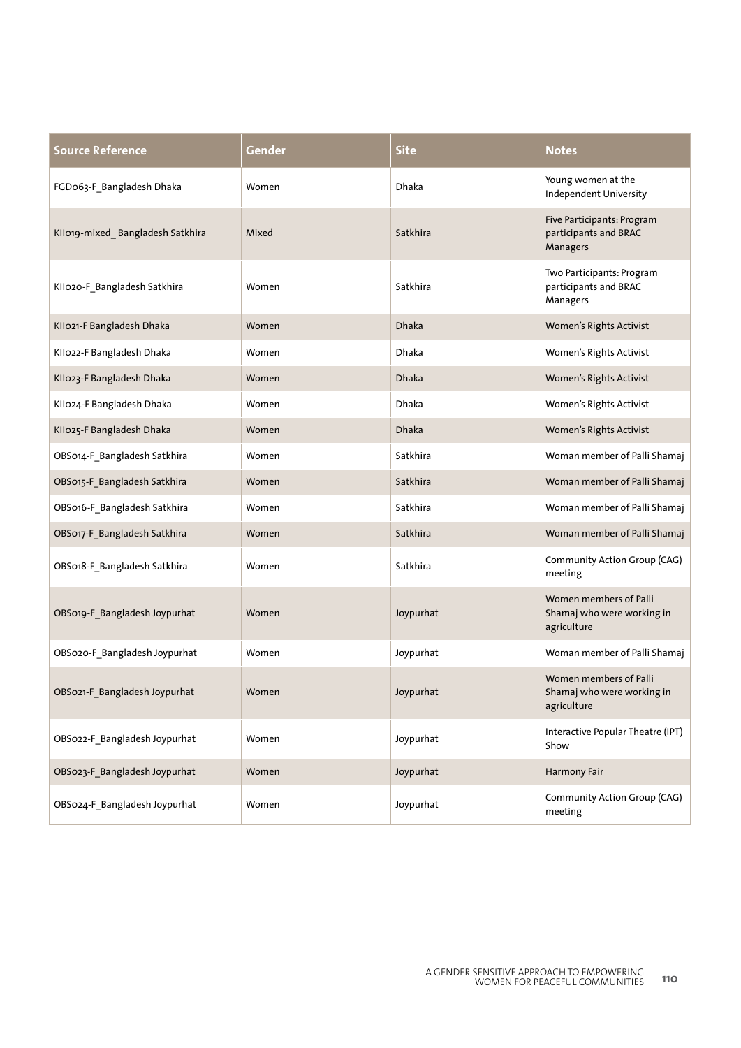| Source Reference | Gender | Site | Notes |
|---|---|---|---|
| FGD063-F_Bangladesh Dhaka | Women | Dhaka | Young women at the Independent University |
| KII019-mixed_ Bangladesh Satkhira | Mixed | Satkhira | Five Participants: Program participants and BRAC Managers |
| KII020-F_Bangladesh Satkhira | Women | Satkhira | Two Participants: Program participants and BRAC Managers |
| KII021-F Bangladesh Dhaka | Women | Dhaka | Women's Rights Activist |
| KII022-F Bangladesh Dhaka | Women | Dhaka | Women's Rights Activist |
| KII023-F Bangladesh Dhaka | Women | Dhaka | Women's Rights Activist |
| KII024-F Bangladesh Dhaka | Women | Dhaka | Women's Rights Activist |
| KII025-F Bangladesh Dhaka | Women | Dhaka | Women's Rights Activist |
| OBS014-F_Bangladesh Satkhira | Women | Satkhira | Woman member of Palli Shamaj |
| OBS015-F_Bangladesh Satkhira | Women | Satkhira | Woman member of Palli Shamaj |
| OBS016-F_Bangladesh Satkhira | Women | Satkhira | Woman member of Palli Shamaj |
| OBS017-F_Bangladesh Satkhira | Women | Satkhira | Woman member of Palli Shamaj |
| OBS018-F_Bangladesh Satkhira | Women | Satkhira | Community Action Group (CAG) meeting |
| OBS019-F_Bangladesh Joypurhat | Women | Joypurhat | Women members of Palli Shamaj who were working in agriculture |
| OBS020-F_Bangladesh Joypurhat | Women | Joypurhat | Woman member of Palli Shamaj |
| OBS021-F_Bangladesh Joypurhat | Women | Joypurhat | Women members of Palli Shamaj who were working in agriculture |
| OBS022-F_Bangladesh Joypurhat | Women | Joypurhat | Interactive Popular Theatre (IPT) Show |
| OBS023-F_Bangladesh Joypurhat | Women | Joypurhat | Harmony Fair |
| OBS024-F_Bangladesh Joypurhat | Women | Joypurhat | Community Action Group (CAG) meeting |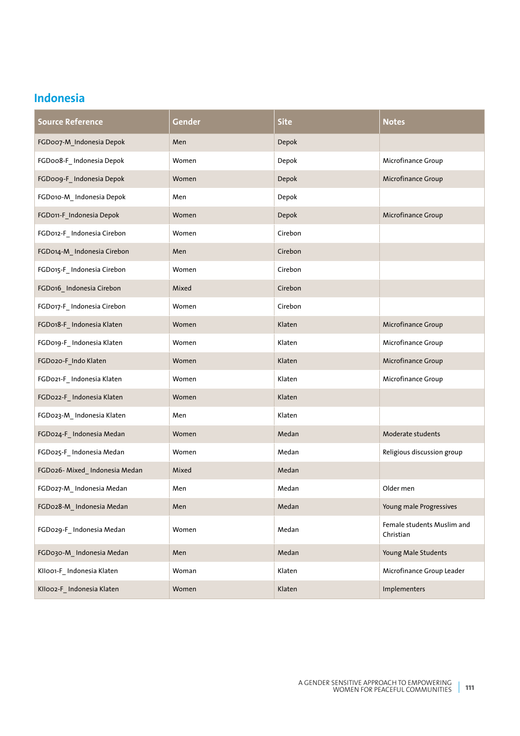## Indonesia

| Source Reference | Gender | Site | Notes |
|---|---|---|---|
| FGD007-M_Indonesia Depok | Men | Depok | |
| FGD008-F_ Indonesia Depok | Women | Depok | Microfinance Group |
| FGD009-F_ Indonesia Depok | Women | Depok | Microfinance Group |
| FGD010-M_ Indonesia Depok | Men | Depok | |
| FGD011-F_Indonesia Depok | Women | Depok | Microfinance Group |
| FGD012-F_ Indonesia Cirebon | Women | Cirebon | |
| FGD014-M_ Indonesia Cirebon | Men | Cirebon | |
| FGD015-F_ Indonesia Cirebon | Women | Cirebon | |
| FGD016_ Indonesia Cirebon | Mixed | Cirebon | |
| FGD017-F_ Indonesia Cirebon | Women | Cirebon | |
| FGD018-F_ Indonesia Klaten | Women | Klaten | Microfinance Group |
| FGD019-F_ Indonesia Klaten | Women | Klaten | Microfinance Group |
| FGD020-F_Indo Klaten | Women | Klaten | Microfinance Group |
| FGD021-F_ Indonesia Klaten | Women | Klaten | Microfinance Group |
| FGD022-F_ Indonesia Klaten | Women | Klaten | |
| FGD023-M_ Indonesia Klaten | Men | Klaten | |
| FGD024-F_ Indonesia Medan | Women | Medan | Moderate students |
| FGD025-F_ Indonesia Medan | Women | Medan | Religious discussion group |
| FGD026- Mixed_ Indonesia Medan | Mixed | Medan | |
| FGD027-M_ Indonesia Medan | Men | Medan | Older men |
| FGD028-M_ Indonesia Medan | Men | Medan | Young male Progressives |
| FGD029-F_ Indonesia Medan | Women | Medan | Female students Muslim and Christian |
| FGD030-M_ Indonesia Medan | Men | Medan | Young Male Students |
| KII001-F_ Indonesia Klaten | Woman | Klaten | Microfinance Group Leader |
| KII002-F_ Indonesia Klaten | Women | Klaten | Implementers |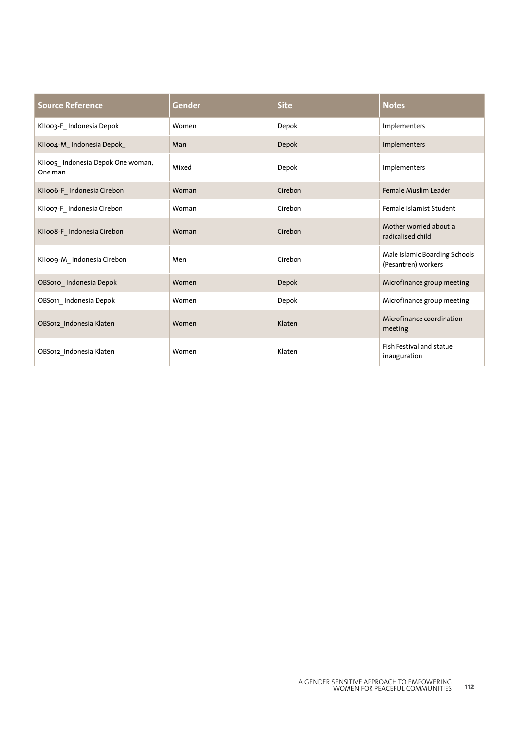| Source Reference | Gender | Site | Notes |
|---|---|---|---|
| KII003-F_ Indonesia Depok | Women | Depok | Implementers |
| KII004-M_ Indonesia Depok_ | Man | Depok | Implementers |
| KII005_ Indonesia Depok One woman, One man | Mixed | Depok | Implementers |
| KII006-F_ Indonesia Cirebon | Woman | Cirebon | Female Muslim Leader |
| KII007-F_ Indonesia Cirebon | Woman | Cirebon | Female Islamist Student |
| KII008-F_ Indonesia Cirebon | Woman | Cirebon | Mother worried about a radicalised child |
| KII009-M_ Indonesia Cirebon | Men | Cirebon | Male Islamic Boarding Schools (Pesantren) workers |
| OBS010_ Indonesia Depok | Women | Depok | Microfinance group meeting |
| OBS011_ Indonesia Depok | Women | Depok | Microfinance group meeting |
| OBS012_Indonesia Klaten | Women | Klaten | Microfinance coordination meeting |
| OBS012_Indonesia Klaten | Women | Klaten | Fish Festival and statue inauguration |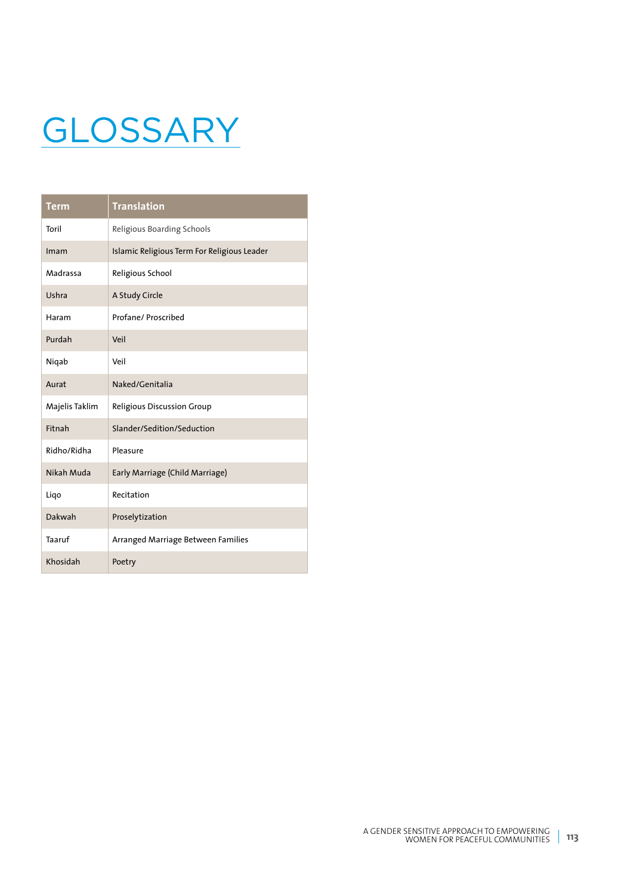# GLOSSARY

| Term | Translation |
|---|---|
| Toril | Religious Boarding Schools |
| Imam | Islamic Religious Term For Religious Leader |
| Madrassa | Religious School |
| Ushra | A Study Circle |
| Haram | Profane/ Proscribed |
| Purdah | Veil |
| Niqab | Veil |
| Aurat | Naked/Genitalia |
| Majelis Taklim | Religious Discussion Group |
| Fitnah | Slander/Sedition/Seduction |
| Ridho/Ridha | Pleasure |
| Nikah Muda | Early Marriage (Child Marriage) |
| Liqo | Recitation |
| Dakwah | Proselytization |
| Taaruf | Arranged Marriage Between Families |
| Khosidah | Poetry |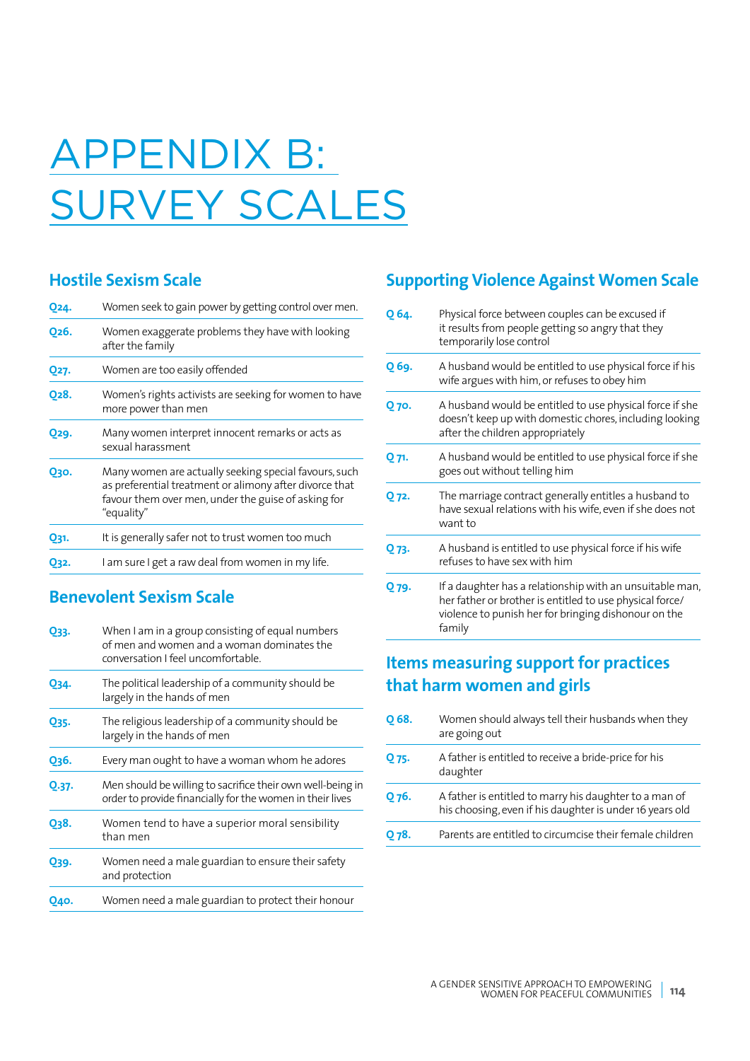# APPENDIX B: SURVEY SCALES

## Hostile Sexism Scale

| | |
|---|---|
| Q24. | Women seek to gain power by getting control over men. |
| Q26. | Women exaggerate problems they have with looking after the family |
| Q27. | Women are too easily offended |
| Q28. | Women's rights activists are seeking for women to have more power than men |
| Q29. | Many women interpret innocent remarks or acts as sexual harassment |
| Q30. | Many women are actually seeking special favours, such as preferential treatment or alimony after divorce that favour them over men, under the guise of asking for "equality" |
| Q31. | It is generally safer not to trust women too much |
| Q32. | I am sure I get a raw deal from women in my life. |

## Benevolent Sexism Scale

| | |
|---|---|
| Q33. | When I am in a group consisting of equal numbers of men and women and a woman dominates the conversation I feel uncomfortable. |
| Q34. | The political leadership of a community should be largely in the hands of men |
| Q35. | The religious leadership of a community should be largely in the hands of men |
| Q36. | Every man ought to have a woman whom he adores |
| Q.37. | Men should be willing to sacrifice their own well-being in order to provide financially for the women in their lives |
| Q38. | Women tend to have a superior moral sensibility than men |
| Q39. | Women need a male guardian to ensure their safety and protection |
| Q40. | Women need a male guardian to protect their honour |

## Supporting Violence Against Women Scale

| | |
|---|---|
| Q 64. | Physical force between couples can be excused if it results from people getting so angry that they temporarily lose control |
| Q 69. | A husband would be entitled to use physical force if his wife argues with him, or refuses to obey him |
| Q 70. | A husband would be entitled to use physical force if she doesn't keep up with domestic chores, including looking after the children appropriately |
| Q 71. | A husband would be entitled to use physical force if she goes out without telling him |
| Q 72. | The marriage contract generally entitles a husband to have sexual relations with his wife, even if she does not want to |
| Q 73. | A husband is entitled to use physical force if his wife refuses to have sex with him |
| Q 79. | If a daughter has a relationship with an unsuitable man, her father or brother is entitled to use physical force/violence to punish her for bringing dishonour on the family |

## Items measuring support for practices that harm women and girls

| | |
|---|---|
| Q 68. | Women should always tell their husbands when they are going out |
| Q 75. | A father is entitled to receive a bride-price for his daughter |
| Q 76. | A father is entitled to marry his daughter to a man of his choosing, even if his daughter is under 16 years old |
| Q 78. | Parents are entitled to circumcise their female children |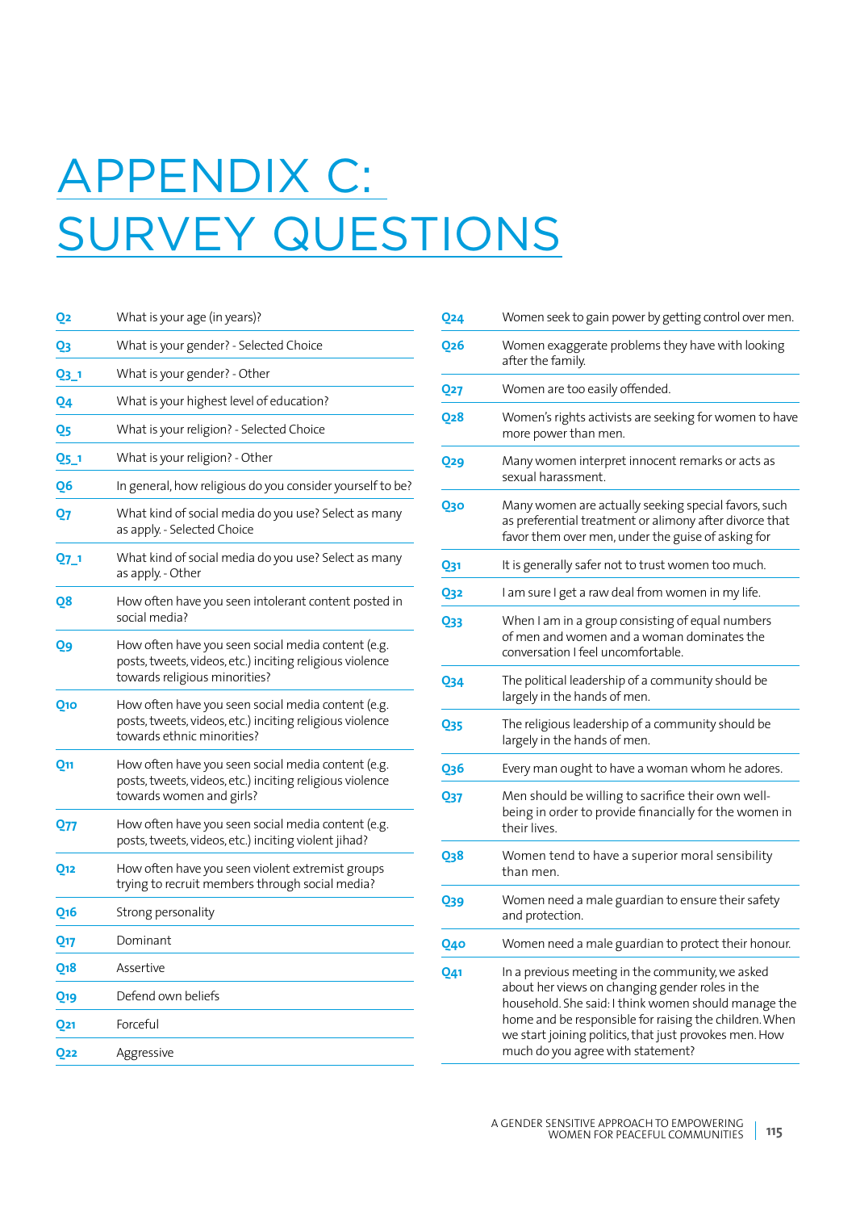# APPENDIX C: SURVEY QUESTIONS

| | |
|---|---|
| Q2 | What is your age (in years)? |
| Q3 | What is your gender? - Selected Choice |
| Q3_1 | What is your gender? - Other |
| Q4 | What is your highest level of education? |
| Q5 | What is your religion? - Selected Choice |
| Q5_1 | What is your religion? - Other |
| Q6 | In general, how religious do you consider yourself to be? |
| Q7 | What kind of social media do you use? Select as many as apply. - Selected Choice |
| Q7_1 | What kind of social media do you use? Select as many as apply. - Other |
| Q8 | How often have you seen intolerant content posted in social media? |
| Q9 | How often have you seen social media content (e.g. posts, tweets, videos, etc.) inciting religious violence towards religious minorities? |
| Q10 | How often have you seen social media content (e.g. posts, tweets, videos, etc.) inciting religious violence towards ethnic minorities? |
| Q11 | How often have you seen social media content (e.g. posts, tweets, videos, etc.) inciting religious violence towards women and girls? |
| Q77 | How often have you seen social media content (e.g. posts, tweets, videos, etc.) inciting violent jihad? |
| Q12 | How often have you seen violent extremist groups trying to recruit members through social media? |
| Q16 | Strong personality |
| Q17 | Dominant |
| Q18 | Assertive |
| Q19 | Defend own beliefs |
| Q21 | Forceful |
| Q22 | Aggressive |
| Q24 | Women seek to gain power by getting control over men. |
| Q26 | Women exaggerate problems they have with looking after the family. |
| Q27 | Women are too easily offended. |
| Q28 | Women's rights activists are seeking for women to have more power than men. |
| Q29 | Many women interpret innocent remarks or acts as sexual harassment. |
| Q30 | Many women are actually seeking special favors, such as preferential treatment or alimony after divorce that favor them over men, under the guise of asking for |
| Q31 | It is generally safer not to trust women too much. |
| Q32 | I am sure I get a raw deal from women in my life. |
| Q33 | When I am in a group consisting of equal numbers of men and women and a woman dominates the conversation I feel uncomfortable. |
| Q34 | The political leadership of a community should be largely in the hands of men. |
| Q35 | The religious leadership of a community should be largely in the hands of men. |
| Q36 | Every man ought to have a woman whom he adores. |
| Q37 | Men should be willing to sacrifice their own well-being in order to provide financially for the women in their lives. |
| Q38 | Women tend to have a superior moral sensibility than men. |
| Q39 | Women need a male guardian to ensure their safety and protection. |
| Q40 | Women need a male guardian to protect their honour. |
| Q41 | In a previous meeting in the community, we asked about her views on changing gender roles in the household. She said: I think women should manage the home and be responsible for raising the children. When we start joining politics, that just provokes men. How much do you agree with statement? |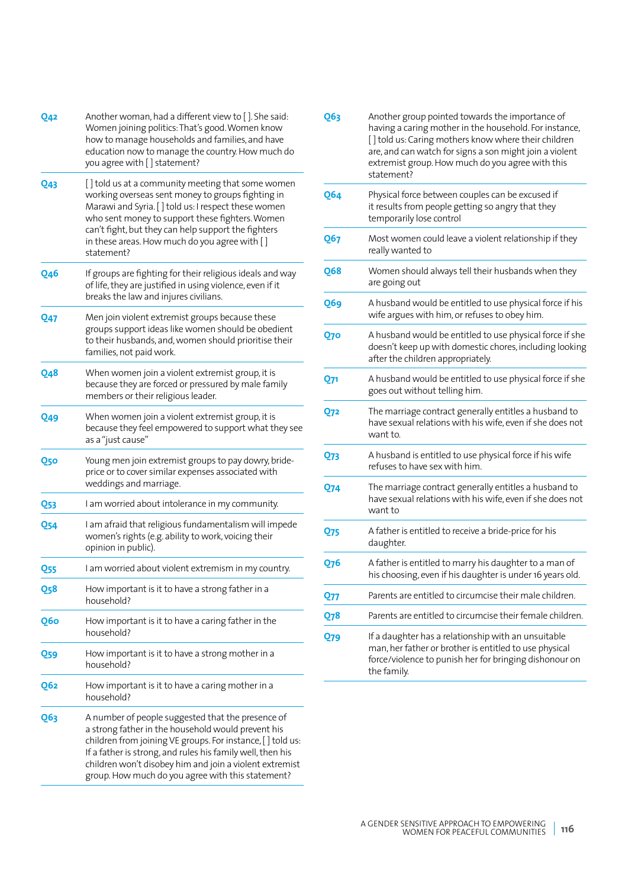| | |
|---|---|
| Q42 | Another woman, had a different view to [ ]. She said: Women joining politics: That's good. Women know how to manage households and families, and have education now to manage the country. How much do you agree with [ ] statement? |
| Q43 | [ ] told us at a community meeting that some women working overseas sent money to groups fighting in Marawi and Syria. [ ] told us: I respect these women who sent money to support these fighters. Women can't fight, but they can help support the fighters in these areas. How much do you agree with [ ] statement? |
| Q46 | If groups are fighting for their religious ideals and way of life, they are justified in using violence, even if it breaks the law and injures civilians. |
| Q47 | Men join violent extremist groups because these groups support ideas like women should be obedient to their husbands, and, women should prioritise their families, not paid work. |
| Q48 | When women join a violent extremist group, it is because they are forced or pressured by male family members or their religious leader. |
| Q49 | When women join a violent extremist group, it is because they feel empowered to support what they see as a "just cause" |
| Q50 | Young men join extremist groups to pay dowry, bride-price or to cover similar expenses associated with weddings and marriage. |
| Q53 | I am worried about intolerance in my community. |
| Q54 | I am afraid that religious fundamentalism will impede women's rights (e.g. ability to work, voicing their opinion in public). |
| Q55 | I am worried about violent extremism in my country. |
| Q58 | How important is it to have a strong father in a household? |
| Q60 | How important is it to have a caring father in the household? |
| Q59 | How important is it to have a strong mother in a household? |
| Q62 | How important is it to have a caring mother in a household? |
| Q63 | A number of people suggested that the presence of a strong father in the household would prevent his children from joining VE groups. For instance, [ ] told us: If a father is strong, and rules his family well, then his children won't disobey him and join a violent extremist group. How much do you agree with this statement? |
| Q63 | Another group pointed towards the importance of having a caring mother in the household. For instance, [ ] told us: Caring mothers know where their children are, and can watch for signs a son might join a violent extremist group. How much do you agree with this statement? |
| Q64 | Physical force between couples can be excused if it results from people getting so angry that they temporarily lose control |
| Q67 | Most women could leave a violent relationship if they really wanted to |
| Q68 | Women should always tell their husbands when they are going out |
| Q69 | A husband would be entitled to use physical force if his wife argues with him, or refuses to obey him. |
| Q70 | A husband would be entitled to use physical force if she doesn't keep up with domestic chores, including looking after the children appropriately. |
| Q71 | A husband would be entitled to use physical force if she goes out without telling him. |
| Q72 | The marriage contract generally entitles a husband to have sexual relations with his wife, even if she does not want to. |
| Q73 | A husband is entitled to use physical force if his wife refuses to have sex with him. |
| Q74 | The marriage contract generally entitles a husband to have sexual relations with his wife, even if she does not want to |
| Q75 | A father is entitled to receive a bride-price for his daughter. |
| Q76 | A father is entitled to marry his daughter to a man of his choosing, even if his daughter is under 16 years old. |
| Q77 | Parents are entitled to circumcise their male children. |
| Q78 | Parents are entitled to circumcise their female children. |
| Q79 | If a daughter has a relationship with an unsuitable man, her father or brother is entitled to use physical force/violence to punish her for bringing dishonour on the family. |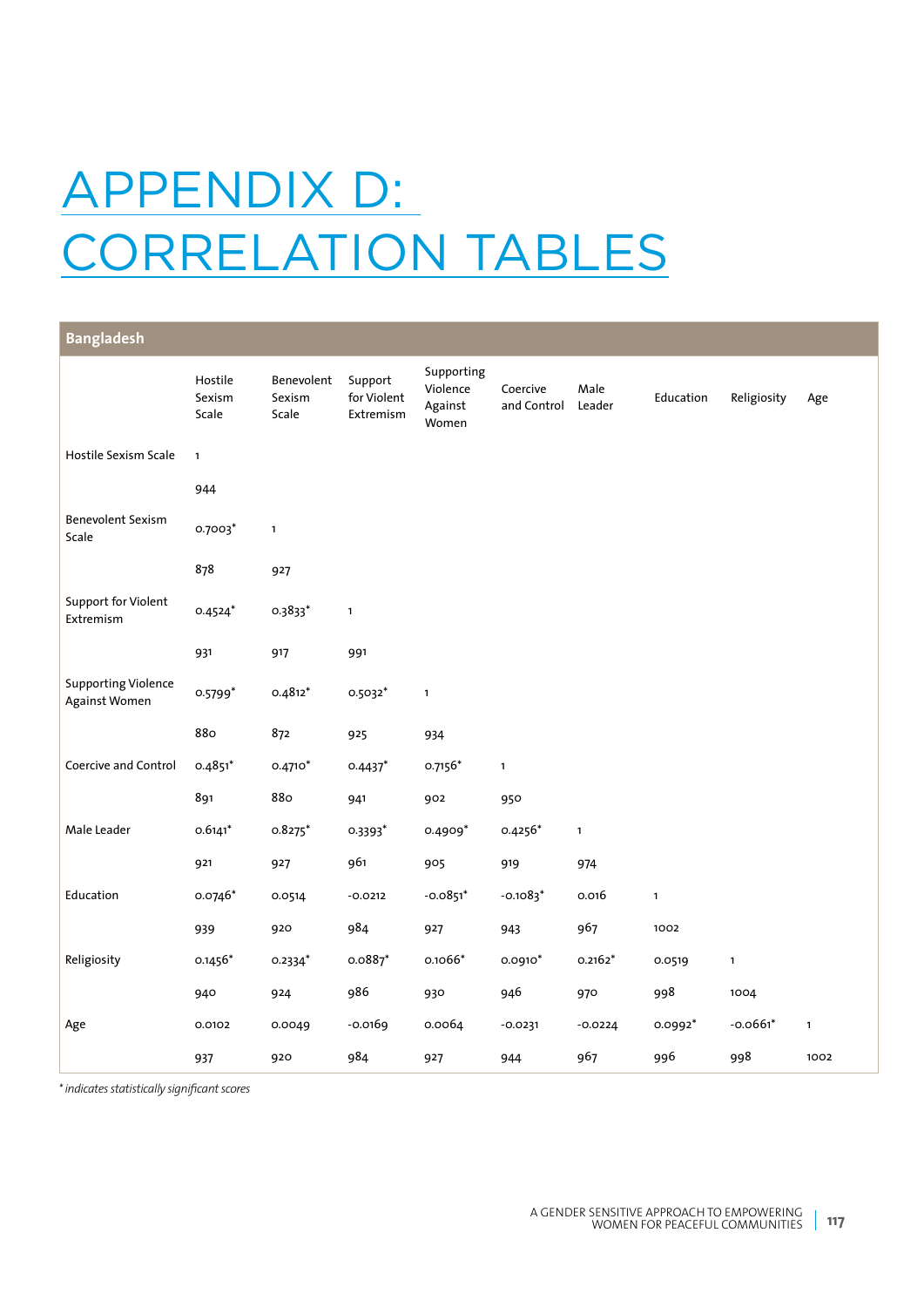# APPENDIX D: CORRELATION TABLES

| Bangladesh | Hostile Sexism Scale | Benevolent Sexism Scale | Support for Violent Extremism | Supporting Violence Against Women | Coercive and Control | Male Leader | Education | Religiosity | Age |
|---|---|---|---|---|---|---|---|---|---|
| Hostile Sexism Scale | 1 | | | | | | | | |
| | 944 | | | | | | | | |
| Benevolent Sexism Scale | 0.7003* | 1 | | | | | | | |
| | 878 | 927 | | | | | | | |
| Support for Violent Extremism | 0.4524* | 0.3833* | 1 | | | | | | |
| | 931 | 917 | 991 | | | | | | |
| Supporting Violence Against Women | 0.5799* | 0.4812* | 0.5032* | 1 | | | | | |
| | 880 | 872 | 925 | 934 | | | | | |
| Coercive and Control | 0.4851* | 0.4710* | 0.4437* | 0.7156* | 1 | | | | |
| | 891 | 880 | 941 | 902 | 950 | | | | |
| Male Leader | 0.6141* | 0.8275* | 0.3393* | 0.4909* | 0.4256* | 1 | | | |
| | 921 | 927 | 961 | 905 | 919 | 974 | | | |
| Education | 0.0746* | 0.0514 | -0.0212 | -0.0851* | -0.1083* | 0.016 | 1 | | |
| | 939 | 920 | 984 | 927 | 943 | 967 | 1002 | | |
| Religiosity | 0.1456* | 0.2334* | 0.0887* | 0.1066* | 0.0910* | 0.2162* | 0.0519 | 1 | |
| | 940 | 924 | 986 | 930 | 946 | 970 | 998 | 1004 | |
| Age | 0.0102 | 0.0049 | -0.0169 | 0.0064 | -0.0231 | -0.0224 | 0.0992* | -0.0661* | 1 |
| | 937 | 920 | 984 | 927 | 944 | 967 | 996 | 998 | 1002 |

*\* indicates statistically significant scores*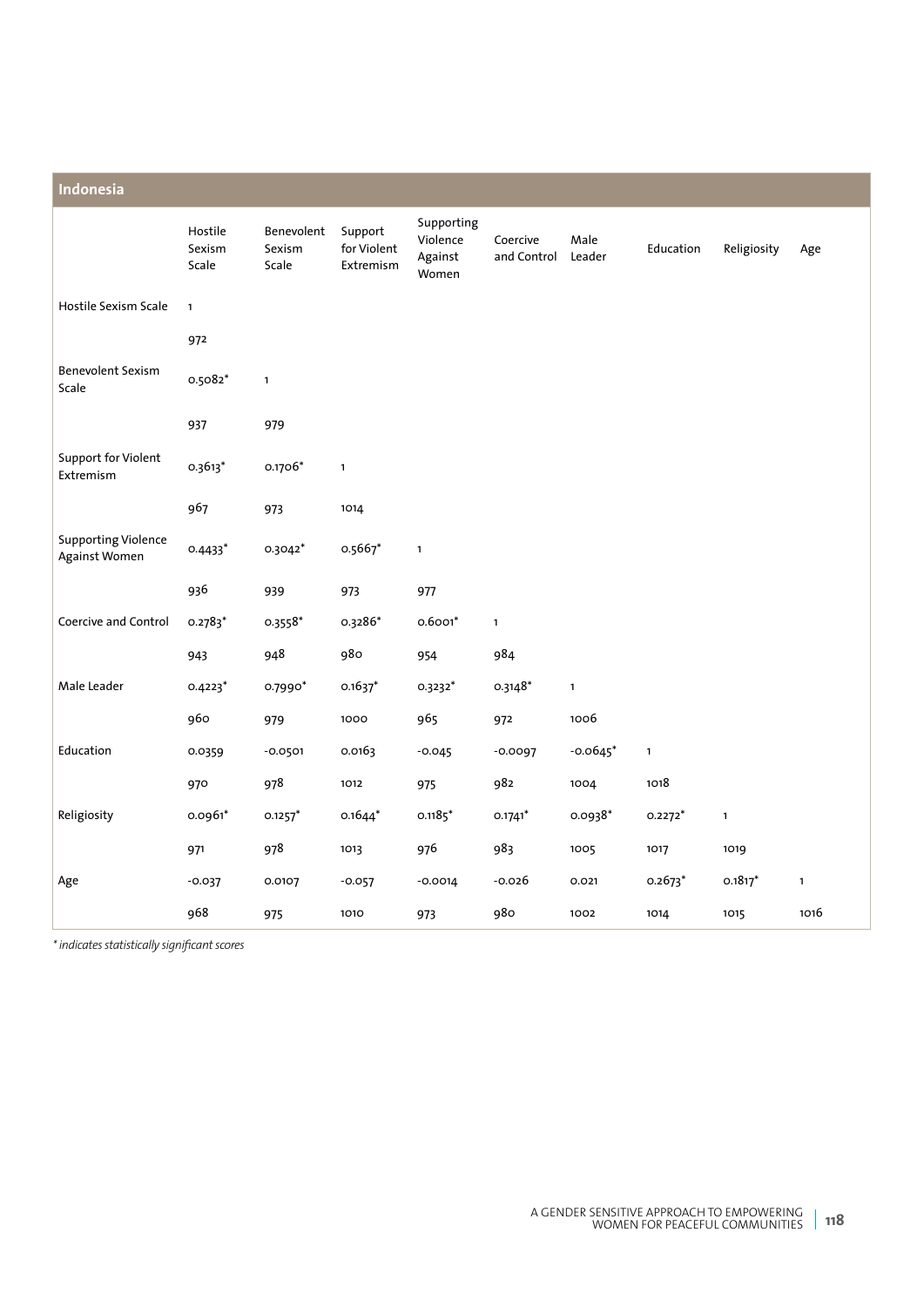## Indonesia

| | Hostile Sexism Scale | Benevolent Sexism Scale | Support for Violent Extremism | Supporting Violence Against Women | Coercive and Control | Male Leader | Education | Religiosity | Age |
|---|---|---|---|---|---|---|---|---|---|
| Hostile Sexism Scale | 1 | | | | | | | | |
| | 972 | | | | | | | | |
| Benevolent Sexism Scale | 0.5082* | 1 | | | | | | | |
| | 937 | 979 | | | | | | | |
| Support for Violent Extremism | 0.3613* | 0.1706* | 1 | | | | | | |
| | 967 | 973 | 1014 | | | | | | |
| Supporting Violence Against Women | 0.4433* | 0.3042* | 0.5667* | 1 | | | | | |
| | 936 | 939 | 973 | 977 | | | | | |
| Coercive and Control | 0.2783* | 0.3558* | 0.3286* | 0.6001* | 1 | | | | |
| | 943 | 948 | 980 | 954 | 984 | | | | |
| Male Leader | 0.4223* | 0.7990* | 0.1637* | 0.3232* | 0.3148* | 1 | | | |
| | 960 | 979 | 1000 | 965 | 972 | 1006 | | | |
| Education | 0.0359 | -0.0501 | 0.0163 | -0.045 | -0.0097 | -0.0645* | 1 | | |
| | 970 | 978 | 1012 | 975 | 982 | 1004 | 1018 | | |
| Religiosity | 0.0961* | 0.1257* | 0.1644* | 0.1185* | 0.1741* | 0.0938* | 0.2272* | 1 | |
| | 971 | 978 | 1013 | 976 | 983 | 1005 | 1017 | 1019 | |
| Age | -0.037 | 0.0107 | -0.057 | -0.0014 | -0.026 | 0.021 | 0.2673* | 0.1817* | 1 |
| | 968 | 975 | 1010 | 973 | 980 | 1002 | 1014 | 1015 | 1016 |

*\* indicates statistically significant scores*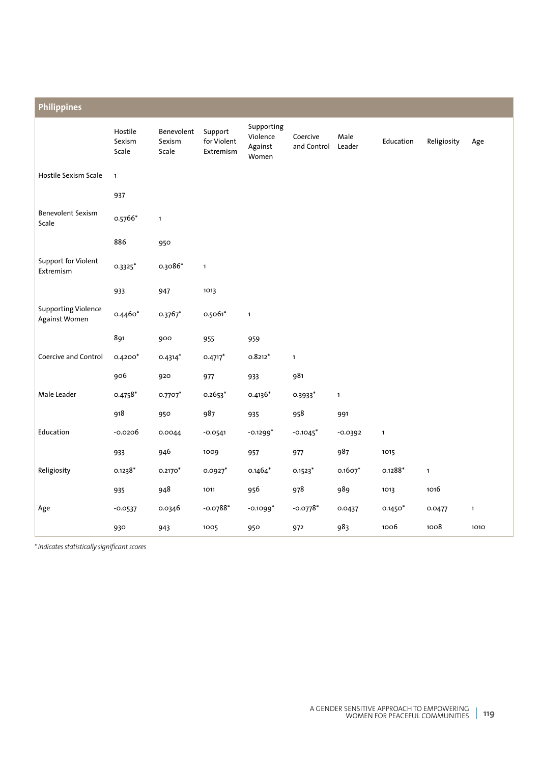## Philippines

| | Hostile Sexism Scale | Benevolent Sexism Scale | Support for Violent Extremism | Supporting Violence Against Women | Coercive and Control | Male Leader | Education | Religiosity | Age |
|---|---|---|---|---|---|---|---|---|---|
| Hostile Sexism Scale | 1 | | | | | | | | |
| | 937 | | | | | | | | |
| Benevolent Sexism Scale | 0.5766* | 1 | | | | | | | |
| | 886 | 950 | | | | | | | |
| Support for Violent Extremism | 0.3325* | 0.3086* | 1 | | | | | | |
| | 933 | 947 | 1013 | | | | | | |
| Supporting Violence Against Women | 0.4460* | 0.3767* | 0.5061* | 1 | | | | | |
| | 891 | 900 | 955 | 959 | | | | | |
| Coercive and Control | 0.4200* | 0.4314* | 0.4717* | 0.8212* | 1 | | | | |
| | 906 | 920 | 977 | 933 | 981 | | | | |
| Male Leader | 0.4758* | 0.7707* | 0.2653* | 0.4136* | 0.3933* | 1 | | | |
| | 918 | 950 | 987 | 935 | 958 | 991 | | | |
| Education | -0.0206 | 0.0044 | -0.0541 | -0.1299* | -0.1045* | -0.0392 | 1 | | |
| | 933 | 946 | 1009 | 957 | 977 | 987 | 1015 | | |
| Religiosity | 0.1238* | 0.2170* | 0.0927* | 0.1464* | 0.1523* | 0.1607* | 0.1288* | 1 | |
| | 935 | 948 | 1011 | 956 | 978 | 989 | 1013 | 1016 | |
| Age | -0.0537 | 0.0346 | -0.0788* | -0.1099* | -0.0778* | 0.0437 | 0.1450* | 0.0477 | 1 |
| | 930 | 943 | 1005 | 950 | 972 | 983 | 1006 | 1008 | 1010 |

*\* indicates statistically significant scores*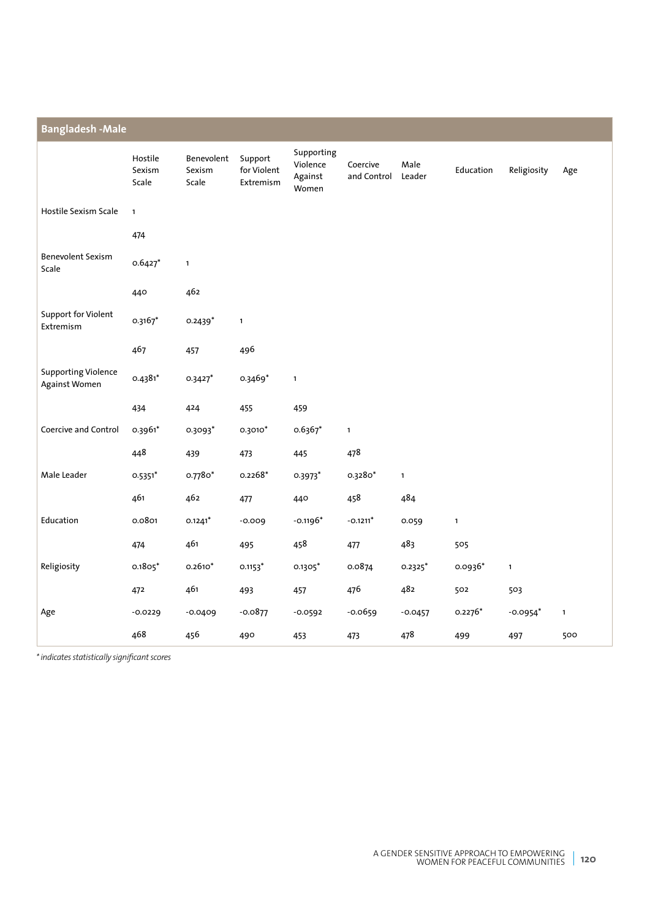## Bangladesh -Male

| | Hostile Sexism Scale | Benevolent Sexism Scale | Support for Violent Extremism | Supporting Violence Against Women | Coercive and Control | Male Leader | Education | Religiosity | Age |
|---|---|---|---|---|---|---|---|---|---|
| Hostile Sexism Scale | 1 | | | | | | | | |
| | 474 | | | | | | | | |
| Benevolent Sexism Scale | 0.6427* | 1 | | | | | | | |
| | 440 | 462 | | | | | | | |
| Support for Violent Extremism | 0.3167* | 0.2439* | 1 | | | | | | |
| | 467 | 457 | 496 | | | | | | |
| Supporting Violence Against Women | 0.4381* | 0.3427* | 0.3469* | 1 | | | | | |
| | 434 | 424 | 455 | 459 | | | | | |
| Coercive and Control | 0.3961* | 0.3093* | 0.3010* | 0.6367* | 1 | | | | |
| | 448 | 439 | 473 | 445 | 478 | | | | |
| Male Leader | 0.5351* | 0.7780* | 0.2268* | 0.3973* | 0.3280* | 1 | | | |
| | 461 | 462 | 477 | 440 | 458 | 484 | | | |
| Education | 0.0801 | 0.1241* | -0.009 | -0.1196* | -0.1211* | 0.059 | 1 | | |
| | 474 | 461 | 495 | 458 | 477 | 483 | 505 | | |
| Religiosity | 0.1805* | 0.2610* | 0.1153* | 0.1305* | 0.0874 | 0.2325* | 0.0936* | 1 | |
| | 472 | 461 | 493 | 457 | 476 | 482 | 502 | 503 | |
| Age | -0.0229 | -0.0409 | -0.0877 | -0.0592 | -0.0659 | -0.0457 | 0.2276* | -0.0954* | 1 |
| | 468 | 456 | 490 | 453 | 473 | 478 | 499 | 497 | 500 |

*\* indicates statistically significant scores*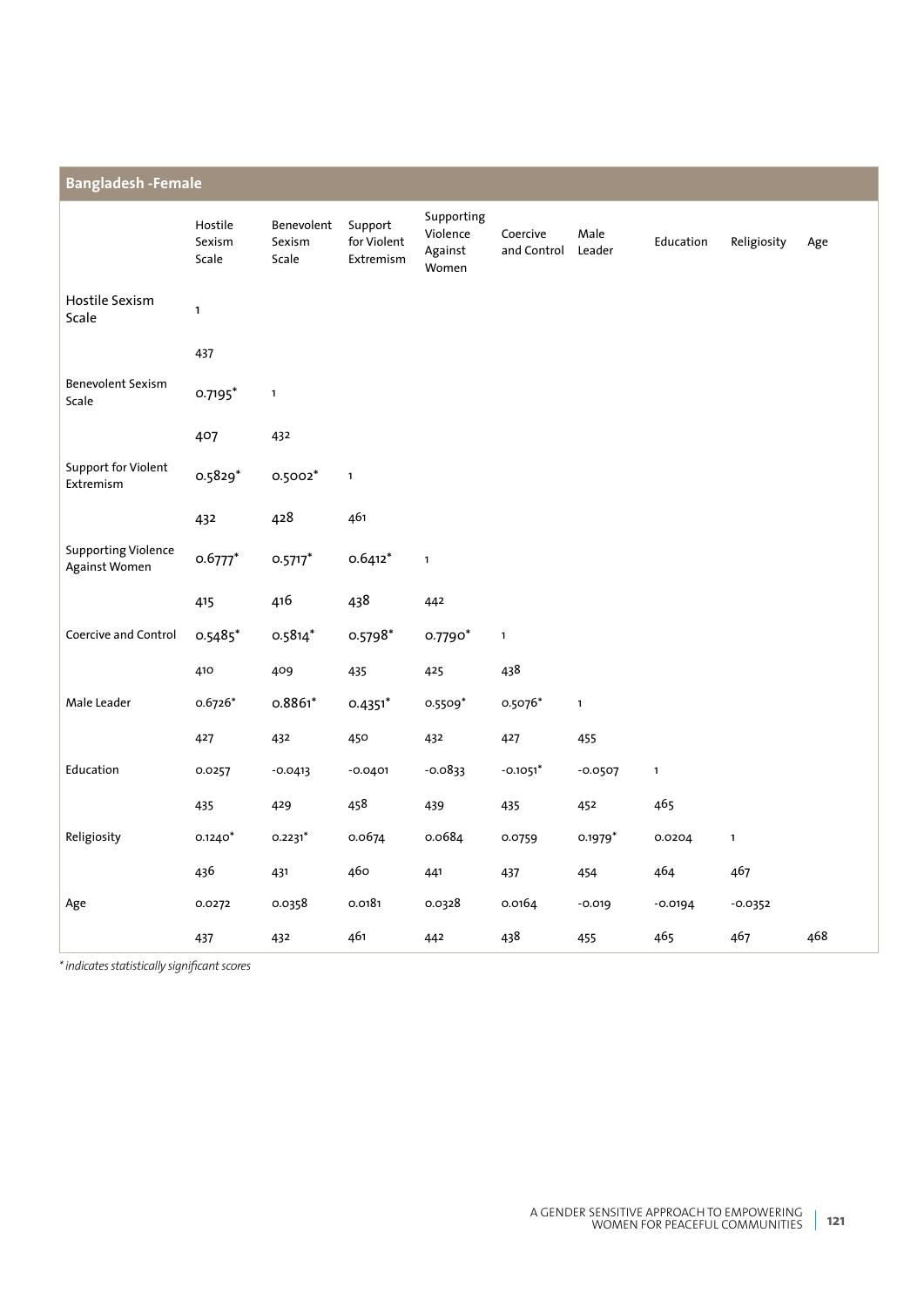| Bangladesh -Female | | | | | | | | | |
|---|---|---|---|---|---|---|---|---|---|
| | Hostile Sexism Scale | Benevolent Sexism Scale | Support for Violent Extremism | Supporting Violence Against Women | Coercive and Control | Male Leader | Education | Religiosity | Age |
| Hostile Sexism Scale | 1 | | | | | | | | |
| | 437 | | | | | | | | |
| Benevolent Sexism Scale | 0.7195* | 1 | | | | | | | |
| | 407 | 432 | | | | | | | |
| Support for Violent Extremism | 0.5829* | 0.5002* | 1 | | | | | | |
| | 432 | 428 | 461 | | | | | | |
| Supporting Violence Against Women | 0.6777* | 0.5717* | 0.6412* | 1 | | | | | |
| | 415 | 416 | 438 | 442 | | | | | |
| Coercive and Control | 0.5485* | 0.5814* | 0.5798* | 0.7790* | 1 | | | | |
| | 410 | 409 | 435 | 425 | 438 | | | | |
| Male Leader | 0.6726* | 0.8861* | 0.4351* | 0.5509* | 0.5076* | 1 | | | |
| | 427 | 432 | 450 | 432 | 427 | 455 | | | |
| Education | 0.0257 | -0.0413 | -0.0401 | -0.0833 | -0.1051* | -0.0507 | 1 | | |
| | 435 | 429 | 458 | 439 | 435 | 452 | 465 | | |
| Religiosity | 0.1240* | 0.2231* | 0.0674 | 0.0684 | 0.0759 | 0.1979* | 0.0204 | 1 | |
| | 436 | 431 | 460 | 441 | 437 | 454 | 464 | 467 | |
| Age | 0.0272 | 0.0358 | 0.0181 | 0.0328 | 0.0164 | -0.019 | -0.0194 | -0.0352 | |
| | 437 | 432 | 461 | 442 | 438 | 455 | 465 | 467 | 468 |

*\* indicates statistically significant scores*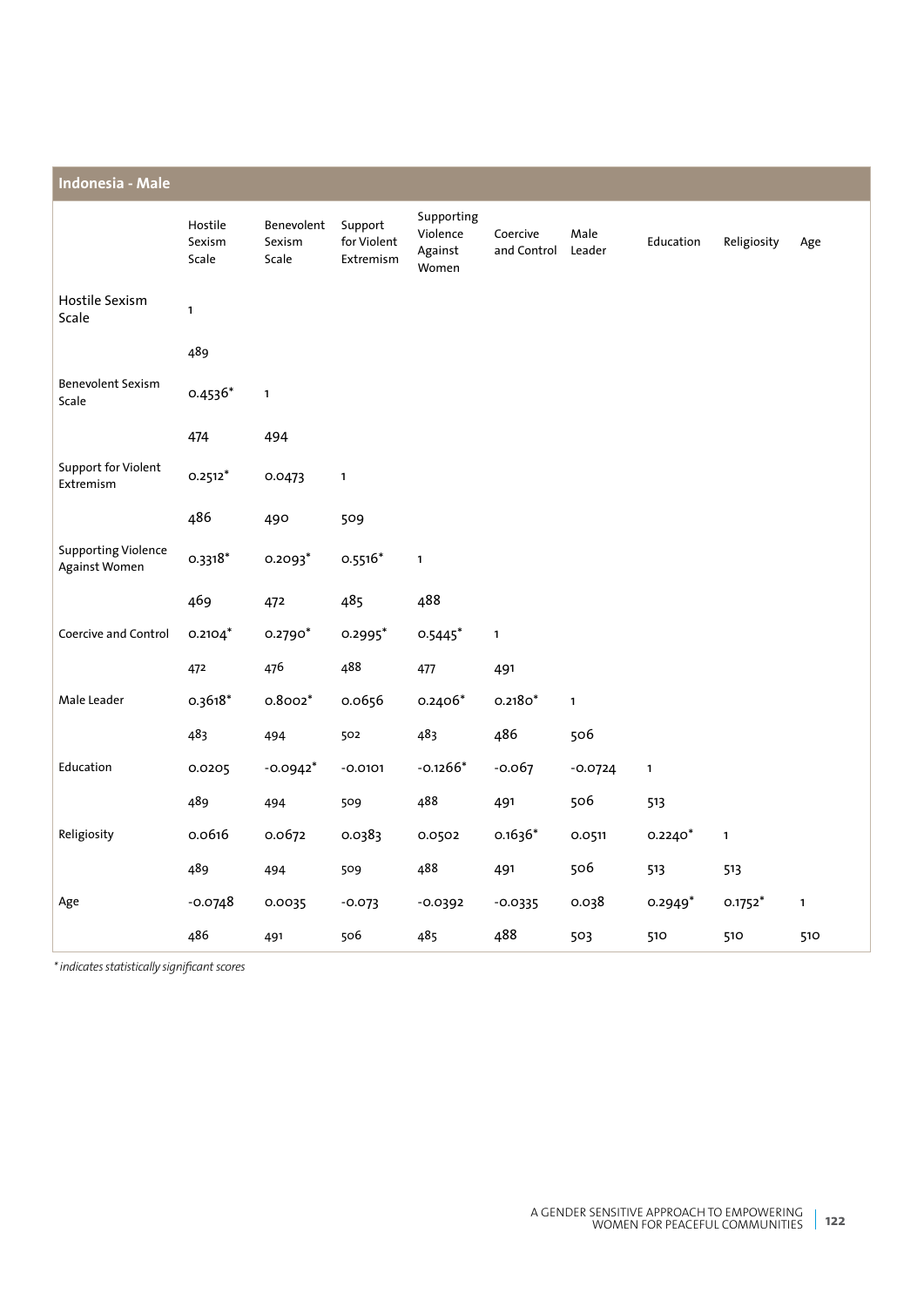## Indonesia - Male

| | Hostile Sexism Scale | Benevolent Sexism Scale | Support for Violent Extremism | Supporting Violence Against Women | Coercive and Control | Male Leader | Education | Religiosity | Age |
|---|---|---|---|---|---|---|---|---|---|
| Hostile Sexism Scale | 1 | | | | | | | | |
| | 489 | | | | | | | | |
| Benevolent Sexism Scale | 0.4536* | 1 | | | | | | | |
| | 474 | 494 | | | | | | | |
| Support for Violent Extremism | 0.2512* | 0.0473 | 1 | | | | | | |
| | 486 | 490 | 509 | | | | | | |
| Supporting Violence Against Women | 0.3318* | 0.2093* | 0.5516* | 1 | | | | | |
| | 469 | 472 | 485 | 488 | | | | | |
| Coercive and Control | 0.2104* | 0.2790* | 0.2995* | 0.5445* | 1 | | | | |
| | 472 | 476 | 488 | 477 | 491 | | | | |
| Male Leader | 0.3618* | 0.8002* | 0.0656 | 0.2406* | 0.2180* | 1 | | | |
| | 483 | 494 | 502 | 483 | 486 | 506 | | | |
| Education | 0.0205 | -0.0942* | -0.0101 | -0.1266* | -0.067 | -0.0724 | 1 | | |
| | 489 | 494 | 509 | 488 | 491 | 506 | 513 | | |
| Religiosity | 0.0616 | 0.0672 | 0.0383 | 0.0502 | 0.1636* | 0.0511 | 0.2240* | 1 | |
| | 489 | 494 | 509 | 488 | 491 | 506 | 513 | 513 | |
| Age | -0.0748 | 0.0035 | -0.073 | -0.0392 | -0.0335 | 0.038 | 0.2949* | 0.1752* | 1 |
| | 486 | 491 | 506 | 485 | 488 | 503 | 510 | 510 | 510 |

*\* indicates statistically significant scores*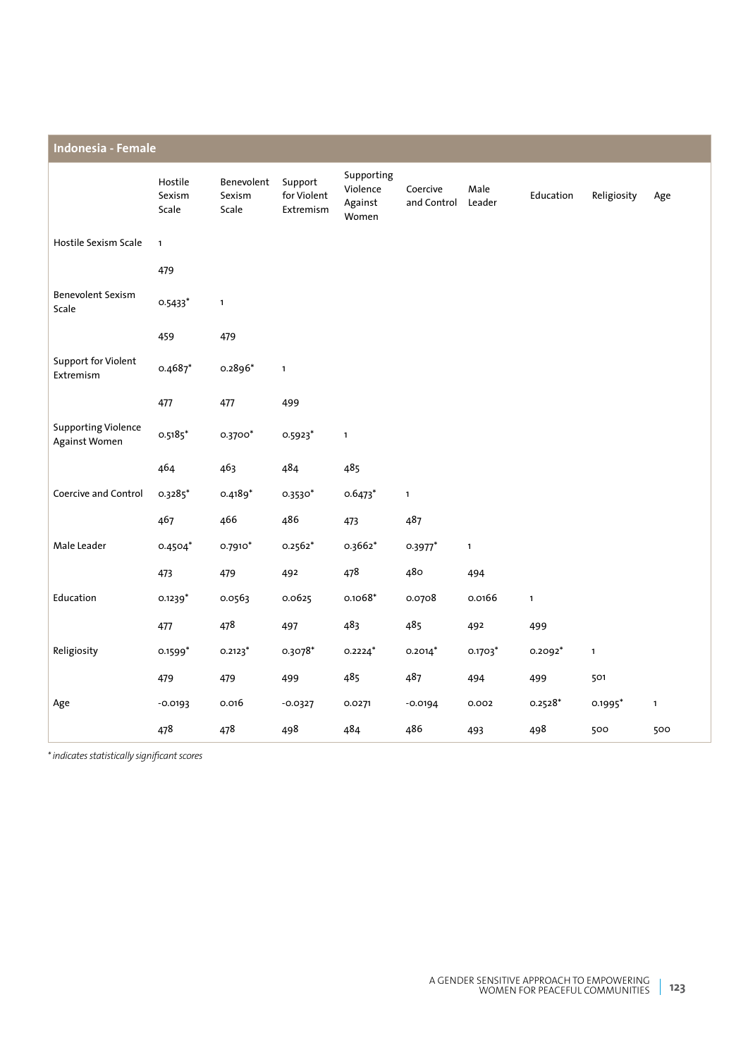| Indonesia - Female | | | | | | | | | |
|---|---|---|---|---|---|---|---|---|---|
| | Hostile Sexism Scale | Benevolent Sexism Scale | Support for Violent Extremism | Supporting Violence Against Women | Coercive and Control | Male Leader | Education | Religiosity | Age |
| Hostile Sexism Scale | 1 | | | | | | | | |
| | 479 | | | | | | | | |
| Benevolent Sexism Scale | 0.5433* | 1 | | | | | | | |
| | 459 | 479 | | | | | | | |
| Support for Violent Extremism | 0.4687* | 0.2896* | 1 | | | | | | |
| | 477 | 477 | 499 | | | | | | |
| Supporting Violence Against Women | 0.5185* | 0.3700* | 0.5923* | 1 | | | | | |
| | 464 | 463 | 484 | 485 | | | | | |
| Coercive and Control | 0.3285* | 0.4189* | 0.3530* | 0.6473* | 1 | | | | |
| | 467 | 466 | 486 | 473 | 487 | | | | |
| Male Leader | 0.4504* | 0.7910* | 0.2562* | 0.3662* | 0.3977* | 1 | | | |
| | 473 | 479 | 492 | 478 | 480 | 494 | | | |
| Education | 0.1239* | 0.0563 | 0.0625 | 0.1068* | 0.0708 | 0.0166 | 1 | | |
| | 477 | 478 | 497 | 483 | 485 | 492 | 499 | | |
| Religiosity | 0.1599* | 0.2123* | 0.3078* | 0.2224* | 0.2014* | 0.1703* | 0.2092* | 1 | |
| | 479 | 479 | 499 | 485 | 487 | 494 | 499 | 501 | |
| Age | -0.0193 | 0.016 | -0.0327 | 0.0271 | -0.0194 | 0.002 | 0.2528* | 0.1995* | 1 |
| | 478 | 478 | 498 | 484 | 486 | 493 | 498 | 500 | 500 |

*\* indicates statistically significant scores*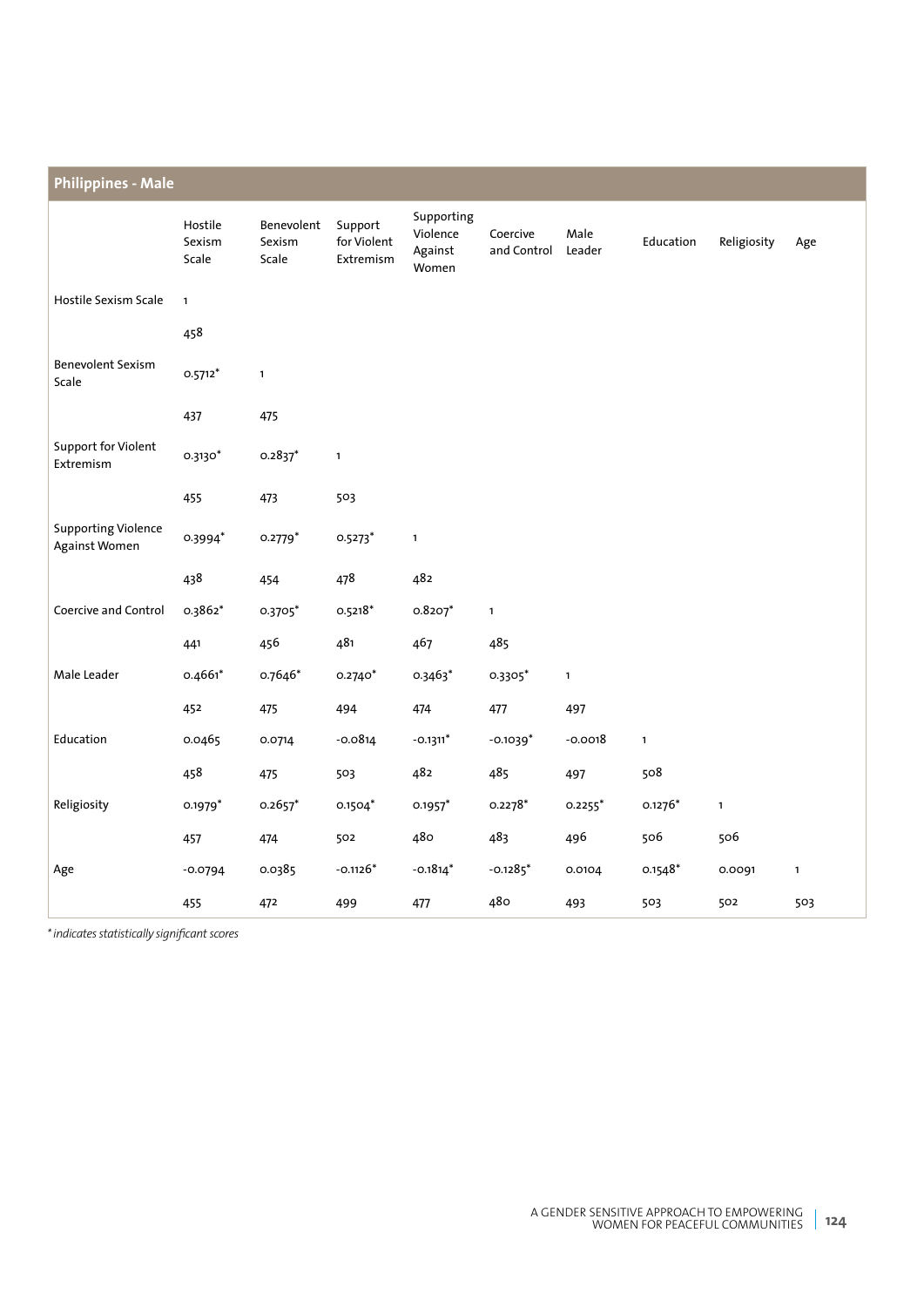## Philippines - Male

| | Hostile Sexism Scale | Benevolent Sexism Scale | Support for Violent Extremism | Supporting Violence Against Women | Coercive and Control | Male Leader | Education | Religiosity | Age |
|---|---|---|---|---|---|---|---|---|---|
| Hostile Sexism Scale | 1 | | | | | | | | |
| | 458 | | | | | | | | |
| Benevolent Sexism Scale | 0.5712* | 1 | | | | | | | |
| | 437 | 475 | | | | | | | |
| Support for Violent Extremism | 0.3130* | 0.2837* | 1 | | | | | | |
| | 455 | 473 | 503 | | | | | | |
| Supporting Violence Against Women | 0.3994* | 0.2779* | 0.5273* | 1 | | | | | |
| | 438 | 454 | 478 | 482 | | | | | |
| Coercive and Control | 0.3862* | 0.3705* | 0.5218* | 0.8207* | 1 | | | | |
| | 441 | 456 | 481 | 467 | 485 | | | | |
| Male Leader | 0.4661* | 0.7646* | 0.2740* | 0.3463* | 0.3305* | 1 | | | |
| | 452 | 475 | 494 | 474 | 477 | 497 | | | |
| Education | 0.0465 | 0.0714 | -0.0814 | -0.1311* | -0.1039* | -0.0018 | 1 | | |
| | 458 | 475 | 503 | 482 | 485 | 497 | 508 | | |
| Religiosity | 0.1979* | 0.2657* | 0.1504* | 0.1957* | 0.2278* | 0.2255* | 0.1276* | 1 | |
| | 457 | 474 | 502 | 480 | 483 | 496 | 506 | 506 | |
| Age | -0.0794 | 0.0385 | -0.1126* | -0.1814* | -0.1285* | 0.0104 | 0.1548* | 0.0091 | 1 |
| | 455 | 472 | 499 | 477 | 480 | 493 | 503 | 502 | 503 |

*\* indicates statistically significant scores*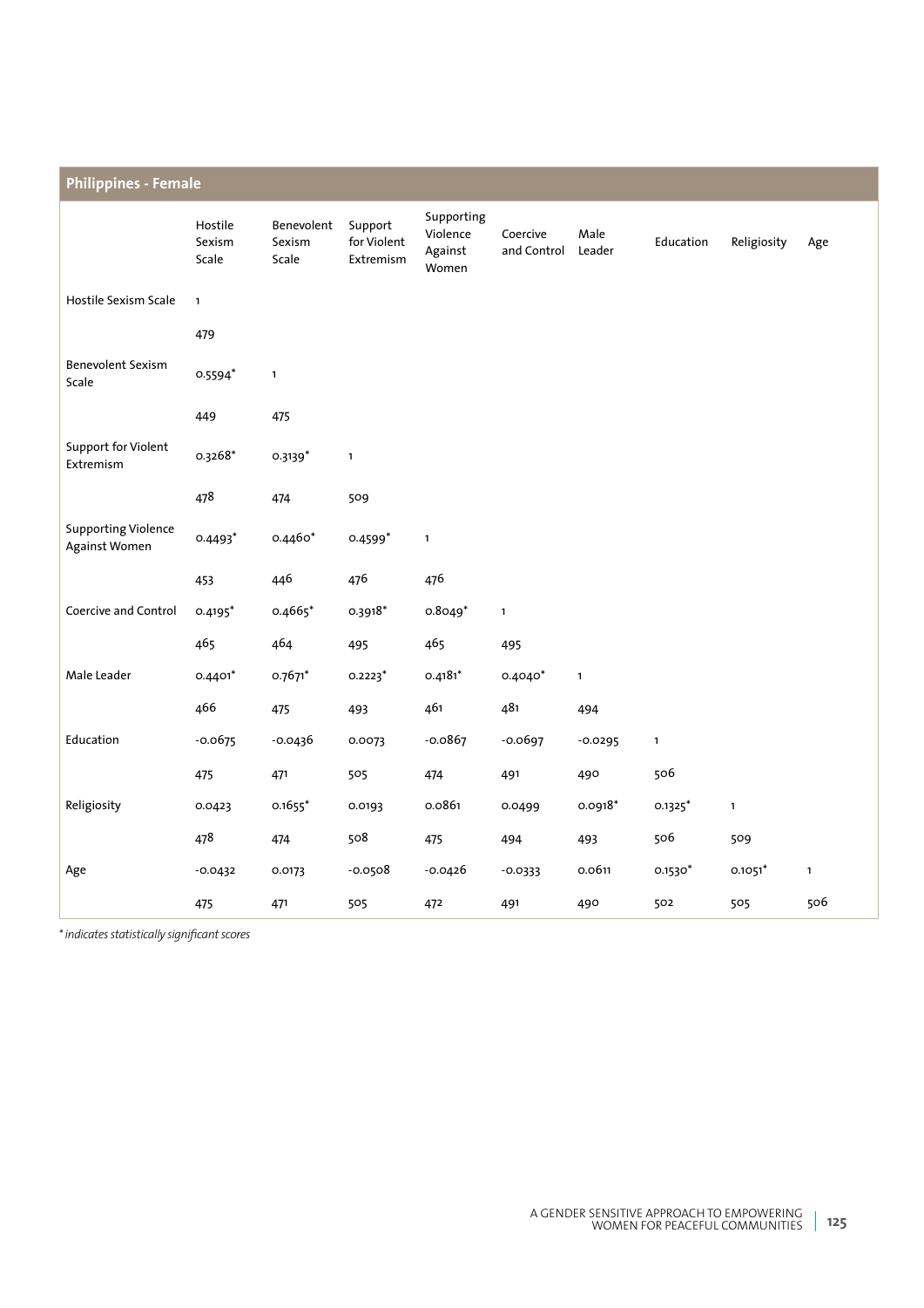## Philippines - Female

| | Hostile Sexism Scale | Benevolent Sexism Scale | Support for Violent Extremism | Supporting Violence Against Women | Coercive and Control | Male Leader | Education | Religiosity | Age |
|---|---|---|---|---|---|---|---|---|---|
| Hostile Sexism Scale | 1 | | | | | | | | |
| | 479 | | | | | | | | |
| Benevolent Sexism Scale | 0.5594* | 1 | | | | | | | |
| | 449 | 475 | | | | | | | |
| Support for Violent Extremism | 0.3268* | 0.3139* | 1 | | | | | | |
| | 478 | 474 | 509 | | | | | | |
| Supporting Violence Against Women | 0.4493* | 0.4460* | 0.4599* | 1 | | | | | |
| | 453 | 446 | 476 | 476 | | | | | |
| Coercive and Control | 0.4195* | 0.4665* | 0.3918* | 0.8049* | 1 | | | | |
| | 465 | 464 | 495 | 465 | 495 | | | | |
| Male Leader | 0.4401* | 0.7671* | 0.2223* | 0.4181* | 0.4040* | 1 | | | |
| | 466 | 475 | 493 | 461 | 481 | 494 | | | |
| Education | -0.0675 | -0.0436 | 0.0073 | -0.0867 | -0.0697 | -0.0295 | 1 | | |
| | 475 | 471 | 505 | 474 | 491 | 490 | 506 | | |
| Religiosity | 0.0423 | 0.1655* | 0.0193 | 0.0861 | 0.0499 | 0.0918* | 0.1325* | 1 | |
| | 478 | 474 | 508 | 475 | 494 | 493 | 506 | 509 | |
| Age | -0.0432 | 0.0173 | -0.0508 | -0.0426 | -0.0333 | 0.0611 | 0.1530* | 0.1051* | 1 |
| | 475 | 471 | 505 | 472 | 491 | 490 | 502 | 505 | 506 |

*\* indicates statistically significant scores*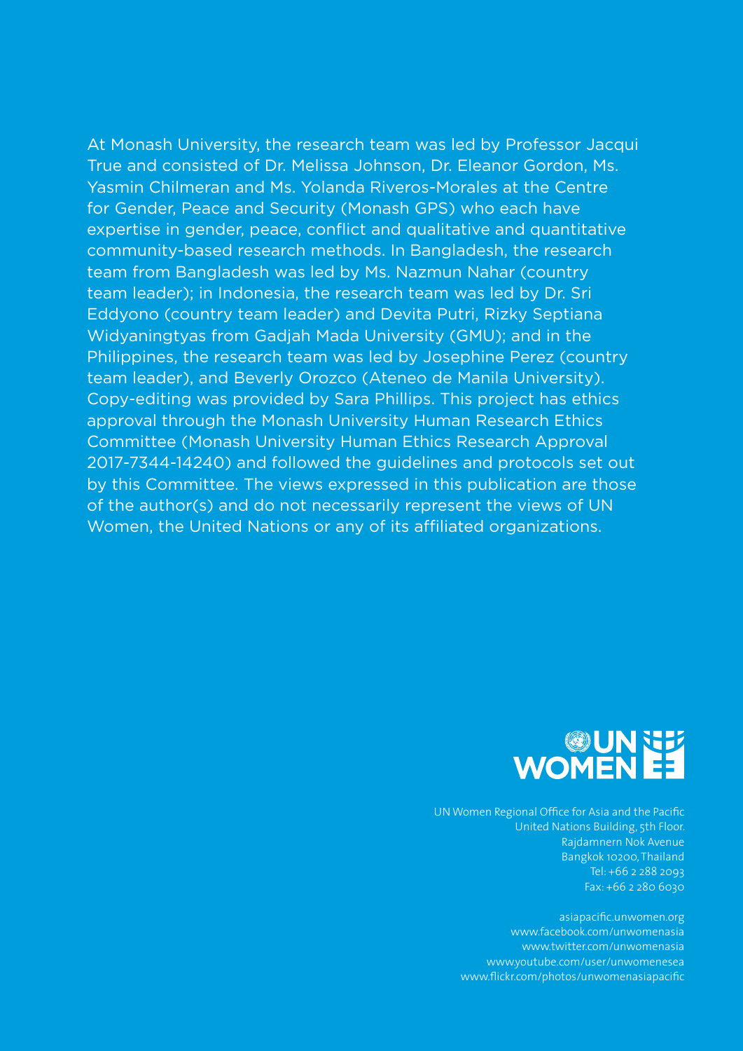At Monash University, the research team was led by Professor Jacqui True and consisted of Dr. Melissa Johnson, Dr. Eleanor Gordon, Ms. Yasmin Chilmeran and Ms. Yolanda Riveros-Morales at the Centre for Gender, Peace and Security (Monash GPS) who each have expertise in gender, peace, conflict and qualitative and quantitative community-based research methods. In Bangladesh, the research team from Bangladesh was led by Ms. Nazmun Nahar (country team leader); in Indonesia, the research team was led by Dr. Sri Eddyono (country team leader) and Devita Putri, Rizky Septiana Widyaningtyas from Gadjah Mada University (GMU); and in the Philippines, the research team was led by Josephine Perez (country team leader), and Beverly Orozco (Ateneo de Manila University). Copy-editing was provided by Sara Phillips. This project has ethics approval through the Monash University Human Research Ethics Committee (Monash University Human Ethics Research Approval 2017-7344-14240) and followed the guidelines and protocols set out by this Committee. The views expressed in this publication are those of the author(s) and do not necessarily represent the views of UN Women, the United Nations or any of its affiliated organizations.

UN WOMEN

UN Women Regional Office for Asia and the Pacific
United Nations Building, 5th Floor.
Rajdamnern Nok Avenue
Bangkok 10200, Thailand
Tel: +66 2 288 2093
Fax: +66 2 280 6030

asiapacific.unwomen.org
www.facebook.com/unwomenasia
www.twitter.com/unwomenasia
www.youtube.com/user/unwomenesea
www.flickr.com/photos/unwomenasiapacific